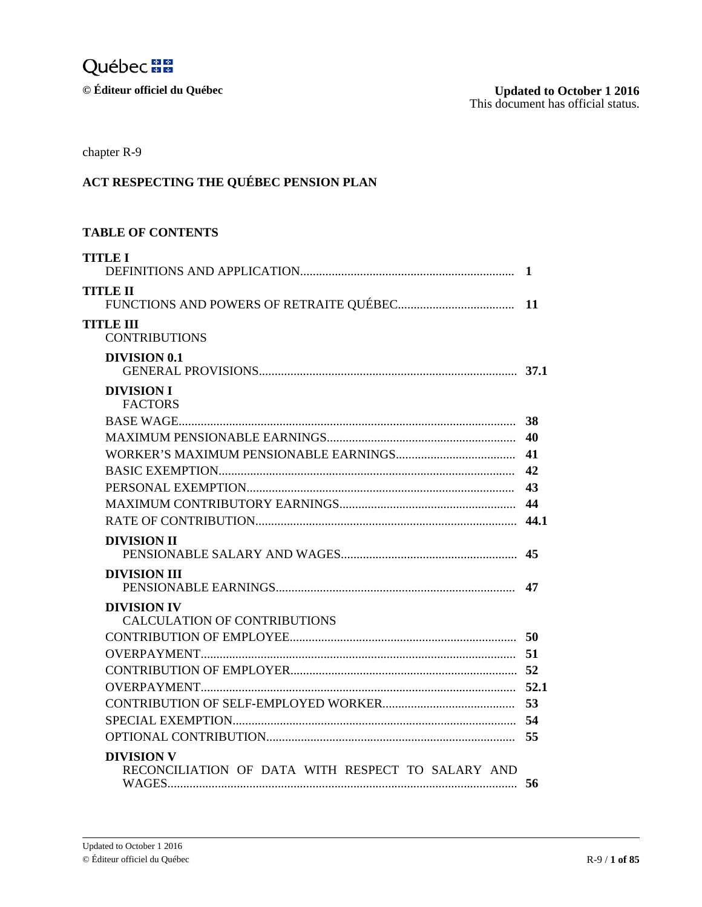Québec

© Éditeur officiel du Québec

**Updated to October 1 2016**
This document has official status.

chapter R-9

# ACT RESPECTING THE QUÉBEC PENSION PLAN

## TABLE OF CONTENTS

| | |
|---|---|
| **TITLE I** | |
| DEFINITIONS AND APPLICATION | **1** |
| **TITLE II** | |
| FUNCTIONS AND POWERS OF RETRAITE QUÉBEC | **11** |
| **TITLE III** | |
| CONTRIBUTIONS | |
| **DIVISION 0.1** | |
| GENERAL PROVISIONS | **37.1** |
| **DIVISION I** | |
| FACTORS | |
| BASE WAGE | **38** |
| MAXIMUM PENSIONABLE EARNINGS | **40** |
| WORKER'S MAXIMUM PENSIONABLE EARNINGS | **41** |
| BASIC EXEMPTION | **42** |
| PERSONAL EXEMPTION | **43** |
| MAXIMUM CONTRIBUTORY EARNINGS | **44** |
| RATE OF CONTRIBUTION | **44.1** |
| **DIVISION II** | |
| PENSIONABLE SALARY AND WAGES | **45** |
| **DIVISION III** | |
| PENSIONABLE EARNINGS | **47** |
| **DIVISION IV** | |
| CALCULATION OF CONTRIBUTIONS | |
| CONTRIBUTION OF EMPLOYEE | **50** |
| OVERPAYMENT | **51** |
| CONTRIBUTION OF EMPLOYER | **52** |
| OVERPAYMENT | **52.1** |
| CONTRIBUTION OF SELF-EMPLOYED WORKER | **53** |
| SPECIAL EXEMPTION | **54** |
| OPTIONAL CONTRIBUTION | **55** |
| **DIVISION V** | |
| RECONCILIATION OF DATA WITH RESPECT TO SALARY AND WAGES | **56** |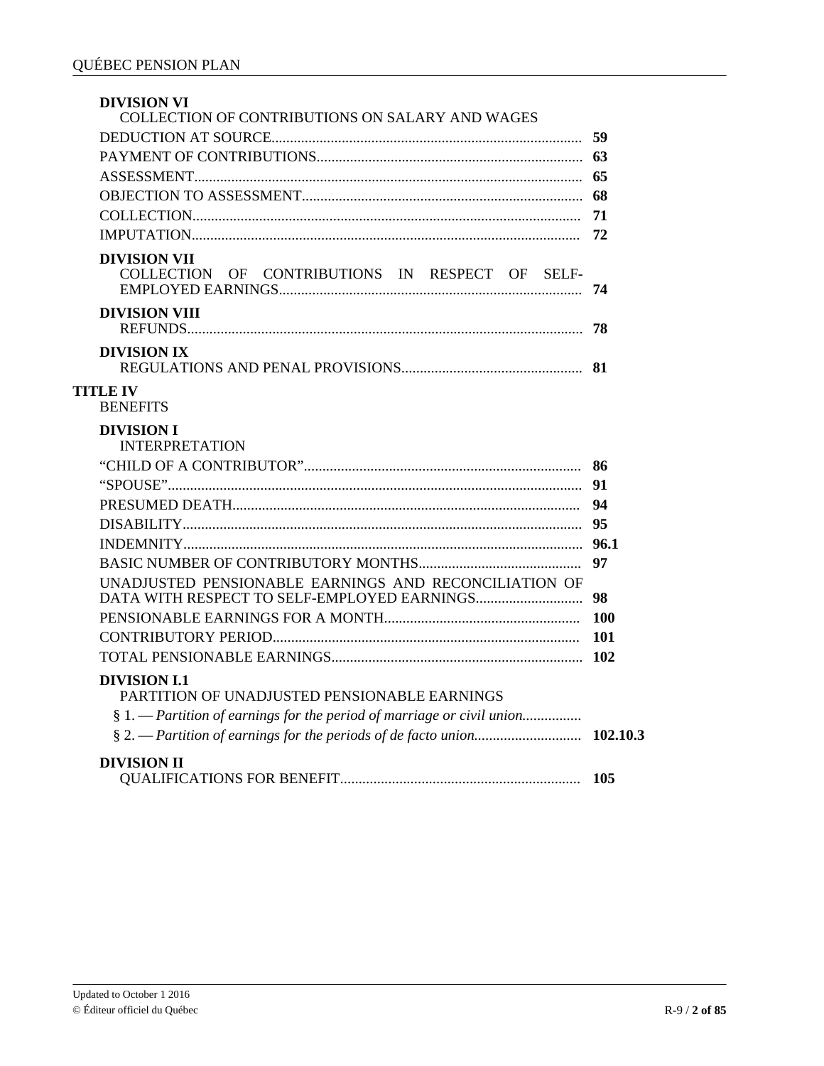**DIVISION VI**
COLLECTION OF CONTRIBUTIONS ON SALARY AND WAGES

| | |
|---|---|
| DEDUCTION AT SOURCE | 59 |
| PAYMENT OF CONTRIBUTIONS | 63 |
| ASSESSMENT | 65 |
| OBJECTION TO ASSESSMENT | 68 |
| COLLECTION | 71 |
| IMPUTATION | 72 |

**DIVISION VII**
COLLECTION OF CONTRIBUTIONS IN RESPECT OF SELF-EMPLOYED EARNINGS .......... **74**

**DIVISION VIII**
REFUNDS .......... **78**

**DIVISION IX**
REGULATIONS AND PENAL PROVISIONS .......... **81**

**TITLE IV**
BENEFITS

**DIVISION I**
INTERPRETATION

| | |
|---|---|
| "CHILD OF A CONTRIBUTOR" | 86 |
| "SPOUSE" | 91 |
| PRESUMED DEATH | 94 |
| DISABILITY | 95 |
| INDEMNITY | 96.1 |
| BASIC NUMBER OF CONTRIBUTORY MONTHS | 97 |
| UNADJUSTED PENSIONABLE EARNINGS AND RECONCILIATION OF DATA WITH RESPECT TO SELF-EMPLOYED EARNINGS | 98 |
| PENSIONABLE EARNINGS FOR A MONTH | 100 |
| CONTRIBUTORY PERIOD | 101 |
| TOTAL PENSIONABLE EARNINGS | 102 |

**DIVISION I.1**
PARTITION OF UNADJUSTED PENSIONABLE EARNINGS

§ 1. — *Partition of earnings for the period of marriage or civil union*

§ 2. — *Partition of earnings for the periods of de facto union* .......... **102.10.3**

**DIVISION II**
QUALIFICATIONS FOR BENEFIT .......... **105**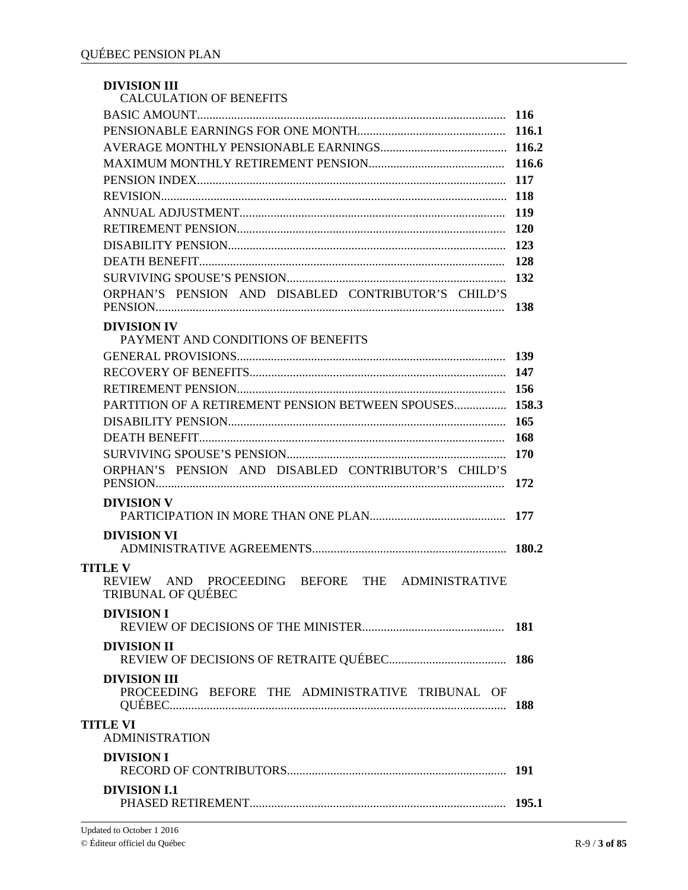**DIVISION III**
CALCULATION OF BENEFITS

| | |
|---|---|
| BASIC AMOUNT | **116** |
| PENSIONABLE EARNINGS FOR ONE MONTH | **116.1** |
| AVERAGE MONTHLY PENSIONABLE EARNINGS | **116.2** |
| MAXIMUM MONTHLY RETIREMENT PENSION | **116.6** |
| PENSION INDEX | **117** |
| REVISION | **118** |
| ANNUAL ADJUSTMENT | **119** |
| RETIREMENT PENSION | **120** |
| DISABILITY PENSION | **123** |
| DEATH BENEFIT | **128** |
| SURVIVING SPOUSE'S PENSION | **132** |
| ORPHAN'S PENSION AND DISABLED CONTRIBUTOR'S CHILD'S PENSION | **138** |

**DIVISION IV**
PAYMENT AND CONDITIONS OF BENEFITS

| | |
|---|---|
| GENERAL PROVISIONS | **139** |
| RECOVERY OF BENEFITS | **147** |
| RETIREMENT PENSION | **156** |
| PARTITION OF A RETIREMENT PENSION BETWEEN SPOUSES | **158.3** |
| DISABILITY PENSION | **165** |
| DEATH BENEFIT | **168** |
| SURVIVING SPOUSE'S PENSION | **170** |
| ORPHAN'S PENSION AND DISABLED CONTRIBUTOR'S CHILD'S PENSION | **172** |

**DIVISION V**
PARTICIPATION IN MORE THAN ONE PLAN .......... **177**

**DIVISION VI**
ADMINISTRATIVE AGREEMENTS .......... **180.2**

**TITLE V**
REVIEW AND PROCEEDING BEFORE THE ADMINISTRATIVE TRIBUNAL OF QUÉBEC

**DIVISION I**
REVIEW OF DECISIONS OF THE MINISTER .......... **181**

**DIVISION II**
REVIEW OF DECISIONS OF RETRAITE QUÉBEC .......... **186**

**DIVISION III**
PROCEEDING BEFORE THE ADMINISTRATIVE TRIBUNAL OF QUÉBEC .......... **188**

**TITLE VI**
ADMINISTRATION

**DIVISION I**
RECORD OF CONTRIBUTORS .......... **191**

**DIVISION I.1**
PHASED RETIREMENT .......... **195.1**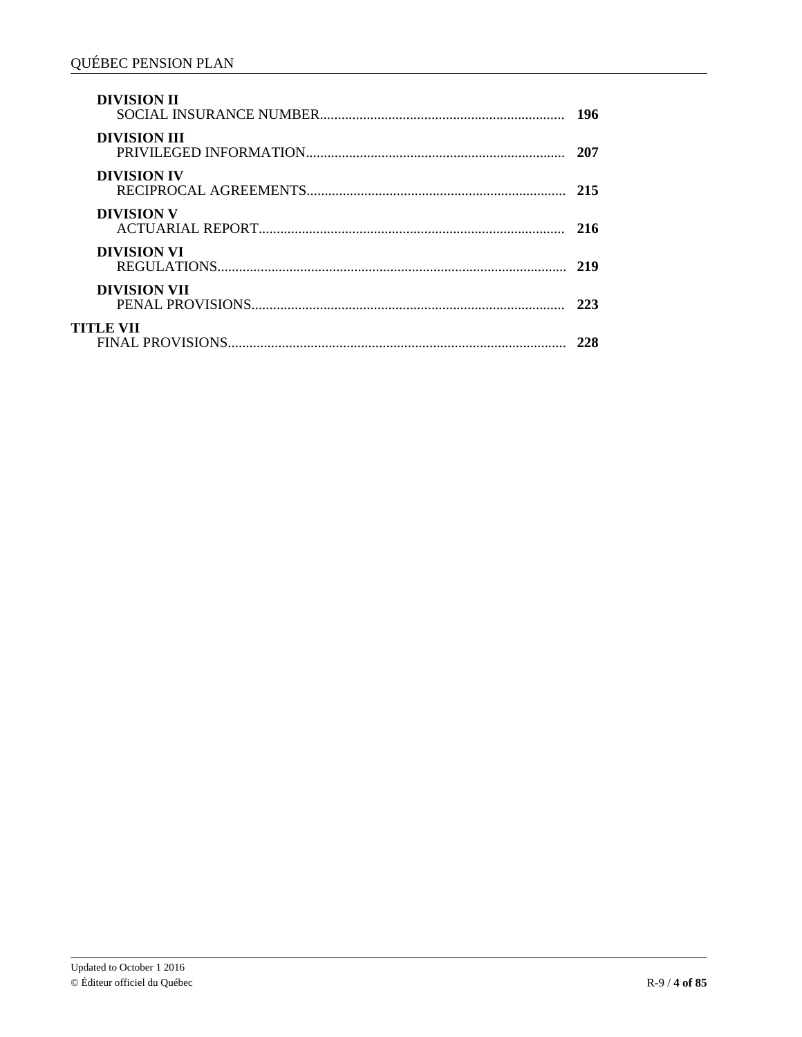**DIVISION II**
SOCIAL INSURANCE NUMBER .... **196**

**DIVISION III**
PRIVILEGED INFORMATION .... **207**

**DIVISION IV**
RECIPROCAL AGREEMENTS .... **215**

**DIVISION V**
ACTUARIAL REPORT .... **216**

**DIVISION VI**
REGULATIONS .... **219**

**DIVISION VII**
PENAL PROVISIONS .... **223**

**TITLE VII**
FINAL PROVISIONS .... **228**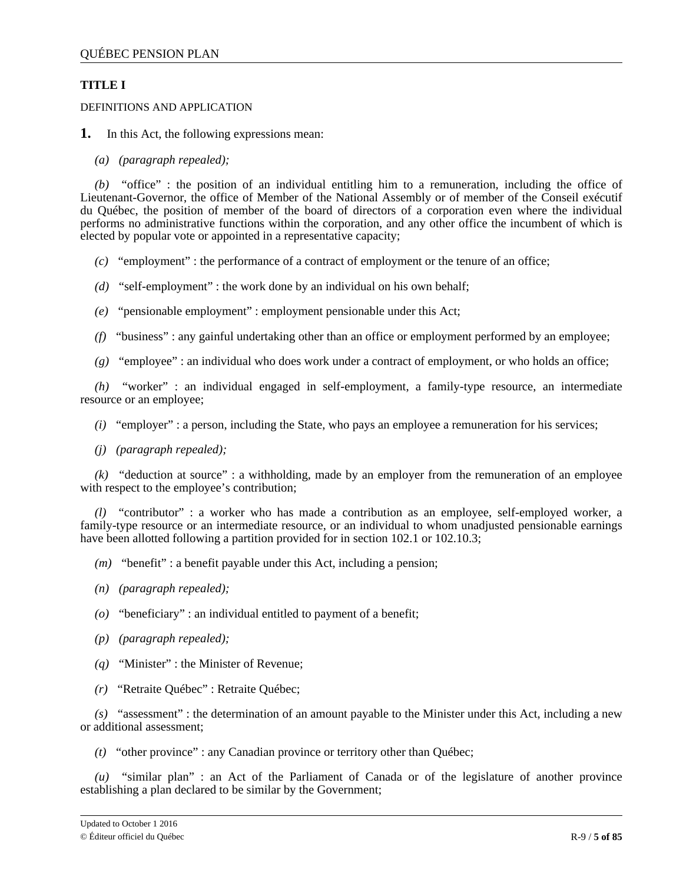## TITLE I

DEFINITIONS AND APPLICATION

**1.** In this Act, the following expressions mean:

*(a)* *(paragraph repealed);*

*(b)* "office" : the position of an individual entitling him to a remuneration, including the office of Lieutenant-Governor, the office of Member of the National Assembly or of member of the Conseil exécutif du Québec, the position of member of the board of directors of a corporation even where the individual performs no administrative functions within the corporation, and any other office the incumbent of which is elected by popular vote or appointed in a representative capacity;

*(c)* "employment" : the performance of a contract of employment or the tenure of an office;

*(d)* "self-employment" : the work done by an individual on his own behalf;

*(e)* "pensionable employment" : employment pensionable under this Act;

*(f)* "business" : any gainful undertaking other than an office or employment performed by an employee;

*(g)* "employee" : an individual who does work under a contract of employment, or who holds an office;

*(h)* "worker" : an individual engaged in self-employment, a family-type resource, an intermediate resource or an employee;

*(i)* "employer" : a person, including the State, who pays an employee a remuneration for his services;

*(j)* *(paragraph repealed);*

*(k)* "deduction at source" : a withholding, made by an employer from the remuneration of an employee with respect to the employee's contribution;

*(l)* "contributor" : a worker who has made a contribution as an employee, self-employed worker, a family-type resource or an intermediate resource, or an individual to whom unadjusted pensionable earnings have been allotted following a partition provided for in section 102.1 or 102.10.3;

*(m)* "benefit" : a benefit payable under this Act, including a pension;

*(n)* *(paragraph repealed);*

*(o)* "beneficiary" : an individual entitled to payment of a benefit;

*(p)* *(paragraph repealed);*

*(q)* "Minister" : the Minister of Revenue;

*(r)* "Retraite Québec" : Retraite Québec;

*(s)* "assessment" : the determination of an amount payable to the Minister under this Act, including a new or additional assessment;

*(t)* "other province" : any Canadian province or territory other than Québec;

*(u)* "similar plan" : an Act of the Parliament of Canada or of the legislature of another province establishing a plan declared to be similar by the Government;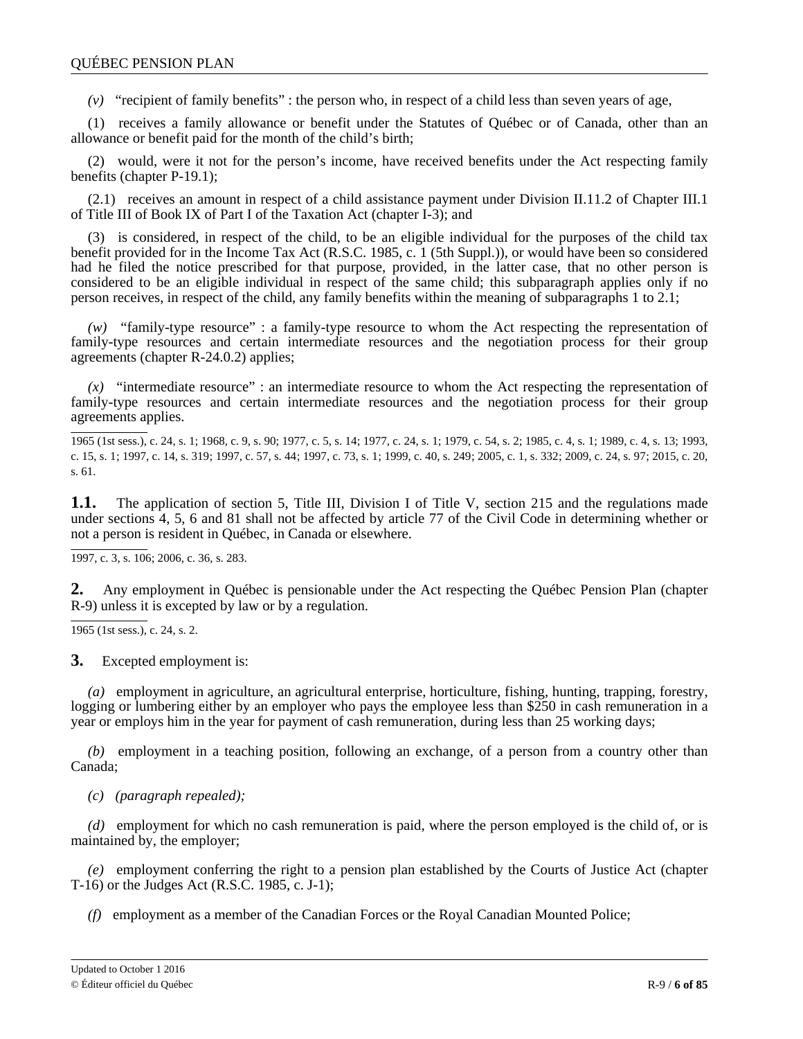*(v)* “recipient of family benefits” : the person who, in respect of a child less than seven years of age,

(1) receives a family allowance or benefit under the Statutes of Québec or of Canada, other than an allowance or benefit paid for the month of the child’s birth;

(2) would, were it not for the person’s income, have received benefits under the Act respecting family benefits (chapter P-19.1);

(2.1) receives an amount in respect of a child assistance payment under Division II.11.2 of Chapter III.1 of Title III of Book IX of Part I of the Taxation Act (chapter I-3); and

(3) is considered, in respect of the child, to be an eligible individual for the purposes of the child tax benefit provided for in the Income Tax Act (R.S.C. 1985, c. 1 (5th Suppl.)), or would have been so considered had he filed the notice prescribed for that purpose, provided, in the latter case, that no other person is considered to be an eligible individual in respect of the same child; this subparagraph applies only if no person receives, in respect of the child, any family benefits within the meaning of subparagraphs 1 to 2.1;

*(w)* “family-type resource” : a family-type resource to whom the Act respecting the representation of family-type resources and certain intermediate resources and the negotiation process for their group agreements (chapter R-24.0.2) applies;

*(x)* “intermediate resource” : an intermediate resource to whom the Act respecting the representation of family-type resources and certain intermediate resources and the negotiation process for their group agreements applies.

1965 (1st sess.), c. 24, s. 1; 1968, c. 9, s. 90; 1977, c. 5, s. 14; 1977, c. 24, s. 1; 1979, c. 54, s. 2; 1985, c. 4, s. 1; 1989, c. 4, s. 13; 1993, c. 15, s. 1; 1997, c. 14, s. 319; 1997, c. 57, s. 44; 1997, c. 73, s. 1; 1999, c. 40, s. 249; 2005, c. 1, s. 332; 2009, c. 24, s. 97; 2015, c. 20, s. 61.

**1.1.** The application of section 5, Title III, Division I of Title V, section 215 and the regulations made under sections 4, 5, 6 and 81 shall not be affected by article 77 of the Civil Code in determining whether or not a person is resident in Québec, in Canada or elsewhere.

1997, c. 3, s. 106; 2006, c. 36, s. 283.

**2.** Any employment in Québec is pensionable under the Act respecting the Québec Pension Plan (chapter R-9) unless it is excepted by law or by a regulation.

1965 (1st sess.), c. 24, s. 2.

**3.** Excepted employment is:

*(a)* employment in agriculture, an agricultural enterprise, horticulture, fishing, hunting, trapping, forestry, logging or lumbering either by an employer who pays the employee less than $250 in cash remuneration in a year or employs him in the year for payment of cash remuneration, during less than 25 working days;

*(b)* employment in a teaching position, following an exchange, of a person from a country other than Canada;

*(c)* *(paragraph repealed);*

*(d)* employment for which no cash remuneration is paid, where the person employed is the child of, or is maintained by, the employer;

*(e)* employment conferring the right to a pension plan established by the Courts of Justice Act (chapter T-16) or the Judges Act (R.S.C. 1985, c. J-1);

*(f)* employment as a member of the Canadian Forces or the Royal Canadian Mounted Police;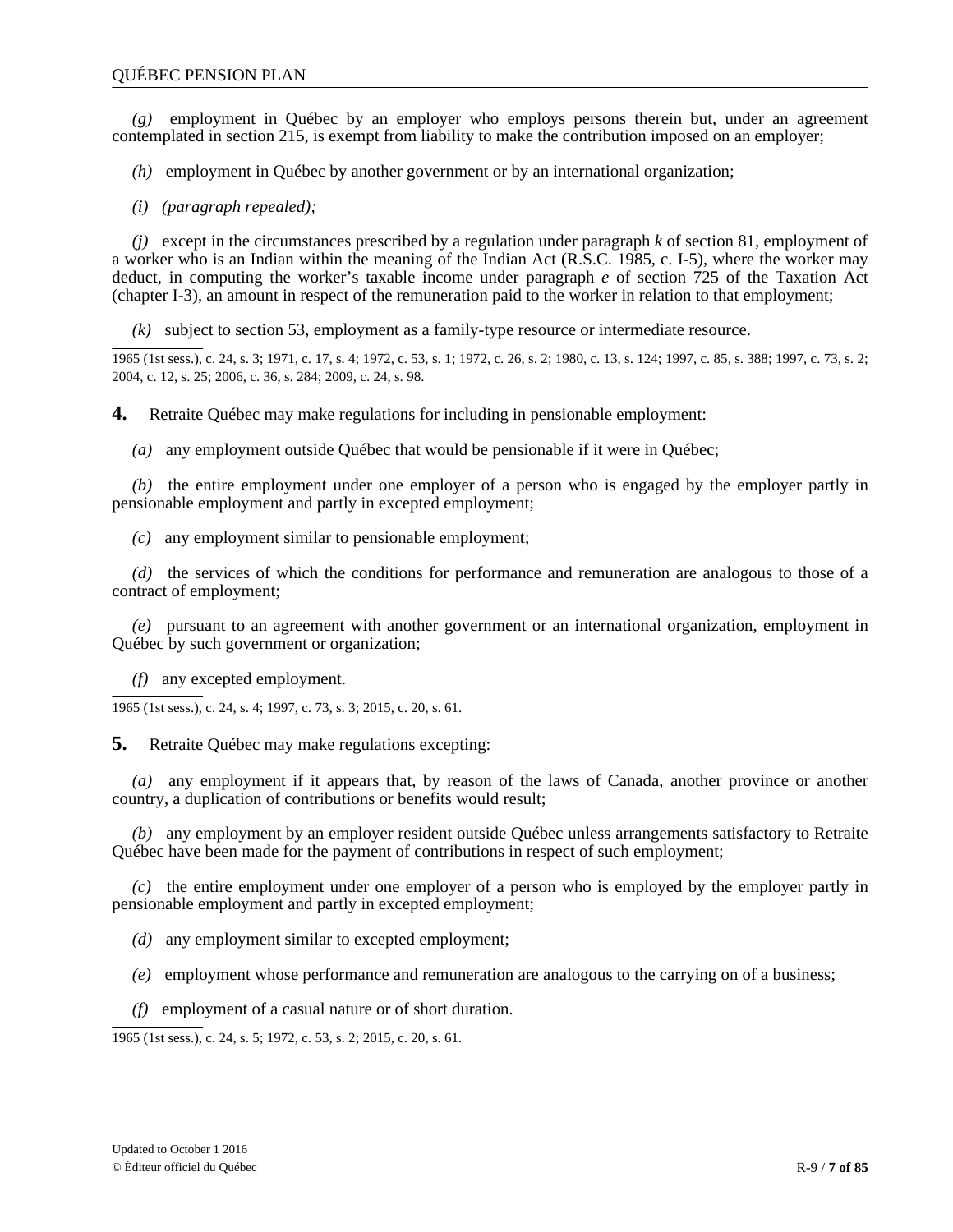*(g)* employment in Québec by an employer who employs persons therein but, under an agreement contemplated in section 215, is exempt from liability to make the contribution imposed on an employer;

*(h)* employment in Québec by another government or by an international organization;

*(i)* *(paragraph repealed);*

*(j)* except in the circumstances prescribed by a regulation under paragraph *k* of section 81, employment of a worker who is an Indian within the meaning of the Indian Act (R.S.C. 1985, c. I-5), where the worker may deduct, in computing the worker's taxable income under paragraph *e* of section 725 of the Taxation Act (chapter I-3), an amount in respect of the remuneration paid to the worker in relation to that employment;

*(k)* subject to section 53, employment as a family-type resource or intermediate resource.

1965 (1st sess.), c. 24, s. 3; 1971, c. 17, s. 4; 1972, c. 53, s. 1; 1972, c. 26, s. 2; 1980, c. 13, s. 124; 1997, c. 85, s. 388; 1997, c. 73, s. 2; 2004, c. 12, s. 25; 2006, c. 36, s. 284; 2009, c. 24, s. 98.

**4.** Retraite Québec may make regulations for including in pensionable employment:

*(a)* any employment outside Québec that would be pensionable if it were in Québec;

*(b)* the entire employment under one employer of a person who is engaged by the employer partly in pensionable employment and partly in excepted employment;

*(c)* any employment similar to pensionable employment;

*(d)* the services of which the conditions for performance and remuneration are analogous to those of a contract of employment;

*(e)* pursuant to an agreement with another government or an international organization, employment in Québec by such government or organization;

*(f)* any excepted employment.

1965 (1st sess.), c. 24, s. 4; 1997, c. 73, s. 3; 2015, c. 20, s. 61.

**5.** Retraite Québec may make regulations excepting:

*(a)* any employment if it appears that, by reason of the laws of Canada, another province or another country, a duplication of contributions or benefits would result;

*(b)* any employment by an employer resident outside Québec unless arrangements satisfactory to Retraite Québec have been made for the payment of contributions in respect of such employment;

*(c)* the entire employment under one employer of a person who is employed by the employer partly in pensionable employment and partly in excepted employment;

*(d)* any employment similar to excepted employment;

*(e)* employment whose performance and remuneration are analogous to the carrying on of a business;

*(f)* employment of a casual nature or of short duration.

1965 (1st sess.), c. 24, s. 5; 1972, c. 53, s. 2; 2015, c. 20, s. 61.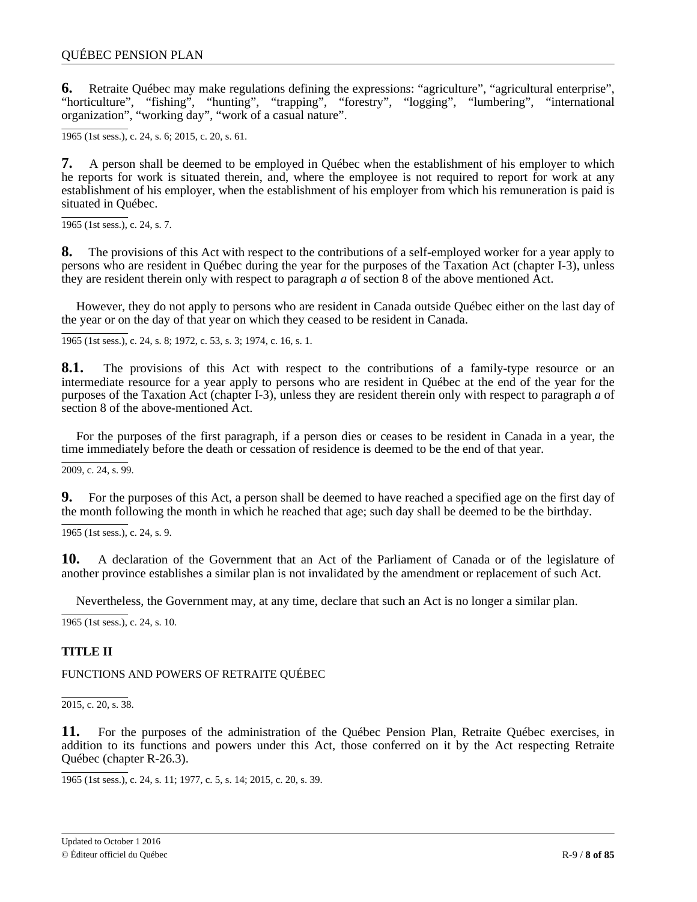**6.** Retraite Québec may make regulations defining the expressions: “agriculture”, “agricultural enterprise”, “horticulture”, “fishing”, “hunting”, “trapping”, “forestry”, “logging”, “lumbering”, “international organization”, “working day”, “work of a casual nature”.

1965 (1st sess.), c. 24, s. 6; 2015, c. 20, s. 61.

**7.** A person shall be deemed to be employed in Québec when the establishment of his employer to which he reports for work is situated therein, and, where the employee is not required to report for work at any establishment of his employer, when the establishment of his employer from which his remuneration is paid is situated in Québec.

1965 (1st sess.), c. 24, s. 7.

**8.** The provisions of this Act with respect to the contributions of a self-employed worker for a year apply to persons who are resident in Québec during the year for the purposes of the Taxation Act (chapter I-3), unless they are resident therein only with respect to paragraph *a* of section 8 of the above mentioned Act.

However, they do not apply to persons who are resident in Canada outside Québec either on the last day of the year or on the day of that year on which they ceased to be resident in Canada.

1965 (1st sess.), c. 24, s. 8; 1972, c. 53, s. 3; 1974, c. 16, s. 1.

**8.1.** The provisions of this Act with respect to the contributions of a family-type resource or an intermediate resource for a year apply to persons who are resident in Québec at the end of the year for the purposes of the Taxation Act (chapter I-3), unless they are resident therein only with respect to paragraph *a* of section 8 of the above-mentioned Act.

For the purposes of the first paragraph, if a person dies or ceases to be resident in Canada in a year, the time immediately before the death or cessation of residence is deemed to be the end of that year.

2009, c. 24, s. 99.

**9.** For the purposes of this Act, a person shall be deemed to have reached a specified age on the first day of the month following the month in which he reached that age; such day shall be deemed to be the birthday.

1965 (1st sess.), c. 24, s. 9.

**10.** A declaration of the Government that an Act of the Parliament of Canada or of the legislature of another province establishes a similar plan is not invalidated by the amendment or replacement of such Act.

Nevertheless, the Government may, at any time, declare that such an Act is no longer a similar plan.

1965 (1st sess.), c. 24, s. 10.

## TITLE II

FUNCTIONS AND POWERS OF RETRAITE QUÉBEC

2015, c. 20, s. 38.

**11.** For the purposes of the administration of the Québec Pension Plan, Retraite Québec exercises, in addition to its functions and powers under this Act, those conferred on it by the Act respecting Retraite Québec (chapter R-26.3).

1965 (1st sess.), c. 24, s. 11; 1977, c. 5, s. 14; 2015, c. 20, s. 39.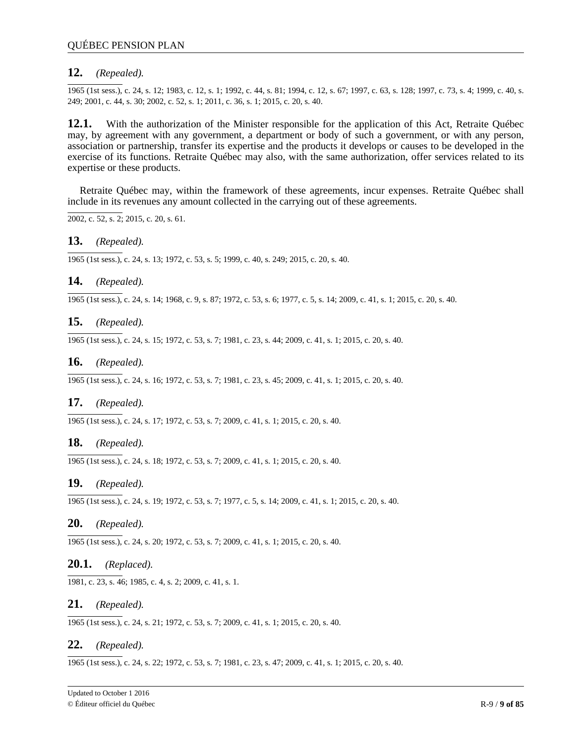**12.** *(Repealed).*

1965 (1st sess.), c. 24, s. 12; 1983, c. 12, s. 1; 1992, c. 44, s. 81; 1994, c. 12, s. 67; 1997, c. 63, s. 128; 1997, c. 73, s. 4; 1999, c. 40, s. 249; 2001, c. 44, s. 30; 2002, c. 52, s. 1; 2011, c. 36, s. 1; 2015, c. 20, s. 40.

**12.1.** With the authorization of the Minister responsible for the application of this Act, Retraite Québec may, by agreement with any government, a department or body of such a government, or with any person, association or partnership, transfer its expertise and the products it develops or causes to be developed in the exercise of its functions. Retraite Québec may also, with the same authorization, offer services related to its expertise or these products.

Retraite Québec may, within the framework of these agreements, incur expenses. Retraite Québec shall include in its revenues any amount collected in the carrying out of these agreements.

2002, c. 52, s. 2; 2015, c. 20, s. 61.

**13.** *(Repealed).*

1965 (1st sess.), c. 24, s. 13; 1972, c. 53, s. 5; 1999, c. 40, s. 249; 2015, c. 20, s. 40.

**14.** *(Repealed).*

1965 (1st sess.), c. 24, s. 14; 1968, c. 9, s. 87; 1972, c. 53, s. 6; 1977, c. 5, s. 14; 2009, c. 41, s. 1; 2015, c. 20, s. 40.

**15.** *(Repealed).*

1965 (1st sess.), c. 24, s. 15; 1972, c. 53, s. 7; 1981, c. 23, s. 44; 2009, c. 41, s. 1; 2015, c. 20, s. 40.

**16.** *(Repealed).*

1965 (1st sess.), c. 24, s. 16; 1972, c. 53, s. 7; 1981, c. 23, s. 45; 2009, c. 41, s. 1; 2015, c. 20, s. 40.

**17.** *(Repealed).*

1965 (1st sess.), c. 24, s. 17; 1972, c. 53, s. 7; 2009, c. 41, s. 1; 2015, c. 20, s. 40.

**18.** *(Repealed).*

1965 (1st sess.), c. 24, s. 18; 1972, c. 53, s. 7; 2009, c. 41, s. 1; 2015, c. 20, s. 40.

**19.** *(Repealed).*

1965 (1st sess.), c. 24, s. 19; 1972, c. 53, s. 7; 1977, c. 5, s. 14; 2009, c. 41, s. 1; 2015, c. 20, s. 40.

**20.** *(Repealed).*

1965 (1st sess.), c. 24, s. 20; 1972, c. 53, s. 7; 2009, c. 41, s. 1; 2015, c. 20, s. 40.

**20.1.** *(Replaced).*

1981, c. 23, s. 46; 1985, c. 4, s. 2; 2009, c. 41, s. 1.

**21.** *(Repealed).*

1965 (1st sess.), c. 24, s. 21; 1972, c. 53, s. 7; 2009, c. 41, s. 1; 2015, c. 20, s. 40.

**22.** *(Repealed).*

1965 (1st sess.), c. 24, s. 22; 1972, c. 53, s. 7; 1981, c. 23, s. 47; 2009, c. 41, s. 1; 2015, c. 20, s. 40.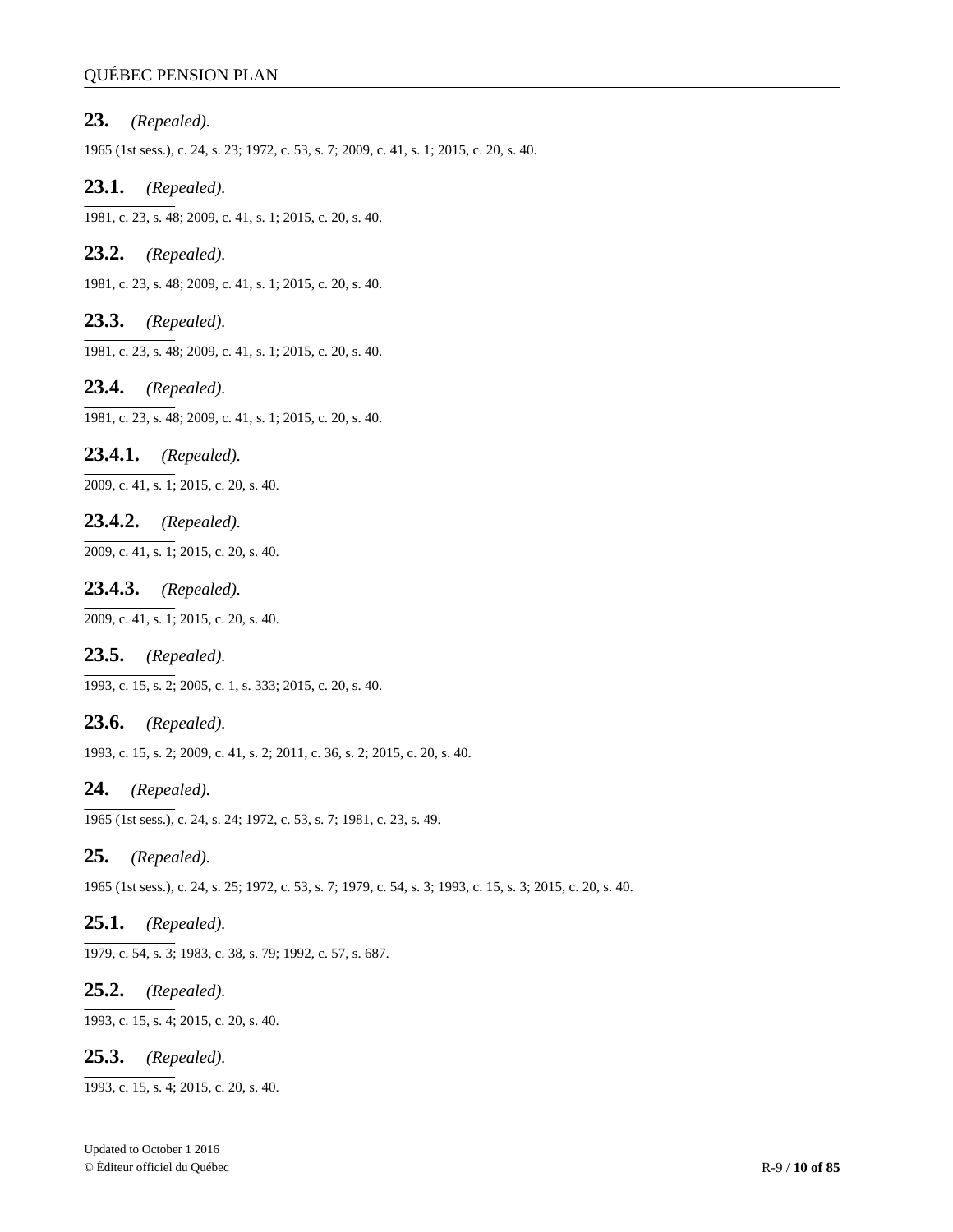**23.** *(Repealed).*

1965 (1st sess.), c. 24, s. 23; 1972, c. 53, s. 7; 2009, c. 41, s. 1; 2015, c. 20, s. 40.

**23.1.** *(Repealed).*

1981, c. 23, s. 48; 2009, c. 41, s. 1; 2015, c. 20, s. 40.

**23.2.** *(Repealed).*

1981, c. 23, s. 48; 2009, c. 41, s. 1; 2015, c. 20, s. 40.

**23.3.** *(Repealed).*

1981, c. 23, s. 48; 2009, c. 41, s. 1; 2015, c. 20, s. 40.

**23.4.** *(Repealed).*

1981, c. 23, s. 48; 2009, c. 41, s. 1; 2015, c. 20, s. 40.

**23.4.1.** *(Repealed).*

2009, c. 41, s. 1; 2015, c. 20, s. 40.

**23.4.2.** *(Repealed).*

2009, c. 41, s. 1; 2015, c. 20, s. 40.

**23.4.3.** *(Repealed).*

2009, c. 41, s. 1; 2015, c. 20, s. 40.

**23.5.** *(Repealed).*

1993, c. 15, s. 2; 2005, c. 1, s. 333; 2015, c. 20, s. 40.

**23.6.** *(Repealed).*

1993, c. 15, s. 2; 2009, c. 41, s. 2; 2011, c. 36, s. 2; 2015, c. 20, s. 40.

**24.** *(Repealed).*

1965 (1st sess.), c. 24, s. 24; 1972, c. 53, s. 7; 1981, c. 23, s. 49.

**25.** *(Repealed).*

1965 (1st sess.), c. 24, s. 25; 1972, c. 53, s. 7; 1979, c. 54, s. 3; 1993, c. 15, s. 3; 2015, c. 20, s. 40.

**25.1.** *(Repealed).*

1979, c. 54, s. 3; 1983, c. 38, s. 79; 1992, c. 57, s. 687.

**25.2.** *(Repealed).*

1993, c. 15, s. 4; 2015, c. 20, s. 40.

**25.3.** *(Repealed).*

1993, c. 15, s. 4; 2015, c. 20, s. 40.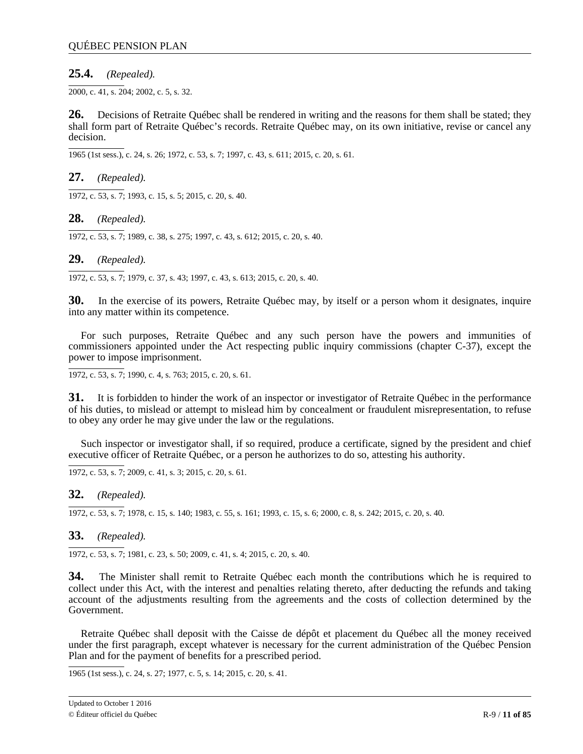**25.4.** *(Repealed).*

2000, c. 41, s. 204; 2002, c. 5, s. 32.

**26.** Decisions of Retraite Québec shall be rendered in writing and the reasons for them shall be stated; they shall form part of Retraite Québec's records. Retraite Québec may, on its own initiative, revise or cancel any decision.

1965 (1st sess.), c. 24, s. 26; 1972, c. 53, s. 7; 1997, c. 43, s. 611; 2015, c. 20, s. 61.

**27.** *(Repealed).*

1972, c. 53, s. 7; 1993, c. 15, s. 5; 2015, c. 20, s. 40.

**28.** *(Repealed).*

1972, c. 53, s. 7; 1989, c. 38, s. 275; 1997, c. 43, s. 612; 2015, c. 20, s. 40.

**29.** *(Repealed).*

1972, c. 53, s. 7; 1979, c. 37, s. 43; 1997, c. 43, s. 613; 2015, c. 20, s. 40.

**30.** In the exercise of its powers, Retraite Québec may, by itself or a person whom it designates, inquire into any matter within its competence.

For such purposes, Retraite Québec and any such person have the powers and immunities of commissioners appointed under the Act respecting public inquiry commissions (chapter C-37), except the power to impose imprisonment.

1972, c. 53, s. 7; 1990, c. 4, s. 763; 2015, c. 20, s. 61.

**31.** It is forbidden to hinder the work of an inspector or investigator of Retraite Québec in the performance of his duties, to mislead or attempt to mislead him by concealment or fraudulent misrepresentation, to refuse to obey any order he may give under the law or the regulations.

Such inspector or investigator shall, if so required, produce a certificate, signed by the president and chief executive officer of Retraite Québec, or a person he authorizes to do so, attesting his authority.

1972, c. 53, s. 7; 2009, c. 41, s. 3; 2015, c. 20, s. 61.

**32.** *(Repealed).*

1972, c. 53, s. 7; 1978, c. 15, s. 140; 1983, c. 55, s. 161; 1993, c. 15, s. 6; 2000, c. 8, s. 242; 2015, c. 20, s. 40.

**33.** *(Repealed).*

1972, c. 53, s. 7; 1981, c. 23, s. 50; 2009, c. 41, s. 4; 2015, c. 20, s. 40.

**34.** The Minister shall remit to Retraite Québec each month the contributions which he is required to collect under this Act, with the interest and penalties relating thereto, after deducting the refunds and taking account of the adjustments resulting from the agreements and the costs of collection determined by the Government.

Retraite Québec shall deposit with the Caisse de dépôt et placement du Québec all the money received under the first paragraph, except whatever is necessary for the current administration of the Québec Pension Plan and for the payment of benefits for a prescribed period.

1965 (1st sess.), c. 24, s. 27; 1977, c. 5, s. 14; 2015, c. 20, s. 41.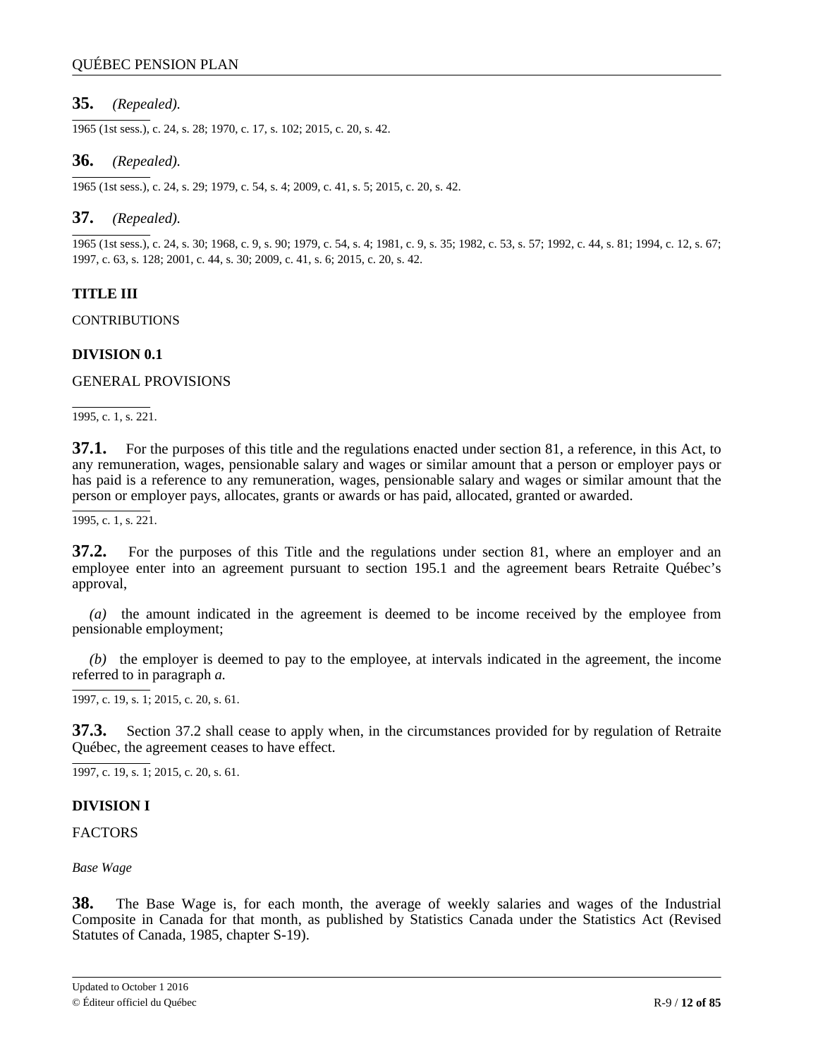**35.** *(Repealed).*

1965 (1st sess.), c. 24, s. 28; 1970, c. 17, s. 102; 2015, c. 20, s. 42.

**36.** *(Repealed).*

1965 (1st sess.), c. 24, s. 29; 1979, c. 54, s. 4; 2009, c. 41, s. 5; 2015, c. 20, s. 42.

**37.** *(Repealed).*

1965 (1st sess.), c. 24, s. 30; 1968, c. 9, s. 90; 1979, c. 54, s. 4; 1981, c. 9, s. 35; 1982, c. 53, s. 57; 1992, c. 44, s. 81; 1994, c. 12, s. 67; 1997, c. 63, s. 128; 2001, c. 44, s. 30; 2009, c. 41, s. 6; 2015, c. 20, s. 42.

## TITLE III

CONTRIBUTIONS

### DIVISION 0.1

GENERAL PROVISIONS

1995, c. 1, s. 221.

**37.1.** For the purposes of this title and the regulations enacted under section 81, a reference, in this Act, to any remuneration, wages, pensionable salary and wages or similar amount that a person or employer pays or has paid is a reference to any remuneration, wages, pensionable salary and wages or similar amount that the person or employer pays, allocates, grants or awards or has paid, allocated, granted or awarded.

1995, c. 1, s. 221.

**37.2.** For the purposes of this Title and the regulations under section 81, where an employer and an employee enter into an agreement pursuant to section 195.1 and the agreement bears Retraite Québec's approval,

*(a)* the amount indicated in the agreement is deemed to be income received by the employee from pensionable employment;

*(b)* the employer is deemed to pay to the employee, at intervals indicated in the agreement, the income referred to in paragraph *a*.

1997, c. 19, s. 1; 2015, c. 20, s. 61.

**37.3.** Section 37.2 shall cease to apply when, in the circumstances provided for by regulation of Retraite Québec, the agreement ceases to have effect.

1997, c. 19, s. 1; 2015, c. 20, s. 61.

### DIVISION I

FACTORS

*Base Wage*

**38.** The Base Wage is, for each month, the average of weekly salaries and wages of the Industrial Composite in Canada for that month, as published by Statistics Canada under the Statistics Act (Revised Statutes of Canada, 1985, chapter S-19).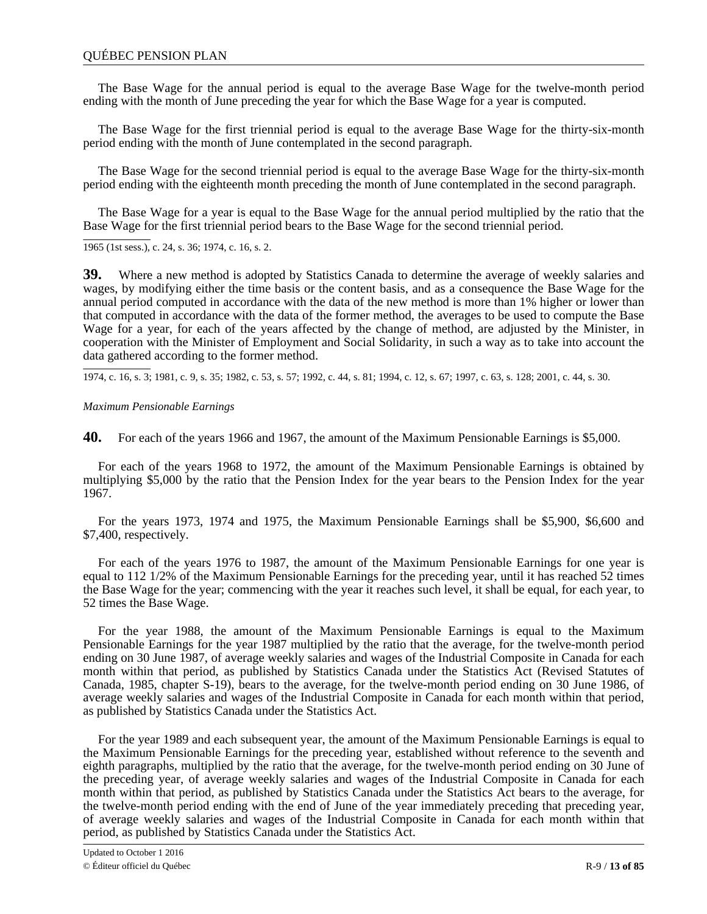The Base Wage for the annual period is equal to the average Base Wage for the twelve-month period ending with the month of June preceding the year for which the Base Wage for a year is computed.

The Base Wage for the first triennial period is equal to the average Base Wage for the thirty-six-month period ending with the month of June contemplated in the second paragraph.

The Base Wage for the second triennial period is equal to the average Base Wage for the thirty-six-month period ending with the eighteenth month preceding the month of June contemplated in the second paragraph.

The Base Wage for a year is equal to the Base Wage for the annual period multiplied by the ratio that the Base Wage for the first triennial period bears to the Base Wage for the second triennial period.

1965 (1st sess.), c. 24, s. 36; 1974, c. 16, s. 2.

**39.** Where a new method is adopted by Statistics Canada to determine the average of weekly salaries and wages, by modifying either the time basis or the content basis, and as a consequence the Base Wage for the annual period computed in accordance with the data of the new method is more than 1% higher or lower than that computed in accordance with the data of the former method, the averages to be used to compute the Base Wage for a year, for each of the years affected by the change of method, are adjusted by the Minister, in cooperation with the Minister of Employment and Social Solidarity, in such a way as to take into account the data gathered according to the former method.

1974, c. 16, s. 3; 1981, c. 9, s. 35; 1982, c. 53, s. 57; 1992, c. 44, s. 81; 1994, c. 12, s. 67; 1997, c. 63, s. 128; 2001, c. 44, s. 30.

*Maximum Pensionable Earnings*

**40.** For each of the years 1966 and 1967, the amount of the Maximum Pensionable Earnings is $5,000.

For each of the years 1968 to 1972, the amount of the Maximum Pensionable Earnings is obtained by multiplying $5,000 by the ratio that the Pension Index for the year bears to the Pension Index for the year 1967.

For the years 1973, 1974 and 1975, the Maximum Pensionable Earnings shall be $5,900, $6,600 and $7,400, respectively.

For each of the years 1976 to 1987, the amount of the Maximum Pensionable Earnings for one year is equal to 112 1/2% of the Maximum Pensionable Earnings for the preceding year, until it has reached 52 times the Base Wage for the year; commencing with the year it reaches such level, it shall be equal, for each year, to 52 times the Base Wage.

For the year 1988, the amount of the Maximum Pensionable Earnings is equal to the Maximum Pensionable Earnings for the year 1987 multiplied by the ratio that the average, for the twelve-month period ending on 30 June 1987, of average weekly salaries and wages of the Industrial Composite in Canada for each month within that period, as published by Statistics Canada under the Statistics Act (Revised Statutes of Canada, 1985, chapter S-19), bears to the average, for the twelve-month period ending on 30 June 1986, of average weekly salaries and wages of the Industrial Composite in Canada for each month within that period, as published by Statistics Canada under the Statistics Act.

For the year 1989 and each subsequent year, the amount of the Maximum Pensionable Earnings is equal to the Maximum Pensionable Earnings for the preceding year, established without reference to the seventh and eighth paragraphs, multiplied by the ratio that the average, for the twelve-month period ending on 30 June of the preceding year, of average weekly salaries and wages of the Industrial Composite in Canada for each month within that period, as published by Statistics Canada under the Statistics Act bears to the average, for the twelve-month period ending with the end of June of the year immediately preceding that preceding year, of average weekly salaries and wages of the Industrial Composite in Canada for each month within that period, as published by Statistics Canada under the Statistics Act.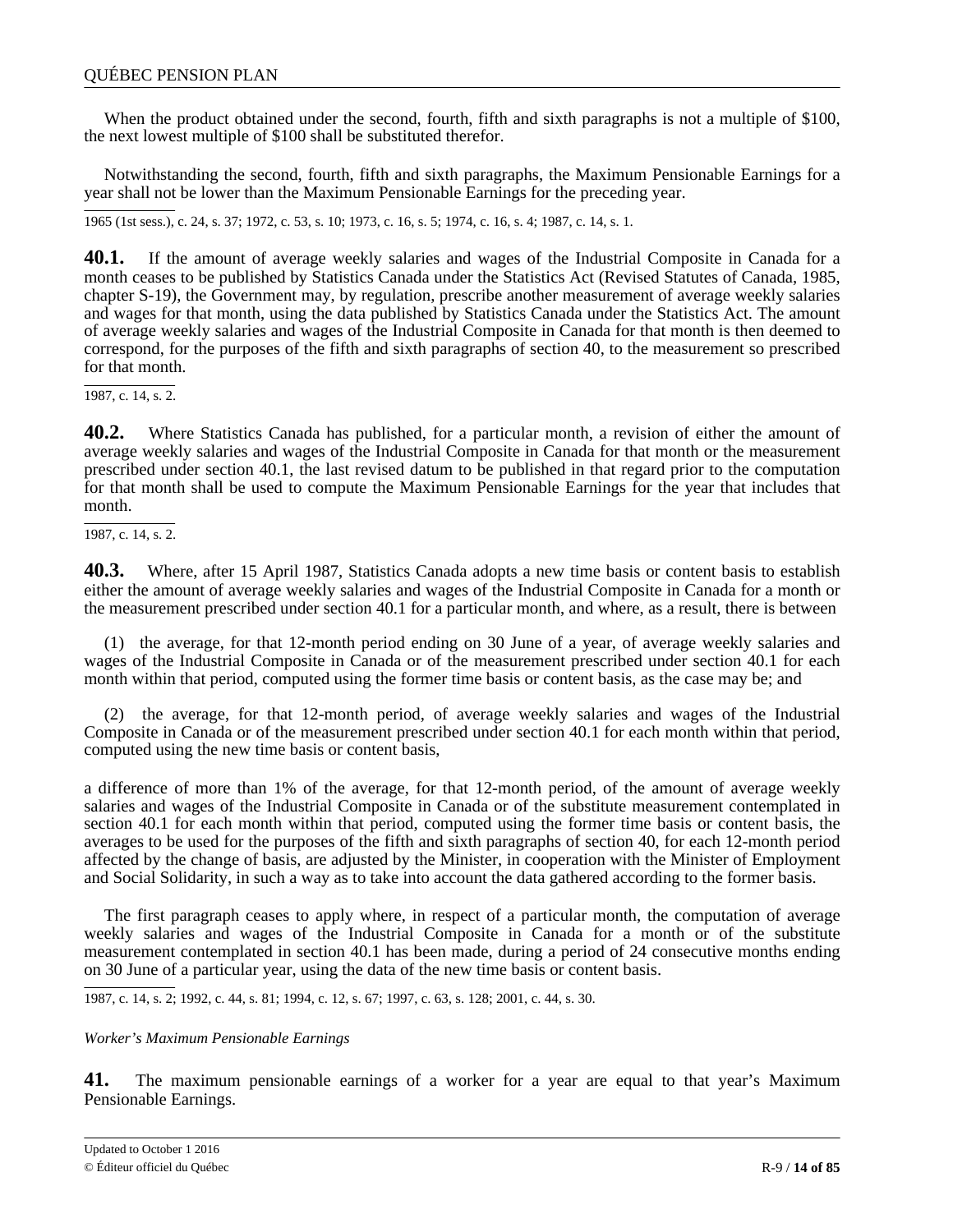When the product obtained under the second, fourth, fifth and sixth paragraphs is not a multiple of $100, the next lowest multiple of $100 shall be substituted therefor.

Notwithstanding the second, fourth, fifth and sixth paragraphs, the Maximum Pensionable Earnings for a year shall not be lower than the Maximum Pensionable Earnings for the preceding year.

1965 (1st sess.), c. 24, s. 37; 1972, c. 53, s. 10; 1973, c. 16, s. 5; 1974, c. 16, s. 4; 1987, c. 14, s. 1.

**40.1.** If the amount of average weekly salaries and wages of the Industrial Composite in Canada for a month ceases to be published by Statistics Canada under the Statistics Act (Revised Statutes of Canada, 1985, chapter S-19), the Government may, by regulation, prescribe another measurement of average weekly salaries and wages for that month, using the data published by Statistics Canada under the Statistics Act. The amount of average weekly salaries and wages of the Industrial Composite in Canada for that month is then deemed to correspond, for the purposes of the fifth and sixth paragraphs of section 40, to the measurement so prescribed for that month.

1987, c. 14, s. 2.

**40.2.** Where Statistics Canada has published, for a particular month, a revision of either the amount of average weekly salaries and wages of the Industrial Composite in Canada for that month or the measurement prescribed under section 40.1, the last revised datum to be published in that regard prior to the computation for that month shall be used to compute the Maximum Pensionable Earnings for the year that includes that month.

1987, c. 14, s. 2.

**40.3.** Where, after 15 April 1987, Statistics Canada adopts a new time basis or content basis to establish either the amount of average weekly salaries and wages of the Industrial Composite in Canada for a month or the measurement prescribed under section 40.1 for a particular month, and where, as a result, there is between

(1) the average, for that 12-month period ending on 30 June of a year, of average weekly salaries and wages of the Industrial Composite in Canada or of the measurement prescribed under section 40.1 for each month within that period, computed using the former time basis or content basis, as the case may be; and

(2) the average, for that 12-month period, of average weekly salaries and wages of the Industrial Composite in Canada or of the measurement prescribed under section 40.1 for each month within that period, computed using the new time basis or content basis,

a difference of more than 1% of the average, for that 12-month period, of the amount of average weekly salaries and wages of the Industrial Composite in Canada or of the substitute measurement contemplated in section 40.1 for each month within that period, computed using the former time basis or content basis, the averages to be used for the purposes of the fifth and sixth paragraphs of section 40, for each 12-month period affected by the change of basis, are adjusted by the Minister, in cooperation with the Minister of Employment and Social Solidarity, in such a way as to take into account the data gathered according to the former basis.

The first paragraph ceases to apply where, in respect of a particular month, the computation of average weekly salaries and wages of the Industrial Composite in Canada for a month or of the substitute measurement contemplated in section 40.1 has been made, during a period of 24 consecutive months ending on 30 June of a particular year, using the data of the new time basis or content basis.

1987, c. 14, s. 2; 1992, c. 44, s. 81; 1994, c. 12, s. 67; 1997, c. 63, s. 128; 2001, c. 44, s. 30.

*Worker's Maximum Pensionable Earnings*

**41.** The maximum pensionable earnings of a worker for a year are equal to that year's Maximum Pensionable Earnings.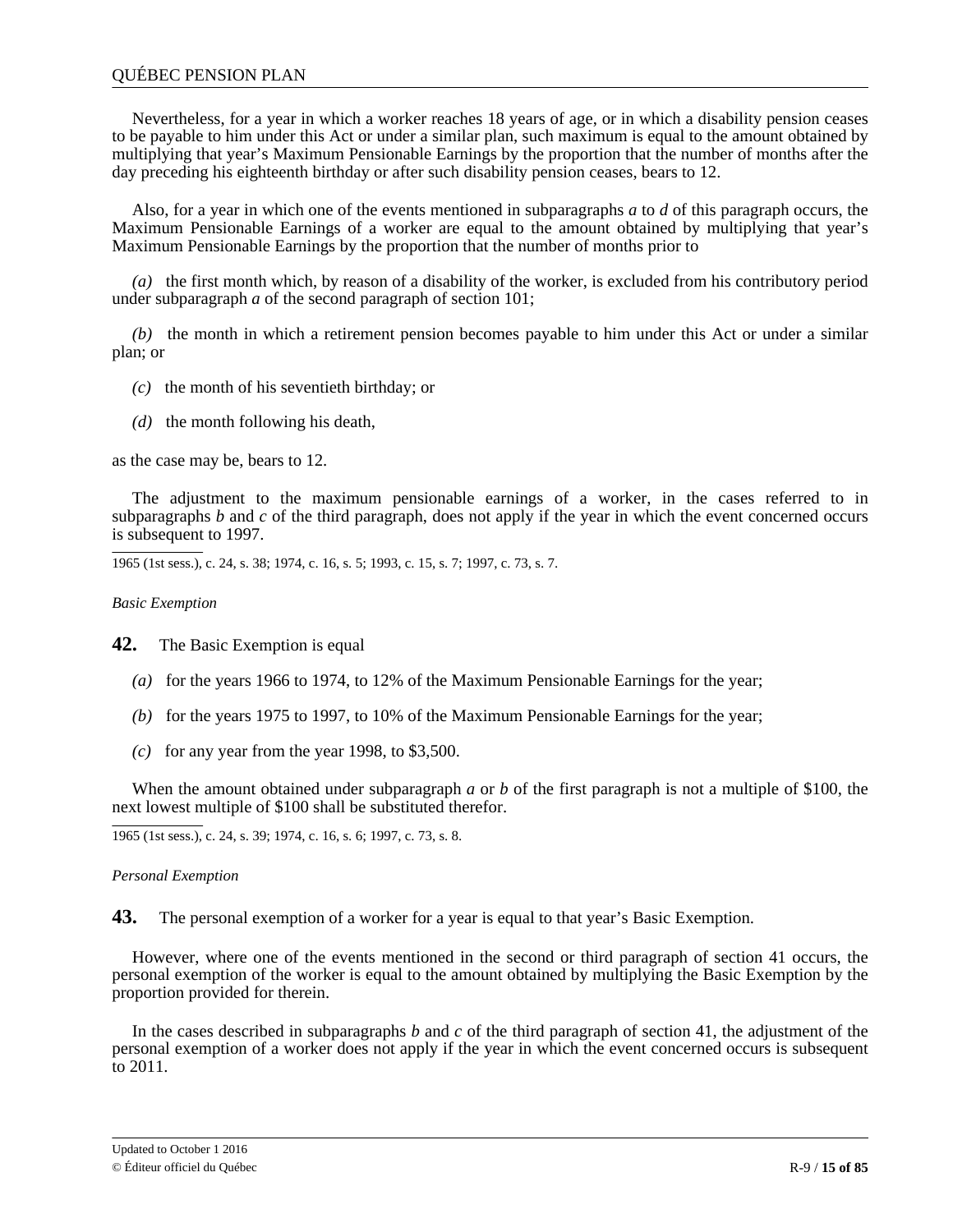Nevertheless, for a year in which a worker reaches 18 years of age, or in which a disability pension ceases to be payable to him under this Act or under a similar plan, such maximum is equal to the amount obtained by multiplying that year's Maximum Pensionable Earnings by the proportion that the number of months after the day preceding his eighteenth birthday or after such disability pension ceases, bears to 12.

Also, for a year in which one of the events mentioned in subparagraphs *a* to *d* of this paragraph occurs, the Maximum Pensionable Earnings of a worker are equal to the amount obtained by multiplying that year's Maximum Pensionable Earnings by the proportion that the number of months prior to

*(a)* the first month which, by reason of a disability of the worker, is excluded from his contributory period under subparagraph *a* of the second paragraph of section 101;

*(b)* the month in which a retirement pension becomes payable to him under this Act or under a similar plan; or

*(c)* the month of his seventieth birthday; or

*(d)* the month following his death,

as the case may be, bears to 12.

The adjustment to the maximum pensionable earnings of a worker, in the cases referred to in subparagraphs *b* and *c* of the third paragraph, does not apply if the year in which the event concerned occurs is subsequent to 1997.

1965 (1st sess.), c. 24, s. 38; 1974, c. 16, s. 5; 1993, c. 15, s. 7; 1997, c. 73, s. 7.

*Basic Exemption*

**42.** The Basic Exemption is equal

*(a)* for the years 1966 to 1974, to 12% of the Maximum Pensionable Earnings for the year;

*(b)* for the years 1975 to 1997, to 10% of the Maximum Pensionable Earnings for the year;

*(c)* for any year from the year 1998, to $3,500.

When the amount obtained under subparagraph *a* or *b* of the first paragraph is not a multiple of $100, the next lowest multiple of $100 shall be substituted therefor.

1965 (1st sess.), c. 24, s. 39; 1974, c. 16, s. 6; 1997, c. 73, s. 8.

*Personal Exemption*

**43.** The personal exemption of a worker for a year is equal to that year's Basic Exemption.

However, where one of the events mentioned in the second or third paragraph of section 41 occurs, the personal exemption of the worker is equal to the amount obtained by multiplying the Basic Exemption by the proportion provided for therein.

In the cases described in subparagraphs *b* and *c* of the third paragraph of section 41, the adjustment of the personal exemption of a worker does not apply if the year in which the event concerned occurs is subsequent to 2011.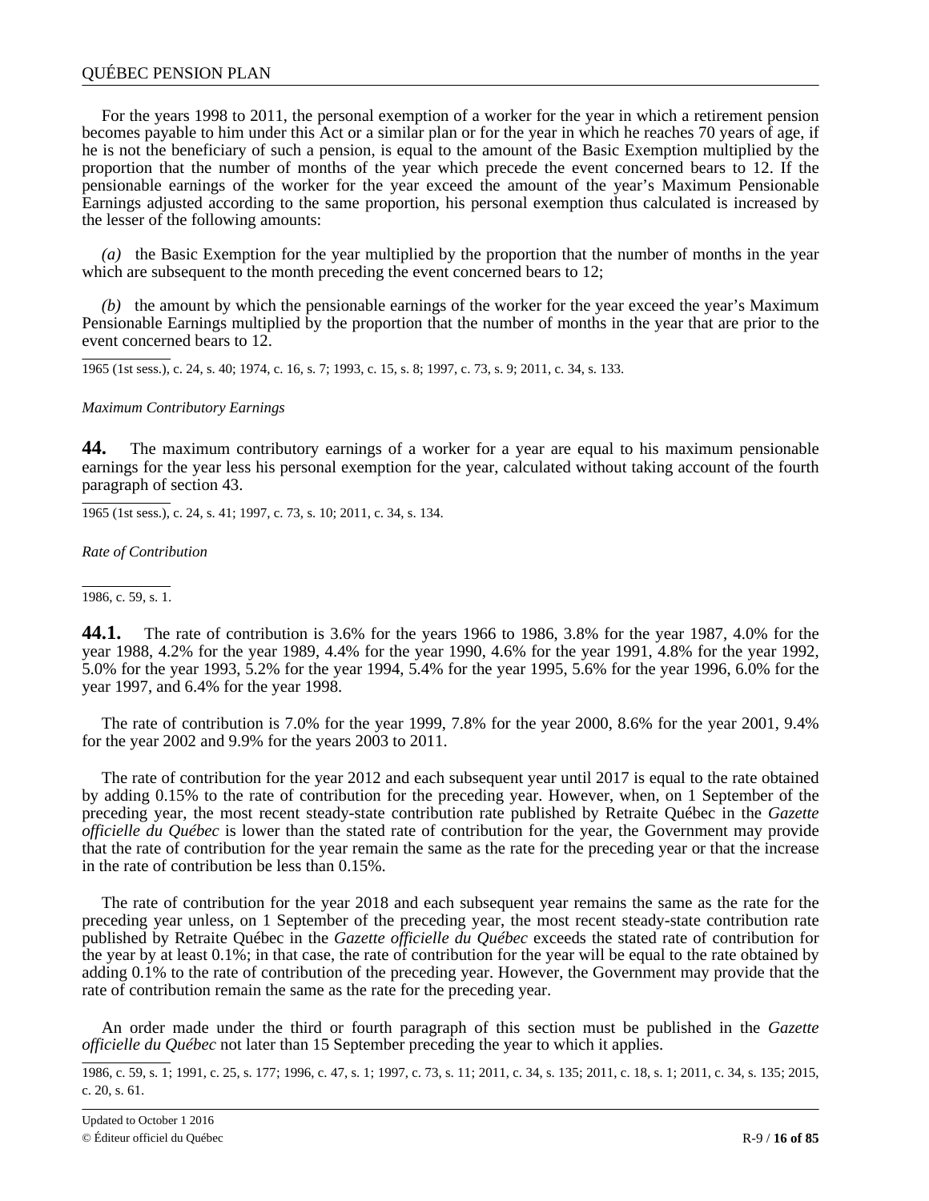For the years 1998 to 2011, the personal exemption of a worker for the year in which a retirement pension becomes payable to him under this Act or a similar plan or for the year in which he reaches 70 years of age, if he is not the beneficiary of such a pension, is equal to the amount of the Basic Exemption multiplied by the proportion that the number of months of the year which precede the event concerned bears to 12. If the pensionable earnings of the worker for the year exceed the amount of the year's Maximum Pensionable Earnings adjusted according to the same proportion, his personal exemption thus calculated is increased by the lesser of the following amounts:

*(a)* the Basic Exemption for the year multiplied by the proportion that the number of months in the year which are subsequent to the month preceding the event concerned bears to 12;

*(b)* the amount by which the pensionable earnings of the worker for the year exceed the year's Maximum Pensionable Earnings multiplied by the proportion that the number of months in the year that are prior to the event concerned bears to 12.

1965 (1st sess.), c. 24, s. 40; 1974, c. 16, s. 7; 1993, c. 15, s. 8; 1997, c. 73, s. 9; 2011, c. 34, s. 133.

*Maximum Contributory Earnings*

**44.** The maximum contributory earnings of a worker for a year are equal to his maximum pensionable earnings for the year less his personal exemption for the year, calculated without taking account of the fourth paragraph of section 43.

1965 (1st sess.), c. 24, s. 41; 1997, c. 73, s. 10; 2011, c. 34, s. 134.

*Rate of Contribution*

1986, c. 59, s. 1.

**44.1.** The rate of contribution is 3.6% for the years 1966 to 1986, 3.8% for the year 1987, 4.0% for the year 1988, 4.2% for the year 1989, 4.4% for the year 1990, 4.6% for the year 1991, 4.8% for the year 1992, 5.0% for the year 1993, 5.2% for the year 1994, 5.4% for the year 1995, 5.6% for the year 1996, 6.0% for the year 1997, and 6.4% for the year 1998.

The rate of contribution is 7.0% for the year 1999, 7.8% for the year 2000, 8.6% for the year 2001, 9.4% for the year 2002 and 9.9% for the years 2003 to 2011.

The rate of contribution for the year 2012 and each subsequent year until 2017 is equal to the rate obtained by adding 0.15% to the rate of contribution for the preceding year. However, when, on 1 September of the preceding year, the most recent steady-state contribution rate published by Retraite Québec in the *Gazette officielle du Québec* is lower than the stated rate of contribution for the year, the Government may provide that the rate of contribution for the year remain the same as the rate for the preceding year or that the increase in the rate of contribution be less than 0.15%.

The rate of contribution for the year 2018 and each subsequent year remains the same as the rate for the preceding year unless, on 1 September of the preceding year, the most recent steady-state contribution rate published by Retraite Québec in the *Gazette officielle du Québec* exceeds the stated rate of contribution for the year by at least 0.1%; in that case, the rate of contribution for the year will be equal to the rate obtained by adding 0.1% to the rate of contribution of the preceding year. However, the Government may provide that the rate of contribution remain the same as the rate for the preceding year.

An order made under the third or fourth paragraph of this section must be published in the *Gazette officielle du Québec* not later than 15 September preceding the year to which it applies.

1986, c. 59, s. 1; 1991, c. 25, s. 177; 1996, c. 47, s. 1; 1997, c. 73, s. 11; 2011, c. 34, s. 135; 2011, c. 18, s. 1; 2011, c. 34, s. 135; 2015, c. 20, s. 61.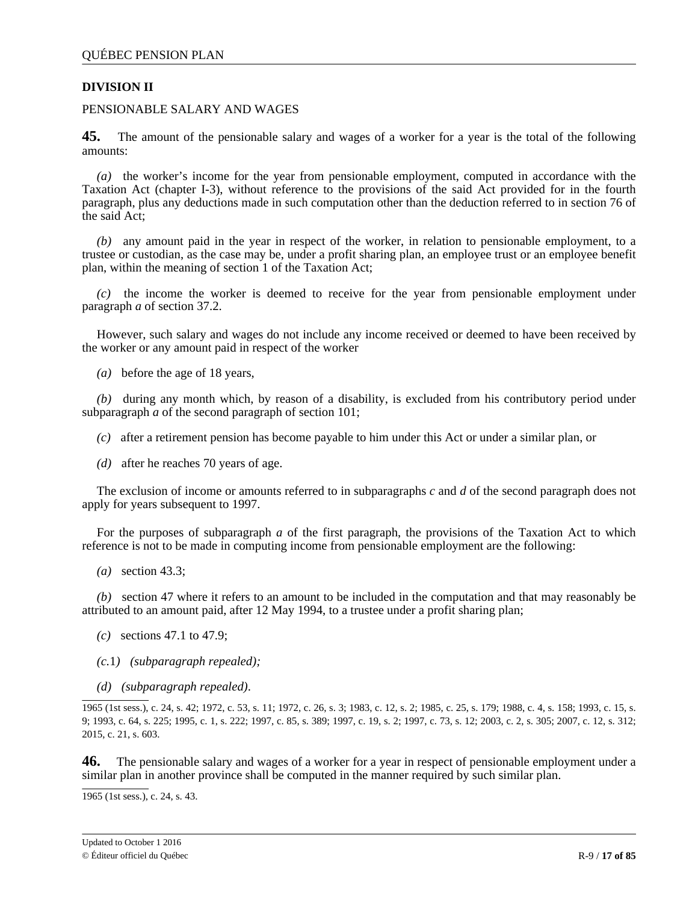## DIVISION II

PENSIONABLE SALARY AND WAGES

**45.** The amount of the pensionable salary and wages of a worker for a year is the total of the following amounts:

*(a)* the worker's income for the year from pensionable employment, computed in accordance with the Taxation Act (chapter I-3), without reference to the provisions of the said Act provided for in the fourth paragraph, plus any deductions made in such computation other than the deduction referred to in section 76 of the said Act;

*(b)* any amount paid in the year in respect of the worker, in relation to pensionable employment, to a trustee or custodian, as the case may be, under a profit sharing plan, an employee trust or an employee benefit plan, within the meaning of section 1 of the Taxation Act;

*(c)* the income the worker is deemed to receive for the year from pensionable employment under paragraph *a* of section 37.2.

However, such salary and wages do not include any income received or deemed to have been received by the worker or any amount paid in respect of the worker

*(a)* before the age of 18 years,

*(b)* during any month which, by reason of a disability, is excluded from his contributory period under subparagraph *a* of the second paragraph of section 101;

*(c)* after a retirement pension has become payable to him under this Act or under a similar plan, or

*(d)* after he reaches 70 years of age.

The exclusion of income or amounts referred to in subparagraphs *c* and *d* of the second paragraph does not apply for years subsequent to 1997.

For the purposes of subparagraph *a* of the first paragraph, the provisions of the Taxation Act to which reference is not to be made in computing income from pensionable employment are the following:

*(a)* section 43.3;

*(b)* section 47 where it refers to an amount to be included in the computation and that may reasonably be attributed to an amount paid, after 12 May 1994, to a trustee under a profit sharing plan;

*(c)* sections 47.1 to 47.9;

*(c.1)* *(subparagraph repealed);*

*(d)* *(subparagraph repealed).*

1965 (1st sess.), c. 24, s. 42; 1972, c. 53, s. 11; 1972, c. 26, s. 3; 1983, c. 12, s. 2; 1985, c. 25, s. 179; 1988, c. 4, s. 158; 1993, c. 15, s. 9; 1993, c. 64, s. 225; 1995, c. 1, s. 222; 1997, c. 85, s. 389; 1997, c. 19, s. 2; 1997, c. 73, s. 12; 2003, c. 2, s. 305; 2007, c. 12, s. 312; 2015, c. 21, s. 603.

**46.** The pensionable salary and wages of a worker for a year in respect of pensionable employment under a similar plan in another province shall be computed in the manner required by such similar plan.

1965 (1st sess.), c. 24, s. 43.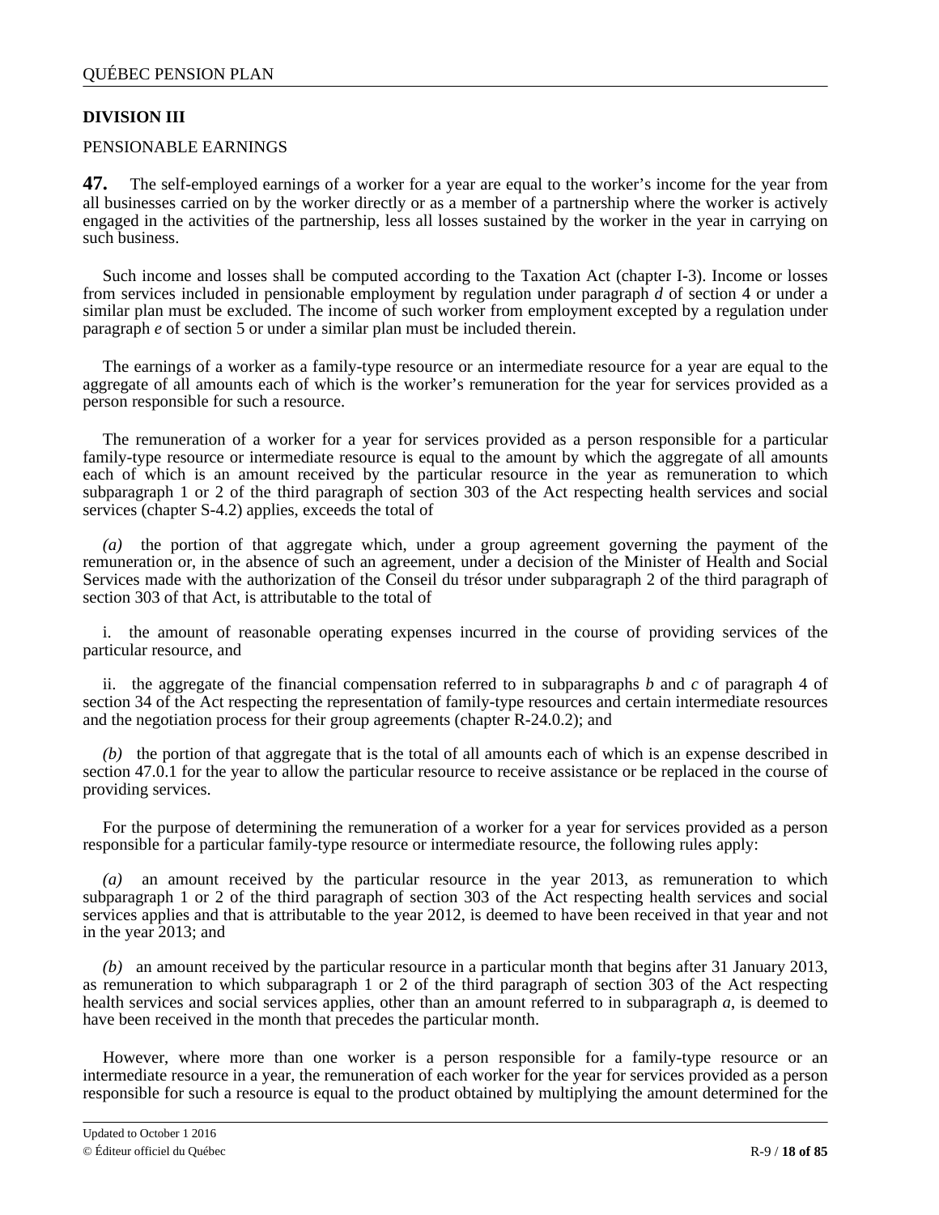## DIVISION III

PENSIONABLE EARNINGS

**47.** The self-employed earnings of a worker for a year are equal to the worker's income for the year from all businesses carried on by the worker directly or as a member of a partnership where the worker is actively engaged in the activities of the partnership, less all losses sustained by the worker in the year in carrying on such business.

Such income and losses shall be computed according to the Taxation Act (chapter I-3). Income or losses from services included in pensionable employment by regulation under paragraph *d* of section 4 or under a similar plan must be excluded. The income of such worker from employment excepted by a regulation under paragraph *e* of section 5 or under a similar plan must be included therein.

The earnings of a worker as a family-type resource or an intermediate resource for a year are equal to the aggregate of all amounts each of which is the worker's remuneration for the year for services provided as a person responsible for such a resource.

The remuneration of a worker for a year for services provided as a person responsible for a particular family-type resource or intermediate resource is equal to the amount by which the aggregate of all amounts each of which is an amount received by the particular resource in the year as remuneration to which subparagraph 1 or 2 of the third paragraph of section 303 of the Act respecting health services and social services (chapter S-4.2) applies, exceeds the total of

*(a)* the portion of that aggregate which, under a group agreement governing the payment of the remuneration or, in the absence of such an agreement, under a decision of the Minister of Health and Social Services made with the authorization of the Conseil du trésor under subparagraph 2 of the third paragraph of section 303 of that Act, is attributable to the total of

i. the amount of reasonable operating expenses incurred in the course of providing services of the particular resource, and

ii. the aggregate of the financial compensation referred to in subparagraphs *b* and *c* of paragraph 4 of section 34 of the Act respecting the representation of family-type resources and certain intermediate resources and the negotiation process for their group agreements (chapter R-24.0.2); and

*(b)* the portion of that aggregate that is the total of all amounts each of which is an expense described in section 47.0.1 for the year to allow the particular resource to receive assistance or be replaced in the course of providing services.

For the purpose of determining the remuneration of a worker for a year for services provided as a person responsible for a particular family-type resource or intermediate resource, the following rules apply:

*(a)* an amount received by the particular resource in the year 2013, as remuneration to which subparagraph 1 or 2 of the third paragraph of section 303 of the Act respecting health services and social services applies and that is attributable to the year 2012, is deemed to have been received in that year and not in the year 2013; and

*(b)* an amount received by the particular resource in a particular month that begins after 31 January 2013, as remuneration to which subparagraph 1 or 2 of the third paragraph of section 303 of the Act respecting health services and social services applies, other than an amount referred to in subparagraph *a*, is deemed to have been received in the month that precedes the particular month.

However, where more than one worker is a person responsible for a family-type resource or an intermediate resource in a year, the remuneration of each worker for the year for services provided as a person responsible for such a resource is equal to the product obtained by multiplying the amount determined for the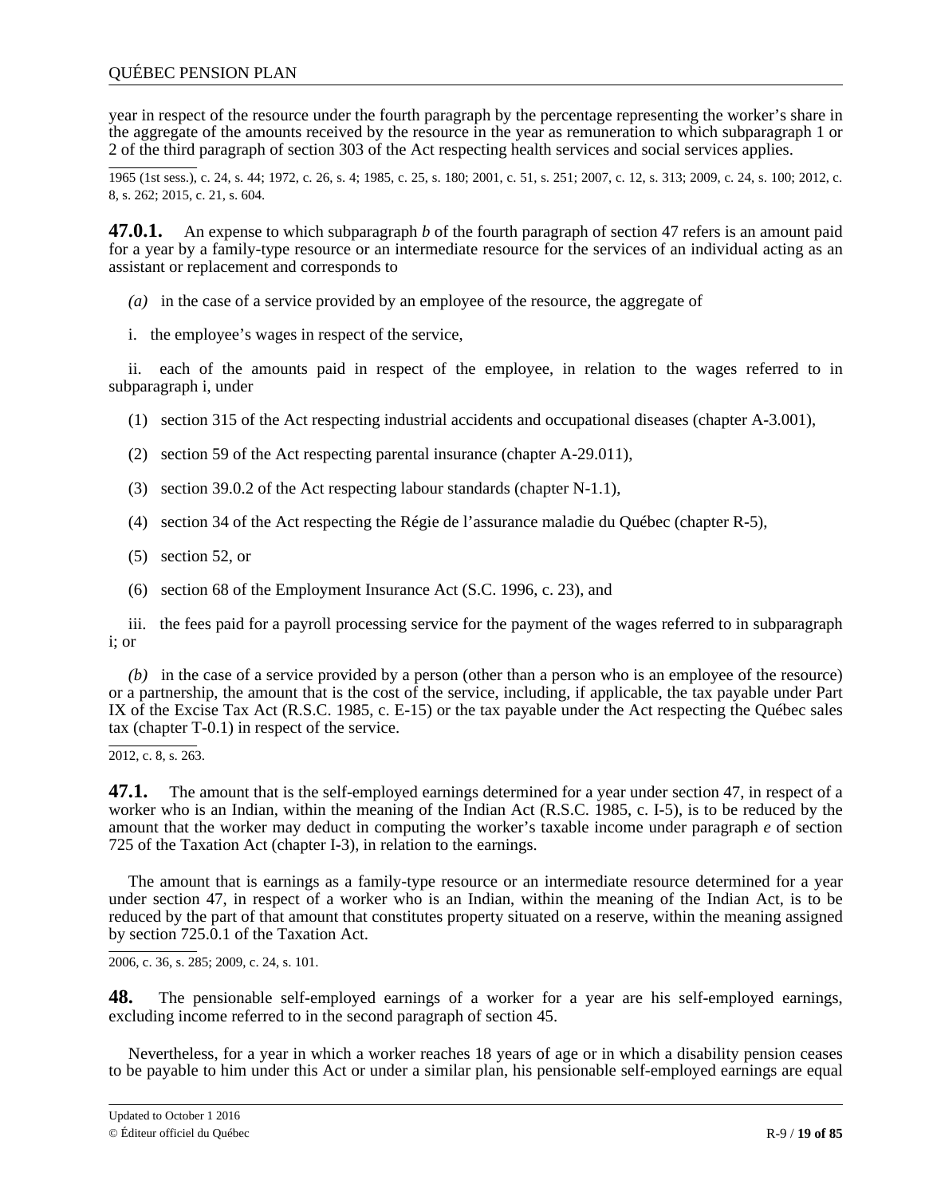year in respect of the resource under the fourth paragraph by the percentage representing the worker's share in the aggregate of the amounts received by the resource in the year as remuneration to which subparagraph 1 or 2 of the third paragraph of section 303 of the Act respecting health services and social services applies.

1965 (1st sess.), c. 24, s. 44; 1972, c. 26, s. 4; 1985, c. 25, s. 180; 2001, c. 51, s. 251; 2007, c. 12, s. 313; 2009, c. 24, s. 100; 2012, c. 8, s. 262; 2015, c. 21, s. 604.

**47.0.1.** An expense to which subparagraph *b* of the fourth paragraph of section 47 refers is an amount paid for a year by a family-type resource or an intermediate resource for the services of an individual acting as an assistant or replacement and corresponds to

*(a)* in the case of a service provided by an employee of the resource, the aggregate of

i. the employee's wages in respect of the service,

ii. each of the amounts paid in respect of the employee, in relation to the wages referred to in subparagraph i, under

(1) section 315 of the Act respecting industrial accidents and occupational diseases (chapter A-3.001),

(2) section 59 of the Act respecting parental insurance (chapter A-29.011),

(3) section 39.0.2 of the Act respecting labour standards (chapter N-1.1),

(4) section 34 of the Act respecting the Régie de l'assurance maladie du Québec (chapter R-5),

(5) section 52, or

(6) section 68 of the Employment Insurance Act (S.C. 1996, c. 23), and

iii. the fees paid for a payroll processing service for the payment of the wages referred to in subparagraph i; or

*(b)* in the case of a service provided by a person (other than a person who is an employee of the resource) or a partnership, the amount that is the cost of the service, including, if applicable, the tax payable under Part IX of the Excise Tax Act (R.S.C. 1985, c. E-15) or the tax payable under the Act respecting the Québec sales tax (chapter T-0.1) in respect of the service.

2012, c. 8, s. 263.

**47.1.** The amount that is the self-employed earnings determined for a year under section 47, in respect of a worker who is an Indian, within the meaning of the Indian Act (R.S.C. 1985, c. I-5), is to be reduced by the amount that the worker may deduct in computing the worker's taxable income under paragraph *e* of section 725 of the Taxation Act (chapter I-3), in relation to the earnings.

The amount that is earnings as a family-type resource or an intermediate resource determined for a year under section 47, in respect of a worker who is an Indian, within the meaning of the Indian Act, is to be reduced by the part of that amount that constitutes property situated on a reserve, within the meaning assigned by section 725.0.1 of the Taxation Act.

2006, c. 36, s. 285; 2009, c. 24, s. 101.

**48.** The pensionable self-employed earnings of a worker for a year are his self-employed earnings, excluding income referred to in the second paragraph of section 45.

Nevertheless, for a year in which a worker reaches 18 years of age or in which a disability pension ceases to be payable to him under this Act or under a similar plan, his pensionable self-employed earnings are equal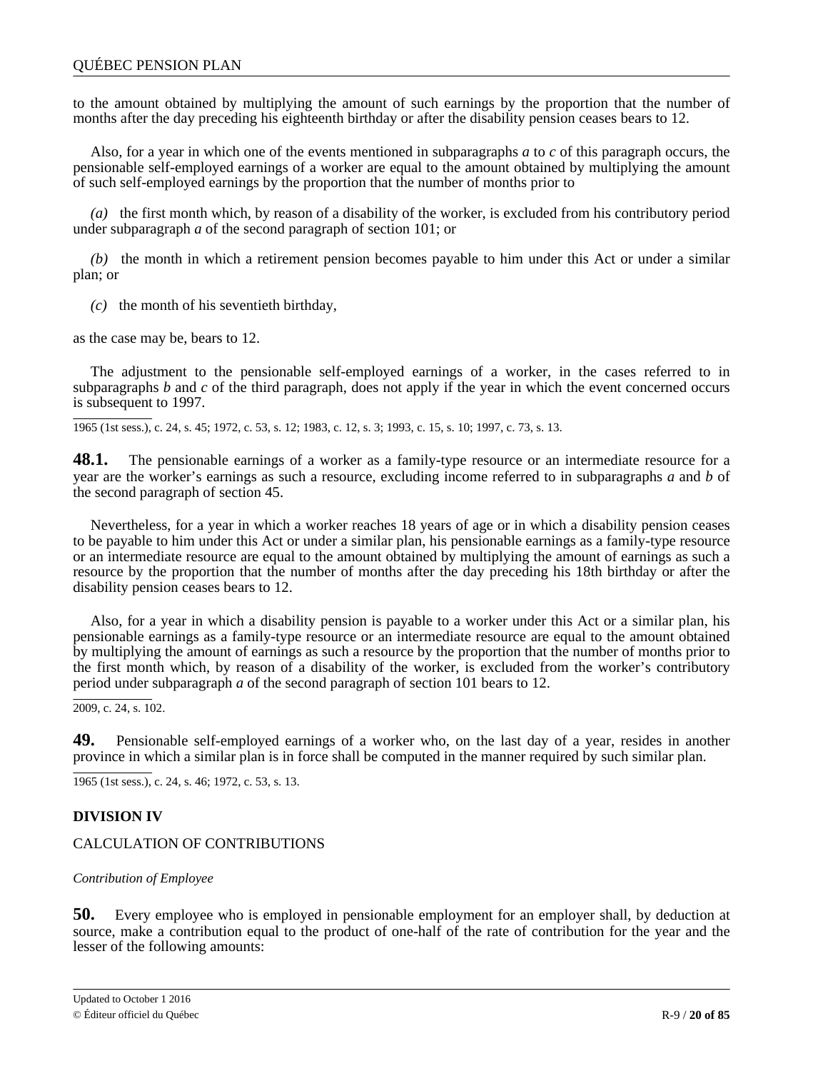to the amount obtained by multiplying the amount of such earnings by the proportion that the number of months after the day preceding his eighteenth birthday or after the disability pension ceases bears to 12.

Also, for a year in which one of the events mentioned in subparagraphs *a* to *c* of this paragraph occurs, the pensionable self-employed earnings of a worker are equal to the amount obtained by multiplying the amount of such self-employed earnings by the proportion that the number of months prior to

*(a)* the first month which, by reason of a disability of the worker, is excluded from his contributory period under subparagraph *a* of the second paragraph of section 101; or

*(b)* the month in which a retirement pension becomes payable to him under this Act or under a similar plan; or

*(c)* the month of his seventieth birthday,

as the case may be, bears to 12.

The adjustment to the pensionable self-employed earnings of a worker, in the cases referred to in subparagraphs *b* and *c* of the third paragraph, does not apply if the year in which the event concerned occurs is subsequent to 1997.

1965 (1st sess.), c. 24, s. 45; 1972, c. 53, s. 12; 1983, c. 12, s. 3; 1993, c. 15, s. 10; 1997, c. 73, s. 13.

**48.1.** The pensionable earnings of a worker as a family-type resource or an intermediate resource for a year are the worker's earnings as such a resource, excluding income referred to in subparagraphs *a* and *b* of the second paragraph of section 45.

Nevertheless, for a year in which a worker reaches 18 years of age or in which a disability pension ceases to be payable to him under this Act or under a similar plan, his pensionable earnings as a family-type resource or an intermediate resource are equal to the amount obtained by multiplying the amount of earnings as such a resource by the proportion that the number of months after the day preceding his 18th birthday or after the disability pension ceases bears to 12.

Also, for a year in which a disability pension is payable to a worker under this Act or a similar plan, his pensionable earnings as a family-type resource or an intermediate resource are equal to the amount obtained by multiplying the amount of earnings as such a resource by the proportion that the number of months prior to the first month which, by reason of a disability of the worker, is excluded from the worker's contributory period under subparagraph *a* of the second paragraph of section 101 bears to 12.

2009, c. 24, s. 102.

**49.** Pensionable self-employed earnings of a worker who, on the last day of a year, resides in another province in which a similar plan is in force shall be computed in the manner required by such similar plan.

1965 (1st sess.), c. 24, s. 46; 1972, c. 53, s. 13.

## DIVISION IV

### CALCULATION OF CONTRIBUTIONS

*Contribution of Employee*

**50.** Every employee who is employed in pensionable employment for an employer shall, by deduction at source, make a contribution equal to the product of one-half of the rate of contribution for the year and the lesser of the following amounts: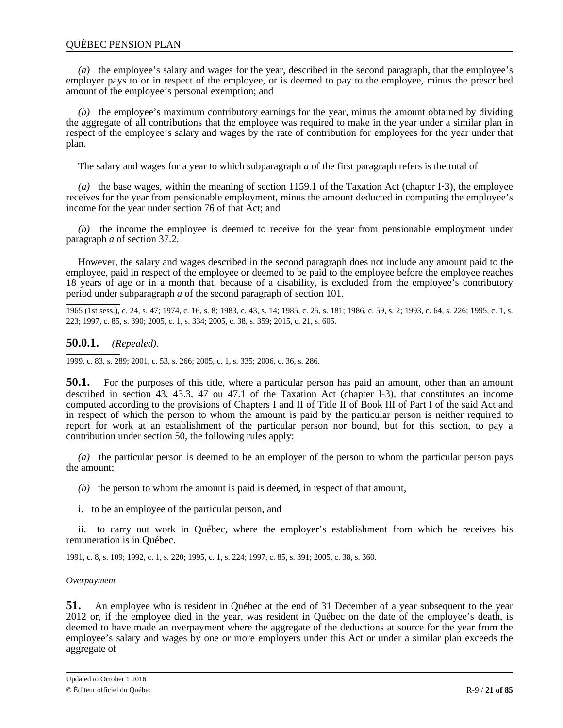*(a)* the employee's salary and wages for the year, described in the second paragraph, that the employee's employer pays to or in respect of the employee, or is deemed to pay to the employee, minus the prescribed amount of the employee's personal exemption; and

*(b)* the employee's maximum contributory earnings for the year, minus the amount obtained by dividing the aggregate of all contributions that the employee was required to make in the year under a similar plan in respect of the employee's salary and wages by the rate of contribution for employees for the year under that plan.

The salary and wages for a year to which subparagraph *a* of the first paragraph refers is the total of

*(a)* the base wages, within the meaning of section 1159.1 of the Taxation Act (chapter I-3), the employee receives for the year from pensionable employment, minus the amount deducted in computing the employee's income for the year under section 76 of that Act; and

*(b)* the income the employee is deemed to receive for the year from pensionable employment under paragraph *a* of section 37.2.

However, the salary and wages described in the second paragraph does not include any amount paid to the employee, paid in respect of the employee or deemed to be paid to the employee before the employee reaches 18 years of age or in a month that, because of a disability, is excluded from the employee's contributory period under subparagraph *a* of the second paragraph of section 101.

1965 (1st sess.), c. 24, s. 47; 1974, c. 16, s. 8; 1983, c. 43, s. 14; 1985, c. 25, s. 181; 1986, c. 59, s. 2; 1993, c. 64, s. 226; 1995, c. 1, s. 223; 1997, c. 85, s. 390; 2005, c. 1, s. 334; 2005, c. 38, s. 359; 2015, c. 21, s. 605.

**50.0.1.** *(Repealed).*

1999, c. 83, s. 289; 2001, c. 53, s. 266; 2005, c. 1, s. 335; 2006, c. 36, s. 286.

**50.1.** For the purposes of this title, where a particular person has paid an amount, other than an amount described in section 43, 43.3, 47 ou 47.1 of the Taxation Act (chapter I-3), that constitutes an income computed according to the provisions of Chapters I and II of Title II of Book III of Part I of the said Act and in respect of which the person to whom the amount is paid by the particular person is neither required to report for work at an establishment of the particular person nor bound, but for this section, to pay a contribution under section 50, the following rules apply:

*(a)* the particular person is deemed to be an employer of the person to whom the particular person pays the amount;

*(b)* the person to whom the amount is paid is deemed, in respect of that amount,

i. to be an employee of the particular person, and

ii. to carry out work in Québec, where the employer's establishment from which he receives his remuneration is in Québec.

1991, c. 8, s. 109; 1992, c. 1, s. 220; 1995, c. 1, s. 224; 1997, c. 85, s. 391; 2005, c. 38, s. 360.

*Overpayment*

**51.** An employee who is resident in Québec at the end of 31 December of a year subsequent to the year 2012 or, if the employee died in the year, was resident in Québec on the date of the employee's death, is deemed to have made an overpayment where the aggregate of the deductions at source for the year from the employee's salary and wages by one or more employers under this Act or under a similar plan exceeds the aggregate of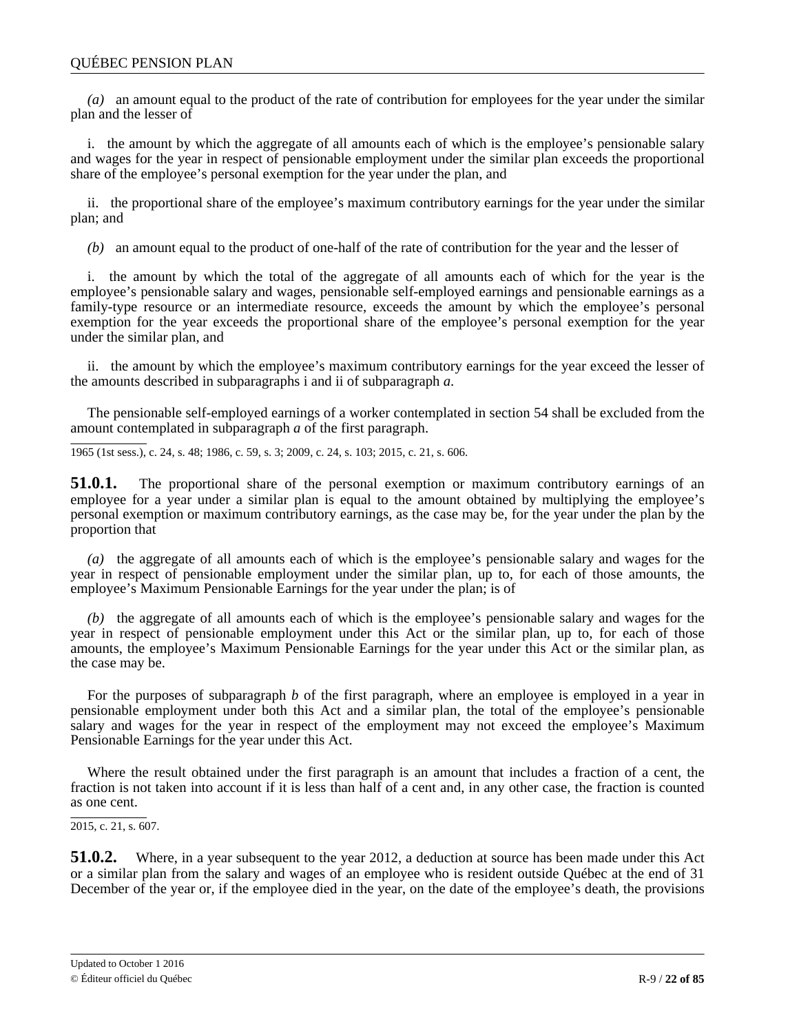*(a)* an amount equal to the product of the rate of contribution for employees for the year under the similar plan and the lesser of

i. the amount by which the aggregate of all amounts each of which is the employee's pensionable salary and wages for the year in respect of pensionable employment under the similar plan exceeds the proportional share of the employee's personal exemption for the year under the plan, and

ii. the proportional share of the employee's maximum contributory earnings for the year under the similar plan; and

*(b)* an amount equal to the product of one-half of the rate of contribution for the year and the lesser of

i. the amount by which the total of the aggregate of all amounts each of which for the year is the employee's pensionable salary and wages, pensionable self-employed earnings and pensionable earnings as a family-type resource or an intermediate resource, exceeds the amount by which the employee's personal exemption for the year exceeds the proportional share of the employee's personal exemption for the year under the similar plan, and

ii. the amount by which the employee's maximum contributory earnings for the year exceed the lesser of the amounts described in subparagraphs i and ii of subparagraph *a*.

The pensionable self-employed earnings of a worker contemplated in section 54 shall be excluded from the amount contemplated in subparagraph *a* of the first paragraph.

1965 (1st sess.), c. 24, s. 48; 1986, c. 59, s. 3; 2009, c. 24, s. 103; 2015, c. 21, s. 606.

**51.0.1.** The proportional share of the personal exemption or maximum contributory earnings of an employee for a year under a similar plan is equal to the amount obtained by multiplying the employee's personal exemption or maximum contributory earnings, as the case may be, for the year under the plan by the proportion that

*(a)* the aggregate of all amounts each of which is the employee's pensionable salary and wages for the year in respect of pensionable employment under the similar plan, up to, for each of those amounts, the employee's Maximum Pensionable Earnings for the year under the plan; is of

*(b)* the aggregate of all amounts each of which is the employee's pensionable salary and wages for the year in respect of pensionable employment under this Act or the similar plan, up to, for each of those amounts, the employee's Maximum Pensionable Earnings for the year under this Act or the similar plan, as the case may be.

For the purposes of subparagraph *b* of the first paragraph, where an employee is employed in a year in pensionable employment under both this Act and a similar plan, the total of the employee's pensionable salary and wages for the year in respect of the employment may not exceed the employee's Maximum Pensionable Earnings for the year under this Act.

Where the result obtained under the first paragraph is an amount that includes a fraction of a cent, the fraction is not taken into account if it is less than half of a cent and, in any other case, the fraction is counted as one cent.

2015, c. 21, s. 607.

**51.0.2.** Where, in a year subsequent to the year 2012, a deduction at source has been made under this Act or a similar plan from the salary and wages of an employee who is resident outside Québec at the end of 31 December of the year or, if the employee died in the year, on the date of the employee's death, the provisions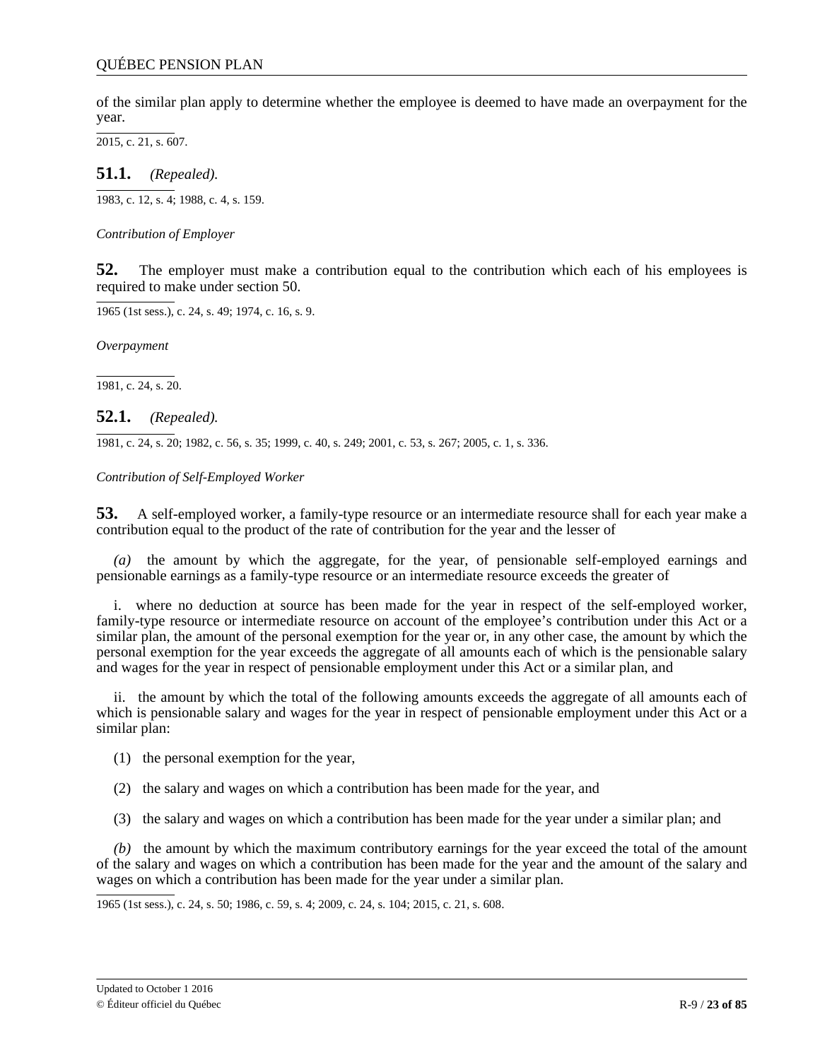of the similar plan apply to determine whether the employee is deemed to have made an overpayment for the year.

2015, c. 21, s. 607.

**51.1.** *(Repealed).*

1983, c. 12, s. 4; 1988, c. 4, s. 159.

*Contribution of Employer*

**52.** The employer must make a contribution equal to the contribution which each of his employees is required to make under section 50.

1965 (1st sess.), c. 24, s. 49; 1974, c. 16, s. 9.

*Overpayment*

1981, c. 24, s. 20.

**52.1.** *(Repealed).*

1981, c. 24, s. 20; 1982, c. 56, s. 35; 1999, c. 40, s. 249; 2001, c. 53, s. 267; 2005, c. 1, s. 336.

*Contribution of Self-Employed Worker*

**53.** A self-employed worker, a family-type resource or an intermediate resource shall for each year make a contribution equal to the product of the rate of contribution for the year and the lesser of

*(a)* the amount by which the aggregate, for the year, of pensionable self-employed earnings and pensionable earnings as a family-type resource or an intermediate resource exceeds the greater of

i. where no deduction at source has been made for the year in respect of the self-employed worker, family-type resource or intermediate resource on account of the employee's contribution under this Act or a similar plan, the amount of the personal exemption for the year or, in any other case, the amount by which the personal exemption for the year exceeds the aggregate of all amounts each of which is the pensionable salary and wages for the year in respect of pensionable employment under this Act or a similar plan, and

ii. the amount by which the total of the following amounts exceeds the aggregate of all amounts each of which is pensionable salary and wages for the year in respect of pensionable employment under this Act or a similar plan:

(1) the personal exemption for the year,

(2) the salary and wages on which a contribution has been made for the year, and

(3) the salary and wages on which a contribution has been made for the year under a similar plan; and

*(b)* the amount by which the maximum contributory earnings for the year exceed the total of the amount of the salary and wages on which a contribution has been made for the year and the amount of the salary and wages on which a contribution has been made for the year under a similar plan.

1965 (1st sess.), c. 24, s. 50; 1986, c. 59, s. 4; 2009, c. 24, s. 104; 2015, c. 21, s. 608.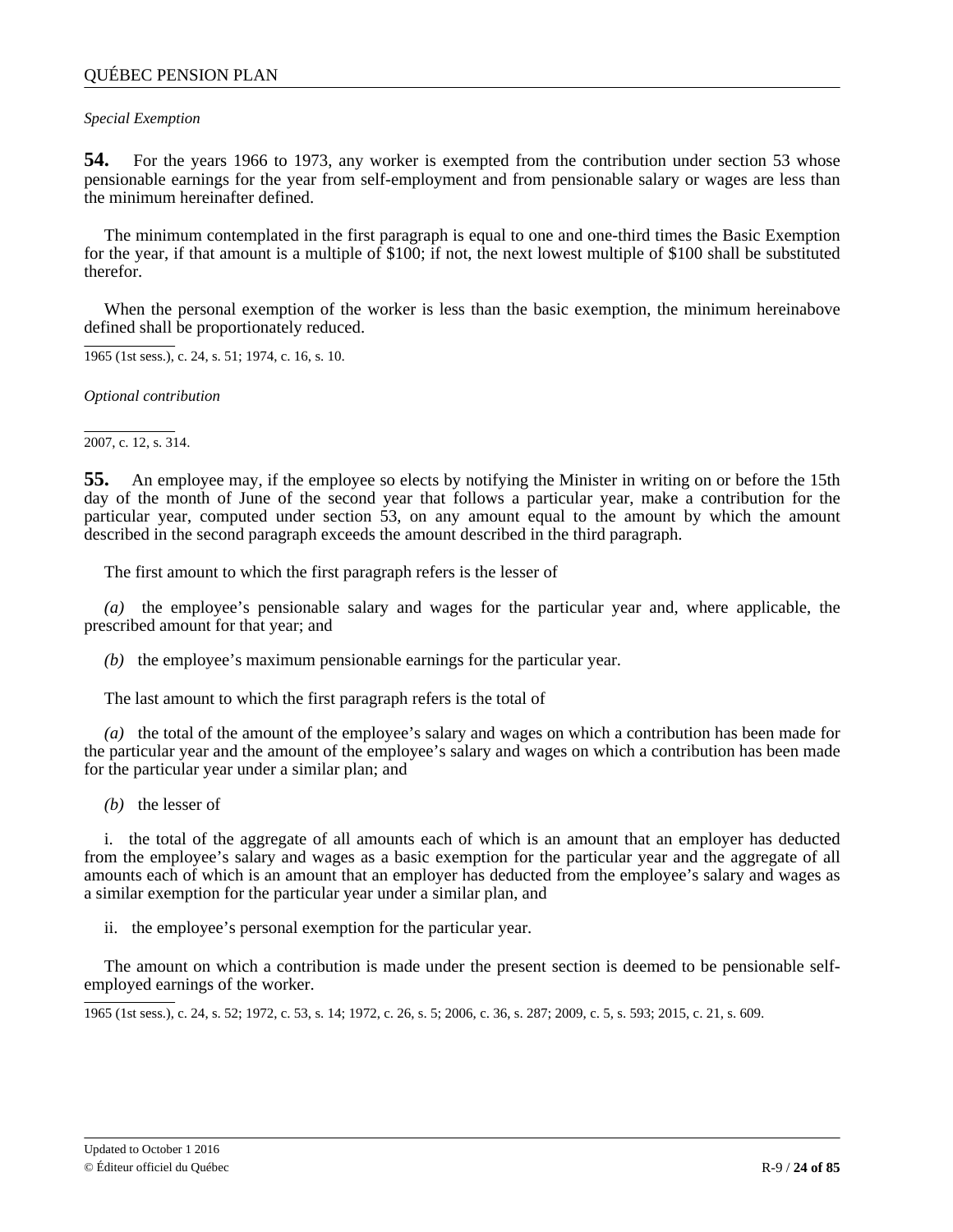*Special Exemption*

**54.** For the years 1966 to 1973, any worker is exempted from the contribution under section 53 whose pensionable earnings for the year from self-employment and from pensionable salary or wages are less than the minimum hereinafter defined.

The minimum contemplated in the first paragraph is equal to one and one-third times the Basic Exemption for the year, if that amount is a multiple of $100; if not, the next lowest multiple of $100 shall be substituted therefor.

When the personal exemption of the worker is less than the basic exemption, the minimum hereinabove defined shall be proportionately reduced.

1965 (1st sess.), c. 24, s. 51; 1974, c. 16, s. 10.

*Optional contribution*

2007, c. 12, s. 314.

**55.** An employee may, if the employee so elects by notifying the Minister in writing on or before the 15th day of the month of June of the second year that follows a particular year, make a contribution for the particular year, computed under section 53, on any amount equal to the amount by which the amount described in the second paragraph exceeds the amount described in the third paragraph.

The first amount to which the first paragraph refers is the lesser of

*(a)* the employee's pensionable salary and wages for the particular year and, where applicable, the prescribed amount for that year; and

*(b)* the employee's maximum pensionable earnings for the particular year.

The last amount to which the first paragraph refers is the total of

*(a)* the total of the amount of the employee's salary and wages on which a contribution has been made for the particular year and the amount of the employee's salary and wages on which a contribution has been made for the particular year under a similar plan; and

*(b)* the lesser of

i. the total of the aggregate of all amounts each of which is an amount that an employer has deducted from the employee's salary and wages as a basic exemption for the particular year and the aggregate of all amounts each of which is an amount that an employer has deducted from the employee's salary and wages as a similar exemption for the particular year under a similar plan, and

ii. the employee's personal exemption for the particular year.

The amount on which a contribution is made under the present section is deemed to be pensionable self-employed earnings of the worker.

1965 (1st sess.), c. 24, s. 52; 1972, c. 53, s. 14; 1972, c. 26, s. 5; 2006, c. 36, s. 287; 2009, c. 5, s. 593; 2015, c. 21, s. 609.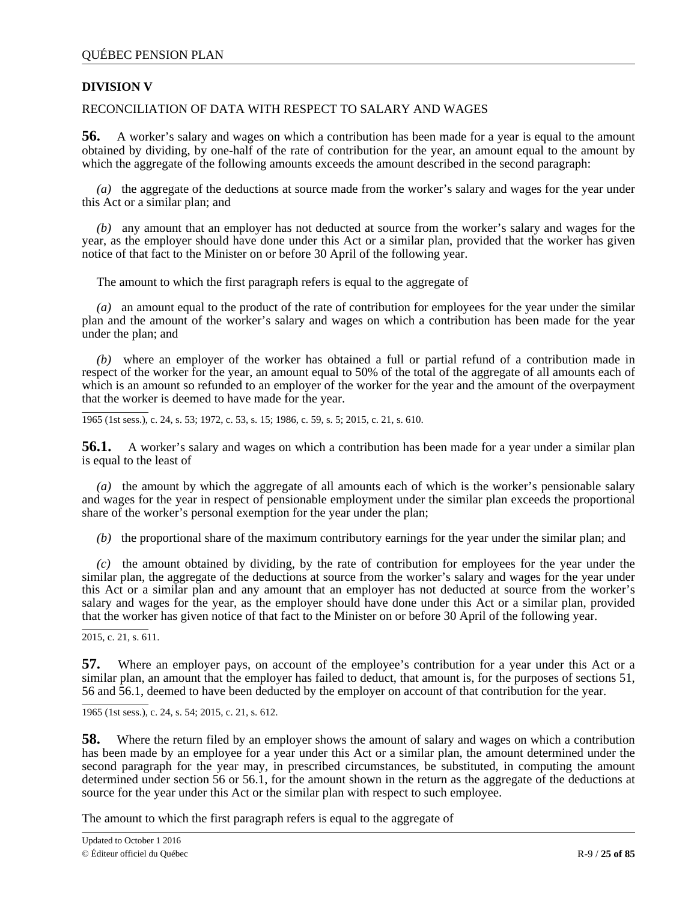**DIVISION V**

RECONCILIATION OF DATA WITH RESPECT TO SALARY AND WAGES

**56.** A worker's salary and wages on which a contribution has been made for a year is equal to the amount obtained by dividing, by one-half of the rate of contribution for the year, an amount equal to the amount by which the aggregate of the following amounts exceeds the amount described in the second paragraph:

*(a)* the aggregate of the deductions at source made from the worker's salary and wages for the year under this Act or a similar plan; and

*(b)* any amount that an employer has not deducted at source from the worker's salary and wages for the year, as the employer should have done under this Act or a similar plan, provided that the worker has given notice of that fact to the Minister on or before 30 April of the following year.

The amount to which the first paragraph refers is equal to the aggregate of

*(a)* an amount equal to the product of the rate of contribution for employees for the year under the similar plan and the amount of the worker's salary and wages on which a contribution has been made for the year under the plan; and

*(b)* where an employer of the worker has obtained a full or partial refund of a contribution made in respect of the worker for the year, an amount equal to 50% of the total of the aggregate of all amounts each of which is an amount so refunded to an employer of the worker for the year and the amount of the overpayment that the worker is deemed to have made for the year.

1965 (1st sess.), c. 24, s. 53; 1972, c. 53, s. 15; 1986, c. 59, s. 5; 2015, c. 21, s. 610.

**56.1.** A worker's salary and wages on which a contribution has been made for a year under a similar plan is equal to the least of

*(a)* the amount by which the aggregate of all amounts each of which is the worker's pensionable salary and wages for the year in respect of pensionable employment under the similar plan exceeds the proportional share of the worker's personal exemption for the year under the plan;

*(b)* the proportional share of the maximum contributory earnings for the year under the similar plan; and

*(c)* the amount obtained by dividing, by the rate of contribution for employees for the year under the similar plan, the aggregate of the deductions at source from the worker's salary and wages for the year under this Act or a similar plan and any amount that an employer has not deducted at source from the worker's salary and wages for the year, as the employer should have done under this Act or a similar plan, provided that the worker has given notice of that fact to the Minister on or before 30 April of the following year.

2015, c. 21, s. 611.

**57.** Where an employer pays, on account of the employee's contribution for a year under this Act or a similar plan, an amount that the employer has failed to deduct, that amount is, for the purposes of sections 51, 56 and 56.1, deemed to have been deducted by the employer on account of that contribution for the year.

1965 (1st sess.), c. 24, s. 54; 2015, c. 21, s. 612.

**58.** Where the return filed by an employer shows the amount of salary and wages on which a contribution has been made by an employee for a year under this Act or a similar plan, the amount determined under the second paragraph for the year may, in prescribed circumstances, be substituted, in computing the amount determined under section 56 or 56.1, for the amount shown in the return as the aggregate of the deductions at source for the year under this Act or the similar plan with respect to such employee.

The amount to which the first paragraph refers is equal to the aggregate of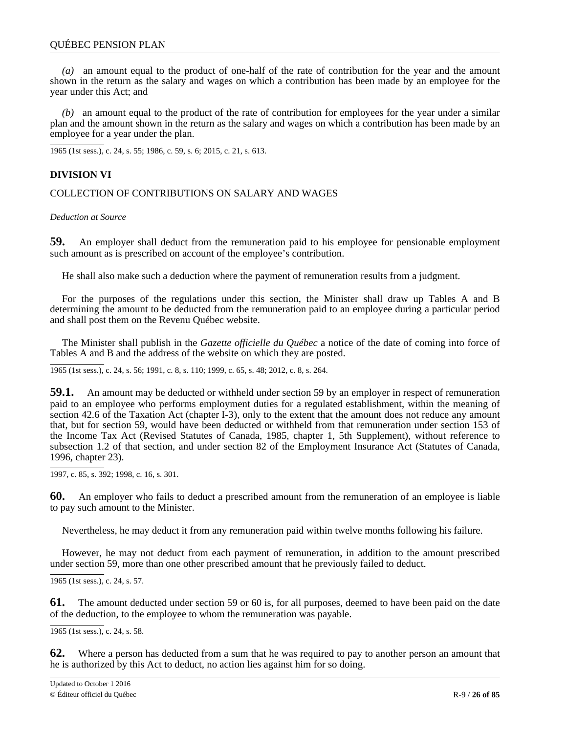*(a)* an amount equal to the product of one-half of the rate of contribution for the year and the amount shown in the return as the salary and wages on which a contribution has been made by an employee for the year under this Act; and

*(b)* an amount equal to the product of the rate of contribution for employees for the year under a similar plan and the amount shown in the return as the salary and wages on which a contribution has been made by an employee for a year under the plan.

1965 (1st sess.), c. 24, s. 55; 1986, c. 59, s. 6; 2015, c. 21, s. 613.

## DIVISION VI

### COLLECTION OF CONTRIBUTIONS ON SALARY AND WAGES

*Deduction at Source*

**59.** An employer shall deduct from the remuneration paid to his employee for pensionable employment such amount as is prescribed on account of the employee's contribution.

He shall also make such a deduction where the payment of remuneration results from a judgment.

For the purposes of the regulations under this section, the Minister shall draw up Tables A and B determining the amount to be deducted from the remuneration paid to an employee during a particular period and shall post them on the Revenu Québec website.

The Minister shall publish in the *Gazette officielle du Québec* a notice of the date of coming into force of Tables A and B and the address of the website on which they are posted.

1965 (1st sess.), c. 24, s. 56; 1991, c. 8, s. 110; 1999, c. 65, s. 48; 2012, c. 8, s. 264.

**59.1.** An amount may be deducted or withheld under section 59 by an employer in respect of remuneration paid to an employee who performs employment duties for a regulated establishment, within the meaning of section 42.6 of the Taxation Act (chapter I-3), only to the extent that the amount does not reduce any amount that, but for section 59, would have been deducted or withheld from that remuneration under section 153 of the Income Tax Act (Revised Statutes of Canada, 1985, chapter 1, 5th Supplement), without reference to subsection 1.2 of that section, and under section 82 of the Employment Insurance Act (Statutes of Canada, 1996, chapter 23).

1997, c. 85, s. 392; 1998, c. 16, s. 301.

**60.** An employer who fails to deduct a prescribed amount from the remuneration of an employee is liable to pay such amount to the Minister.

Nevertheless, he may deduct it from any remuneration paid within twelve months following his failure.

However, he may not deduct from each payment of remuneration, in addition to the amount prescribed under section 59, more than one other prescribed amount that he previously failed to deduct.

1965 (1st sess.), c. 24, s. 57.

**61.** The amount deducted under section 59 or 60 is, for all purposes, deemed to have been paid on the date of the deduction, to the employee to whom the remuneration was payable.

1965 (1st sess.), c. 24, s. 58.

**62.** Where a person has deducted from a sum that he was required to pay to another person an amount that he is authorized by this Act to deduct, no action lies against him for so doing.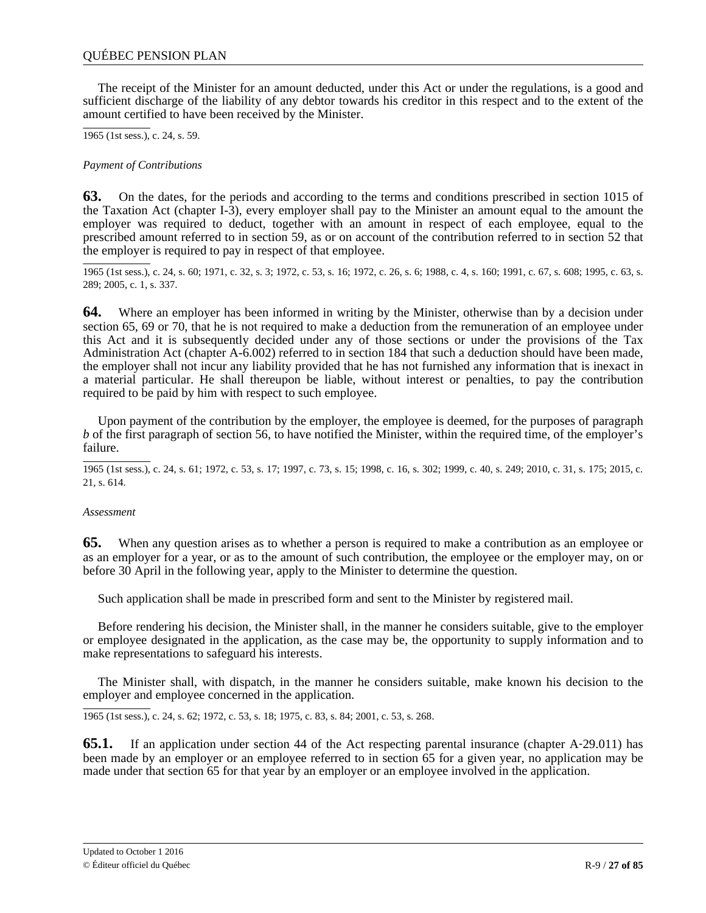The receipt of the Minister for an amount deducted, under this Act or under the regulations, is a good and sufficient discharge of the liability of any debtor towards his creditor in this respect and to the extent of the amount certified to have been received by the Minister.

1965 (1st sess.), c. 24, s. 59.

*Payment of Contributions*

**63.** On the dates, for the periods and according to the terms and conditions prescribed in section 1015 of the Taxation Act (chapter I-3), every employer shall pay to the Minister an amount equal to the amount the employer was required to deduct, together with an amount in respect of each employee, equal to the prescribed amount referred to in section 59, as or on account of the contribution referred to in section 52 that the employer is required to pay in respect of that employee.

1965 (1st sess.), c. 24, s. 60; 1971, c. 32, s. 3; 1972, c. 53, s. 16; 1972, c. 26, s. 6; 1988, c. 4, s. 160; 1991, c. 67, s. 608; 1995, c. 63, s. 289; 2005, c. 1, s. 337.

**64.** Where an employer has been informed in writing by the Minister, otherwise than by a decision under section 65, 69 or 70, that he is not required to make a deduction from the remuneration of an employee under this Act and it is subsequently decided under any of those sections or under the provisions of the Tax Administration Act (chapter A-6.002) referred to in section 184 that such a deduction should have been made, the employer shall not incur any liability provided that he has not furnished any information that is inexact in a material particular. He shall thereupon be liable, without interest or penalties, to pay the contribution required to be paid by him with respect to such employee.

Upon payment of the contribution by the employer, the employee is deemed, for the purposes of paragraph *b* of the first paragraph of section 56, to have notified the Minister, within the required time, of the employer's failure.

1965 (1st sess.), c. 24, s. 61; 1972, c. 53, s. 17; 1997, c. 73, s. 15; 1998, c. 16, s. 302; 1999, c. 40, s. 249; 2010, c. 31, s. 175; 2015, c. 21, s. 614.

*Assessment*

**65.** When any question arises as to whether a person is required to make a contribution as an employee or as an employer for a year, or as to the amount of such contribution, the employee or the employer may, on or before 30 April in the following year, apply to the Minister to determine the question.

Such application shall be made in prescribed form and sent to the Minister by registered mail.

Before rendering his decision, the Minister shall, in the manner he considers suitable, give to the employer or employee designated in the application, as the case may be, the opportunity to supply information and to make representations to safeguard his interests.

The Minister shall, with dispatch, in the manner he considers suitable, make known his decision to the employer and employee concerned in the application.

1965 (1st sess.), c. 24, s. 62; 1972, c. 53, s. 18; 1975, c. 83, s. 84; 2001, c. 53, s. 268.

**65.1.** If an application under section 44 of the Act respecting parental insurance (chapter A-29.011) has been made by an employer or an employee referred to in section 65 for a given year, no application may be made under that section 65 for that year by an employer or an employee involved in the application.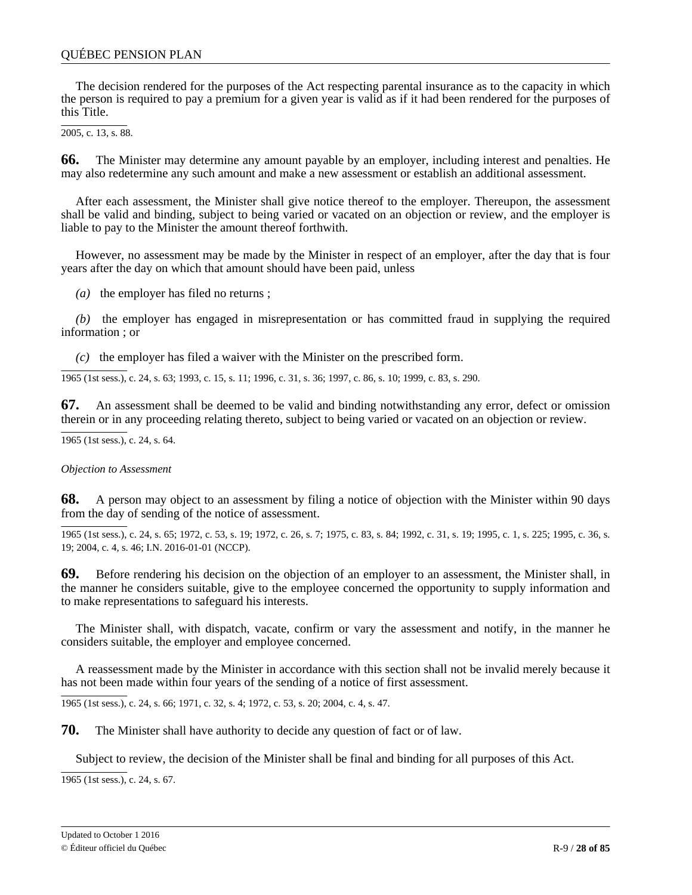The decision rendered for the purposes of the Act respecting parental insurance as to the capacity in which the person is required to pay a premium for a given year is valid as if it had been rendered for the purposes of this Title.

2005, c. 13, s. 88.

**66.** The Minister may determine any amount payable by an employer, including interest and penalties. He may also redetermine any such amount and make a new assessment or establish an additional assessment.

After each assessment, the Minister shall give notice thereof to the employer. Thereupon, the assessment shall be valid and binding, subject to being varied or vacated on an objection or review, and the employer is liable to pay to the Minister the amount thereof forthwith.

However, no assessment may be made by the Minister in respect of an employer, after the day that is four years after the day on which that amount should have been paid, unless

*(a)* the employer has filed no returns ;

*(b)* the employer has engaged in misrepresentation or has committed fraud in supplying the required information ; or

*(c)* the employer has filed a waiver with the Minister on the prescribed form.

1965 (1st sess.), c. 24, s. 63; 1993, c. 15, s. 11; 1996, c. 31, s. 36; 1997, c. 86, s. 10; 1999, c. 83, s. 290.

**67.** An assessment shall be deemed to be valid and binding notwithstanding any error, defect or omission therein or in any proceeding relating thereto, subject to being varied or vacated on an objection or review.

1965 (1st sess.), c. 24, s. 64.

*Objection to Assessment*

**68.** A person may object to an assessment by filing a notice of objection with the Minister within 90 days from the day of sending of the notice of assessment.

1965 (1st sess.), c. 24, s. 65; 1972, c. 53, s. 19; 1972, c. 26, s. 7; 1975, c. 83, s. 84; 1992, c. 31, s. 19; 1995, c. 1, s. 225; 1995, c. 36, s. 19; 2004, c. 4, s. 46; I.N. 2016-01-01 (NCCP).

**69.** Before rendering his decision on the objection of an employer to an assessment, the Minister shall, in the manner he considers suitable, give to the employee concerned the opportunity to supply information and to make representations to safeguard his interests.

The Minister shall, with dispatch, vacate, confirm or vary the assessment and notify, in the manner he considers suitable, the employer and employee concerned.

A reassessment made by the Minister in accordance with this section shall not be invalid merely because it has not been made within four years of the sending of a notice of first assessment.

1965 (1st sess.), c. 24, s. 66; 1971, c. 32, s. 4; 1972, c. 53, s. 20; 2004, c. 4, s. 47.

**70.** The Minister shall have authority to decide any question of fact or of law.

Subject to review, the decision of the Minister shall be final and binding for all purposes of this Act.

1965 (1st sess.), c. 24, s. 67.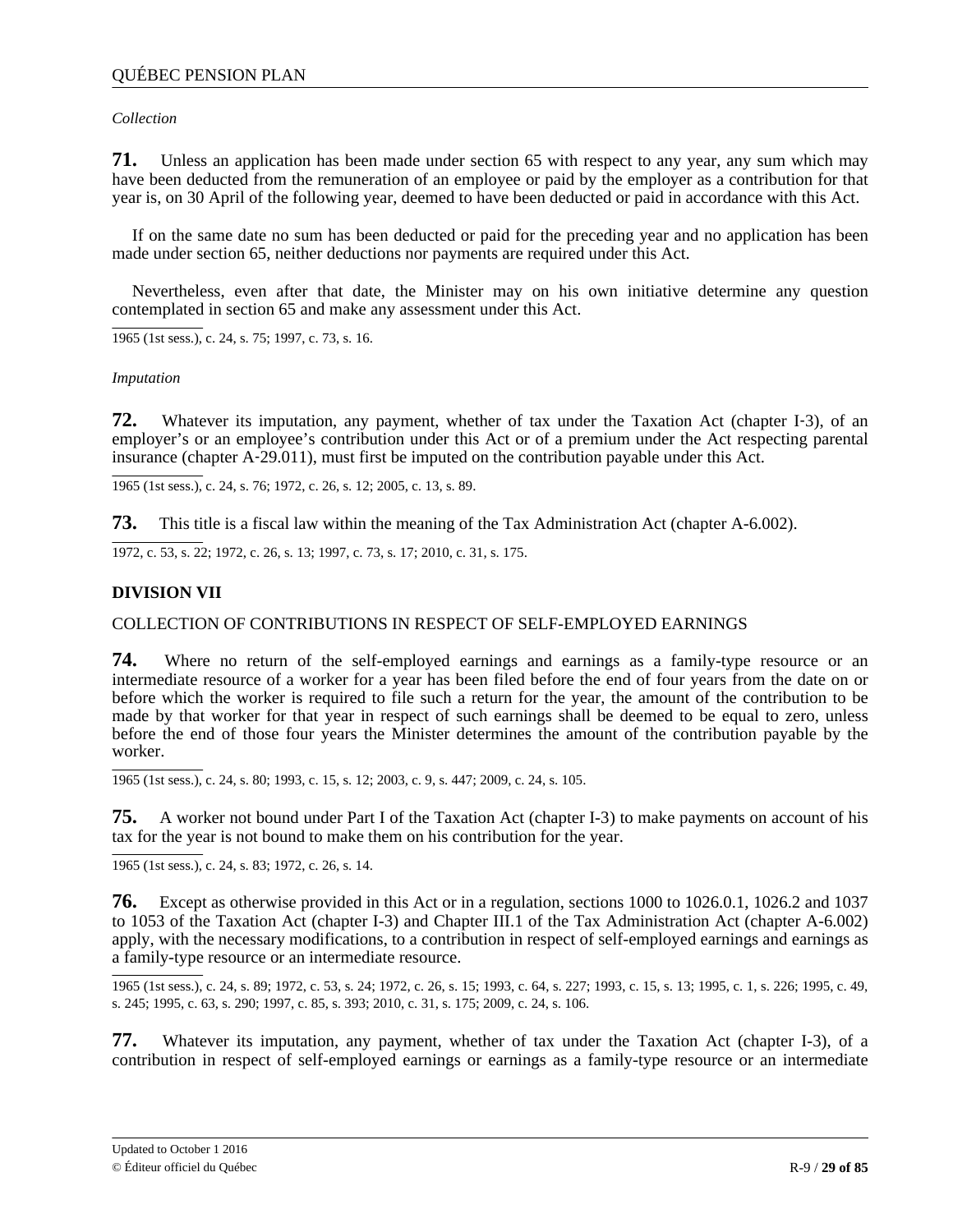*Collection*

**71.** Unless an application has been made under section 65 with respect to any year, any sum which may have been deducted from the remuneration of an employee or paid by the employer as a contribution for that year is, on 30 April of the following year, deemed to have been deducted or paid in accordance with this Act.

If on the same date no sum has been deducted or paid for the preceding year and no application has been made under section 65, neither deductions nor payments are required under this Act.

Nevertheless, even after that date, the Minister may on his own initiative determine any question contemplated in section 65 and make any assessment under this Act.

1965 (1st sess.), c. 24, s. 75; 1997, c. 73, s. 16.

*Imputation*

**72.** Whatever its imputation, any payment, whether of tax under the Taxation Act (chapter I-3), of an employer's or an employee's contribution under this Act or of a premium under the Act respecting parental insurance (chapter A-29.011), must first be imputed on the contribution payable under this Act.

1965 (1st sess.), c. 24, s. 76; 1972, c. 26, s. 12; 2005, c. 13, s. 89.

**73.** This title is a fiscal law within the meaning of the Tax Administration Act (chapter A-6.002).

1972, c. 53, s. 22; 1972, c. 26, s. 13; 1997, c. 73, s. 17; 2010, c. 31, s. 175.

## DIVISION VII

COLLECTION OF CONTRIBUTIONS IN RESPECT OF SELF-EMPLOYED EARNINGS

**74.** Where no return of the self-employed earnings and earnings as a family-type resource or an intermediate resource of a worker for a year has been filed before the end of four years from the date on or before which the worker is required to file such a return for the year, the amount of the contribution to be made by that worker for that year in respect of such earnings shall be deemed to be equal to zero, unless before the end of those four years the Minister determines the amount of the contribution payable by the worker.

1965 (1st sess.), c. 24, s. 80; 1993, c. 15, s. 12; 2003, c. 9, s. 447; 2009, c. 24, s. 105.

**75.** A worker not bound under Part I of the Taxation Act (chapter I-3) to make payments on account of his tax for the year is not bound to make them on his contribution for the year.

1965 (1st sess.), c. 24, s. 83; 1972, c. 26, s. 14.

**76.** Except as otherwise provided in this Act or in a regulation, sections 1000 to 1026.0.1, 1026.2 and 1037 to 1053 of the Taxation Act (chapter I-3) and Chapter III.1 of the Tax Administration Act (chapter A-6.002) apply, with the necessary modifications, to a contribution in respect of self-employed earnings and earnings as a family-type resource or an intermediate resource.

1965 (1st sess.), c. 24, s. 89; 1972, c. 53, s. 24; 1972, c. 26, s. 15; 1993, c. 64, s. 227; 1993, c. 15, s. 13; 1995, c. 1, s. 226; 1995, c. 49, s. 245; 1995, c. 63, s. 290; 1997, c. 85, s. 393; 2010, c. 31, s. 175; 2009, c. 24, s. 106.

**77.** Whatever its imputation, any payment, whether of tax under the Taxation Act (chapter I-3), of a contribution in respect of self-employed earnings or earnings as a family-type resource or an intermediate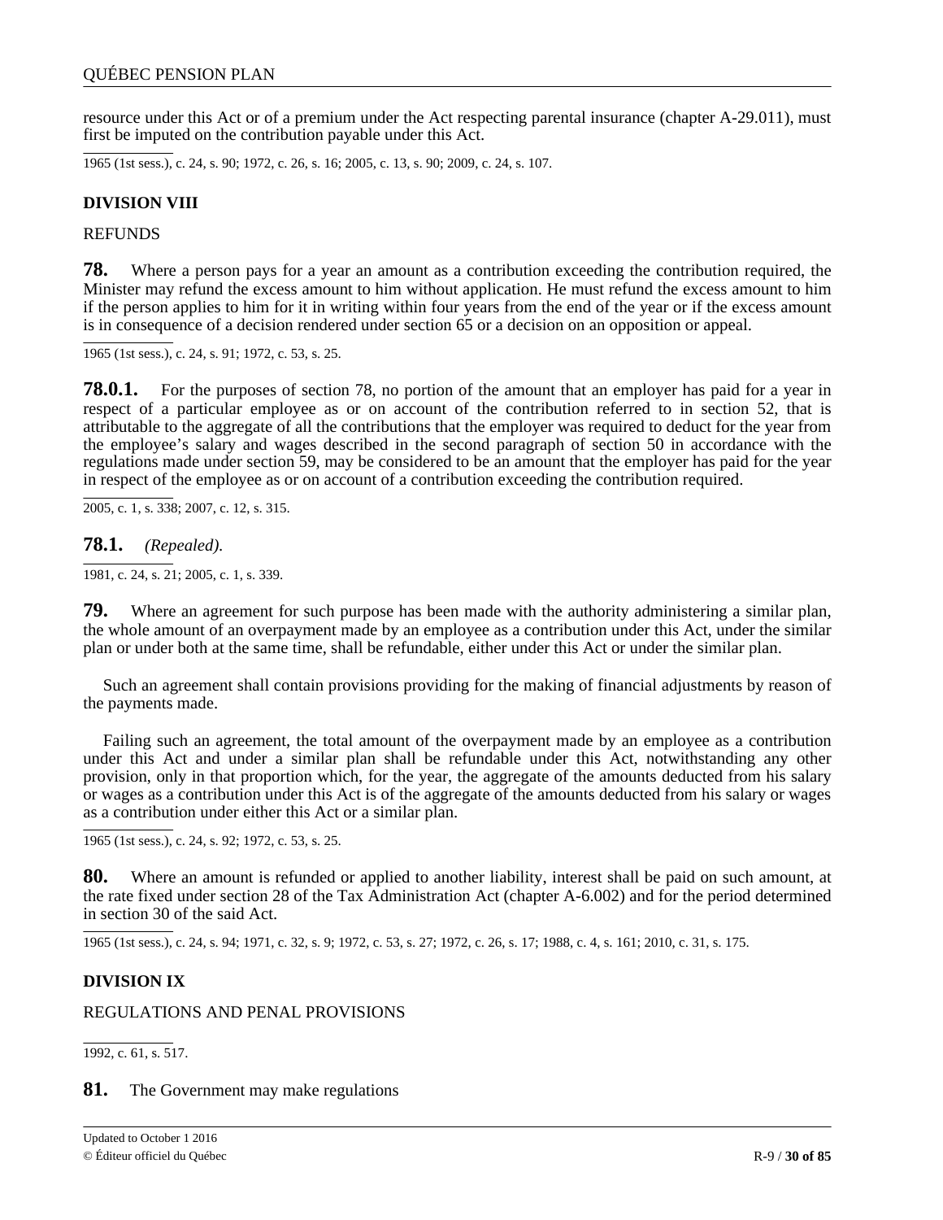resource under this Act or of a premium under the Act respecting parental insurance (chapter A-29.011), must first be imputed on the contribution payable under this Act.

1965 (1st sess.), c. 24, s. 90; 1972, c. 26, s. 16; 2005, c. 13, s. 90; 2009, c. 24, s. 107.

**DIVISION VIII**

REFUNDS

**78.** Where a person pays for a year an amount as a contribution exceeding the contribution required, the Minister may refund the excess amount to him without application. He must refund the excess amount to him if the person applies to him for it in writing within four years from the end of the year or if the excess amount is in consequence of a decision rendered under section 65 or a decision on an opposition or appeal.

1965 (1st sess.), c. 24, s. 91; 1972, c. 53, s. 25.

**78.0.1.** For the purposes of section 78, no portion of the amount that an employer has paid for a year in respect of a particular employee as or on account of the contribution referred to in section 52, that is attributable to the aggregate of all the contributions that the employer was required to deduct for the year from the employee's salary and wages described in the second paragraph of section 50 in accordance with the regulations made under section 59, may be considered to be an amount that the employer has paid for the year in respect of the employee as or on account of a contribution exceeding the contribution required.

2005, c. 1, s. 338; 2007, c. 12, s. 315.

**78.1.** *(Repealed).*

1981, c. 24, s. 21; 2005, c. 1, s. 339.

**79.** Where an agreement for such purpose has been made with the authority administering a similar plan, the whole amount of an overpayment made by an employee as a contribution under this Act, under the similar plan or under both at the same time, shall be refundable, either under this Act or under the similar plan.

Such an agreement shall contain provisions providing for the making of financial adjustments by reason of the payments made.

Failing such an agreement, the total amount of the overpayment made by an employee as a contribution under this Act and under a similar plan shall be refundable under this Act, notwithstanding any other provision, only in that proportion which, for the year, the aggregate of the amounts deducted from his salary or wages as a contribution under this Act is of the aggregate of the amounts deducted from his salary or wages as a contribution under either this Act or a similar plan.

1965 (1st sess.), c. 24, s. 92; 1972, c. 53, s. 25.

**80.** Where an amount is refunded or applied to another liability, interest shall be paid on such amount, at the rate fixed under section 28 of the Tax Administration Act (chapter A-6.002) and for the period determined in section 30 of the said Act.

1965 (1st sess.), c. 24, s. 94; 1971, c. 32, s. 9; 1972, c. 53, s. 27; 1972, c. 26, s. 17; 1988, c. 4, s. 161; 2010, c. 31, s. 175.

**DIVISION IX**

REGULATIONS AND PENAL PROVISIONS

1992, c. 61, s. 517.

**81.** The Government may make regulations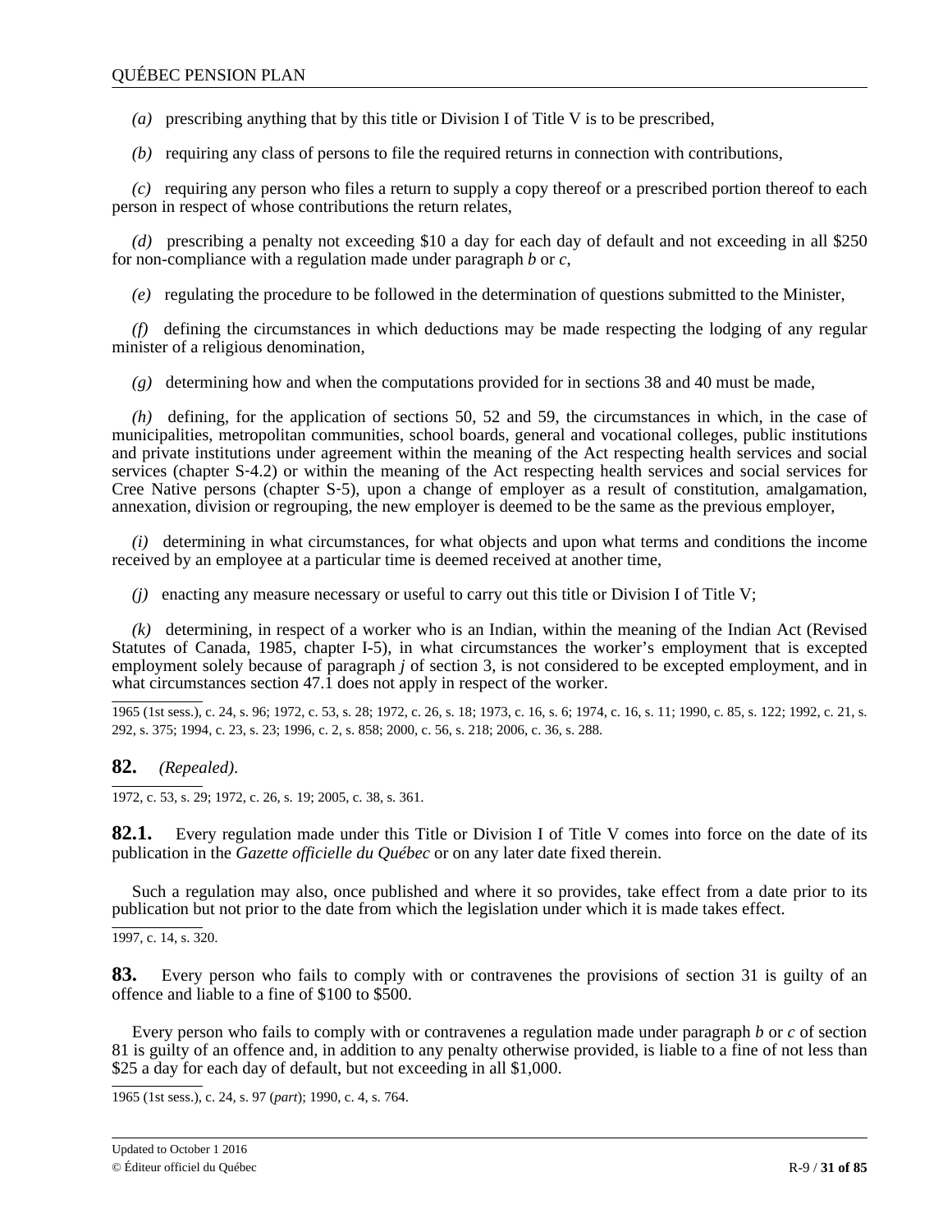*(a)* prescribing anything that by this title or Division I of Title V is to be prescribed,

*(b)* requiring any class of persons to file the required returns in connection with contributions,

*(c)* requiring any person who files a return to supply a copy thereof or a prescribed portion thereof to each person in respect of whose contributions the return relates,

*(d)* prescribing a penalty not exceeding $10 a day for each day of default and not exceeding in all $250 for non-compliance with a regulation made under paragraph *b* or *c*,

*(e)* regulating the procedure to be followed in the determination of questions submitted to the Minister,

*(f)* defining the circumstances in which deductions may be made respecting the lodging of any regular minister of a religious denomination,

*(g)* determining how and when the computations provided for in sections 38 and 40 must be made,

*(h)* defining, for the application of sections 50, 52 and 59, the circumstances in which, in the case of municipalities, metropolitan communities, school boards, general and vocational colleges, public institutions and private institutions under agreement within the meaning of the Act respecting health services and social services (chapter S-4.2) or within the meaning of the Act respecting health services and social services for Cree Native persons (chapter S-5), upon a change of employer as a result of constitution, amalgamation, annexation, division or regrouping, the new employer is deemed to be the same as the previous employer,

*(i)* determining in what circumstances, for what objects and upon what terms and conditions the income received by an employee at a particular time is deemed received at another time,

*(j)* enacting any measure necessary or useful to carry out this title or Division I of Title V;

*(k)* determining, in respect of a worker who is an Indian, within the meaning of the Indian Act (Revised Statutes of Canada, 1985, chapter I-5), in what circumstances the worker's employment that is excepted employment solely because of paragraph *j* of section 3, is not considered to be excepted employment, and in what circumstances section 47.1 does not apply in respect of the worker.

1965 (1st sess.), c. 24, s. 96; 1972, c. 53, s. 28; 1972, c. 26, s. 18; 1973, c. 16, s. 6; 1974, c. 16, s. 11; 1990, c. 85, s. 122; 1992, c. 21, s. 292, s. 375; 1994, c. 23, s. 23; 1996, c. 2, s. 858; 2000, c. 56, s. 218; 2006, c. 36, s. 288.

**82.** *(Repealed).*

1972, c. 53, s. 29; 1972, c. 26, s. 19; 2005, c. 38, s. 361.

**82.1.** Every regulation made under this Title or Division I of Title V comes into force on the date of its publication in the *Gazette officielle du Québec* or on any later date fixed therein.

Such a regulation may also, once published and where it so provides, take effect from a date prior to its publication but not prior to the date from which the legislation under which it is made takes effect.

1997, c. 14, s. 320.

**83.** Every person who fails to comply with or contravenes the provisions of section 31 is guilty of an offence and liable to a fine of $100 to $500.

Every person who fails to comply with or contravenes a regulation made under paragraph *b* or *c* of section 81 is guilty of an offence and, in addition to any penalty otherwise provided, is liable to a fine of not less than $25 a day for each day of default, but not exceeding in all $1,000.

1965 (1st sess.), c. 24, s. 97 (*part*); 1990, c. 4, s. 764.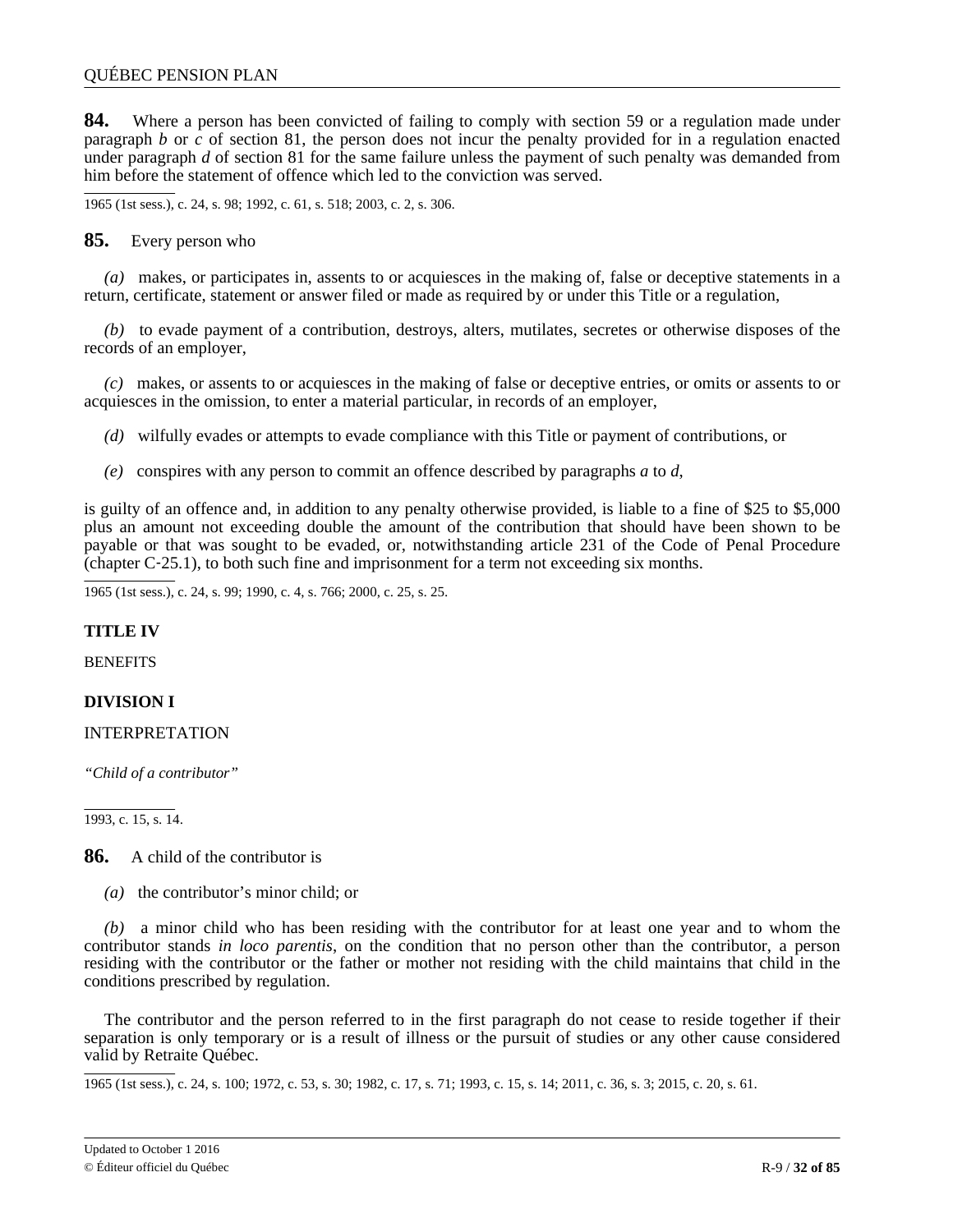**84.** Where a person has been convicted of failing to comply with section 59 or a regulation made under paragraph *b* or *c* of section 81, the person does not incur the penalty provided for in a regulation enacted under paragraph *d* of section 81 for the same failure unless the payment of such penalty was demanded from him before the statement of offence which led to the conviction was served.

1965 (1st sess.), c. 24, s. 98; 1992, c. 61, s. 518; 2003, c. 2, s. 306.

**85.** Every person who

*(a)* makes, or participates in, assents to or acquiesces in the making of, false or deceptive statements in a return, certificate, statement or answer filed or made as required by or under this Title or a regulation,

*(b)* to evade payment of a contribution, destroys, alters, mutilates, secretes or otherwise disposes of the records of an employer,

*(c)* makes, or assents to or acquiesces in the making of false or deceptive entries, or omits or assents to or acquiesces in the omission, to enter a material particular, in records of an employer,

*(d)* wilfully evades or attempts to evade compliance with this Title or payment of contributions, or

*(e)* conspires with any person to commit an offence described by paragraphs *a* to *d*,

is guilty of an offence and, in addition to any penalty otherwise provided, is liable to a fine of $25 to $5,000 plus an amount not exceeding double the amount of the contribution that should have been shown to be payable or that was sought to be evaded, or, notwithstanding article 231 of the Code of Penal Procedure (chapter C-25.1), to both such fine and imprisonment for a term not exceeding six months.

1965 (1st sess.), c. 24, s. 99; 1990, c. 4, s. 766; 2000, c. 25, s. 25.

## TITLE IV

BENEFITS

### DIVISION I

INTERPRETATION

*"Child of a contributor"*

1993, c. 15, s. 14.

**86.** A child of the contributor is

*(a)* the contributor's minor child; or

*(b)* a minor child who has been residing with the contributor for at least one year and to whom the contributor stands *in loco parentis*, on the condition that no person other than the contributor, a person residing with the contributor or the father or mother not residing with the child maintains that child in the conditions prescribed by regulation.

The contributor and the person referred to in the first paragraph do not cease to reside together if their separation is only temporary or is a result of illness or the pursuit of studies or any other cause considered valid by Retraite Québec.

1965 (1st sess.), c. 24, s. 100; 1972, c. 53, s. 30; 1982, c. 17, s. 71; 1993, c. 15, s. 14; 2011, c. 36, s. 3; 2015, c. 20, s. 61.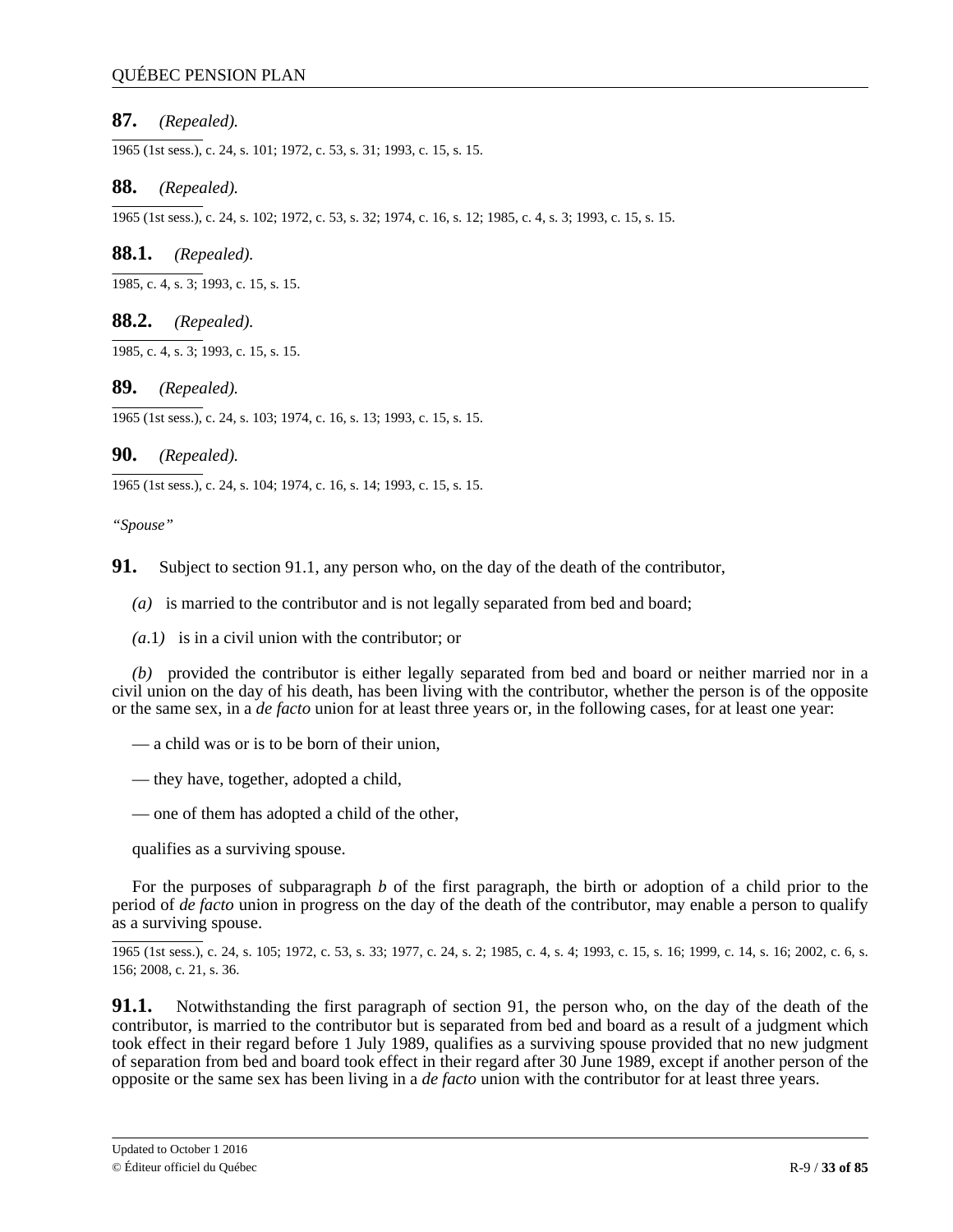**87.** *(Repealed).*

1965 (1st sess.), c. 24, s. 101; 1972, c. 53, s. 31; 1993, c. 15, s. 15.

**88.** *(Repealed).*

1965 (1st sess.), c. 24, s. 102; 1972, c. 53, s. 32; 1974, c. 16, s. 12; 1985, c. 4, s. 3; 1993, c. 15, s. 15.

**88.1.** *(Repealed).*

1985, c. 4, s. 3; 1993, c. 15, s. 15.

**88.2.** *(Repealed).*

1985, c. 4, s. 3; 1993, c. 15, s. 15.

**89.** *(Repealed).*

1965 (1st sess.), c. 24, s. 103; 1974, c. 16, s. 13; 1993, c. 15, s. 15.

**90.** *(Repealed).*

1965 (1st sess.), c. 24, s. 104; 1974, c. 16, s. 14; 1993, c. 15, s. 15.

*"Spouse"*

**91.** Subject to section 91.1, any person who, on the day of the death of the contributor,

*(a)* is married to the contributor and is not legally separated from bed and board;

*(a.1)* is in a civil union with the contributor; or

*(b)* provided the contributor is either legally separated from bed and board or neither married nor in a civil union on the day of his death, has been living with the contributor, whether the person is of the opposite or the same sex, in a *de facto* union for at least three years or, in the following cases, for at least one year:

— a child was or is to be born of their union,

— they have, together, adopted a child,

— one of them has adopted a child of the other,

qualifies as a surviving spouse.

For the purposes of subparagraph *b* of the first paragraph, the birth or adoption of a child prior to the period of *de facto* union in progress on the day of the death of the contributor, may enable a person to qualify as a surviving spouse.

1965 (1st sess.), c. 24, s. 105; 1972, c. 53, s. 33; 1977, c. 24, s. 2; 1985, c. 4, s. 4; 1993, c. 15, s. 16; 1999, c. 14, s. 16; 2002, c. 6, s. 156; 2008, c. 21, s. 36.

**91.1.** Notwithstanding the first paragraph of section 91, the person who, on the day of the death of the contributor, is married to the contributor but is separated from bed and board as a result of a judgment which took effect in their regard before 1 July 1989, qualifies as a surviving spouse provided that no new judgment of separation from bed and board took effect in their regard after 30 June 1989, except if another person of the opposite or the same sex has been living in a *de facto* union with the contributor for at least three years.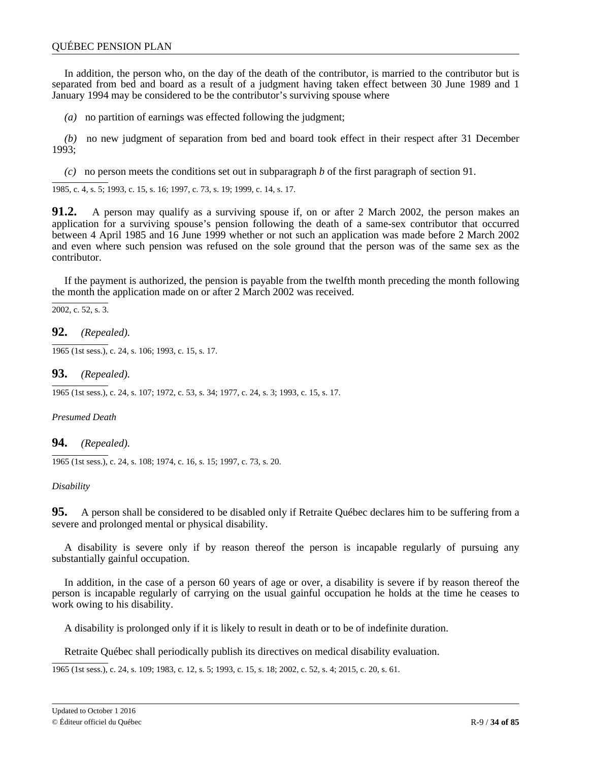In addition, the person who, on the day of the death of the contributor, is married to the contributor but is separated from bed and board as a result of a judgment having taken effect between 30 June 1989 and 1 January 1994 may be considered to be the contributor's surviving spouse where

*(a)* no partition of earnings was effected following the judgment;

*(b)* no new judgment of separation from bed and board took effect in their respect after 31 December 1993;

*(c)* no person meets the conditions set out in subparagraph *b* of the first paragraph of section 91.

1985, c. 4, s. 5; 1993, c. 15, s. 16; 1997, c. 73, s. 19; 1999, c. 14, s. 17.

**91.2.** A person may qualify as a surviving spouse if, on or after 2 March 2002, the person makes an application for a surviving spouse's pension following the death of a same-sex contributor that occurred between 4 April 1985 and 16 June 1999 whether or not such an application was made before 2 March 2002 and even where such pension was refused on the sole ground that the person was of the same sex as the contributor.

If the payment is authorized, the pension is payable from the twelfth month preceding the month following the month the application made on or after 2 March 2002 was received.

2002, c. 52, s. 3.

**92.** *(Repealed).*

1965 (1st sess.), c. 24, s. 106; 1993, c. 15, s. 17.

**93.** *(Repealed).*

1965 (1st sess.), c. 24, s. 107; 1972, c. 53, s. 34; 1977, c. 24, s. 3; 1993, c. 15, s. 17.

*Presumed Death*

**94.** *(Repealed).*

1965 (1st sess.), c. 24, s. 108; 1974, c. 16, s. 15; 1997, c. 73, s. 20.

*Disability*

**95.** A person shall be considered to be disabled only if Retraite Québec declares him to be suffering from a severe and prolonged mental or physical disability.

A disability is severe only if by reason thereof the person is incapable regularly of pursuing any substantially gainful occupation.

In addition, in the case of a person 60 years of age or over, a disability is severe if by reason thereof the person is incapable regularly of carrying on the usual gainful occupation he holds at the time he ceases to work owing to his disability.

A disability is prolonged only if it is likely to result in death or to be of indefinite duration.

Retraite Québec shall periodically publish its directives on medical disability evaluation.

1965 (1st sess.), c. 24, s. 109; 1983, c. 12, s. 5; 1993, c. 15, s. 18; 2002, c. 52, s. 4; 2015, c. 20, s. 61.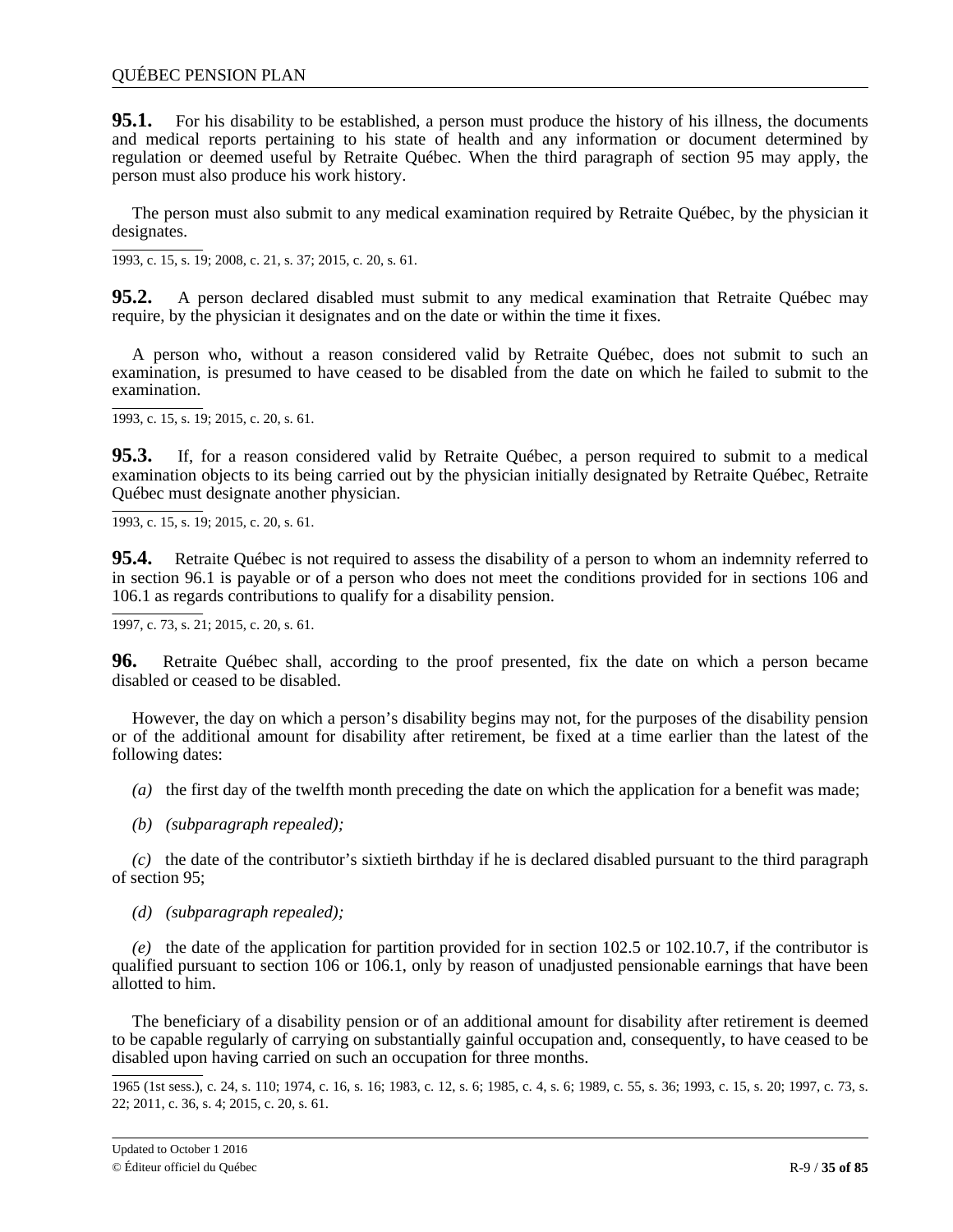**95.1.** For his disability to be established, a person must produce the history of his illness, the documents and medical reports pertaining to his state of health and any information or document determined by regulation or deemed useful by Retraite Québec. When the third paragraph of section 95 may apply, the person must also produce his work history.

The person must also submit to any medical examination required by Retraite Québec, by the physician it designates.

1993, c. 15, s. 19; 2008, c. 21, s. 37; 2015, c. 20, s. 61.

**95.2.** A person declared disabled must submit to any medical examination that Retraite Québec may require, by the physician it designates and on the date or within the time it fixes.

A person who, without a reason considered valid by Retraite Québec, does not submit to such an examination, is presumed to have ceased to be disabled from the date on which he failed to submit to the examination.

1993, c. 15, s. 19; 2015, c. 20, s. 61.

**95.3.** If, for a reason considered valid by Retraite Québec, a person required to submit to a medical examination objects to its being carried out by the physician initially designated by Retraite Québec, Retraite Québec must designate another physician.

1993, c. 15, s. 19; 2015, c. 20, s. 61.

**95.4.** Retraite Québec is not required to assess the disability of a person to whom an indemnity referred to in section 96.1 is payable or of a person who does not meet the conditions provided for in sections 106 and 106.1 as regards contributions to qualify for a disability pension.

1997, c. 73, s. 21; 2015, c. 20, s. 61.

**96.** Retraite Québec shall, according to the proof presented, fix the date on which a person became disabled or ceased to be disabled.

However, the day on which a person's disability begins may not, for the purposes of the disability pension or of the additional amount for disability after retirement, be fixed at a time earlier than the latest of the following dates:

*(a)* the first day of the twelfth month preceding the date on which the application for a benefit was made;

*(b)* *(subparagraph repealed);*

*(c)* the date of the contributor's sixtieth birthday if he is declared disabled pursuant to the third paragraph of section 95;

*(d)* *(subparagraph repealed);*

*(e)* the date of the application for partition provided for in section 102.5 or 102.10.7, if the contributor is qualified pursuant to section 106 or 106.1, only by reason of unadjusted pensionable earnings that have been allotted to him.

The beneficiary of a disability pension or of an additional amount for disability after retirement is deemed to be capable regularly of carrying on substantially gainful occupation and, consequently, to have ceased to be disabled upon having carried on such an occupation for three months.

1965 (1st sess.), c. 24, s. 110; 1974, c. 16, s. 16; 1983, c. 12, s. 6; 1985, c. 4, s. 6; 1989, c. 55, s. 36; 1993, c. 15, s. 20; 1997, c. 73, s. 22; 2011, c. 36, s. 4; 2015, c. 20, s. 61.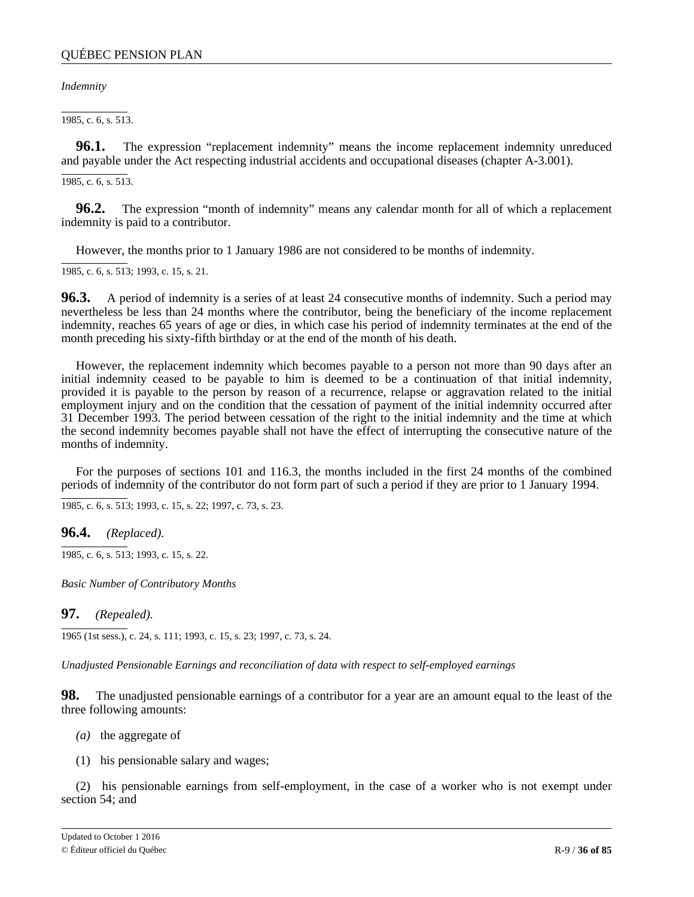*Indemnity*

1985, c. 6, s. 513.

**96.1.** The expression “replacement indemnity” means the income replacement indemnity unreduced and payable under the Act respecting industrial accidents and occupational diseases (chapter A-3.001).

1985, c. 6, s. 513.

**96.2.** The expression “month of indemnity” means any calendar month for all of which a replacement indemnity is paid to a contributor.

However, the months prior to 1 January 1986 are not considered to be months of indemnity.

1985, c. 6, s. 513; 1993, c. 15, s. 21.

**96.3.** A period of indemnity is a series of at least 24 consecutive months of indemnity. Such a period may nevertheless be less than 24 months where the contributor, being the beneficiary of the income replacement indemnity, reaches 65 years of age or dies, in which case his period of indemnity terminates at the end of the month preceding his sixty-fifth birthday or at the end of the month of his death.

However, the replacement indemnity which becomes payable to a person not more than 90 days after an initial indemnity ceased to be payable to him is deemed to be a continuation of that initial indemnity, provided it is payable to the person by reason of a recurrence, relapse or aggravation related to the initial employment injury and on the condition that the cessation of payment of the initial indemnity occurred after 31 December 1993. The period between cessation of the right to the initial indemnity and the time at which the second indemnity becomes payable shall not have the effect of interrupting the consecutive nature of the months of indemnity.

For the purposes of sections 101 and 116.3, the months included in the first 24 months of the combined periods of indemnity of the contributor do not form part of such a period if they are prior to 1 January 1994.

1985, c. 6, s. 513; 1993, c. 15, s. 22; 1997, c. 73, s. 23.

**96.4.** *(Replaced).*

1985, c. 6, s. 513; 1993, c. 15, s. 22.

*Basic Number of Contributory Months*

**97.** *(Repealed).*

1965 (1st sess.), c. 24, s. 111; 1993, c. 15, s. 23; 1997, c. 73, s. 24.

*Unadjusted Pensionable Earnings and reconciliation of data with respect to self-employed earnings*

**98.** The unadjusted pensionable earnings of a contributor for a year are an amount equal to the least of the three following amounts:

*(a)* the aggregate of

(1) his pensionable salary and wages;

(2) his pensionable earnings from self-employment, in the case of a worker who is not exempt under section 54; and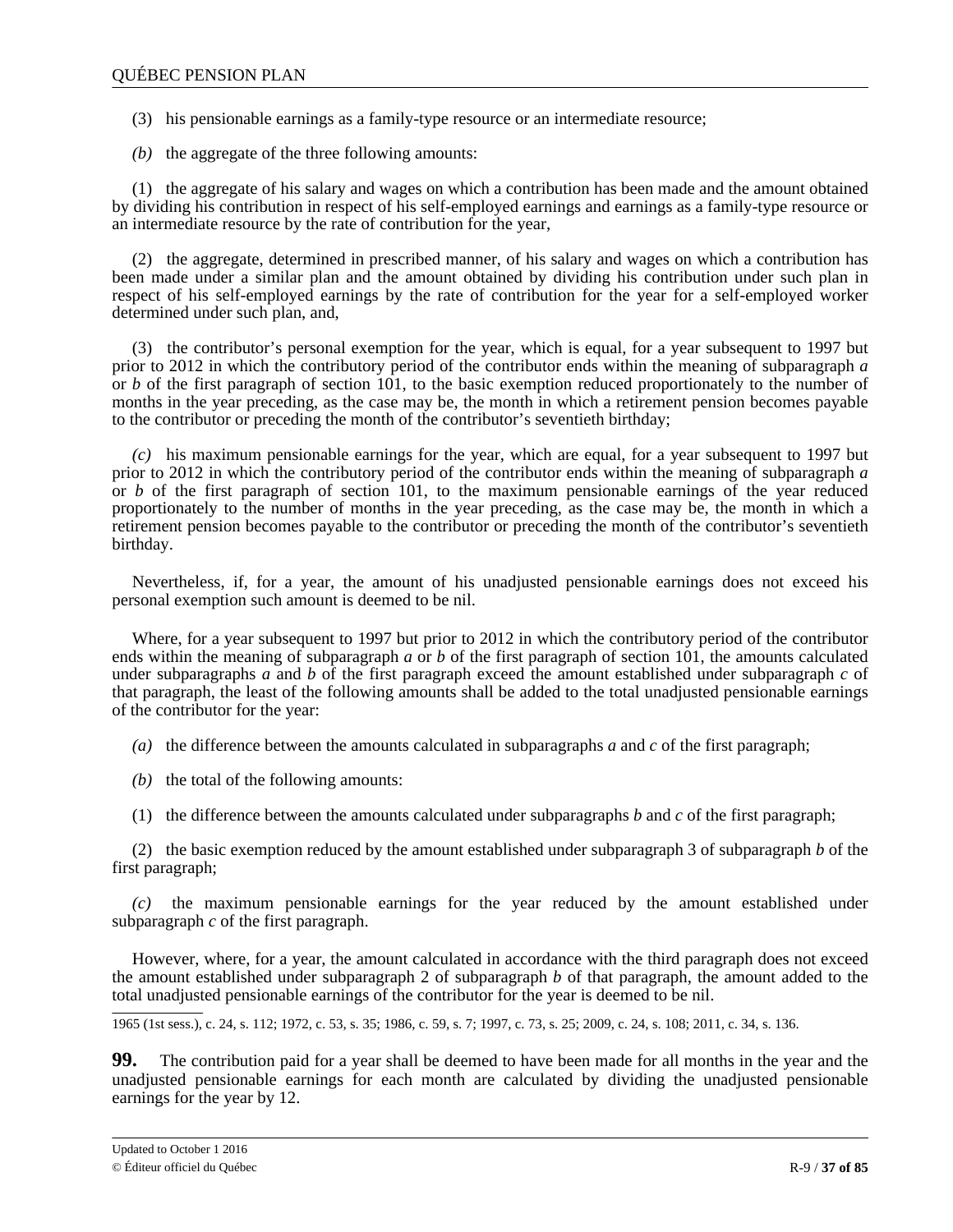(3) his pensionable earnings as a family-type resource or an intermediate resource;

*(b)* the aggregate of the three following amounts:

(1) the aggregate of his salary and wages on which a contribution has been made and the amount obtained by dividing his contribution in respect of his self-employed earnings and earnings as a family-type resource or an intermediate resource by the rate of contribution for the year,

(2) the aggregate, determined in prescribed manner, of his salary and wages on which a contribution has been made under a similar plan and the amount obtained by dividing his contribution under such plan in respect of his self-employed earnings by the rate of contribution for the year for a self-employed worker determined under such plan, and,

(3) the contributor's personal exemption for the year, which is equal, for a year subsequent to 1997 but prior to 2012 in which the contributory period of the contributor ends within the meaning of subparagraph *a* or *b* of the first paragraph of section 101, to the basic exemption reduced proportionately to the number of months in the year preceding, as the case may be, the month in which a retirement pension becomes payable to the contributor or preceding the month of the contributor's seventieth birthday;

*(c)* his maximum pensionable earnings for the year, which are equal, for a year subsequent to 1997 but prior to 2012 in which the contributory period of the contributor ends within the meaning of subparagraph *a* or *b* of the first paragraph of section 101, to the maximum pensionable earnings of the year reduced proportionately to the number of months in the year preceding, as the case may be, the month in which a retirement pension becomes payable to the contributor or preceding the month of the contributor's seventieth birthday.

Nevertheless, if, for a year, the amount of his unadjusted pensionable earnings does not exceed his personal exemption such amount is deemed to be nil.

Where, for a year subsequent to 1997 but prior to 2012 in which the contributory period of the contributor ends within the meaning of subparagraph *a* or *b* of the first paragraph of section 101, the amounts calculated under subparagraphs *a* and *b* of the first paragraph exceed the amount established under subparagraph *c* of that paragraph, the least of the following amounts shall be added to the total unadjusted pensionable earnings of the contributor for the year:

*(a)* the difference between the amounts calculated in subparagraphs *a* and *c* of the first paragraph;

*(b)* the total of the following amounts:

(1) the difference between the amounts calculated under subparagraphs *b* and *c* of the first paragraph;

(2) the basic exemption reduced by the amount established under subparagraph 3 of subparagraph *b* of the first paragraph;

*(c)* the maximum pensionable earnings for the year reduced by the amount established under subparagraph *c* of the first paragraph.

However, where, for a year, the amount calculated in accordance with the third paragraph does not exceed the amount established under subparagraph 2 of subparagraph *b* of that paragraph, the amount added to the total unadjusted pensionable earnings of the contributor for the year is deemed to be nil.

1965 (1st sess.), c. 24, s. 112; 1972, c. 53, s. 35; 1986, c. 59, s. 7; 1997, c. 73, s. 25; 2009, c. 24, s. 108; 2011, c. 34, s. 136.

**99.** The contribution paid for a year shall be deemed to have been made for all months in the year and the unadjusted pensionable earnings for each month are calculated by dividing the unadjusted pensionable earnings for the year by 12.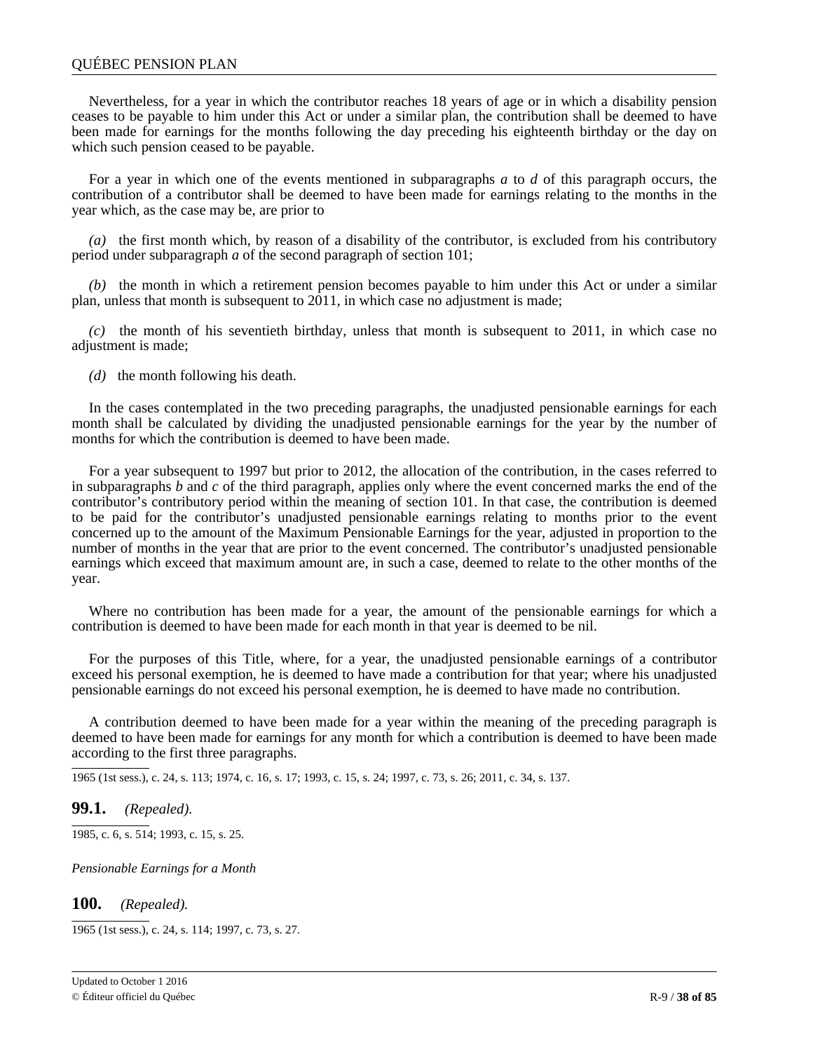Nevertheless, for a year in which the contributor reaches 18 years of age or in which a disability pension ceases to be payable to him under this Act or under a similar plan, the contribution shall be deemed to have been made for earnings for the months following the day preceding his eighteenth birthday or the day on which such pension ceased to be payable.

For a year in which one of the events mentioned in subparagraphs *a* to *d* of this paragraph occurs, the contribution of a contributor shall be deemed to have been made for earnings relating to the months in the year which, as the case may be, are prior to

*(a)* the first month which, by reason of a disability of the contributor, is excluded from his contributory period under subparagraph *a* of the second paragraph of section 101;

*(b)* the month in which a retirement pension becomes payable to him under this Act or under a similar plan, unless that month is subsequent to 2011, in which case no adjustment is made;

*(c)* the month of his seventieth birthday, unless that month is subsequent to 2011, in which case no adjustment is made;

*(d)* the month following his death.

In the cases contemplated in the two preceding paragraphs, the unadjusted pensionable earnings for each month shall be calculated by dividing the unadjusted pensionable earnings for the year by the number of months for which the contribution is deemed to have been made.

For a year subsequent to 1997 but prior to 2012, the allocation of the contribution, in the cases referred to in subparagraphs *b* and *c* of the third paragraph, applies only where the event concerned marks the end of the contributor's contributory period within the meaning of section 101. In that case, the contribution is deemed to be paid for the contributor's unadjusted pensionable earnings relating to months prior to the event concerned up to the amount of the Maximum Pensionable Earnings for the year, adjusted in proportion to the number of months in the year that are prior to the event concerned. The contributor's unadjusted pensionable earnings which exceed that maximum amount are, in such a case, deemed to relate to the other months of the year.

Where no contribution has been made for a year, the amount of the pensionable earnings for which a contribution is deemed to have been made for each month in that year is deemed to be nil.

For the purposes of this Title, where, for a year, the unadjusted pensionable earnings of a contributor exceed his personal exemption, he is deemed to have made a contribution for that year; where his unadjusted pensionable earnings do not exceed his personal exemption, he is deemed to have made no contribution.

A contribution deemed to have been made for a year within the meaning of the preceding paragraph is deemed to have been made for earnings for any month for which a contribution is deemed to have been made according to the first three paragraphs.

1965 (1st sess.), c. 24, s. 113; 1974, c. 16, s. 17; 1993, c. 15, s. 24; 1997, c. 73, s. 26; 2011, c. 34, s. 137.

**99.1.** *(Repealed).*

1985, c. 6, s. 514; 1993, c. 15, s. 25.

*Pensionable Earnings for a Month*

**100.** *(Repealed).*

1965 (1st sess.), c. 24, s. 114; 1997, c. 73, s. 27.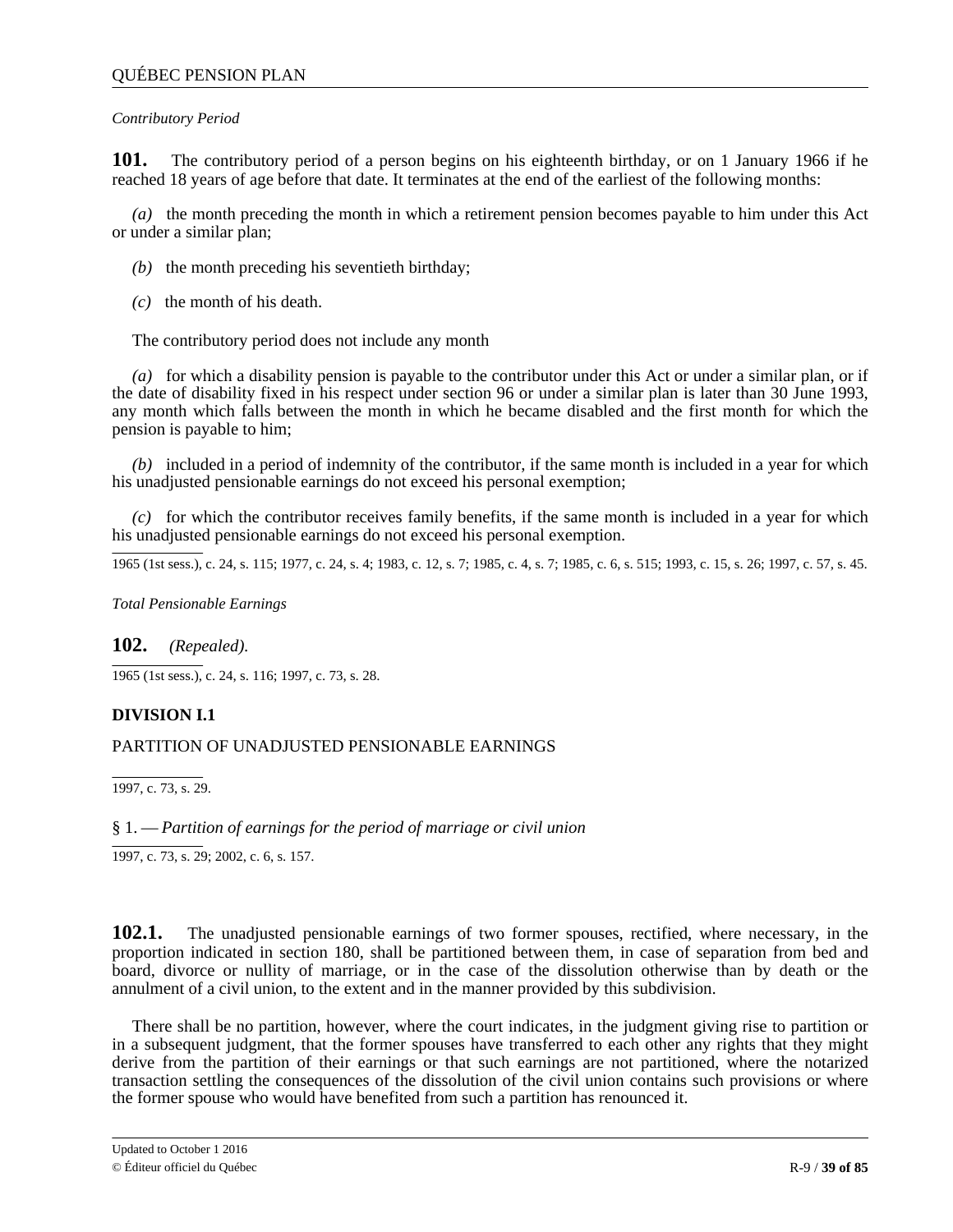*Contributory Period*

**101.** The contributory period of a person begins on his eighteenth birthday, or on 1 January 1966 if he reached 18 years of age before that date. It terminates at the end of the earliest of the following months:

*(a)* the month preceding the month in which a retirement pension becomes payable to him under this Act or under a similar plan;

*(b)* the month preceding his seventieth birthday;

*(c)* the month of his death.

The contributory period does not include any month

*(a)* for which a disability pension is payable to the contributor under this Act or under a similar plan, or if the date of disability fixed in his respect under section 96 or under a similar plan is later than 30 June 1993, any month which falls between the month in which he became disabled and the first month for which the pension is payable to him;

*(b)* included in a period of indemnity of the contributor, if the same month is included in a year for which his unadjusted pensionable earnings do not exceed his personal exemption;

*(c)* for which the contributor receives family benefits, if the same month is included in a year for which his unadjusted pensionable earnings do not exceed his personal exemption.

1965 (1st sess.), c. 24, s. 115; 1977, c. 24, s. 4; 1983, c. 12, s. 7; 1985, c. 4, s. 7; 1985, c. 6, s. 515; 1993, c. 15, s. 26; 1997, c. 57, s. 45.

*Total Pensionable Earnings*

**102.** *(Repealed).*

1965 (1st sess.), c. 24, s. 116; 1997, c. 73, s. 28.

## DIVISION I.1

PARTITION OF UNADJUSTED PENSIONABLE EARNINGS

1997, c. 73, s. 29.

§ 1. — *Partition of earnings for the period of marriage or civil union*

1997, c. 73, s. 29; 2002, c. 6, s. 157.

**102.1.** The unadjusted pensionable earnings of two former spouses, rectified, where necessary, in the proportion indicated in section 180, shall be partitioned between them, in case of separation from bed and board, divorce or nullity of marriage, or in the case of the dissolution otherwise than by death or the annulment of a civil union, to the extent and in the manner provided by this subdivision.

There shall be no partition, however, where the court indicates, in the judgment giving rise to partition or in a subsequent judgment, that the former spouses have transferred to each other any rights that they might derive from the partition of their earnings or that such earnings are not partitioned, where the notarized transaction settling the consequences of the dissolution of the civil union contains such provisions or where the former spouse who would have benefited from such a partition has renounced it.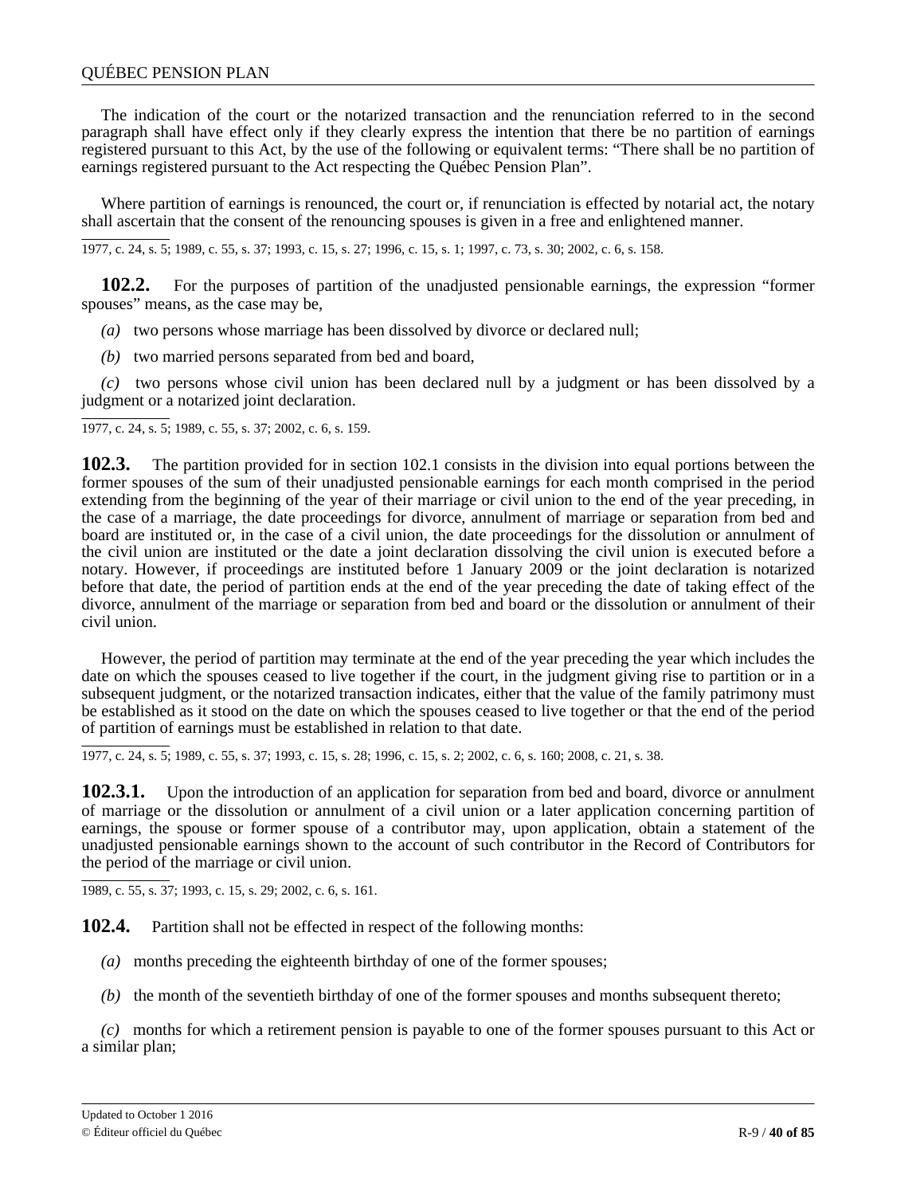The indication of the court or the notarized transaction and the renunciation referred to in the second paragraph shall have effect only if they clearly express the intention that there be no partition of earnings registered pursuant to this Act, by the use of the following or equivalent terms: "There shall be no partition of earnings registered pursuant to the Act respecting the Québec Pension Plan".

Where partition of earnings is renounced, the court or, if renunciation is effected by notarial act, the notary shall ascertain that the consent of the renouncing spouses is given in a free and enlightened manner.

1977, c. 24, s. 5; 1989, c. 55, s. 37; 1993, c. 15, s. 27; 1996, c. 15, s. 1; 1997, c. 73, s. 30; 2002, c. 6, s. 158.

**102.2.** For the purposes of partition of the unadjusted pensionable earnings, the expression "former spouses" means, as the case may be,

*(a)* two persons whose marriage has been dissolved by divorce or declared null;

*(b)* two married persons separated from bed and board,

*(c)* two persons whose civil union has been declared null by a judgment or has been dissolved by a judgment or a notarized joint declaration.

1977, c. 24, s. 5; 1989, c. 55, s. 37; 2002, c. 6, s. 159.

**102.3.** The partition provided for in section 102.1 consists in the division into equal portions between the former spouses of the sum of their unadjusted pensionable earnings for each month comprised in the period extending from the beginning of the year of their marriage or civil union to the end of the year preceding, in the case of a marriage, the date proceedings for divorce, annulment of marriage or separation from bed and board are instituted or, in the case of a civil union, the date proceedings for the dissolution or annulment of the civil union are instituted or the date a joint declaration dissolving the civil union is executed before a notary. However, if proceedings are instituted before 1 January 2009 or the joint declaration is notarized before that date, the period of partition ends at the end of the year preceding the date of taking effect of the divorce, annulment of the marriage or separation from bed and board or the dissolution or annulment of their civil union.

However, the period of partition may terminate at the end of the year preceding the year which includes the date on which the spouses ceased to live together if the court, in the judgment giving rise to partition or in a subsequent judgment, or the notarized transaction indicates, either that the value of the family patrimony must be established as it stood on the date on which the spouses ceased to live together or that the end of the period of partition of earnings must be established in relation to that date.

1977, c. 24, s. 5; 1989, c. 55, s. 37; 1993, c. 15, s. 28; 1996, c. 15, s. 2; 2002, c. 6, s. 160; 2008, c. 21, s. 38.

**102.3.1.** Upon the introduction of an application for separation from bed and board, divorce or annulment of marriage or the dissolution or annulment of a civil union or a later application concerning partition of earnings, the spouse or former spouse of a contributor may, upon application, obtain a statement of the unadjusted pensionable earnings shown to the account of such contributor in the Record of Contributors for the period of the marriage or civil union.

1989, c. 55, s. 37; 1993, c. 15, s. 29; 2002, c. 6, s. 161.

**102.4.** Partition shall not be effected in respect of the following months:

*(a)* months preceding the eighteenth birthday of one of the former spouses;

*(b)* the month of the seventieth birthday of one of the former spouses and months subsequent thereto;

*(c)* months for which a retirement pension is payable to one of the former spouses pursuant to this Act or a similar plan;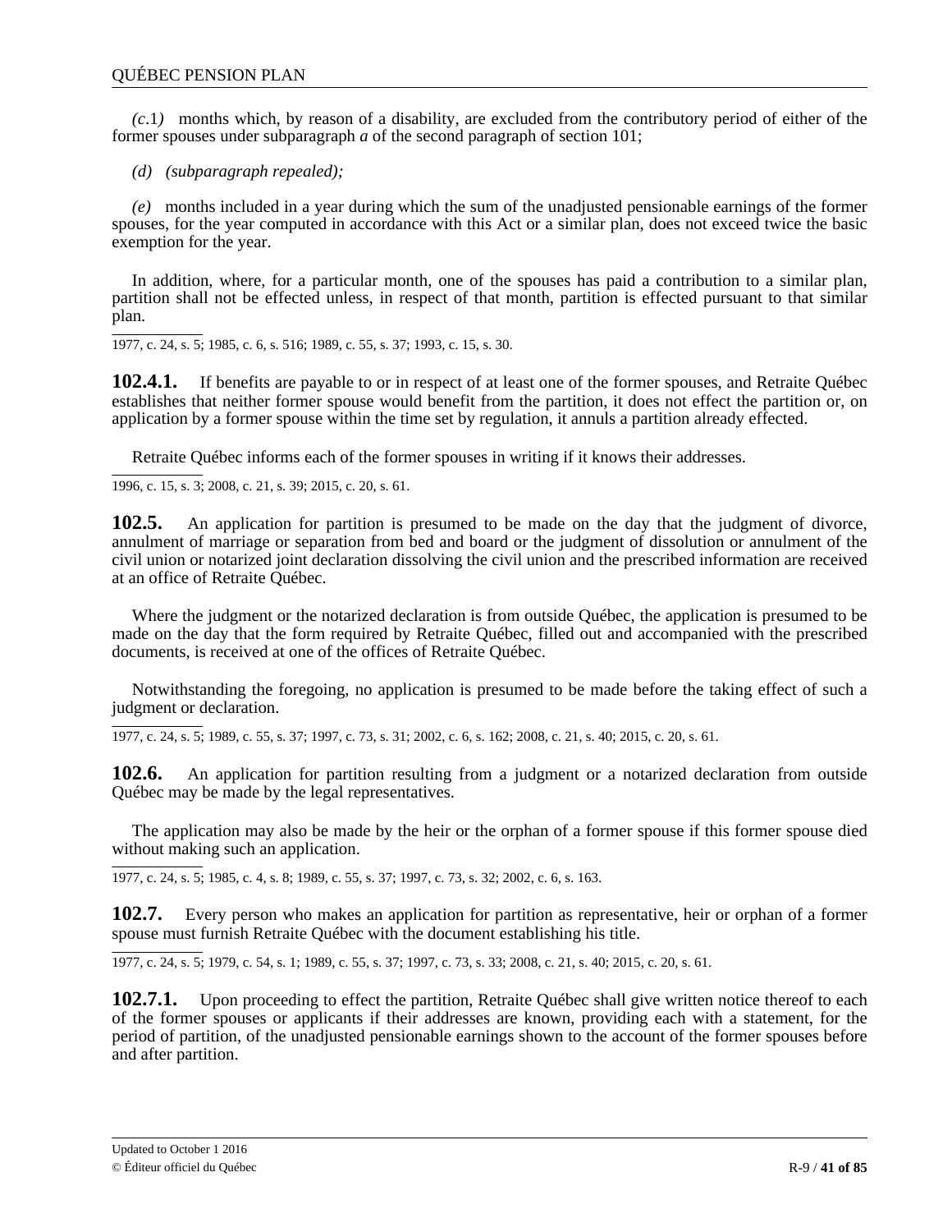*(c.*1*)* months which, by reason of a disability, are excluded from the contributory period of either of the former spouses under subparagraph *a* of the second paragraph of section 101;

*(d)* *(subparagraph repealed);*

*(e)* months included in a year during which the sum of the unadjusted pensionable earnings of the former spouses, for the year computed in accordance with this Act or a similar plan, does not exceed twice the basic exemption for the year.

In addition, where, for a particular month, one of the spouses has paid a contribution to a similar plan, partition shall not be effected unless, in respect of that month, partition is effected pursuant to that similar plan.

1977, c. 24, s. 5; 1985, c. 6, s. 516; 1989, c. 55, s. 37; 1993, c. 15, s. 30.

**102.4.1.** If benefits are payable to or in respect of at least one of the former spouses, and Retraite Québec establishes that neither former spouse would benefit from the partition, it does not effect the partition or, on application by a former spouse within the time set by regulation, it annuls a partition already effected.

Retraite Québec informs each of the former spouses in writing if it knows their addresses.

1996, c. 15, s. 3; 2008, c. 21, s. 39; 2015, c. 20, s. 61.

**102.5.** An application for partition is presumed to be made on the day that the judgment of divorce, annulment of marriage or separation from bed and board or the judgment of dissolution or annulment of the civil union or notarized joint declaration dissolving the civil union and the prescribed information are received at an office of Retraite Québec.

Where the judgment or the notarized declaration is from outside Québec, the application is presumed to be made on the day that the form required by Retraite Québec, filled out and accompanied with the prescribed documents, is received at one of the offices of Retraite Québec.

Notwithstanding the foregoing, no application is presumed to be made before the taking effect of such a judgment or declaration.

1977, c. 24, s. 5; 1989, c. 55, s. 37; 1997, c. 73, s. 31; 2002, c. 6, s. 162; 2008, c. 21, s. 40; 2015, c. 20, s. 61.

**102.6.** An application for partition resulting from a judgment or a notarized declaration from outside Québec may be made by the legal representatives.

The application may also be made by the heir or the orphan of a former spouse if this former spouse died without making such an application.

1977, c. 24, s. 5; 1985, c. 4, s. 8; 1989, c. 55, s. 37; 1997, c. 73, s. 32; 2002, c. 6, s. 163.

**102.7.** Every person who makes an application for partition as representative, heir or orphan of a former spouse must furnish Retraite Québec with the document establishing his title.

1977, c. 24, s. 5; 1979, c. 54, s. 1; 1989, c. 55, s. 37; 1997, c. 73, s. 33; 2008, c. 21, s. 40; 2015, c. 20, s. 61.

**102.7.1.** Upon proceeding to effect the partition, Retraite Québec shall give written notice thereof to each of the former spouses or applicants if their addresses are known, providing each with a statement, for the period of partition, of the unadjusted pensionable earnings shown to the account of the former spouses before and after partition.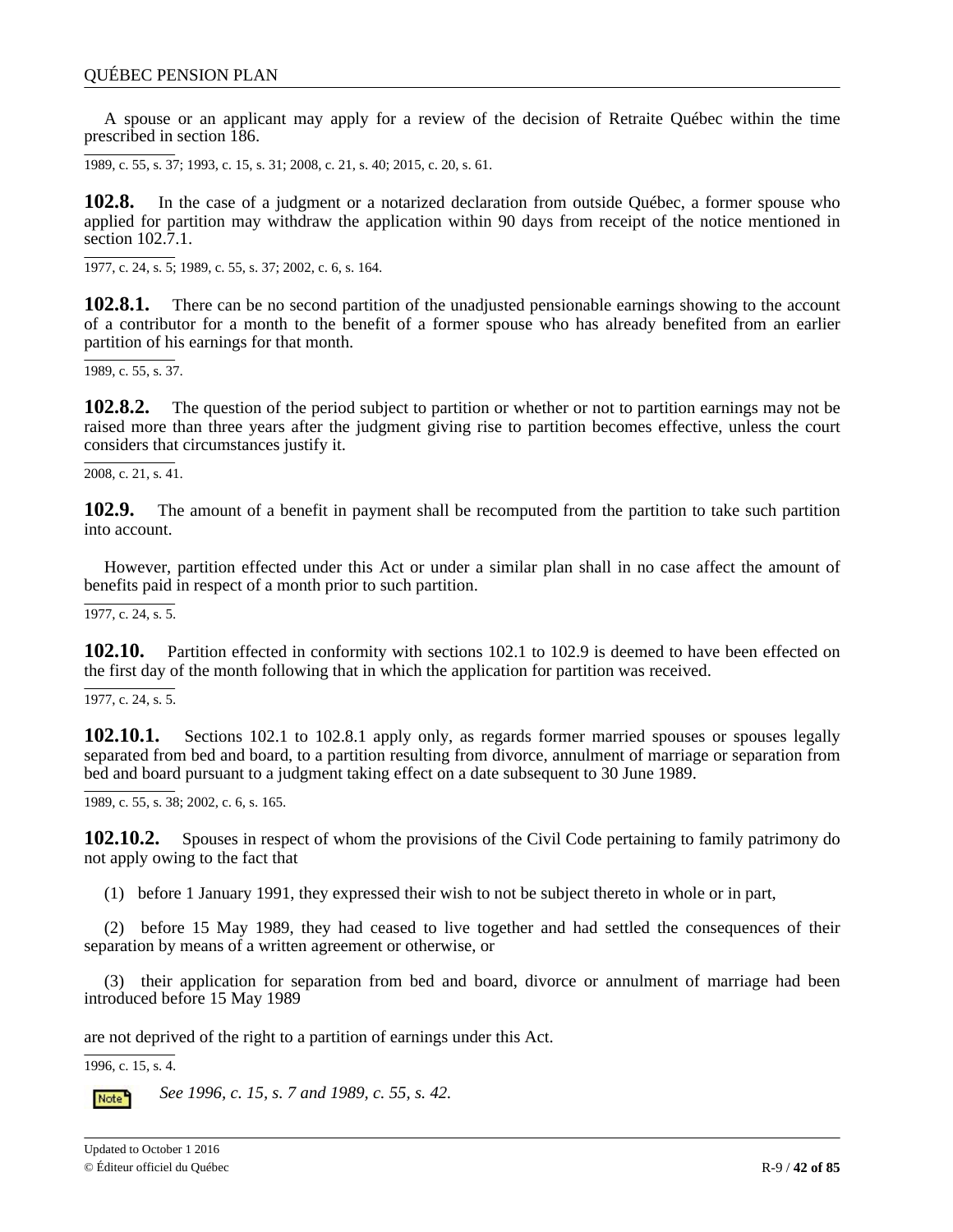A spouse or an applicant may apply for a review of the decision of Retraite Québec within the time prescribed in section 186.

1989, c. 55, s. 37; 1993, c. 15, s. 31; 2008, c. 21, s. 40; 2015, c. 20, s. 61.

**102.8.** In the case of a judgment or a notarized declaration from outside Québec, a former spouse who applied for partition may withdraw the application within 90 days from receipt of the notice mentioned in section 102.7.1.

1977, c. 24, s. 5; 1989, c. 55, s. 37; 2002, c. 6, s. 164.

**102.8.1.** There can be no second partition of the unadjusted pensionable earnings showing to the account of a contributor for a month to the benefit of a former spouse who has already benefited from an earlier partition of his earnings for that month.

1989, c. 55, s. 37.

**102.8.2.** The question of the period subject to partition or whether or not to partition earnings may not be raised more than three years after the judgment giving rise to partition becomes effective, unless the court considers that circumstances justify it.

2008, c. 21, s. 41.

**102.9.** The amount of a benefit in payment shall be recomputed from the partition to take such partition into account.

However, partition effected under this Act or under a similar plan shall in no case affect the amount of benefits paid in respect of a month prior to such partition.

1977, c. 24, s. 5.

**102.10.** Partition effected in conformity with sections 102.1 to 102.9 is deemed to have been effected on the first day of the month following that in which the application for partition was received.

1977, c. 24, s. 5.

**102.10.1.** Sections 102.1 to 102.8.1 apply only, as regards former married spouses or spouses legally separated from bed and board, to a partition resulting from divorce, annulment of marriage or separation from bed and board pursuant to a judgment taking effect on a date subsequent to 30 June 1989.

1989, c. 55, s. 38; 2002, c. 6, s. 165.

**102.10.2.** Spouses in respect of whom the provisions of the Civil Code pertaining to family patrimony do not apply owing to the fact that

(1) before 1 January 1991, they expressed their wish to not be subject thereto in whole or in part,

(2) before 15 May 1989, they had ceased to live together and had settled the consequences of their separation by means of a written agreement or otherwise, or

(3) their application for separation from bed and board, divorce or annulment of marriage had been introduced before 15 May 1989

are not deprived of the right to a partition of earnings under this Act.

1996, c. 15, s. 4.

Note: *See 1996, c. 15, s. 7 and 1989, c. 55, s. 42.*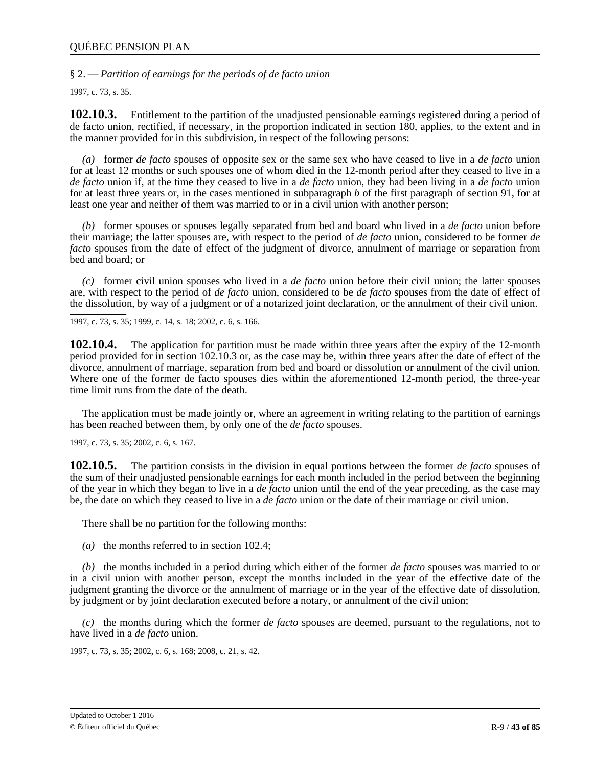§ 2. — *Partition of earnings for the periods of de facto union*

1997, c. 73, s. 35.

**102.10.3.** Entitlement to the partition of the unadjusted pensionable earnings registered during a period of de facto union, rectified, if necessary, in the proportion indicated in section 180, applies, to the extent and in the manner provided for in this subdivision, in respect of the following persons:

*(a)* former *de facto* spouses of opposite sex or the same sex who have ceased to live in a *de facto* union for at least 12 months or such spouses one of whom died in the 12-month period after they ceased to live in a *de facto* union if, at the time they ceased to live in a *de facto* union, they had been living in a *de facto* union for at least three years or, in the cases mentioned in subparagraph *b* of the first paragraph of section 91, for at least one year and neither of them was married to or in a civil union with another person;

*(b)* former spouses or spouses legally separated from bed and board who lived in a *de facto* union before their marriage; the latter spouses are, with respect to the period of *de facto* union, considered to be former *de facto* spouses from the date of effect of the judgment of divorce, annulment of marriage or separation from bed and board; or

*(c)* former civil union spouses who lived in a *de facto* union before their civil union; the latter spouses are, with respect to the period of *de facto* union, considered to be *de facto* spouses from the date of effect of the dissolution, by way of a judgment or of a notarized joint declaration, or the annulment of their civil union.

1997, c. 73, s. 35; 1999, c. 14, s. 18; 2002, c. 6, s. 166.

**102.10.4.** The application for partition must be made within three years after the expiry of the 12-month period provided for in section 102.10.3 or, as the case may be, within three years after the date of effect of the divorce, annulment of marriage, separation from bed and board or dissolution or annulment of the civil union. Where one of the former de facto spouses dies within the aforementioned 12-month period, the three-year time limit runs from the date of the death.

The application must be made jointly or, where an agreement in writing relating to the partition of earnings has been reached between them, by only one of the *de facto* spouses.

1997, c. 73, s. 35; 2002, c. 6, s. 167.

**102.10.5.** The partition consists in the division in equal portions between the former *de facto* spouses of the sum of their unadjusted pensionable earnings for each month included in the period between the beginning of the year in which they began to live in a *de facto* union until the end of the year preceding, as the case may be, the date on which they ceased to live in a *de facto* union or the date of their marriage or civil union.

There shall be no partition for the following months:

*(a)* the months referred to in section 102.4;

*(b)* the months included in a period during which either of the former *de facto* spouses was married to or in a civil union with another person, except the months included in the year of the effective date of the judgment granting the divorce or the annulment of marriage or in the year of the effective date of dissolution, by judgment or by joint declaration executed before a notary, or annulment of the civil union;

*(c)* the months during which the former *de facto* spouses are deemed, pursuant to the regulations, not to have lived in a *de facto* union.

1997, c. 73, s. 35; 2002, c. 6, s. 168; 2008, c. 21, s. 42.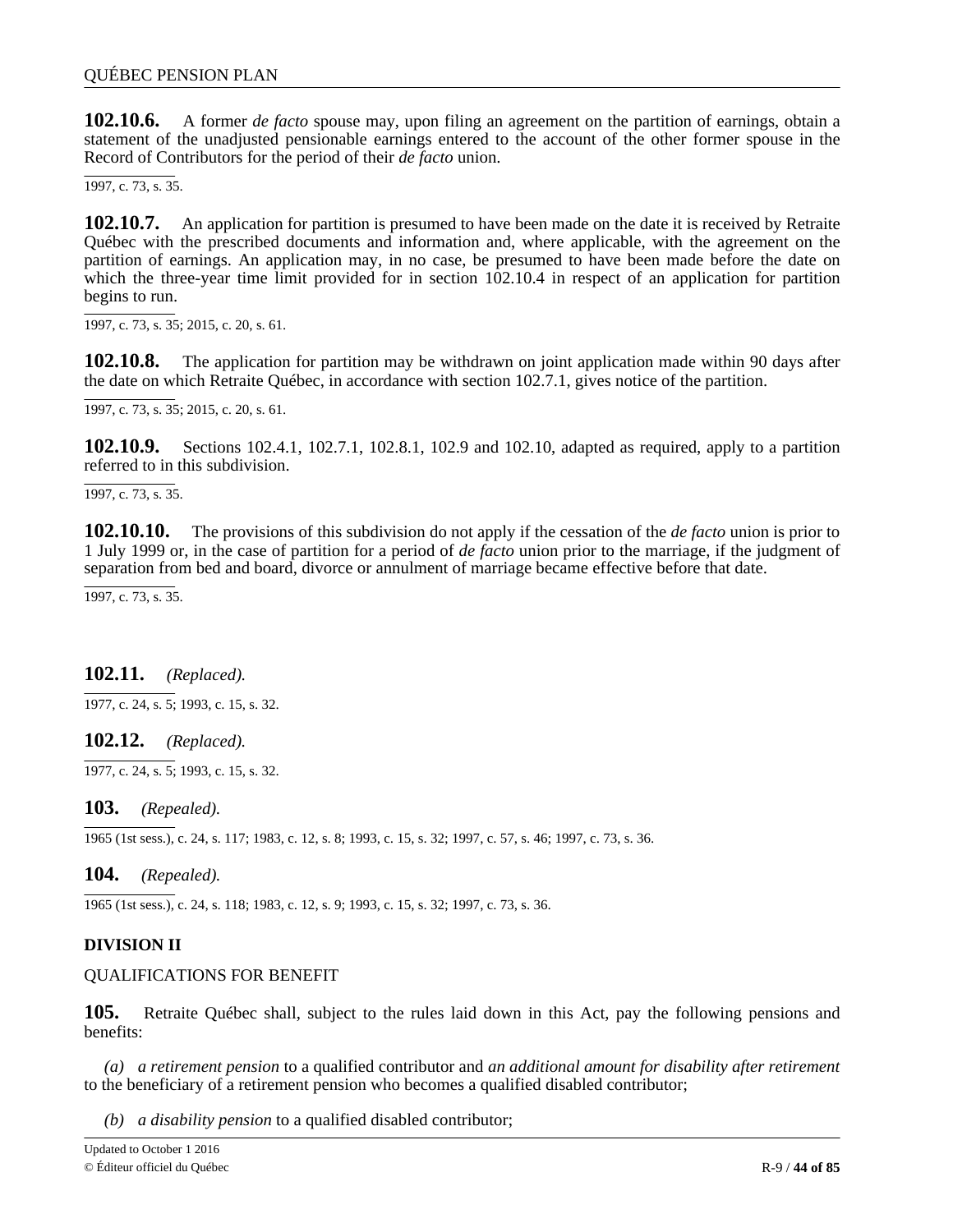**102.10.6.** A former *de facto* spouse may, upon filing an agreement on the partition of earnings, obtain a statement of the unadjusted pensionable earnings entered to the account of the other former spouse in the Record of Contributors for the period of their *de facto* union.

1997, c. 73, s. 35.

**102.10.7.** An application for partition is presumed to have been made on the date it is received by Retraite Québec with the prescribed documents and information and, where applicable, with the agreement on the partition of earnings. An application may, in no case, be presumed to have been made before the date on which the three-year time limit provided for in section 102.10.4 in respect of an application for partition begins to run.

1997, c. 73, s. 35; 2015, c. 20, s. 61.

**102.10.8.** The application for partition may be withdrawn on joint application made within 90 days after the date on which Retraite Québec, in accordance with section 102.7.1, gives notice of the partition.

1997, c. 73, s. 35; 2015, c. 20, s. 61.

**102.10.9.** Sections 102.4.1, 102.7.1, 102.8.1, 102.9 and 102.10, adapted as required, apply to a partition referred to in this subdivision.

1997, c. 73, s. 35.

**102.10.10.** The provisions of this subdivision do not apply if the cessation of the *de facto* union is prior to 1 July 1999 or, in the case of partition for a period of *de facto* union prior to the marriage, if the judgment of separation from bed and board, divorce or annulment of marriage became effective before that date.

1997, c. 73, s. 35.

**102.11.** *(Replaced).*

1977, c. 24, s. 5; 1993, c. 15, s. 32.

**102.12.** *(Replaced).*

1977, c. 24, s. 5; 1993, c. 15, s. 32.

**103.** *(Repealed).*

1965 (1st sess.), c. 24, s. 117; 1983, c. 12, s. 8; 1993, c. 15, s. 32; 1997, c. 57, s. 46; 1997, c. 73, s. 36.

**104.** *(Repealed).*

1965 (1st sess.), c. 24, s. 118; 1983, c. 12, s. 9; 1993, c. 15, s. 32; 1997, c. 73, s. 36.

## DIVISION II

QUALIFICATIONS FOR BENEFIT

**105.** Retraite Québec shall, subject to the rules laid down in this Act, pay the following pensions and benefits:

*(a)* *a retirement pension* to a qualified contributor and *an additional amount for disability after retirement* to the beneficiary of a retirement pension who becomes a qualified disabled contributor;

*(b)* *a disability pension* to a qualified disabled contributor;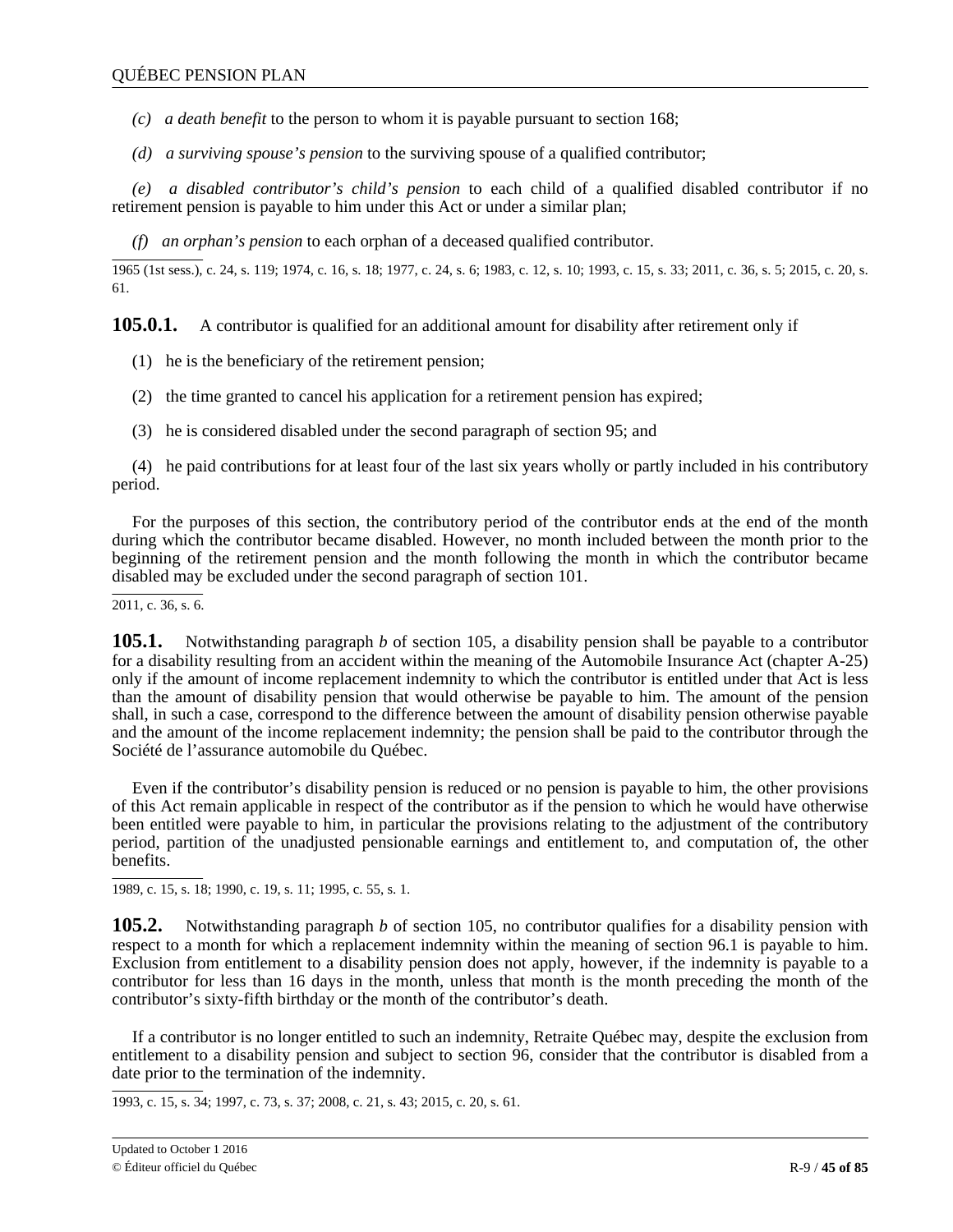*(c) a death benefit* to the person to whom it is payable pursuant to section 168;

*(d) a surviving spouse's pension* to the surviving spouse of a qualified contributor;

*(e) a disabled contributor's child's pension* to each child of a qualified disabled contributor if no retirement pension is payable to him under this Act or under a similar plan;

*(f) an orphan's pension* to each orphan of a deceased qualified contributor.

1965 (1st sess.), c. 24, s. 119; 1974, c. 16, s. 18; 1977, c. 24, s. 6; 1983, c. 12, s. 10; 1993, c. 15, s. 33; 2011, c. 36, s. 5; 2015, c. 20, s. 61.

**105.0.1.** A contributor is qualified for an additional amount for disability after retirement only if

(1) he is the beneficiary of the retirement pension;

(2) the time granted to cancel his application for a retirement pension has expired;

(3) he is considered disabled under the second paragraph of section 95; and

(4) he paid contributions for at least four of the last six years wholly or partly included in his contributory period.

For the purposes of this section, the contributory period of the contributor ends at the end of the month during which the contributor became disabled. However, no month included between the month prior to the beginning of the retirement pension and the month following the month in which the contributor became disabled may be excluded under the second paragraph of section 101.

2011, c. 36, s. 6.

**105.1.** Notwithstanding paragraph *b* of section 105, a disability pension shall be payable to a contributor for a disability resulting from an accident within the meaning of the Automobile Insurance Act (chapter A-25) only if the amount of income replacement indemnity to which the contributor is entitled under that Act is less than the amount of disability pension that would otherwise be payable to him. The amount of the pension shall, in such a case, correspond to the difference between the amount of disability pension otherwise payable and the amount of the income replacement indemnity; the pension shall be paid to the contributor through the Société de l'assurance automobile du Québec.

Even if the contributor's disability pension is reduced or no pension is payable to him, the other provisions of this Act remain applicable in respect of the contributor as if the pension to which he would have otherwise been entitled were payable to him, in particular the provisions relating to the adjustment of the contributory period, partition of the unadjusted pensionable earnings and entitlement to, and computation of, the other benefits.

1989, c. 15, s. 18; 1990, c. 19, s. 11; 1995, c. 55, s. 1.

**105.2.** Notwithstanding paragraph *b* of section 105, no contributor qualifies for a disability pension with respect to a month for which a replacement indemnity within the meaning of section 96.1 is payable to him. Exclusion from entitlement to a disability pension does not apply, however, if the indemnity is payable to a contributor for less than 16 days in the month, unless that month is the month preceding the month of the contributor's sixty-fifth birthday or the month of the contributor's death.

If a contributor is no longer entitled to such an indemnity, Retraite Québec may, despite the exclusion from entitlement to a disability pension and subject to section 96, consider that the contributor is disabled from a date prior to the termination of the indemnity.

1993, c. 15, s. 34; 1997, c. 73, s. 37; 2008, c. 21, s. 43; 2015, c. 20, s. 61.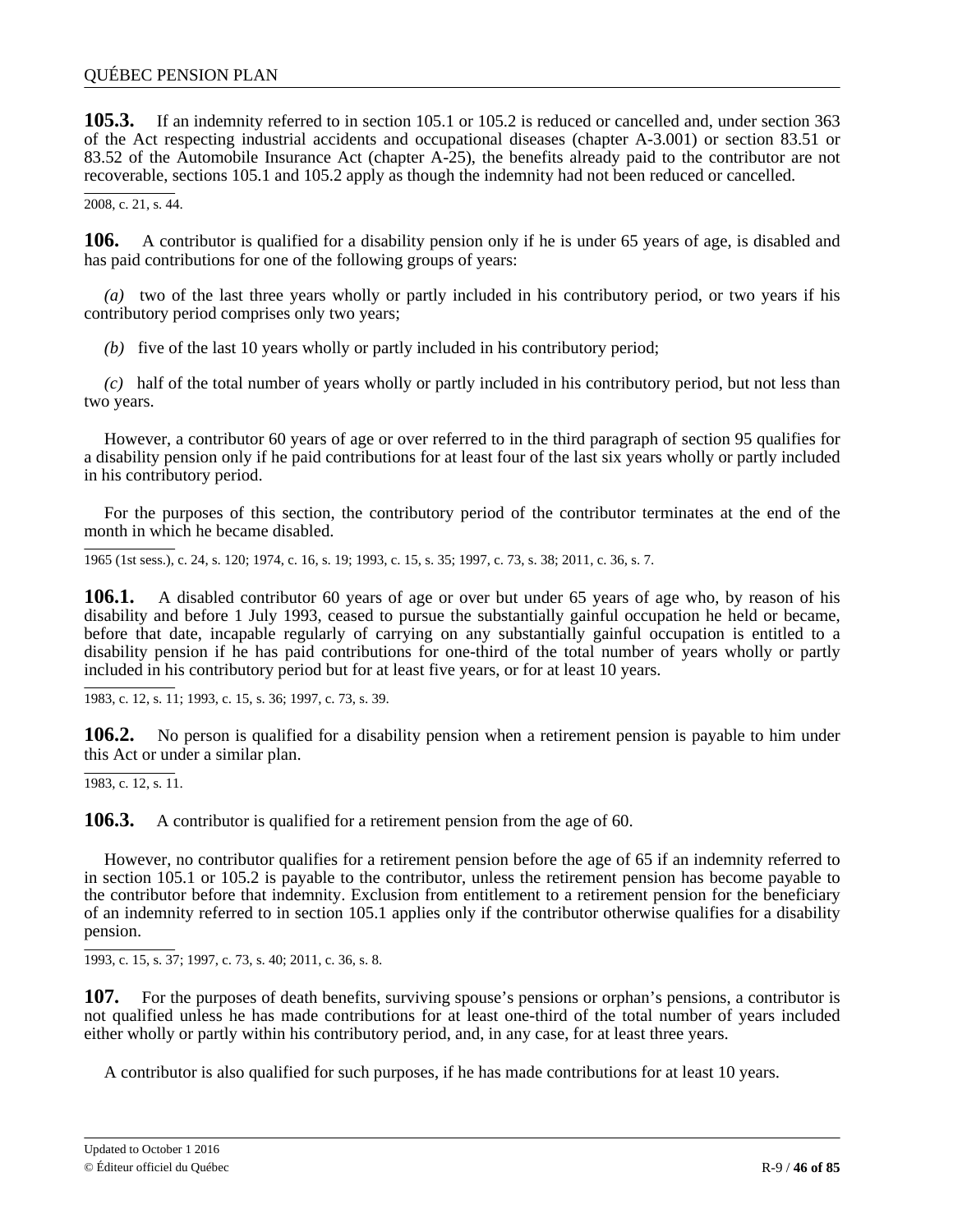**105.3.** If an indemnity referred to in section 105.1 or 105.2 is reduced or cancelled and, under section 363 of the Act respecting industrial accidents and occupational diseases (chapter A-3.001) or section 83.51 or 83.52 of the Automobile Insurance Act (chapter A-25), the benefits already paid to the contributor are not recoverable, sections 105.1 and 105.2 apply as though the indemnity had not been reduced or cancelled.

2008, c. 21, s. 44.

**106.** A contributor is qualified for a disability pension only if he is under 65 years of age, is disabled and has paid contributions for one of the following groups of years:

*(a)* two of the last three years wholly or partly included in his contributory period, or two years if his contributory period comprises only two years;

*(b)* five of the last 10 years wholly or partly included in his contributory period;

*(c)* half of the total number of years wholly or partly included in his contributory period, but not less than two years.

However, a contributor 60 years of age or over referred to in the third paragraph of section 95 qualifies for a disability pension only if he paid contributions for at least four of the last six years wholly or partly included in his contributory period.

For the purposes of this section, the contributory period of the contributor terminates at the end of the month in which he became disabled.

1965 (1st sess.), c. 24, s. 120; 1974, c. 16, s. 19; 1993, c. 15, s. 35; 1997, c. 73, s. 38; 2011, c. 36, s. 7.

**106.1.** A disabled contributor 60 years of age or over but under 65 years of age who, by reason of his disability and before 1 July 1993, ceased to pursue the substantially gainful occupation he held or became, before that date, incapable regularly of carrying on any substantially gainful occupation is entitled to a disability pension if he has paid contributions for one-third of the total number of years wholly or partly included in his contributory period but for at least five years, or for at least 10 years.

1983, c. 12, s. 11; 1993, c. 15, s. 36; 1997, c. 73, s. 39.

**106.2.** No person is qualified for a disability pension when a retirement pension is payable to him under this Act or under a similar plan.

1983, c. 12, s. 11.

**106.3.** A contributor is qualified for a retirement pension from the age of 60.

However, no contributor qualifies for a retirement pension before the age of 65 if an indemnity referred to in section 105.1 or 105.2 is payable to the contributor, unless the retirement pension has become payable to the contributor before that indemnity. Exclusion from entitlement to a retirement pension for the beneficiary of an indemnity referred to in section 105.1 applies only if the contributor otherwise qualifies for a disability pension.

1993, c. 15, s. 37; 1997, c. 73, s. 40; 2011, c. 36, s. 8.

**107.** For the purposes of death benefits, surviving spouse's pensions or orphan's pensions, a contributor is not qualified unless he has made contributions for at least one-third of the total number of years included either wholly or partly within his contributory period, and, in any case, for at least three years.

A contributor is also qualified for such purposes, if he has made contributions for at least 10 years.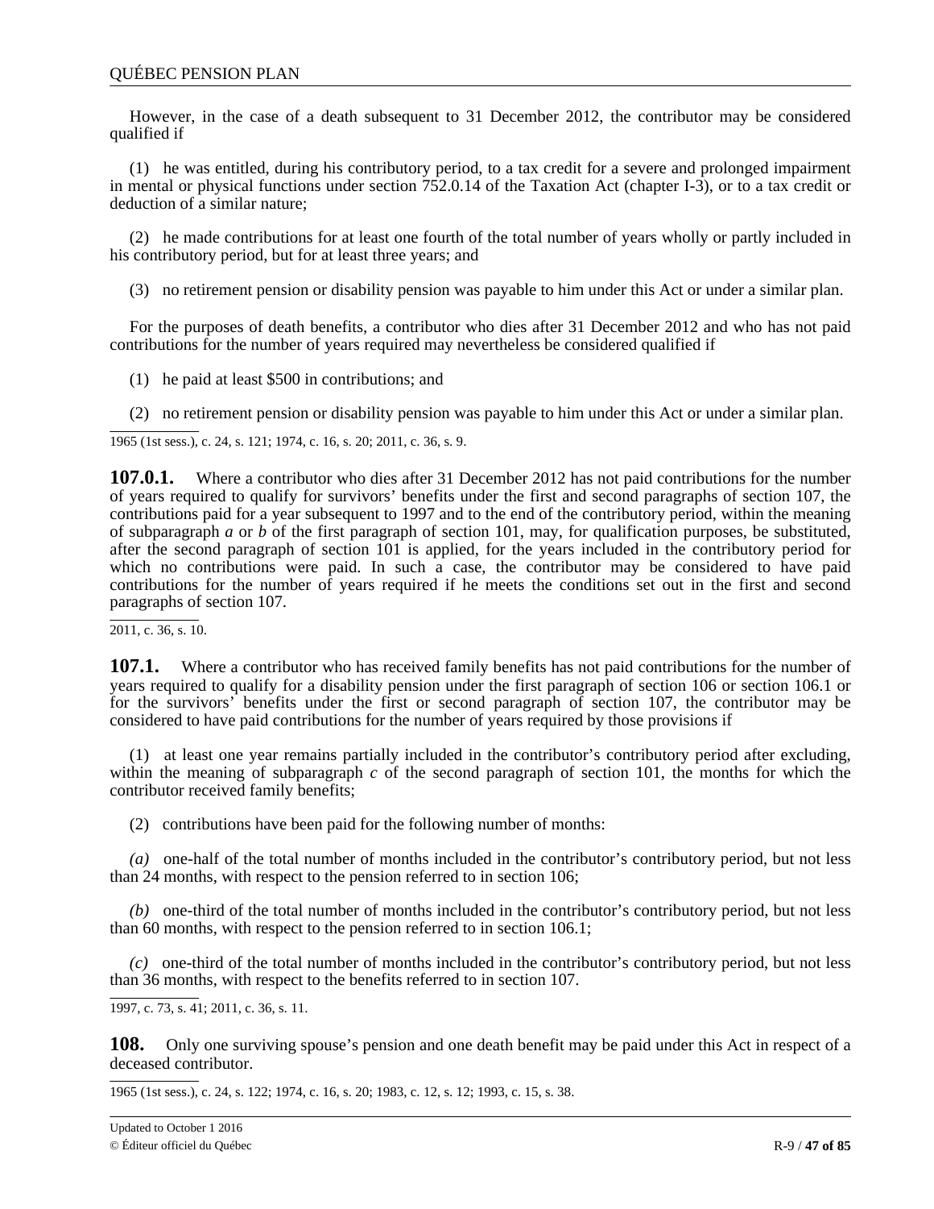However, in the case of a death subsequent to 31 December 2012, the contributor may be considered qualified if

(1) he was entitled, during his contributory period, to a tax credit for a severe and prolonged impairment in mental or physical functions under section 752.0.14 of the Taxation Act (chapter I-3), or to a tax credit or deduction of a similar nature;

(2) he made contributions for at least one fourth of the total number of years wholly or partly included in his contributory period, but for at least three years; and

(3) no retirement pension or disability pension was payable to him under this Act or under a similar plan.

For the purposes of death benefits, a contributor who dies after 31 December 2012 and who has not paid contributions for the number of years required may nevertheless be considered qualified if

(1) he paid at least $500 in contributions; and

(2) no retirement pension or disability pension was payable to him under this Act or under a similar plan.

1965 (1st sess.), c. 24, s. 121; 1974, c. 16, s. 20; 2011, c. 36, s. 9.

**107.0.1.** Where a contributor who dies after 31 December 2012 has not paid contributions for the number of years required to qualify for survivors' benefits under the first and second paragraphs of section 107, the contributions paid for a year subsequent to 1997 and to the end of the contributory period, within the meaning of subparagraph *a* or *b* of the first paragraph of section 101, may, for qualification purposes, be substituted, after the second paragraph of section 101 is applied, for the years included in the contributory period for which no contributions were paid. In such a case, the contributor may be considered to have paid contributions for the number of years required if he meets the conditions set out in the first and second paragraphs of section 107.

2011, c. 36, s. 10.

**107.1.** Where a contributor who has received family benefits has not paid contributions for the number of years required to qualify for a disability pension under the first paragraph of section 106 or section 106.1 or for the survivors' benefits under the first or second paragraph of section 107, the contributor may be considered to have paid contributions for the number of years required by those provisions if

(1) at least one year remains partially included in the contributor's contributory period after excluding, within the meaning of subparagraph *c* of the second paragraph of section 101, the months for which the contributor received family benefits;

(2) contributions have been paid for the following number of months:

*(a)* one-half of the total number of months included in the contributor's contributory period, but not less than 24 months, with respect to the pension referred to in section 106;

*(b)* one-third of the total number of months included in the contributor's contributory period, but not less than 60 months, with respect to the pension referred to in section 106.1;

*(c)* one-third of the total number of months included in the contributor's contributory period, but not less than 36 months, with respect to the benefits referred to in section 107.

1997, c. 73, s. 41; 2011, c. 36, s. 11.

**108.** Only one surviving spouse's pension and one death benefit may be paid under this Act in respect of a deceased contributor.

1965 (1st sess.), c. 24, s. 122; 1974, c. 16, s. 20; 1983, c. 12, s. 12; 1993, c. 15, s. 38.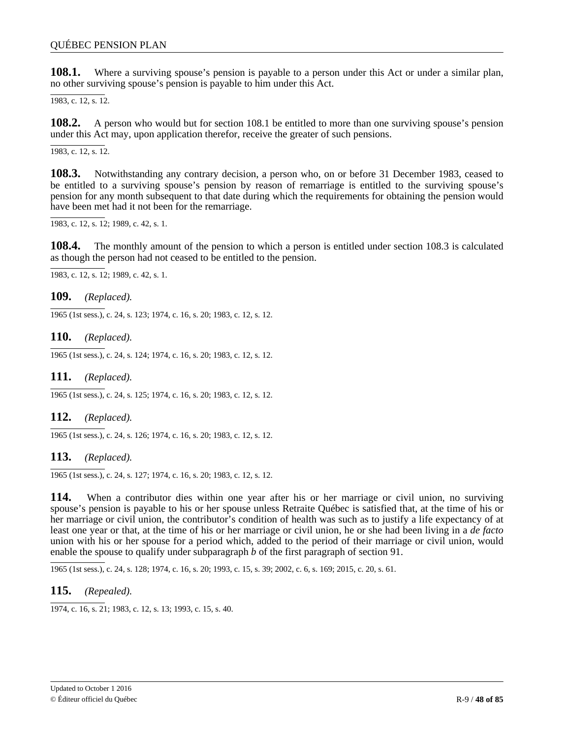**108.1.** Where a surviving spouse's pension is payable to a person under this Act or under a similar plan, no other surviving spouse's pension is payable to him under this Act.

1983, c. 12, s. 12.

**108.2.** A person who would but for section 108.1 be entitled to more than one surviving spouse's pension under this Act may, upon application therefor, receive the greater of such pensions.

1983, c. 12, s. 12.

**108.3.** Notwithstanding any contrary decision, a person who, on or before 31 December 1983, ceased to be entitled to a surviving spouse's pension by reason of remarriage is entitled to the surviving spouse's pension for any month subsequent to that date during which the requirements for obtaining the pension would have been met had it not been for the remarriage.

1983, c. 12, s. 12; 1989, c. 42, s. 1.

**108.4.** The monthly amount of the pension to which a person is entitled under section 108.3 is calculated as though the person had not ceased to be entitled to the pension.

1983, c. 12, s. 12; 1989, c. 42, s. 1.

**109.** *(Replaced).*

1965 (1st sess.), c. 24, s. 123; 1974, c. 16, s. 20; 1983, c. 12, s. 12.

**110.** *(Replaced).*

1965 (1st sess.), c. 24, s. 124; 1974, c. 16, s. 20; 1983, c. 12, s. 12.

**111.** *(Replaced).*

1965 (1st sess.), c. 24, s. 125; 1974, c. 16, s. 20; 1983, c. 12, s. 12.

**112.** *(Replaced).*

1965 (1st sess.), c. 24, s. 126; 1974, c. 16, s. 20; 1983, c. 12, s. 12.

**113.** *(Replaced).*

1965 (1st sess.), c. 24, s. 127; 1974, c. 16, s. 20; 1983, c. 12, s. 12.

**114.** When a contributor dies within one year after his or her marriage or civil union, no surviving spouse's pension is payable to his or her spouse unless Retraite Québec is satisfied that, at the time of his or her marriage or civil union, the contributor's condition of health was such as to justify a life expectancy of at least one year or that, at the time of his or her marriage or civil union, he or she had been living in a *de facto* union with his or her spouse for a period which, added to the period of their marriage or civil union, would enable the spouse to qualify under subparagraph *b* of the first paragraph of section 91.

1965 (1st sess.), c. 24, s. 128; 1974, c. 16, s. 20; 1993, c. 15, s. 39; 2002, c. 6, s. 169; 2015, c. 20, s. 61.

**115.** *(Repealed).*

1974, c. 16, s. 21; 1983, c. 12, s. 13; 1993, c. 15, s. 40.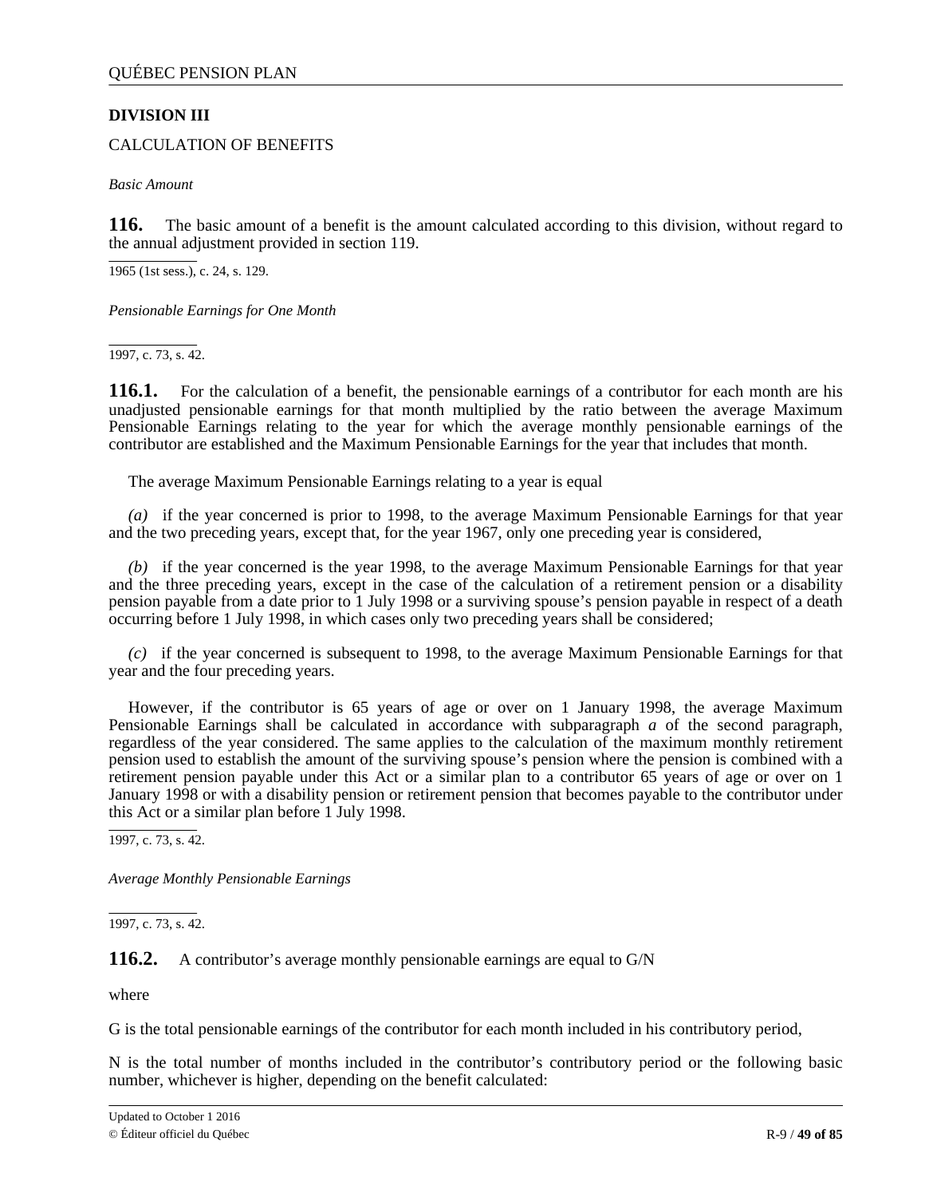## DIVISION III

CALCULATION OF BENEFITS

*Basic Amount*

**116.** The basic amount of a benefit is the amount calculated according to this division, without regard to the annual adjustment provided in section 119.

1965 (1st sess.), c. 24, s. 129.

*Pensionable Earnings for One Month*

1997, c. 73, s. 42.

**116.1.** For the calculation of a benefit, the pensionable earnings of a contributor for each month are his unadjusted pensionable earnings for that month multiplied by the ratio between the average Maximum Pensionable Earnings relating to the year for which the average monthly pensionable earnings of the contributor are established and the Maximum Pensionable Earnings for the year that includes that month.

The average Maximum Pensionable Earnings relating to a year is equal

*(a)* if the year concerned is prior to 1998, to the average Maximum Pensionable Earnings for that year and the two preceding years, except that, for the year 1967, only one preceding year is considered,

*(b)* if the year concerned is the year 1998, to the average Maximum Pensionable Earnings for that year and the three preceding years, except in the case of the calculation of a retirement pension or a disability pension payable from a date prior to 1 July 1998 or a surviving spouse's pension payable in respect of a death occurring before 1 July 1998, in which cases only two preceding years shall be considered;

*(c)* if the year concerned is subsequent to 1998, to the average Maximum Pensionable Earnings for that year and the four preceding years.

However, if the contributor is 65 years of age or over on 1 January 1998, the average Maximum Pensionable Earnings shall be calculated in accordance with subparagraph *a* of the second paragraph, regardless of the year considered. The same applies to the calculation of the maximum monthly retirement pension used to establish the amount of the surviving spouse's pension where the pension is combined with a retirement pension payable under this Act or a similar plan to a contributor 65 years of age or over on 1 January 1998 or with a disability pension or retirement pension that becomes payable to the contributor under this Act or a similar plan before 1 July 1998.

1997, c. 73, s. 42.

*Average Monthly Pensionable Earnings*

1997, c. 73, s. 42.

**116.2.** A contributor's average monthly pensionable earnings are equal to G/N

where

G is the total pensionable earnings of the contributor for each month included in his contributory period,

N is the total number of months included in the contributor's contributory period or the following basic number, whichever is higher, depending on the benefit calculated: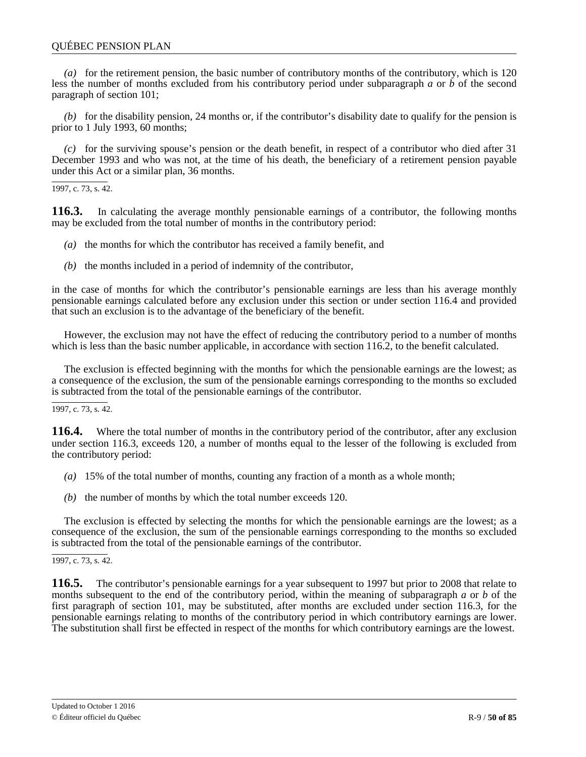*(a)* for the retirement pension, the basic number of contributory months of the contributory, which is 120 less the number of months excluded from his contributory period under subparagraph *a* or *b* of the second paragraph of section 101;

*(b)* for the disability pension, 24 months or, if the contributor's disability date to qualify for the pension is prior to 1 July 1993, 60 months;

*(c)* for the surviving spouse's pension or the death benefit, in respect of a contributor who died after 31 December 1993 and who was not, at the time of his death, the beneficiary of a retirement pension payable under this Act or a similar plan, 36 months.

1997, c. 73, s. 42.

**116.3.** In calculating the average monthly pensionable earnings of a contributor, the following months may be excluded from the total number of months in the contributory period:

*(a)* the months for which the contributor has received a family benefit, and

*(b)* the months included in a period of indemnity of the contributor,

in the case of months for which the contributor's pensionable earnings are less than his average monthly pensionable earnings calculated before any exclusion under this section or under section 116.4 and provided that such an exclusion is to the advantage of the beneficiary of the benefit.

However, the exclusion may not have the effect of reducing the contributory period to a number of months which is less than the basic number applicable, in accordance with section 116.2, to the benefit calculated.

The exclusion is effected beginning with the months for which the pensionable earnings are the lowest; as a consequence of the exclusion, the sum of the pensionable earnings corresponding to the months so excluded is subtracted from the total of the pensionable earnings of the contributor.

1997, c. 73, s. 42.

**116.4.** Where the total number of months in the contributory period of the contributor, after any exclusion under section 116.3, exceeds 120, a number of months equal to the lesser of the following is excluded from the contributory period:

*(a)* 15% of the total number of months, counting any fraction of a month as a whole month;

*(b)* the number of months by which the total number exceeds 120.

The exclusion is effected by selecting the months for which the pensionable earnings are the lowest; as a consequence of the exclusion, the sum of the pensionable earnings corresponding to the months so excluded is subtracted from the total of the pensionable earnings of the contributor.

1997, c. 73, s. 42.

**116.5.** The contributor's pensionable earnings for a year subsequent to 1997 but prior to 2008 that relate to months subsequent to the end of the contributory period, within the meaning of subparagraph *a* or *b* of the first paragraph of section 101, may be substituted, after months are excluded under section 116.3, for the pensionable earnings relating to months of the contributory period in which contributory earnings are lower. The substitution shall first be effected in respect of the months for which contributory earnings are the lowest.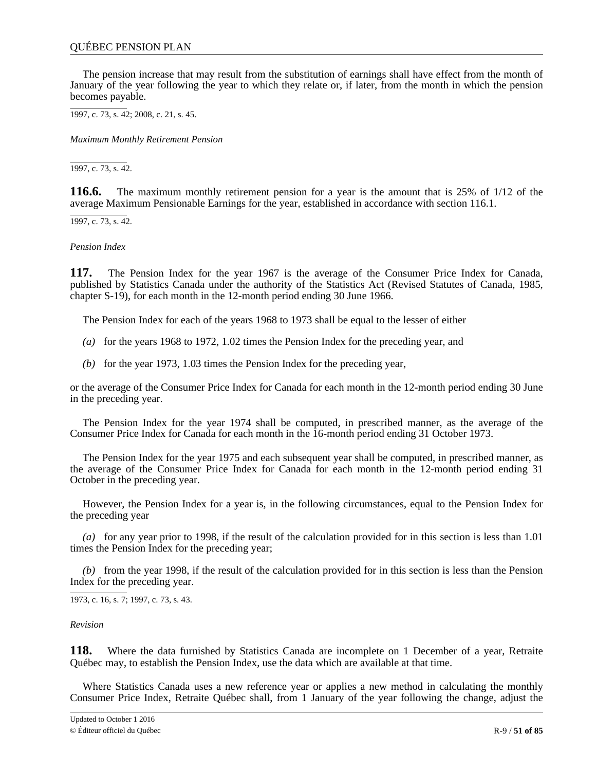The pension increase that may result from the substitution of earnings shall have effect from the month of January of the year following the year to which they relate or, if later, from the month in which the pension becomes payable.

1997, c. 73, s. 42; 2008, c. 21, s. 45.

*Maximum Monthly Retirement Pension*

1997, c. 73, s. 42.

**116.6.** The maximum monthly retirement pension for a year is the amount that is 25% of 1/12 of the average Maximum Pensionable Earnings for the year, established in accordance with section 116.1.

1997, c. 73, s. 42.

*Pension Index*

**117.** The Pension Index for the year 1967 is the average of the Consumer Price Index for Canada, published by Statistics Canada under the authority of the Statistics Act (Revised Statutes of Canada, 1985, chapter S-19), for each month in the 12-month period ending 30 June 1966.

The Pension Index for each of the years 1968 to 1973 shall be equal to the lesser of either

*(a)* for the years 1968 to 1972, 1.02 times the Pension Index for the preceding year, and

*(b)* for the year 1973, 1.03 times the Pension Index for the preceding year,

or the average of the Consumer Price Index for Canada for each month in the 12-month period ending 30 June in the preceding year.

The Pension Index for the year 1974 shall be computed, in prescribed manner, as the average of the Consumer Price Index for Canada for each month in the 16-month period ending 31 October 1973.

The Pension Index for the year 1975 and each subsequent year shall be computed, in prescribed manner, as the average of the Consumer Price Index for Canada for each month in the 12-month period ending 31 October in the preceding year.

However, the Pension Index for a year is, in the following circumstances, equal to the Pension Index for the preceding year

*(a)* for any year prior to 1998, if the result of the calculation provided for in this section is less than 1.01 times the Pension Index for the preceding year;

*(b)* from the year 1998, if the result of the calculation provided for in this section is less than the Pension Index for the preceding year.

1973, c. 16, s. 7; 1997, c. 73, s. 43.

*Revision*

**118.** Where the data furnished by Statistics Canada are incomplete on 1 December of a year, Retraite Québec may, to establish the Pension Index, use the data which are available at that time.

Where Statistics Canada uses a new reference year or applies a new method in calculating the monthly Consumer Price Index, Retraite Québec shall, from 1 January of the year following the change, adjust the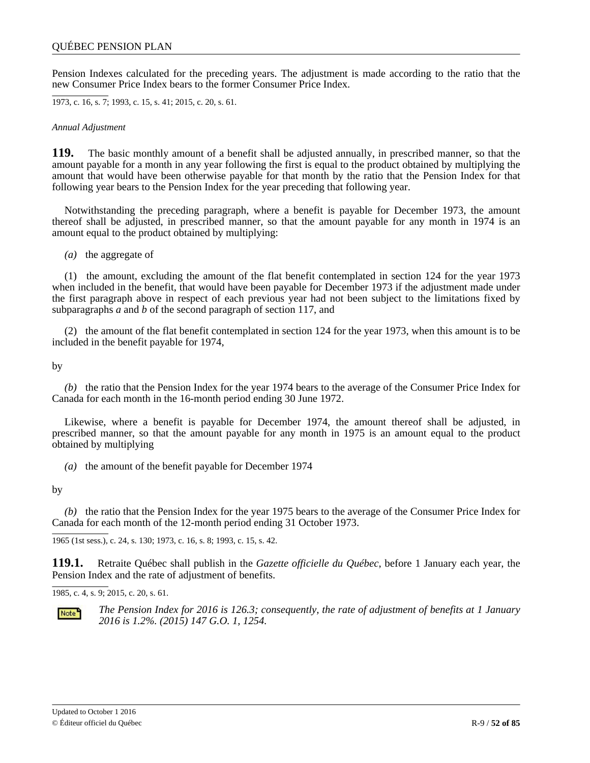Pension Indexes calculated for the preceding years. The adjustment is made according to the ratio that the new Consumer Price Index bears to the former Consumer Price Index.

1973, c. 16, s. 7; 1993, c. 15, s. 41; 2015, c. 20, s. 61.

*Annual Adjustment*

**119.** The basic monthly amount of a benefit shall be adjusted annually, in prescribed manner, so that the amount payable for a month in any year following the first is equal to the product obtained by multiplying the amount that would have been otherwise payable for that month by the ratio that the Pension Index for that following year bears to the Pension Index for the year preceding that following year.

Notwithstanding the preceding paragraph, where a benefit is payable for December 1973, the amount thereof shall be adjusted, in prescribed manner, so that the amount payable for any month in 1974 is an amount equal to the product obtained by multiplying:

*(a)* the aggregate of

(1) the amount, excluding the amount of the flat benefit contemplated in section 124 for the year 1973 when included in the benefit, that would have been payable for December 1973 if the adjustment made under the first paragraph above in respect of each previous year had not been subject to the limitations fixed by subparagraphs *a* and *b* of the second paragraph of section 117, and

(2) the amount of the flat benefit contemplated in section 124 for the year 1973, when this amount is to be included in the benefit payable for 1974,

by

*(b)* the ratio that the Pension Index for the year 1974 bears to the average of the Consumer Price Index for Canada for each month in the 16-month period ending 30 June 1972.

Likewise, where a benefit is payable for December 1974, the amount thereof shall be adjusted, in prescribed manner, so that the amount payable for any month in 1975 is an amount equal to the product obtained by multiplying

*(a)* the amount of the benefit payable for December 1974

by

*(b)* the ratio that the Pension Index for the year 1975 bears to the average of the Consumer Price Index for Canada for each month of the 12-month period ending 31 October 1973.

1965 (1st sess.), c. 24, s. 130; 1973, c. 16, s. 8; 1993, c. 15, s. 42.

**119.1.** Retraite Québec shall publish in the *Gazette officielle du Québec*, before 1 January each year, the Pension Index and the rate of adjustment of benefits.

1985, c. 4, s. 9; 2015, c. 20, s. 61.

Note: *The Pension Index for 2016 is 126.3; consequently, the rate of adjustment of benefits at 1 January 2016 is 1.2%. (2015) 147 G.O. 1, 1254.*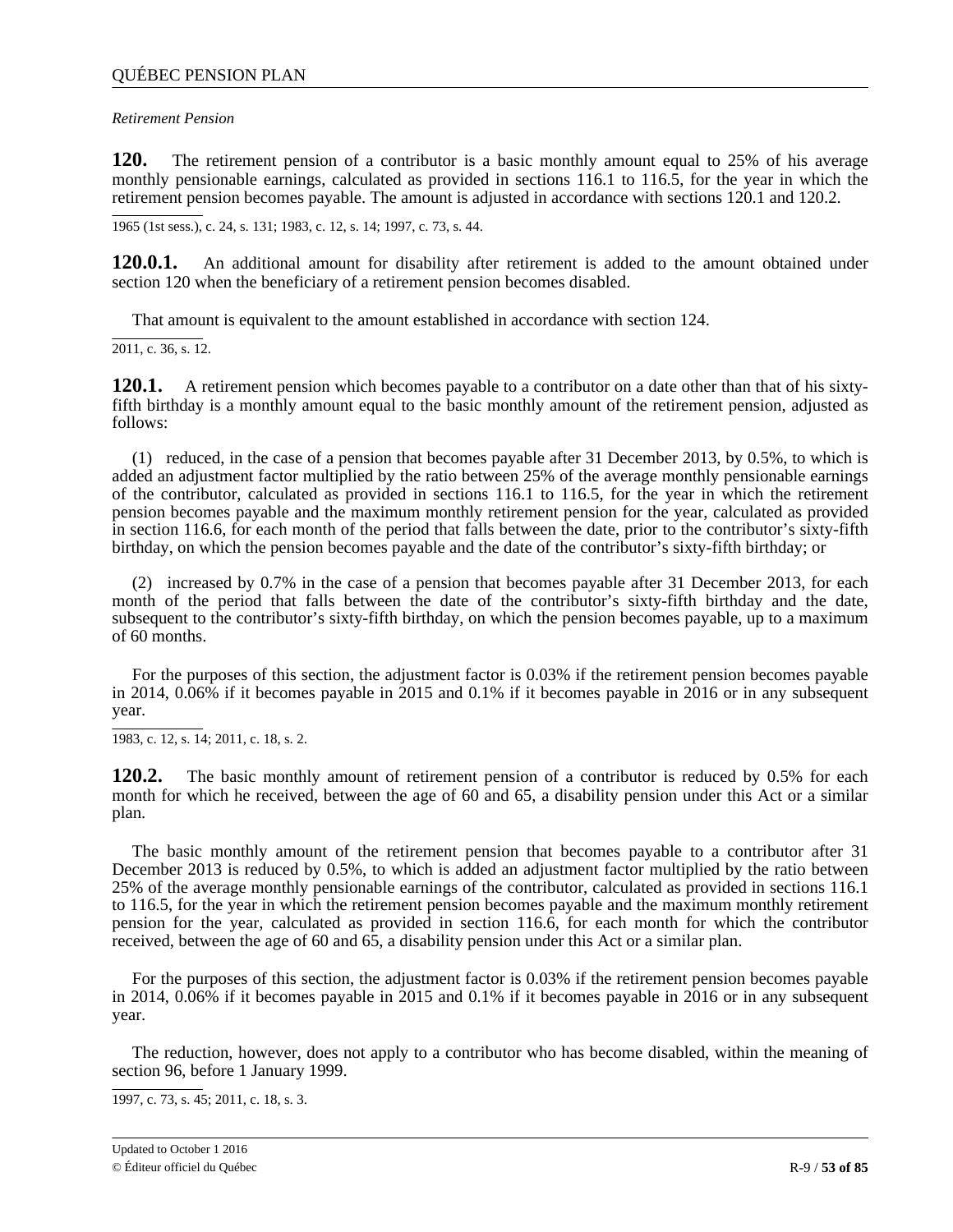*Retirement Pension*

**120.** The retirement pension of a contributor is a basic monthly amount equal to 25% of his average monthly pensionable earnings, calculated as provided in sections 116.1 to 116.5, for the year in which the retirement pension becomes payable. The amount is adjusted in accordance with sections 120.1 and 120.2.

1965 (1st sess.), c. 24, s. 131; 1983, c. 12, s. 14; 1997, c. 73, s. 44.

**120.0.1.** An additional amount for disability after retirement is added to the amount obtained under section 120 when the beneficiary of a retirement pension becomes disabled.

That amount is equivalent to the amount established in accordance with section 124.

2011, c. 36, s. 12.

**120.1.** A retirement pension which becomes payable to a contributor on a date other than that of his sixty-fifth birthday is a monthly amount equal to the basic monthly amount of the retirement pension, adjusted as follows:

(1) reduced, in the case of a pension that becomes payable after 31 December 2013, by 0.5%, to which is added an adjustment factor multiplied by the ratio between 25% of the average monthly pensionable earnings of the contributor, calculated as provided in sections 116.1 to 116.5, for the year in which the retirement pension becomes payable and the maximum monthly retirement pension for the year, calculated as provided in section 116.6, for each month of the period that falls between the date, prior to the contributor's sixty-fifth birthday, on which the pension becomes payable and the date of the contributor's sixty-fifth birthday; or

(2) increased by 0.7% in the case of a pension that becomes payable after 31 December 2013, for each month of the period that falls between the date of the contributor's sixty-fifth birthday and the date, subsequent to the contributor's sixty-fifth birthday, on which the pension becomes payable, up to a maximum of 60 months.

For the purposes of this section, the adjustment factor is 0.03% if the retirement pension becomes payable in 2014, 0.06% if it becomes payable in 2015 and 0.1% if it becomes payable in 2016 or in any subsequent year.

1983, c. 12, s. 14; 2011, c. 18, s. 2.

**120.2.** The basic monthly amount of retirement pension of a contributor is reduced by 0.5% for each month for which he received, between the age of 60 and 65, a disability pension under this Act or a similar plan.

The basic monthly amount of the retirement pension that becomes payable to a contributor after 31 December 2013 is reduced by 0.5%, to which is added an adjustment factor multiplied by the ratio between 25% of the average monthly pensionable earnings of the contributor, calculated as provided in sections 116.1 to 116.5, for the year in which the retirement pension becomes payable and the maximum monthly retirement pension for the year, calculated as provided in section 116.6, for each month for which the contributor received, between the age of 60 and 65, a disability pension under this Act or a similar plan.

For the purposes of this section, the adjustment factor is 0.03% if the retirement pension becomes payable in 2014, 0.06% if it becomes payable in 2015 and 0.1% if it becomes payable in 2016 or in any subsequent year.

The reduction, however, does not apply to a contributor who has become disabled, within the meaning of section 96, before 1 January 1999.

1997, c. 73, s. 45; 2011, c. 18, s. 3.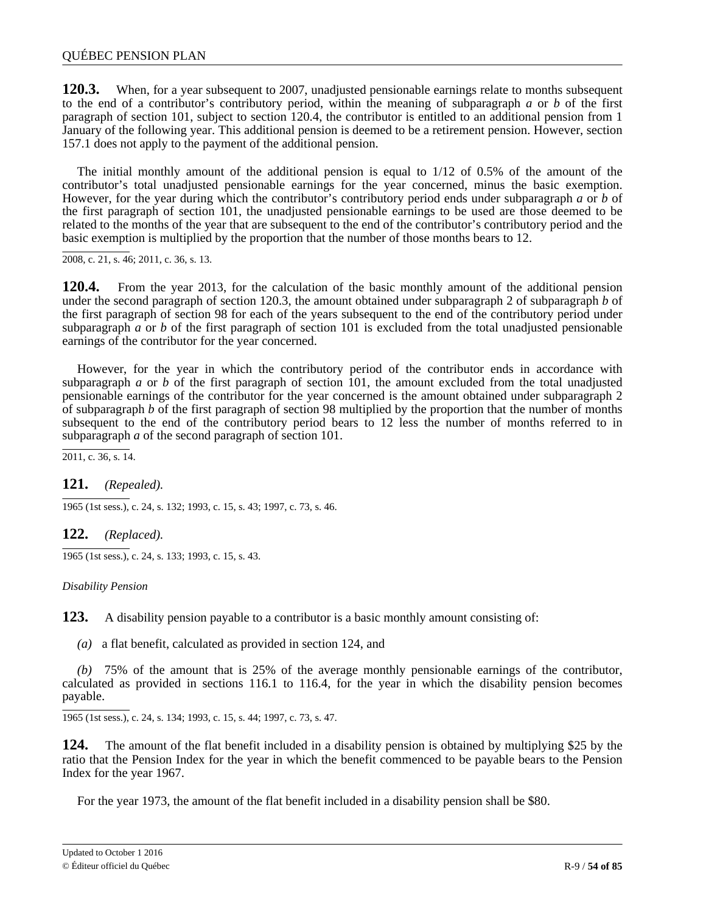**120.3.** When, for a year subsequent to 2007, unadjusted pensionable earnings relate to months subsequent to the end of a contributor's contributory period, within the meaning of subparagraph *a* or *b* of the first paragraph of section 101, subject to section 120.4, the contributor is entitled to an additional pension from 1 January of the following year. This additional pension is deemed to be a retirement pension. However, section 157.1 does not apply to the payment of the additional pension.

The initial monthly amount of the additional pension is equal to 1/12 of 0.5% of the amount of the contributor's total unadjusted pensionable earnings for the year concerned, minus the basic exemption. However, for the year during which the contributor's contributory period ends under subparagraph *a* or *b* of the first paragraph of section 101, the unadjusted pensionable earnings to be used are those deemed to be related to the months of the year that are subsequent to the end of the contributor's contributory period and the basic exemption is multiplied by the proportion that the number of those months bears to 12.

2008, c. 21, s. 46; 2011, c. 36, s. 13.

**120.4.** From the year 2013, for the calculation of the basic monthly amount of the additional pension under the second paragraph of section 120.3, the amount obtained under subparagraph 2 of subparagraph *b* of the first paragraph of section 98 for each of the years subsequent to the end of the contributory period under subparagraph *a* or *b* of the first paragraph of section 101 is excluded from the total unadjusted pensionable earnings of the contributor for the year concerned.

However, for the year in which the contributory period of the contributor ends in accordance with subparagraph *a* or *b* of the first paragraph of section 101, the amount excluded from the total unadjusted pensionable earnings of the contributor for the year concerned is the amount obtained under subparagraph 2 of subparagraph *b* of the first paragraph of section 98 multiplied by the proportion that the number of months subsequent to the end of the contributory period bears to 12 less the number of months referred to in subparagraph *a* of the second paragraph of section 101.

2011, c. 36, s. 14.

**121.** *(Repealed).*

1965 (1st sess.), c. 24, s. 132; 1993, c. 15, s. 43; 1997, c. 73, s. 46.

**122.** *(Replaced).*

1965 (1st sess.), c. 24, s. 133; 1993, c. 15, s. 43.

*Disability Pension*

**123.** A disability pension payable to a contributor is a basic monthly amount consisting of:

*(a)* a flat benefit, calculated as provided in section 124, and

*(b)* 75% of the amount that is 25% of the average monthly pensionable earnings of the contributor, calculated as provided in sections 116.1 to 116.4, for the year in which the disability pension becomes payable.

1965 (1st sess.), c. 24, s. 134; 1993, c. 15, s. 44; 1997, c. 73, s. 47.

**124.** The amount of the flat benefit included in a disability pension is obtained by multiplying $25 by the ratio that the Pension Index for the year in which the benefit commenced to be payable bears to the Pension Index for the year 1967.

For the year 1973, the amount of the flat benefit included in a disability pension shall be $80.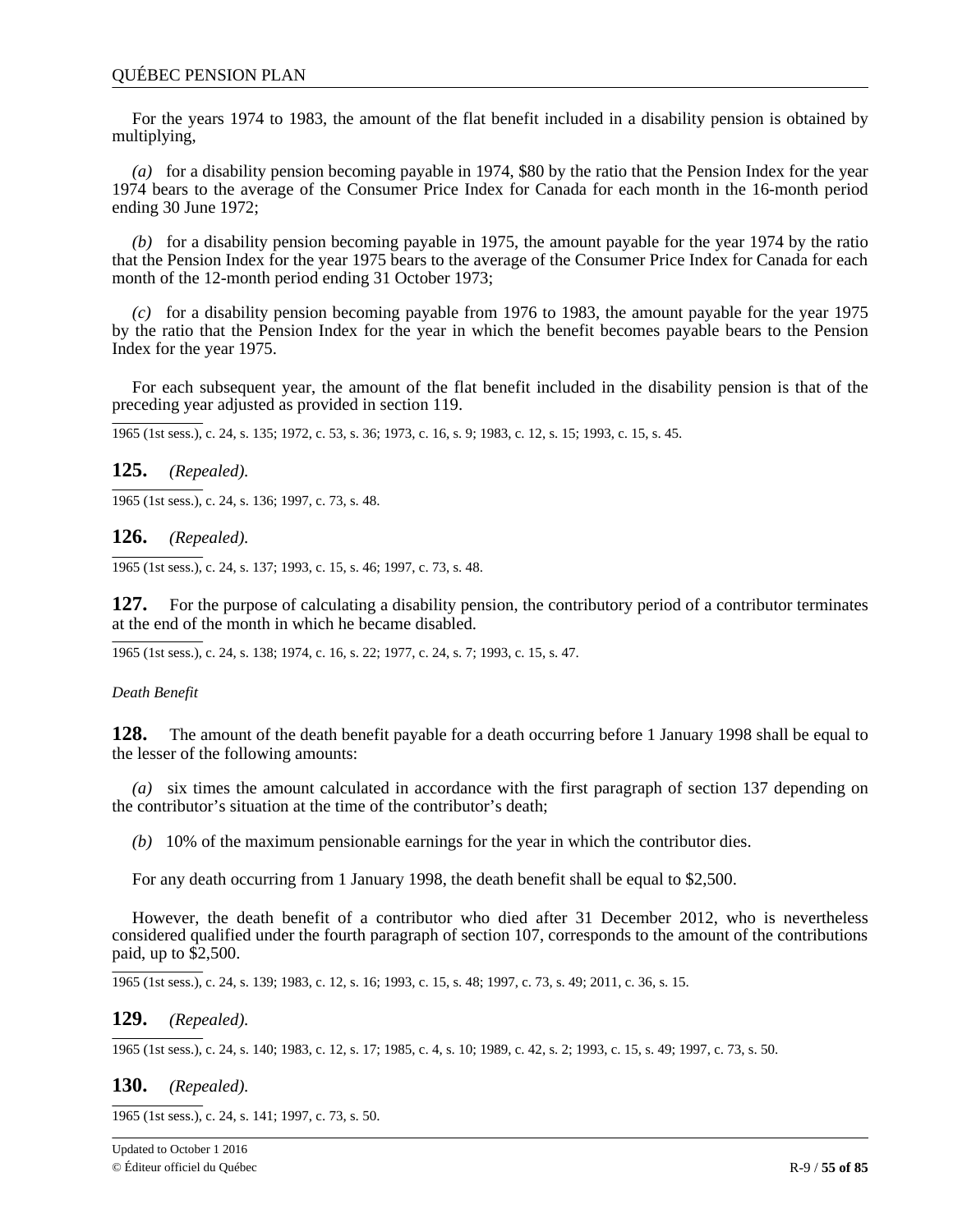For the years 1974 to 1983, the amount of the flat benefit included in a disability pension is obtained by multiplying,

*(a)* for a disability pension becoming payable in 1974, $80 by the ratio that the Pension Index for the year 1974 bears to the average of the Consumer Price Index for Canada for each month in the 16-month period ending 30 June 1972;

*(b)* for a disability pension becoming payable in 1975, the amount payable for the year 1974 by the ratio that the Pension Index for the year 1975 bears to the average of the Consumer Price Index for Canada for each month of the 12-month period ending 31 October 1973;

*(c)* for a disability pension becoming payable from 1976 to 1983, the amount payable for the year 1975 by the ratio that the Pension Index for the year in which the benefit becomes payable bears to the Pension Index for the year 1975.

For each subsequent year, the amount of the flat benefit included in the disability pension is that of the preceding year adjusted as provided in section 119.

1965 (1st sess.), c. 24, s. 135; 1972, c. 53, s. 36; 1973, c. 16, s. 9; 1983, c. 12, s. 15; 1993, c. 15, s. 45.

**125.** *(Repealed).*

1965 (1st sess.), c. 24, s. 136; 1997, c. 73, s. 48.

**126.** *(Repealed).*

1965 (1st sess.), c. 24, s. 137; 1993, c. 15, s. 46; 1997, c. 73, s. 48.

**127.** For the purpose of calculating a disability pension, the contributory period of a contributor terminates at the end of the month in which he became disabled.

1965 (1st sess.), c. 24, s. 138; 1974, c. 16, s. 22; 1977, c. 24, s. 7; 1993, c. 15, s. 47.

*Death Benefit*

**128.** The amount of the death benefit payable for a death occurring before 1 January 1998 shall be equal to the lesser of the following amounts:

*(a)* six times the amount calculated in accordance with the first paragraph of section 137 depending on the contributor's situation at the time of the contributor's death;

*(b)* 10% of the maximum pensionable earnings for the year in which the contributor dies.

For any death occurring from 1 January 1998, the death benefit shall be equal to $2,500.

However, the death benefit of a contributor who died after 31 December 2012, who is nevertheless considered qualified under the fourth paragraph of section 107, corresponds to the amount of the contributions paid, up to $2,500.

1965 (1st sess.), c. 24, s. 139; 1983, c. 12, s. 16; 1993, c. 15, s. 48; 1997, c. 73, s. 49; 2011, c. 36, s. 15.

**129.** *(Repealed).*

1965 (1st sess.), c. 24, s. 140; 1983, c. 12, s. 17; 1985, c. 4, s. 10; 1989, c. 42, s. 2; 1993, c. 15, s. 49; 1997, c. 73, s. 50.

**130.** *(Repealed).*

1965 (1st sess.), c. 24, s. 141; 1997, c. 73, s. 50.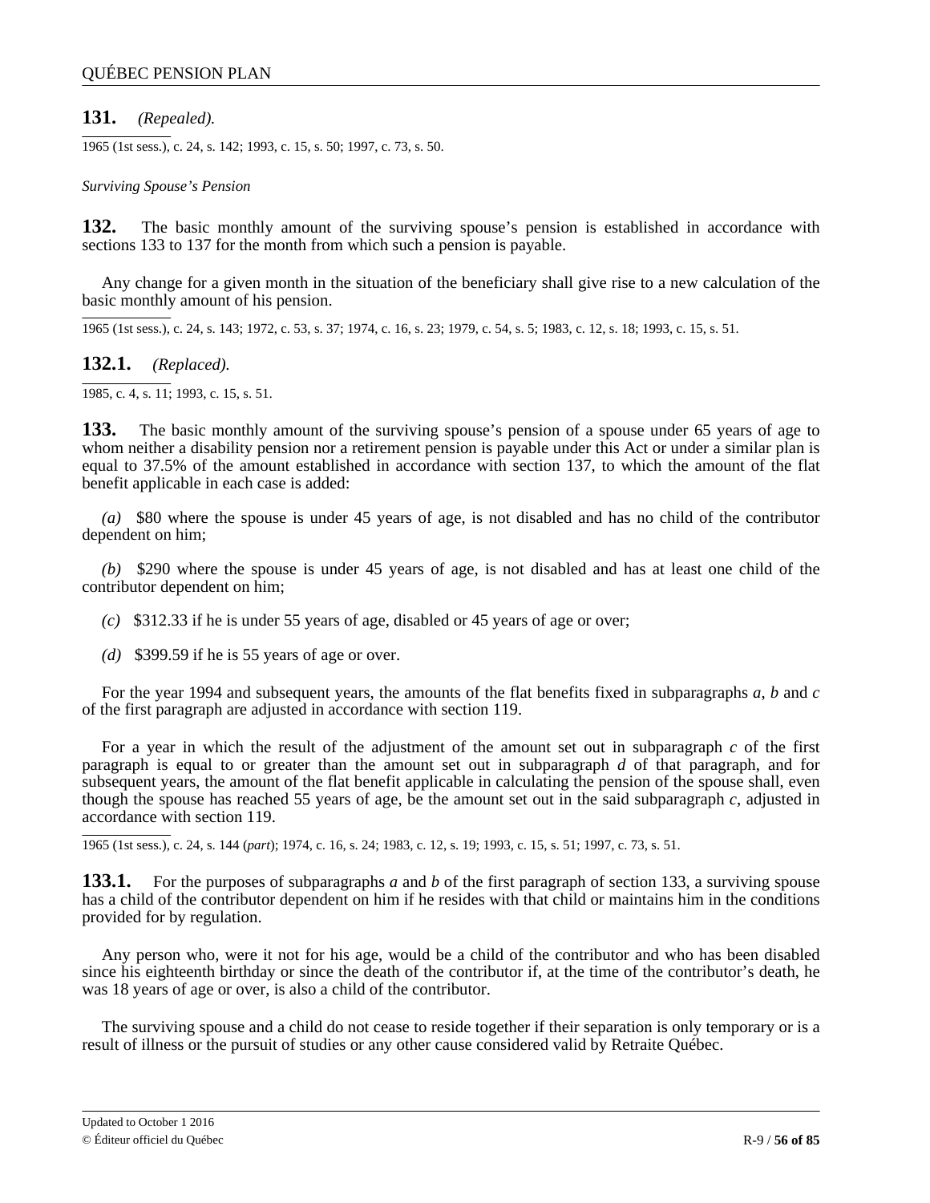**131.** *(Repealed).*

1965 (1st sess.), c. 24, s. 142; 1993, c. 15, s. 50; 1997, c. 73, s. 50.

*Surviving Spouse's Pension*

**132.** The basic monthly amount of the surviving spouse's pension is established in accordance with sections 133 to 137 for the month from which such a pension is payable.

Any change for a given month in the situation of the beneficiary shall give rise to a new calculation of the basic monthly amount of his pension.

1965 (1st sess.), c. 24, s. 143; 1972, c. 53, s. 37; 1974, c. 16, s. 23; 1979, c. 54, s. 5; 1983, c. 12, s. 18; 1993, c. 15, s. 51.

**132.1.** *(Replaced).*

1985, c. 4, s. 11; 1993, c. 15, s. 51.

**133.** The basic monthly amount of the surviving spouse's pension of a spouse under 65 years of age to whom neither a disability pension nor a retirement pension is payable under this Act or under a similar plan is equal to 37.5% of the amount established in accordance with section 137, to which the amount of the flat benefit applicable in each case is added:

*(a)* $80 where the spouse is under 45 years of age, is not disabled and has no child of the contributor dependent on him;

*(b)* $290 where the spouse is under 45 years of age, is not disabled and has at least one child of the contributor dependent on him;

*(c)* $312.33 if he is under 55 years of age, disabled or 45 years of age or over;

*(d)* $399.59 if he is 55 years of age or over.

For the year 1994 and subsequent years, the amounts of the flat benefits fixed in subparagraphs *a*, *b* and *c* of the first paragraph are adjusted in accordance with section 119.

For a year in which the result of the adjustment of the amount set out in subparagraph *c* of the first paragraph is equal to or greater than the amount set out in subparagraph *d* of that paragraph, and for subsequent years, the amount of the flat benefit applicable in calculating the pension of the spouse shall, even though the spouse has reached 55 years of age, be the amount set out in the said subparagraph *c*, adjusted in accordance with section 119.

1965 (1st sess.), c. 24, s. 144 (*part*); 1974, c. 16, s. 24; 1983, c. 12, s. 19; 1993, c. 15, s. 51; 1997, c. 73, s. 51.

**133.1.** For the purposes of subparagraphs *a* and *b* of the first paragraph of section 133, a surviving spouse has a child of the contributor dependent on him if he resides with that child or maintains him in the conditions provided for by regulation.

Any person who, were it not for his age, would be a child of the contributor and who has been disabled since his eighteenth birthday or since the death of the contributor if, at the time of the contributor's death, he was 18 years of age or over, is also a child of the contributor.

The surviving spouse and a child do not cease to reside together if their separation is only temporary or is a result of illness or the pursuit of studies or any other cause considered valid by Retraite Québec.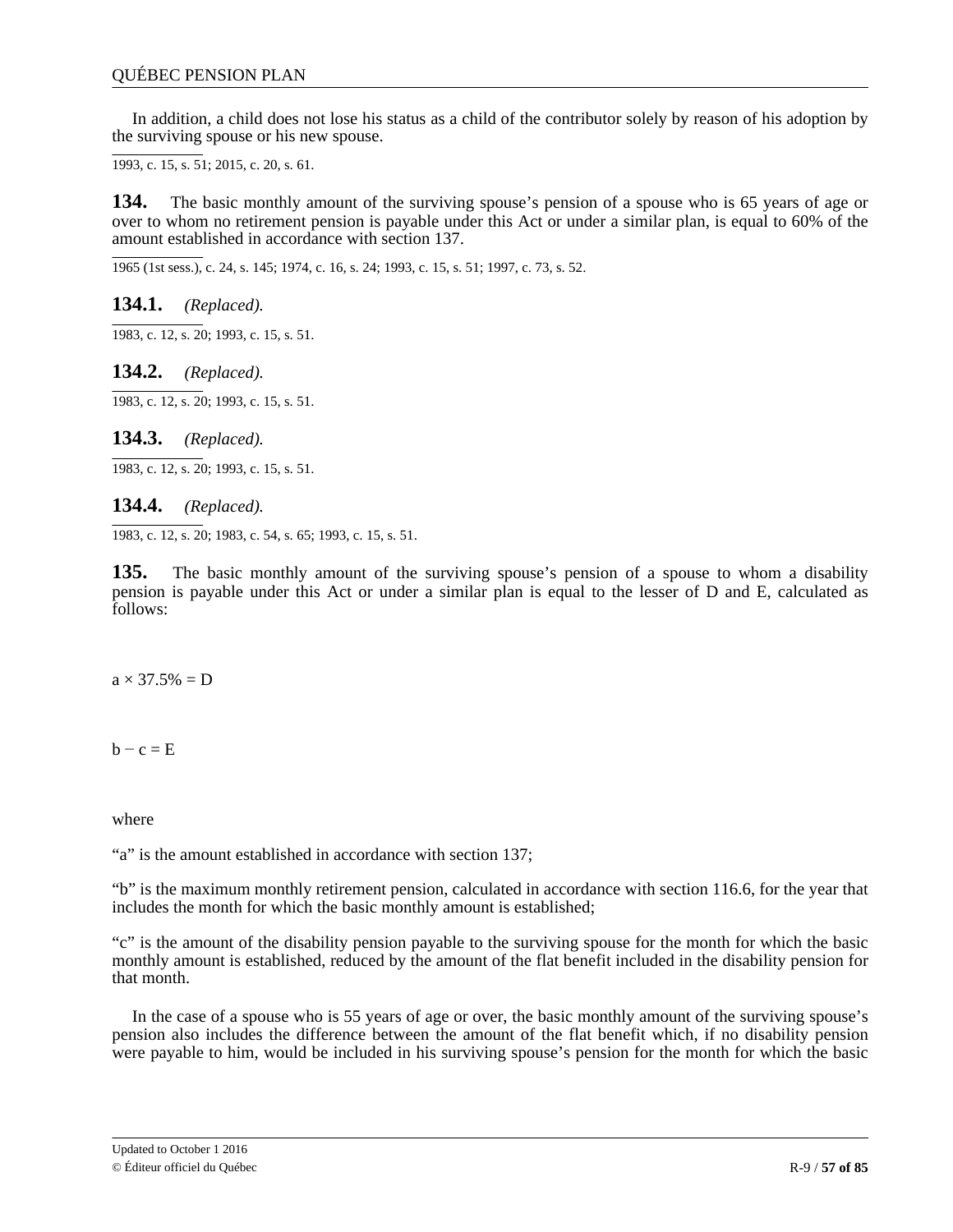In addition, a child does not lose his status as a child of the contributor solely by reason of his adoption by the surviving spouse or his new spouse.

1993, c. 15, s. 51; 2015, c. 20, s. 61.

**134.** The basic monthly amount of the surviving spouse's pension of a spouse who is 65 years of age or over to whom no retirement pension is payable under this Act or under a similar plan, is equal to 60% of the amount established in accordance with section 137.

1965 (1st sess.), c. 24, s. 145; 1974, c. 16, s. 24; 1993, c. 15, s. 51; 1997, c. 73, s. 52.

**134.1.** *(Replaced).*

1983, c. 12, s. 20; 1993, c. 15, s. 51.

**134.2.** *(Replaced).*

1983, c. 12, s. 20; 1993, c. 15, s. 51.

**134.3.** *(Replaced).*

1983, c. 12, s. 20; 1993, c. 15, s. 51.

**134.4.** *(Replaced).*

1983, c. 12, s. 20; 1983, c. 54, s. 65; 1993, c. 15, s. 51.

**135.** The basic monthly amount of the surviving spouse's pension of a spouse to whom a disability pension is payable under this Act or under a similar plan is equal to the lesser of D and E, calculated as follows:

$a \times 37.5\% = D$

$b - c = E$

where

"a" is the amount established in accordance with section 137;

"b" is the maximum monthly retirement pension, calculated in accordance with section 116.6, for the year that includes the month for which the basic monthly amount is established;

"c" is the amount of the disability pension payable to the surviving spouse for the month for which the basic monthly amount is established, reduced by the amount of the flat benefit included in the disability pension for that month.

In the case of a spouse who is 55 years of age or over, the basic monthly amount of the surviving spouse's pension also includes the difference between the amount of the flat benefit which, if no disability pension were payable to him, would be included in his surviving spouse's pension for the month for which the basic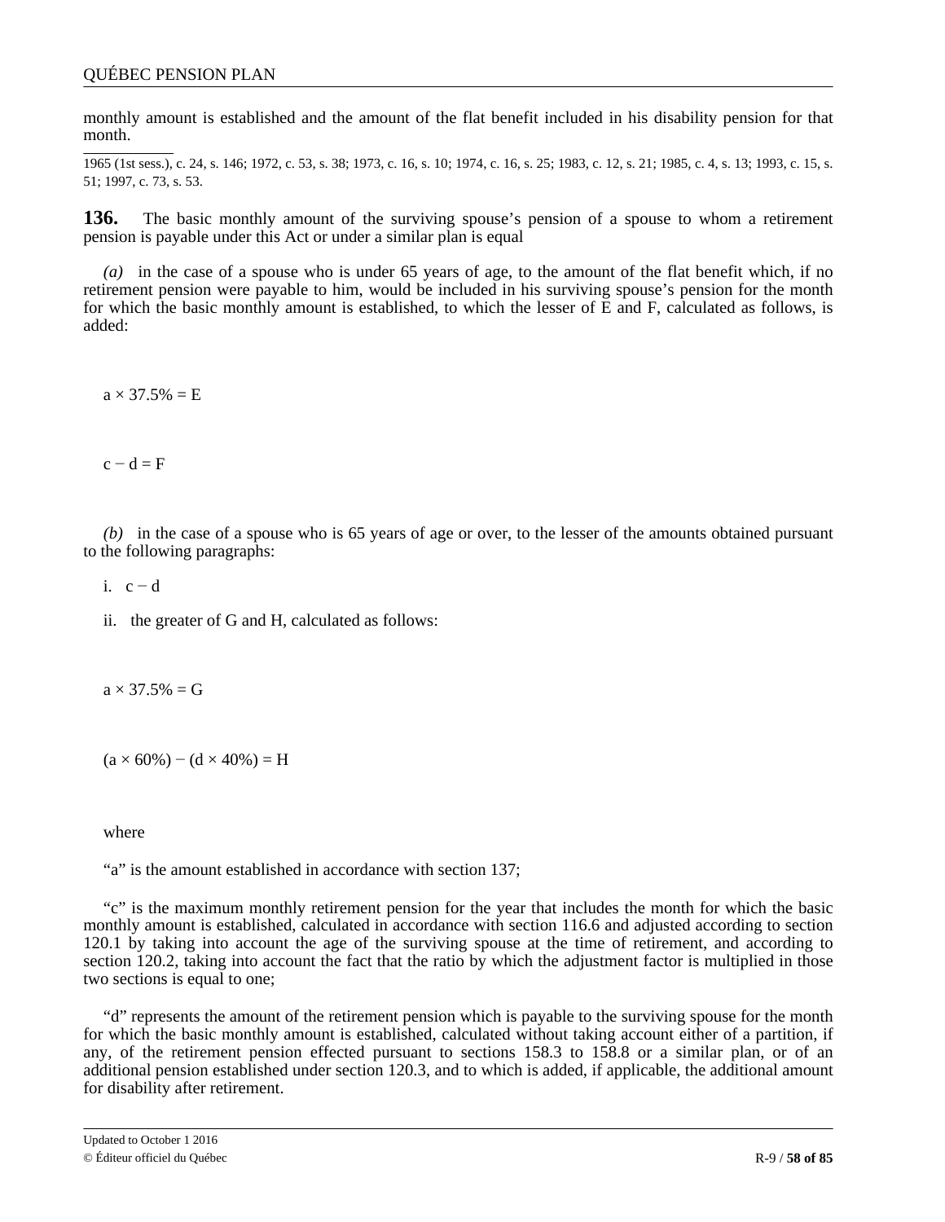monthly amount is established and the amount of the flat benefit included in his disability pension for that month.

1965 (1st sess.), c. 24, s. 146; 1972, c. 53, s. 38; 1973, c. 16, s. 10; 1974, c. 16, s. 25; 1983, c. 12, s. 21; 1985, c. 4, s. 13; 1993, c. 15, s. 51; 1997, c. 73, s. 53.

**136.** The basic monthly amount of the surviving spouse's pension of a spouse to whom a retirement pension is payable under this Act or under a similar plan is equal

*(a)* in the case of a spouse who is under 65 years of age, to the amount of the flat benefit which, if no retirement pension were payable to him, would be included in his surviving spouse's pension for the month for which the basic monthly amount is established, to which the lesser of E and F, calculated as follows, is added:

$$a \times 37.5\% = E$$

$$c - d = F$$

*(b)* in the case of a spouse who is 65 years of age or over, to the lesser of the amounts obtained pursuant to the following paragraphs:

i. $c - d$

ii. the greater of G and H, calculated as follows:

$$a \times 37.5\% = G$$

$$(a \times 60\%) - (d \times 40\%) = H$$

where

"a" is the amount established in accordance with section 137;

"c" is the maximum monthly retirement pension for the year that includes the month for which the basic monthly amount is established, calculated in accordance with section 116.6 and adjusted according to section 120.1 by taking into account the age of the surviving spouse at the time of retirement, and according to section 120.2, taking into account the fact that the ratio by which the adjustment factor is multiplied in those two sections is equal to one;

"d" represents the amount of the retirement pension which is payable to the surviving spouse for the month for which the basic monthly amount is established, calculated without taking account either of a partition, if any, of the retirement pension effected pursuant to sections 158.3 to 158.8 or a similar plan, or of an additional pension established under section 120.3, and to which is added, if applicable, the additional amount for disability after retirement.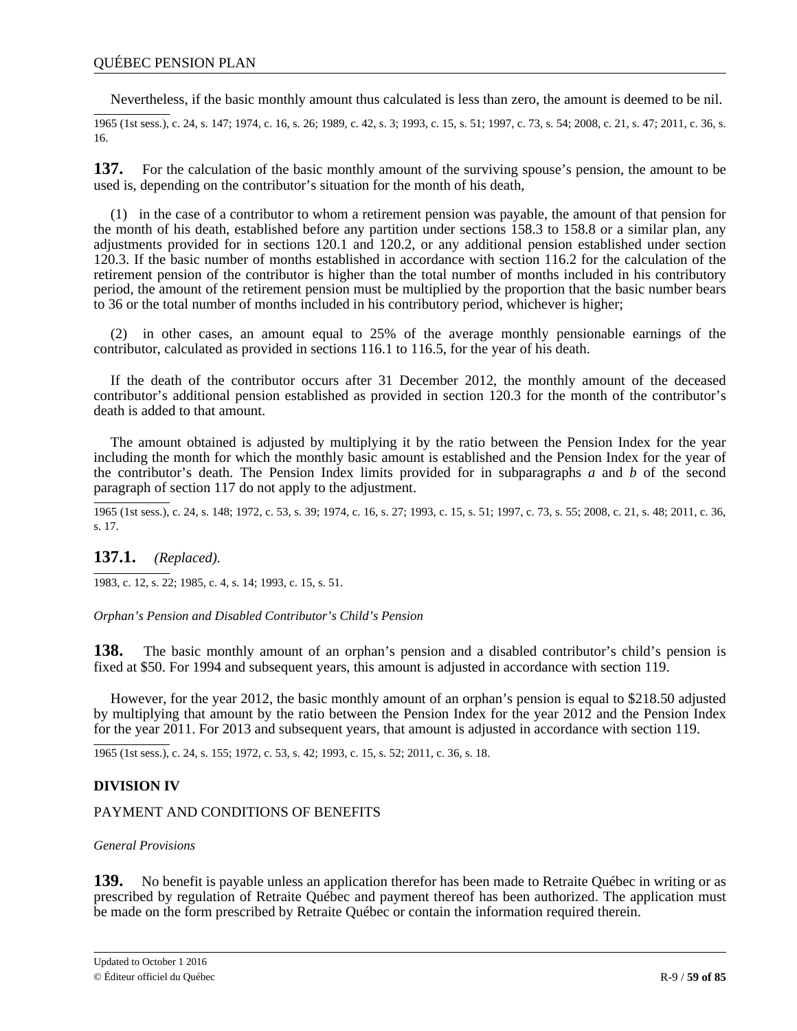Nevertheless, if the basic monthly amount thus calculated is less than zero, the amount is deemed to be nil.

1965 (1st sess.), c. 24, s. 147; 1974, c. 16, s. 26; 1989, c. 42, s. 3; 1993, c. 15, s. 51; 1997, c. 73, s. 54; 2008, c. 21, s. 47; 2011, c. 36, s. 16.

**137.** For the calculation of the basic monthly amount of the surviving spouse's pension, the amount to be used is, depending on the contributor's situation for the month of his death,

(1) in the case of a contributor to whom a retirement pension was payable, the amount of that pension for the month of his death, established before any partition under sections 158.3 to 158.8 or a similar plan, any adjustments provided for in sections 120.1 and 120.2, or any additional pension established under section 120.3. If the basic number of months established in accordance with section 116.2 for the calculation of the retirement pension of the contributor is higher than the total number of months included in his contributory period, the amount of the retirement pension must be multiplied by the proportion that the basic number bears to 36 or the total number of months included in his contributory period, whichever is higher;

(2) in other cases, an amount equal to 25% of the average monthly pensionable earnings of the contributor, calculated as provided in sections 116.1 to 116.5, for the year of his death.

If the death of the contributor occurs after 31 December 2012, the monthly amount of the deceased contributor's additional pension established as provided in section 120.3 for the month of the contributor's death is added to that amount.

The amount obtained is adjusted by multiplying it by the ratio between the Pension Index for the year including the month for which the monthly basic amount is established and the Pension Index for the year of the contributor's death. The Pension Index limits provided for in subparagraphs *a* and *b* of the second paragraph of section 117 do not apply to the adjustment.

1965 (1st sess.), c. 24, s. 148; 1972, c. 53, s. 39; 1974, c. 16, s. 27; 1993, c. 15, s. 51; 1997, c. 73, s. 55; 2008, c. 21, s. 48; 2011, c. 36, s. 17.

**137.1.** *(Replaced).*

1983, c. 12, s. 22; 1985, c. 4, s. 14; 1993, c. 15, s. 51.

*Orphan's Pension and Disabled Contributor's Child's Pension*

**138.** The basic monthly amount of an orphan's pension and a disabled contributor's child's pension is fixed at $50. For 1994 and subsequent years, this amount is adjusted in accordance with section 119.

However, for the year 2012, the basic monthly amount of an orphan's pension is equal to $218.50 adjusted by multiplying that amount by the ratio between the Pension Index for the year 2012 and the Pension Index for the year 2011. For 2013 and subsequent years, that amount is adjusted in accordance with section 119.

1965 (1st sess.), c. 24, s. 155; 1972, c. 53, s. 42; 1993, c. 15, s. 52; 2011, c. 36, s. 18.

## DIVISION IV

### PAYMENT AND CONDITIONS OF BENEFITS

*General Provisions*

**139.** No benefit is payable unless an application therefor has been made to Retraite Québec in writing or as prescribed by regulation of Retraite Québec and payment thereof has been authorized. The application must be made on the form prescribed by Retraite Québec or contain the information required therein.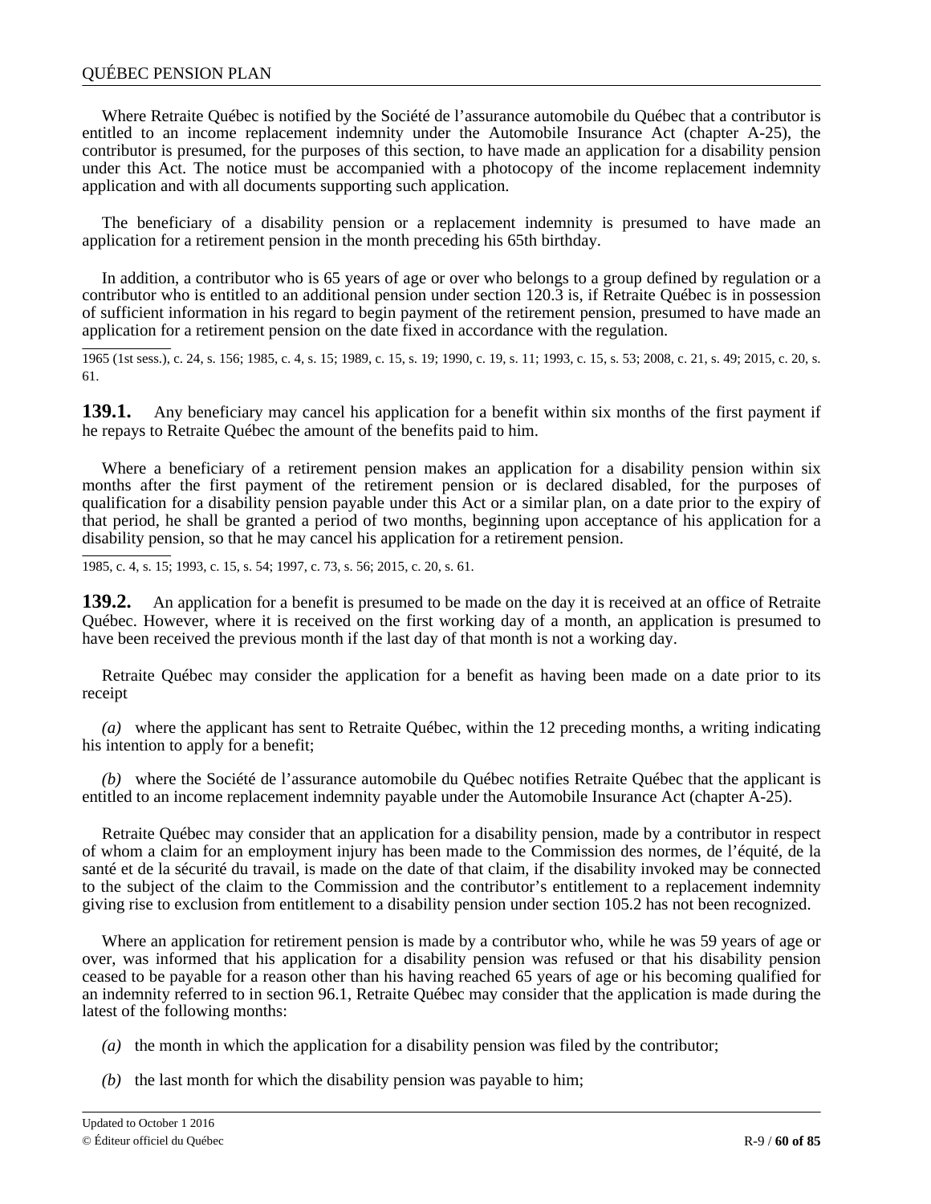Where Retraite Québec is notified by the Société de l'assurance automobile du Québec that a contributor is entitled to an income replacement indemnity under the Automobile Insurance Act (chapter A-25), the contributor is presumed, for the purposes of this section, to have made an application for a disability pension under this Act. The notice must be accompanied with a photocopy of the income replacement indemnity application and with all documents supporting such application.

The beneficiary of a disability pension or a replacement indemnity is presumed to have made an application for a retirement pension in the month preceding his 65th birthday.

In addition, a contributor who is 65 years of age or over who belongs to a group defined by regulation or a contributor who is entitled to an additional pension under section 120.3 is, if Retraite Québec is in possession of sufficient information in his regard to begin payment of the retirement pension, presumed to have made an application for a retirement pension on the date fixed in accordance with the regulation.

1965 (1st sess.), c. 24, s. 156; 1985, c. 4, s. 15; 1989, c. 15, s. 19; 1990, c. 19, s. 11; 1993, c. 15, s. 53; 2008, c. 21, s. 49; 2015, c. 20, s. 61.

**139.1.** Any beneficiary may cancel his application for a benefit within six months of the first payment if he repays to Retraite Québec the amount of the benefits paid to him.

Where a beneficiary of a retirement pension makes an application for a disability pension within six months after the first payment of the retirement pension or is declared disabled, for the purposes of qualification for a disability pension payable under this Act or a similar plan, on a date prior to the expiry of that period, he shall be granted a period of two months, beginning upon acceptance of his application for a disability pension, so that he may cancel his application for a retirement pension.

1985, c. 4, s. 15; 1993, c. 15, s. 54; 1997, c. 73, s. 56; 2015, c. 20, s. 61.

**139.2.** An application for a benefit is presumed to be made on the day it is received at an office of Retraite Québec. However, where it is received on the first working day of a month, an application is presumed to have been received the previous month if the last day of that month is not a working day.

Retraite Québec may consider the application for a benefit as having been made on a date prior to its receipt

*(a)* where the applicant has sent to Retraite Québec, within the 12 preceding months, a writing indicating his intention to apply for a benefit;

*(b)* where the Société de l'assurance automobile du Québec notifies Retraite Québec that the applicant is entitled to an income replacement indemnity payable under the Automobile Insurance Act (chapter A-25).

Retraite Québec may consider that an application for a disability pension, made by a contributor in respect of whom a claim for an employment injury has been made to the Commission des normes, de l'équité, de la santé et de la sécurité du travail, is made on the date of that claim, if the disability invoked may be connected to the subject of the claim to the Commission and the contributor's entitlement to a replacement indemnity giving rise to exclusion from entitlement to a disability pension under section 105.2 has not been recognized.

Where an application for retirement pension is made by a contributor who, while he was 59 years of age or over, was informed that his application for a disability pension was refused or that his disability pension ceased to be payable for a reason other than his having reached 65 years of age or his becoming qualified for an indemnity referred to in section 96.1, Retraite Québec may consider that the application is made during the latest of the following months:

*(a)* the month in which the application for a disability pension was filed by the contributor;

*(b)* the last month for which the disability pension was payable to him;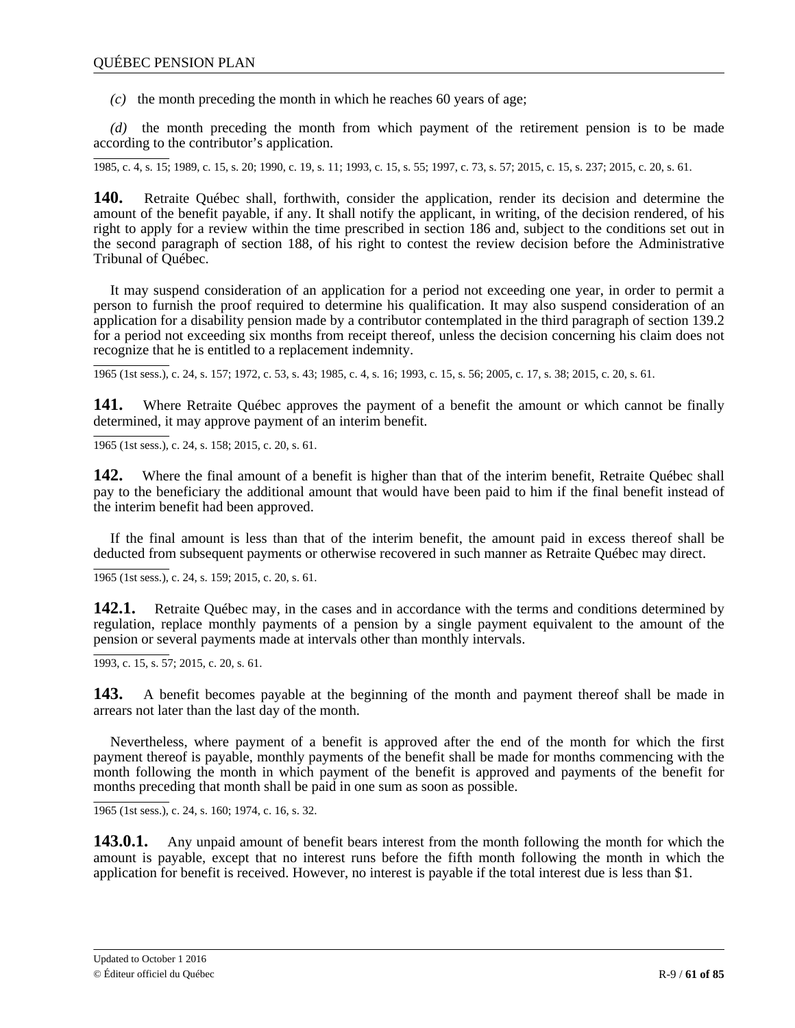*(c)* the month preceding the month in which he reaches 60 years of age;

*(d)* the month preceding the month from which payment of the retirement pension is to be made according to the contributor's application.

1985, c. 4, s. 15; 1989, c. 15, s. 20; 1990, c. 19, s. 11; 1993, c. 15, s. 55; 1997, c. 73, s. 57; 2015, c. 15, s. 237; 2015, c. 20, s. 61.

**140.** Retraite Québec shall, forthwith, consider the application, render its decision and determine the amount of the benefit payable, if any. It shall notify the applicant, in writing, of the decision rendered, of his right to apply for a review within the time prescribed in section 186 and, subject to the conditions set out in the second paragraph of section 188, of his right to contest the review decision before the Administrative Tribunal of Québec.

It may suspend consideration of an application for a period not exceeding one year, in order to permit a person to furnish the proof required to determine his qualification. It may also suspend consideration of an application for a disability pension made by a contributor contemplated in the third paragraph of section 139.2 for a period not exceeding six months from receipt thereof, unless the decision concerning his claim does not recognize that he is entitled to a replacement indemnity.

1965 (1st sess.), c. 24, s. 157; 1972, c. 53, s. 43; 1985, c. 4, s. 16; 1993, c. 15, s. 56; 2005, c. 17, s. 38; 2015, c. 20, s. 61.

**141.** Where Retraite Québec approves the payment of a benefit the amount or which cannot be finally determined, it may approve payment of an interim benefit.

1965 (1st sess.), c. 24, s. 158; 2015, c. 20, s. 61.

**142.** Where the final amount of a benefit is higher than that of the interim benefit, Retraite Québec shall pay to the beneficiary the additional amount that would have been paid to him if the final benefit instead of the interim benefit had been approved.

If the final amount is less than that of the interim benefit, the amount paid in excess thereof shall be deducted from subsequent payments or otherwise recovered in such manner as Retraite Québec may direct.

1965 (1st sess.), c. 24, s. 159; 2015, c. 20, s. 61.

**142.1.** Retraite Québec may, in the cases and in accordance with the terms and conditions determined by regulation, replace monthly payments of a pension by a single payment equivalent to the amount of the pension or several payments made at intervals other than monthly intervals.

1993, c. 15, s. 57; 2015, c. 20, s. 61.

**143.** A benefit becomes payable at the beginning of the month and payment thereof shall be made in arrears not later than the last day of the month.

Nevertheless, where payment of a benefit is approved after the end of the month for which the first payment thereof is payable, monthly payments of the benefit shall be made for months commencing with the month following the month in which payment of the benefit is approved and payments of the benefit for months preceding that month shall be paid in one sum as soon as possible.

1965 (1st sess.), c. 24, s. 160; 1974, c. 16, s. 32.

**143.0.1.** Any unpaid amount of benefit bears interest from the month following the month for which the amount is payable, except that no interest runs before the fifth month following the month in which the application for benefit is received. However, no interest is payable if the total interest due is less than $1.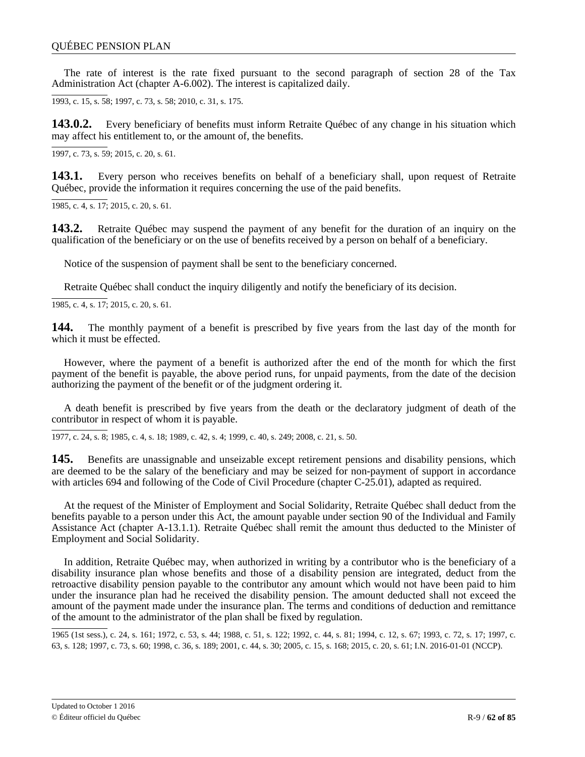The rate of interest is the rate fixed pursuant to the second paragraph of section 28 of the Tax Administration Act (chapter A-6.002). The interest is capitalized daily.

1993, c. 15, s. 58; 1997, c. 73, s. 58; 2010, c. 31, s. 175.

**143.0.2.** Every beneficiary of benefits must inform Retraite Québec of any change in his situation which may affect his entitlement to, or the amount of, the benefits.

1997, c. 73, s. 59; 2015, c. 20, s. 61.

**143.1.** Every person who receives benefits on behalf of a beneficiary shall, upon request of Retraite Québec, provide the information it requires concerning the use of the paid benefits.

1985, c. 4, s. 17; 2015, c. 20, s. 61.

**143.2.** Retraite Québec may suspend the payment of any benefit for the duration of an inquiry on the qualification of the beneficiary or on the use of benefits received by a person on behalf of a beneficiary.

Notice of the suspension of payment shall be sent to the beneficiary concerned.

Retraite Québec shall conduct the inquiry diligently and notify the beneficiary of its decision.

1985, c. 4, s. 17; 2015, c. 20, s. 61.

**144.** The monthly payment of a benefit is prescribed by five years from the last day of the month for which it must be effected.

However, where the payment of a benefit is authorized after the end of the month for which the first payment of the benefit is payable, the above period runs, for unpaid payments, from the date of the decision authorizing the payment of the benefit or of the judgment ordering it.

A death benefit is prescribed by five years from the death or the declaratory judgment of death of the contributor in respect of whom it is payable.

1977, c. 24, s. 8; 1985, c. 4, s. 18; 1989, c. 42, s. 4; 1999, c. 40, s. 249; 2008, c. 21, s. 50.

**145.** Benefits are unassignable and unseizable except retirement pensions and disability pensions, which are deemed to be the salary of the beneficiary and may be seized for non-payment of support in accordance with articles 694 and following of the Code of Civil Procedure (chapter C-25.01), adapted as required.

At the request of the Minister of Employment and Social Solidarity, Retraite Québec shall deduct from the benefits payable to a person under this Act, the amount payable under section 90 of the Individual and Family Assistance Act (chapter A-13.1.1). Retraite Québec shall remit the amount thus deducted to the Minister of Employment and Social Solidarity.

In addition, Retraite Québec may, when authorized in writing by a contributor who is the beneficiary of a disability insurance plan whose benefits and those of a disability pension are integrated, deduct from the retroactive disability pension payable to the contributor any amount which would not have been paid to him under the insurance plan had he received the disability pension. The amount deducted shall not exceed the amount of the payment made under the insurance plan. The terms and conditions of deduction and remittance of the amount to the administrator of the plan shall be fixed by regulation.

1965 (1st sess.), c. 24, s. 161; 1972, c. 53, s. 44; 1988, c. 51, s. 122; 1992, c. 44, s. 81; 1994, c. 12, s. 67; 1993, c. 72, s. 17; 1997, c. 63, s. 128; 1997, c. 73, s. 60; 1998, c. 36, s. 189; 2001, c. 44, s. 30; 2005, c. 15, s. 168; 2015, c. 20, s. 61; I.N. 2016-01-01 (NCCP).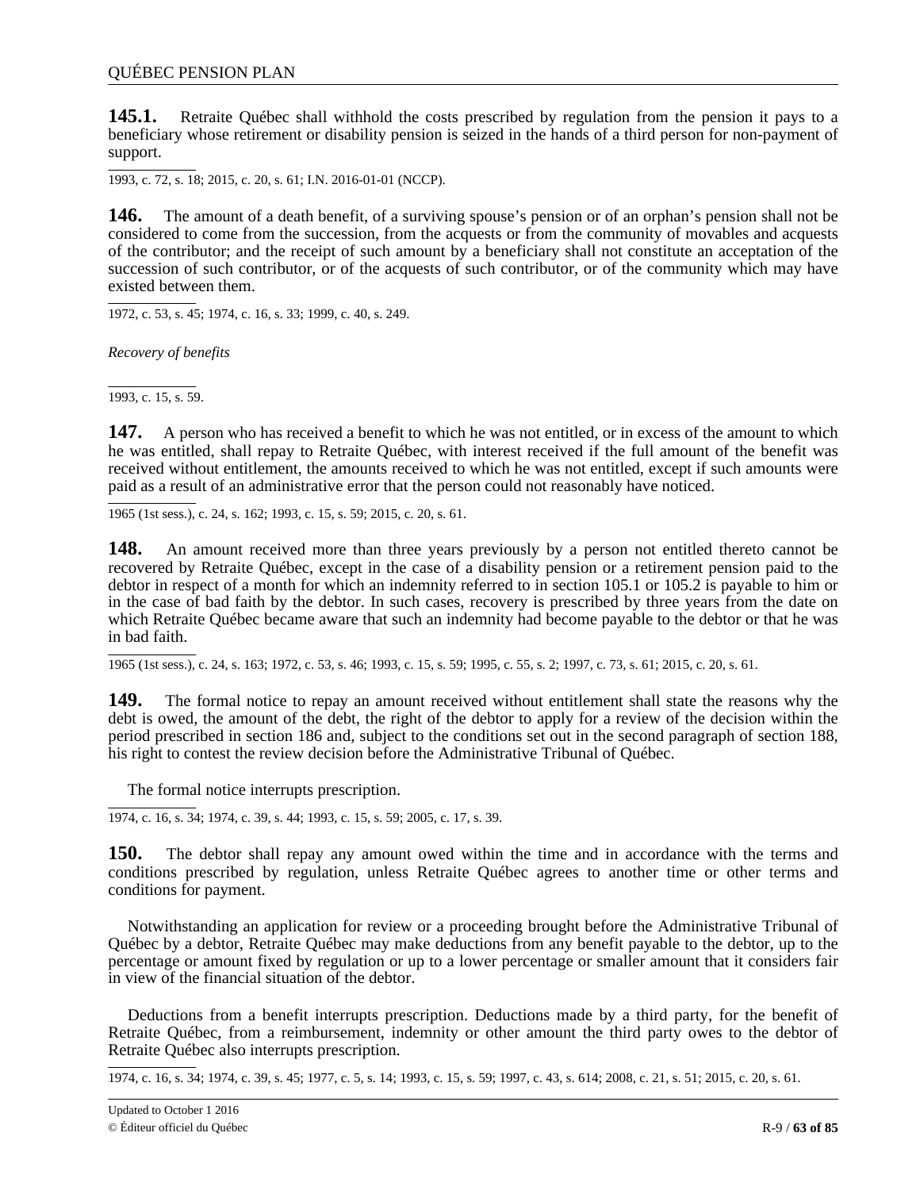**145.1.** Retraite Québec shall withhold the costs prescribed by regulation from the pension it pays to a beneficiary whose retirement or disability pension is seized in the hands of a third person for non-payment of support.

1993, c. 72, s. 18; 2015, c. 20, s. 61; I.N. 2016-01-01 (NCCP).

**146.** The amount of a death benefit, of a surviving spouse's pension or of an orphan's pension shall not be considered to come from the succession, from the acquests or from the community of movables and acquests of the contributor; and the receipt of such amount by a beneficiary shall not constitute an acceptation of the succession of such contributor, or of the acquests of such contributor, or of the community which may have existed between them.

1972, c. 53, s. 45; 1974, c. 16, s. 33; 1999, c. 40, s. 249.

*Recovery of benefits*

1993, c. 15, s. 59.

**147.** A person who has received a benefit to which he was not entitled, or in excess of the amount to which he was entitled, shall repay to Retraite Québec, with interest received if the full amount of the benefit was received without entitlement, the amounts received to which he was not entitled, except if such amounts were paid as a result of an administrative error that the person could not reasonably have noticed.

1965 (1st sess.), c. 24, s. 162; 1993, c. 15, s. 59; 2015, c. 20, s. 61.

**148.** An amount received more than three years previously by a person not entitled thereto cannot be recovered by Retraite Québec, except in the case of a disability pension or a retirement pension paid to the debtor in respect of a month for which an indemnity referred to in section 105.1 or 105.2 is payable to him or in the case of bad faith by the debtor. In such cases, recovery is prescribed by three years from the date on which Retraite Québec became aware that such an indemnity had become payable to the debtor or that he was in bad faith.

1965 (1st sess.), c. 24, s. 163; 1972, c. 53, s. 46; 1993, c. 15, s. 59; 1995, c. 55, s. 2; 1997, c. 73, s. 61; 2015, c. 20, s. 61.

**149.** The formal notice to repay an amount received without entitlement shall state the reasons why the debt is owed, the amount of the debt, the right of the debtor to apply for a review of the decision within the period prescribed in section 186 and, subject to the conditions set out in the second paragraph of section 188, his right to contest the review decision before the Administrative Tribunal of Québec.

The formal notice interrupts prescription.

1974, c. 16, s. 34; 1974, c. 39, s. 44; 1993, c. 15, s. 59; 2005, c. 17, s. 39.

**150.** The debtor shall repay any amount owed within the time and in accordance with the terms and conditions prescribed by regulation, unless Retraite Québec agrees to another time or other terms and conditions for payment.

Notwithstanding an application for review or a proceeding brought before the Administrative Tribunal of Québec by a debtor, Retraite Québec may make deductions from any benefit payable to the debtor, up to the percentage or amount fixed by regulation or up to a lower percentage or smaller amount that it considers fair in view of the financial situation of the debtor.

Deductions from a benefit interrupts prescription. Deductions made by a third party, for the benefit of Retraite Québec, from a reimbursement, indemnity or other amount the third party owes to the debtor of Retraite Québec also interrupts prescription.

1974, c. 16, s. 34; 1974, c. 39, s. 45; 1977, c. 5, s. 14; 1993, c. 15, s. 59; 1997, c. 43, s. 614; 2008, c. 21, s. 51; 2015, c. 20, s. 61.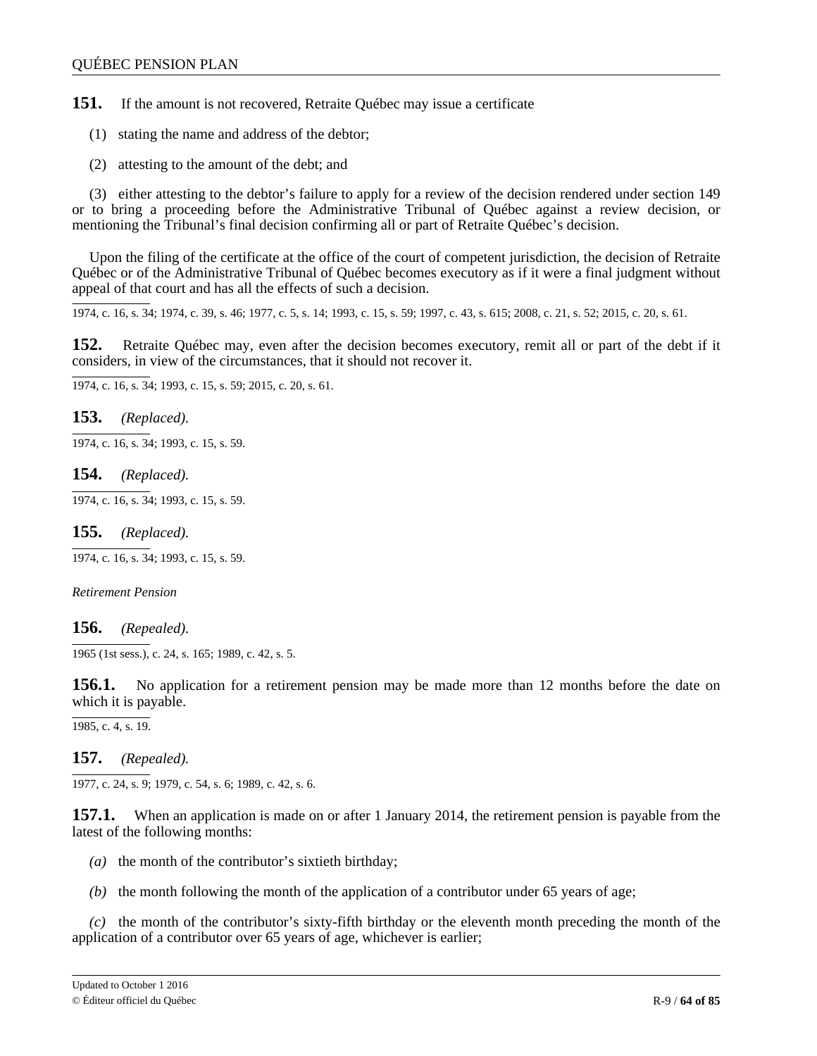**151.** If the amount is not recovered, Retraite Québec may issue a certificate

(1) stating the name and address of the debtor;

(2) attesting to the amount of the debt; and

(3) either attesting to the debtor's failure to apply for a review of the decision rendered under section 149 or to bring a proceeding before the Administrative Tribunal of Québec against a review decision, or mentioning the Tribunal's final decision confirming all or part of Retraite Québec's decision.

Upon the filing of the certificate at the office of the court of competent jurisdiction, the decision of Retraite Québec or of the Administrative Tribunal of Québec becomes executory as if it were a final judgment without appeal of that court and has all the effects of such a decision.

1974, c. 16, s. 34; 1974, c. 39, s. 46; 1977, c. 5, s. 14; 1993, c. 15, s. 59; 1997, c. 43, s. 615; 2008, c. 21, s. 52; 2015, c. 20, s. 61.

**152.** Retraite Québec may, even after the decision becomes executory, remit all or part of the debt if it considers, in view of the circumstances, that it should not recover it.

1974, c. 16, s. 34; 1993, c. 15, s. 59; 2015, c. 20, s. 61.

**153.** *(Replaced).*

1974, c. 16, s. 34; 1993, c. 15, s. 59.

**154.** *(Replaced).*

1974, c. 16, s. 34; 1993, c. 15, s. 59.

**155.** *(Replaced).*

1974, c. 16, s. 34; 1993, c. 15, s. 59.

*Retirement Pension*

**156.** *(Repealed).*

1965 (1st sess.), c. 24, s. 165; 1989, c. 42, s. 5.

**156.1.** No application for a retirement pension may be made more than 12 months before the date on which it is payable.

1985, c. 4, s. 19.

**157.** *(Repealed).*

1977, c. 24, s. 9; 1979, c. 54, s. 6; 1989, c. 42, s. 6.

**157.1.** When an application is made on or after 1 January 2014, the retirement pension is payable from the latest of the following months:

*(a)* the month of the contributor's sixtieth birthday;

*(b)* the month following the month of the application of a contributor under 65 years of age;

*(c)* the month of the contributor's sixty-fifth birthday or the eleventh month preceding the month of the application of a contributor over 65 years of age, whichever is earlier;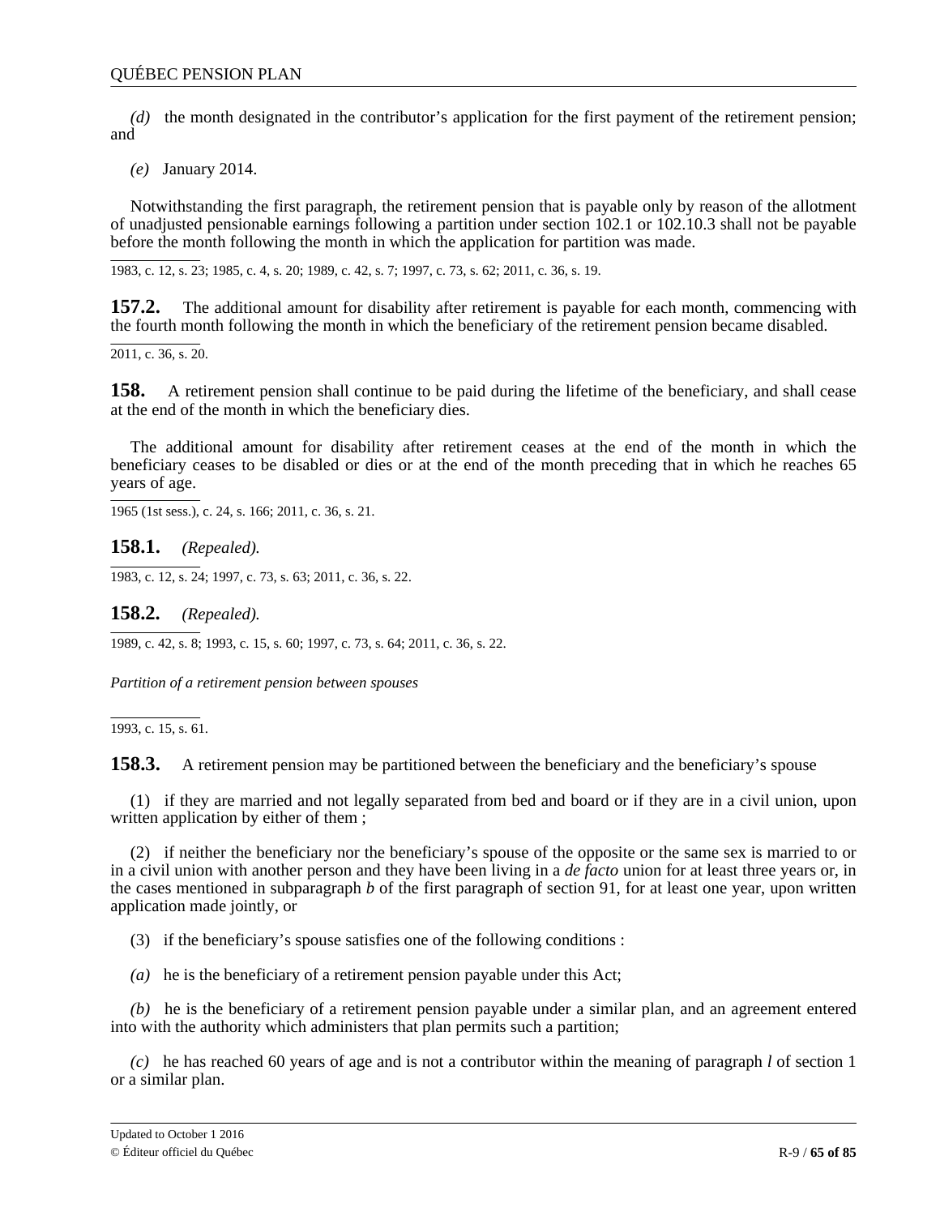*(d)* the month designated in the contributor's application for the first payment of the retirement pension; and

*(e)* January 2014.

Notwithstanding the first paragraph, the retirement pension that is payable only by reason of the allotment of unadjusted pensionable earnings following a partition under section 102.1 or 102.10.3 shall not be payable before the month following the month in which the application for partition was made.

1983, c. 12, s. 23; 1985, c. 4, s. 20; 1989, c. 42, s. 7; 1997, c. 73, s. 62; 2011, c. 36, s. 19.

**157.2.** The additional amount for disability after retirement is payable for each month, commencing with the fourth month following the month in which the beneficiary of the retirement pension became disabled.

2011, c. 36, s. 20.

**158.** A retirement pension shall continue to be paid during the lifetime of the beneficiary, and shall cease at the end of the month in which the beneficiary dies.

The additional amount for disability after retirement ceases at the end of the month in which the beneficiary ceases to be disabled or dies or at the end of the month preceding that in which he reaches 65 years of age.

1965 (1st sess.), c. 24, s. 166; 2011, c. 36, s. 21.

**158.1.** *(Repealed).*

1983, c. 12, s. 24; 1997, c. 73, s. 63; 2011, c. 36, s. 22.

**158.2.** *(Repealed).*

1989, c. 42, s. 8; 1993, c. 15, s. 60; 1997, c. 73, s. 64; 2011, c. 36, s. 22.

*Partition of a retirement pension between spouses*

1993, c. 15, s. 61.

**158.3.** A retirement pension may be partitioned between the beneficiary and the beneficiary's spouse

(1) if they are married and not legally separated from bed and board or if they are in a civil union, upon written application by either of them ;

(2) if neither the beneficiary nor the beneficiary's spouse of the opposite or the same sex is married to or in a civil union with another person and they have been living in a *de facto* union for at least three years or, in the cases mentioned in subparagraph *b* of the first paragraph of section 91, for at least one year, upon written application made jointly, or

(3) if the beneficiary's spouse satisfies one of the following conditions :

*(a)* he is the beneficiary of a retirement pension payable under this Act;

*(b)* he is the beneficiary of a retirement pension payable under a similar plan, and an agreement entered into with the authority which administers that plan permits such a partition;

*(c)* he has reached 60 years of age and is not a contributor within the meaning of paragraph *l* of section 1 or a similar plan.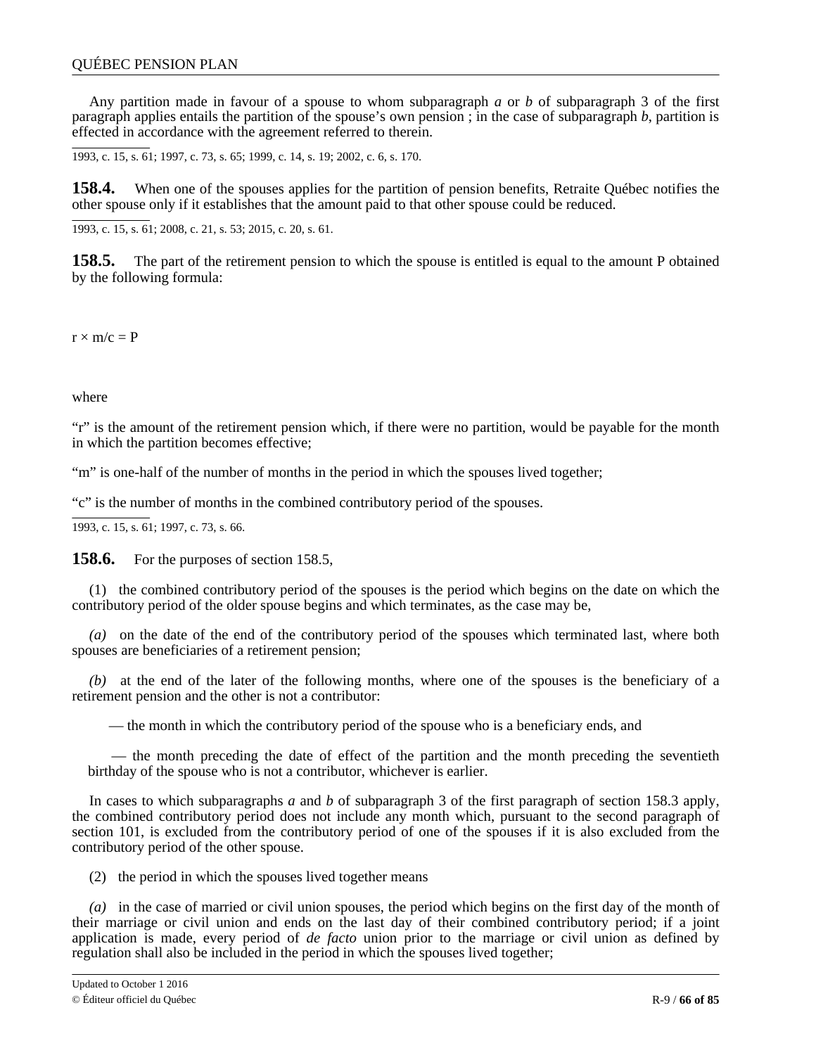Any partition made in favour of a spouse to whom subparagraph *a* or *b* of subparagraph 3 of the first paragraph applies entails the partition of the spouse's own pension ; in the case of subparagraph *b*, partition is effected in accordance with the agreement referred to therein.

1993, c. 15, s. 61; 1997, c. 73, s. 65; 1999, c. 14, s. 19; 2002, c. 6, s. 170.

**158.4.** When one of the spouses applies for the partition of pension benefits, Retraite Québec notifies the other spouse only if it establishes that the amount paid to that other spouse could be reduced.

1993, c. 15, s. 61; 2008, c. 21, s. 53; 2015, c. 20, s. 61.

**158.5.** The part of the retirement pension to which the spouse is entitled is equal to the amount P obtained by the following formula:

$$r \times m/c = P$$

where

"r" is the amount of the retirement pension which, if there were no partition, would be payable for the month in which the partition becomes effective;

"m" is one-half of the number of months in the period in which the spouses lived together;

"c" is the number of months in the combined contributory period of the spouses.

1993, c. 15, s. 61; 1997, c. 73, s. 66.

**158.6.** For the purposes of section 158.5,

(1) the combined contributory period of the spouses is the period which begins on the date on which the contributory period of the older spouse begins and which terminates, as the case may be,

*(a)* on the date of the end of the contributory period of the spouses which terminated last, where both spouses are beneficiaries of a retirement pension;

*(b)* at the end of the later of the following months, where one of the spouses is the beneficiary of a retirement pension and the other is not a contributor:

— the month in which the contributory period of the spouse who is a beneficiary ends, and

— the month preceding the date of effect of the partition and the month preceding the seventieth birthday of the spouse who is not a contributor, whichever is earlier.

In cases to which subparagraphs *a* and *b* of subparagraph 3 of the first paragraph of section 158.3 apply, the combined contributory period does not include any month which, pursuant to the second paragraph of section 101, is excluded from the contributory period of one of the spouses if it is also excluded from the contributory period of the other spouse.

(2) the period in which the spouses lived together means

*(a)* in the case of married or civil union spouses, the period which begins on the first day of the month of their marriage or civil union and ends on the last day of their combined contributory period; if a joint application is made, every period of *de facto* union prior to the marriage or civil union as defined by regulation shall also be included in the period in which the spouses lived together;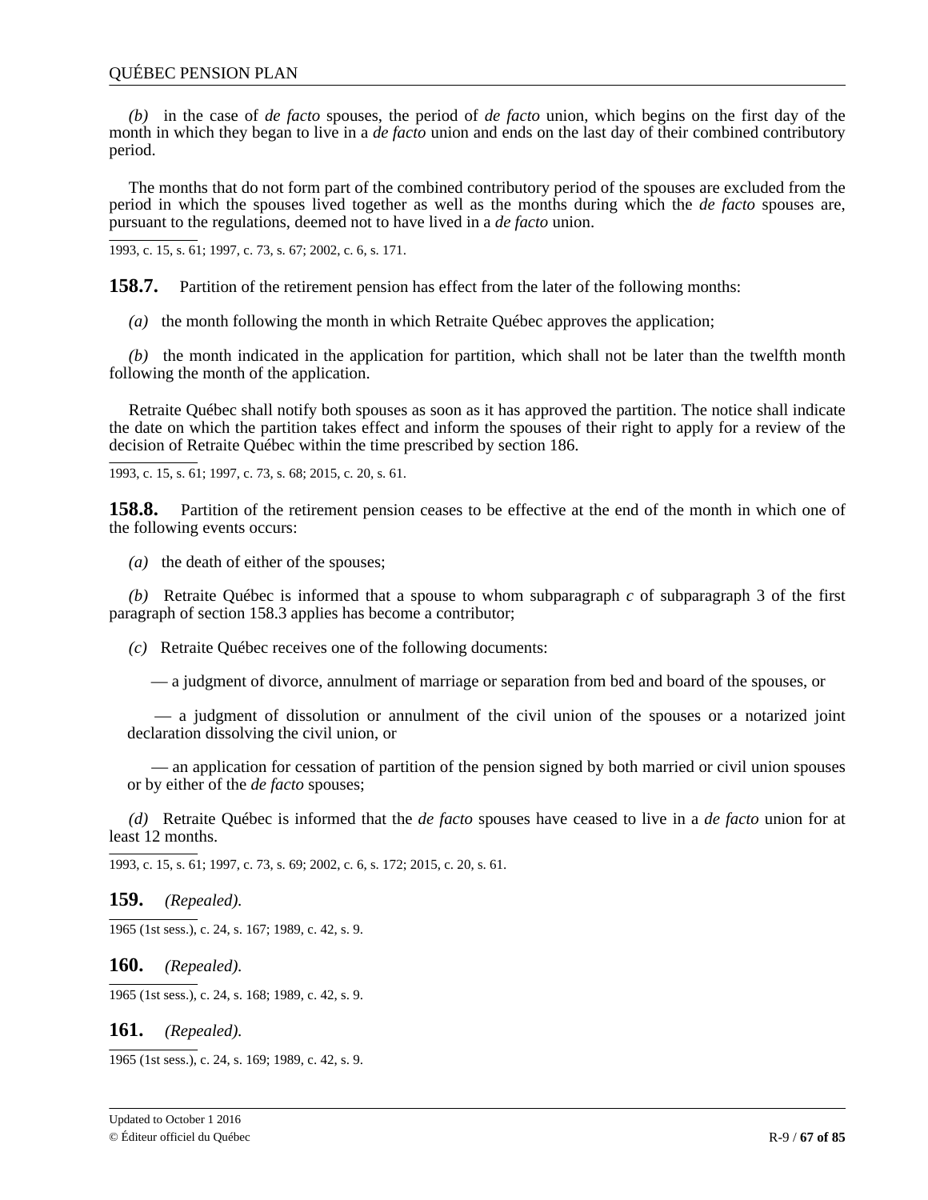*(b)* in the case of *de facto* spouses, the period of *de facto* union, which begins on the first day of the month in which they began to live in a *de facto* union and ends on the last day of their combined contributory period.

The months that do not form part of the combined contributory period of the spouses are excluded from the period in which the spouses lived together as well as the months during which the *de facto* spouses are, pursuant to the regulations, deemed not to have lived in a *de facto* union.

1993, c. 15, s. 61; 1997, c. 73, s. 67; 2002, c. 6, s. 171.

**158.7.** Partition of the retirement pension has effect from the later of the following months:

*(a)* the month following the month in which Retraite Québec approves the application;

*(b)* the month indicated in the application for partition, which shall not be later than the twelfth month following the month of the application.

Retraite Québec shall notify both spouses as soon as it has approved the partition. The notice shall indicate the date on which the partition takes effect and inform the spouses of their right to apply for a review of the decision of Retraite Québec within the time prescribed by section 186.

1993, c. 15, s. 61; 1997, c. 73, s. 68; 2015, c. 20, s. 61.

**158.8.** Partition of the retirement pension ceases to be effective at the end of the month in which one of the following events occurs:

*(a)* the death of either of the spouses;

*(b)* Retraite Québec is informed that a spouse to whom subparagraph *c* of subparagraph 3 of the first paragraph of section 158.3 applies has become a contributor;

*(c)* Retraite Québec receives one of the following documents:

— a judgment of divorce, annulment of marriage or separation from bed and board of the spouses, or

— a judgment of dissolution or annulment of the civil union of the spouses or a notarized joint declaration dissolving the civil union, or

— an application for cessation of partition of the pension signed by both married or civil union spouses or by either of the *de facto* spouses;

*(d)* Retraite Québec is informed that the *de facto* spouses have ceased to live in a *de facto* union for at least 12 months.

1993, c. 15, s. 61; 1997, c. 73, s. 69; 2002, c. 6, s. 172; 2015, c. 20, s. 61.

**159.** *(Repealed).*

1965 (1st sess.), c. 24, s. 167; 1989, c. 42, s. 9.

**160.** *(Repealed).*

1965 (1st sess.), c. 24, s. 168; 1989, c. 42, s. 9.

**161.** *(Repealed).*

1965 (1st sess.), c. 24, s. 169; 1989, c. 42, s. 9.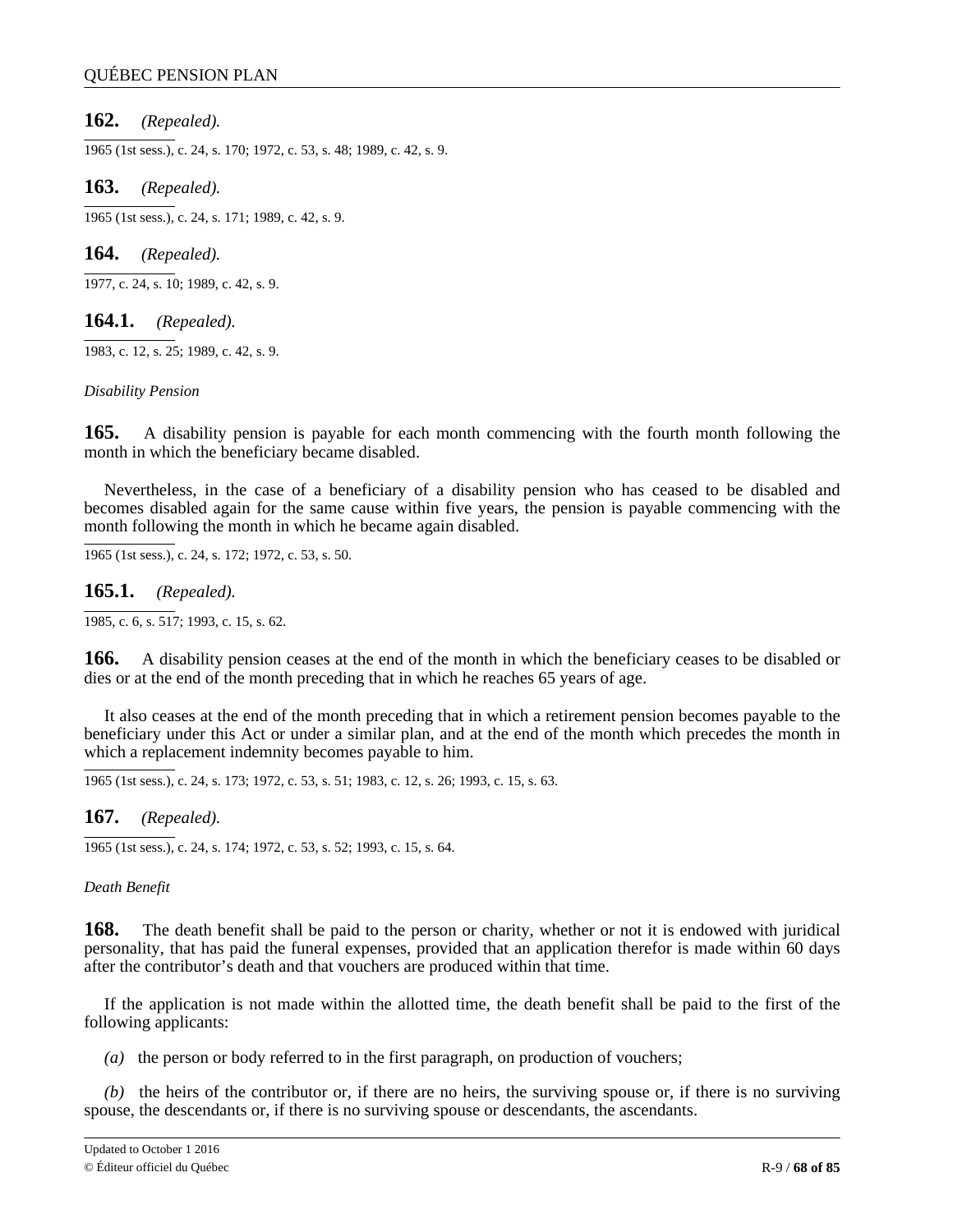**162.** *(Repealed).*

1965 (1st sess.), c. 24, s. 170; 1972, c. 53, s. 48; 1989, c. 42, s. 9.

**163.** *(Repealed).*

1965 (1st sess.), c. 24, s. 171; 1989, c. 42, s. 9.

**164.** *(Repealed).*

1977, c. 24, s. 10; 1989, c. 42, s. 9.

**164.1.** *(Repealed).*

1983, c. 12, s. 25; 1989, c. 42, s. 9.

*Disability Pension*

**165.** A disability pension is payable for each month commencing with the fourth month following the month in which the beneficiary became disabled.

Nevertheless, in the case of a beneficiary of a disability pension who has ceased to be disabled and becomes disabled again for the same cause within five years, the pension is payable commencing with the month following the month in which he became again disabled.

1965 (1st sess.), c. 24, s. 172; 1972, c. 53, s. 50.

**165.1.** *(Repealed).*

1985, c. 6, s. 517; 1993, c. 15, s. 62.

**166.** A disability pension ceases at the end of the month in which the beneficiary ceases to be disabled or dies or at the end of the month preceding that in which he reaches 65 years of age.

It also ceases at the end of the month preceding that in which a retirement pension becomes payable to the beneficiary under this Act or under a similar plan, and at the end of the month which precedes the month in which a replacement indemnity becomes payable to him.

1965 (1st sess.), c. 24, s. 173; 1972, c. 53, s. 51; 1983, c. 12, s. 26; 1993, c. 15, s. 63.

**167.** *(Repealed).*

1965 (1st sess.), c. 24, s. 174; 1972, c. 53, s. 52; 1993, c. 15, s. 64.

*Death Benefit*

**168.** The death benefit shall be paid to the person or charity, whether or not it is endowed with juridical personality, that has paid the funeral expenses, provided that an application therefor is made within 60 days after the contributor's death and that vouchers are produced within that time.

If the application is not made within the allotted time, the death benefit shall be paid to the first of the following applicants:

*(a)* the person or body referred to in the first paragraph, on production of vouchers;

*(b)* the heirs of the contributor or, if there are no heirs, the surviving spouse or, if there is no surviving spouse, the descendants or, if there is no surviving spouse or descendants, the ascendants.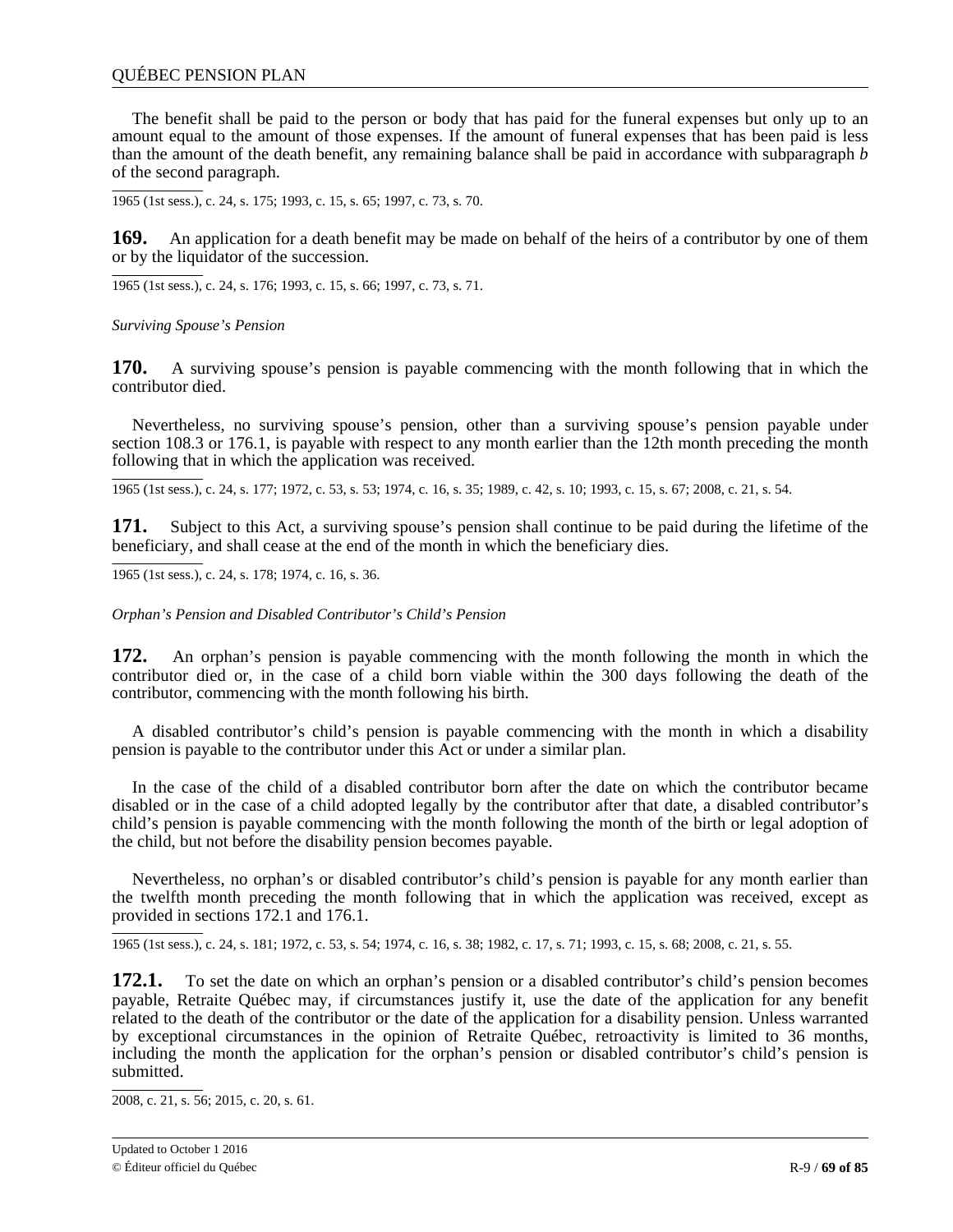The benefit shall be paid to the person or body that has paid for the funeral expenses but only up to an amount equal to the amount of those expenses. If the amount of funeral expenses that has been paid is less than the amount of the death benefit, any remaining balance shall be paid in accordance with subparagraph *b* of the second paragraph.

1965 (1st sess.), c. 24, s. 175; 1993, c. 15, s. 65; 1997, c. 73, s. 70.

**169.** An application for a death benefit may be made on behalf of the heirs of a contributor by one of them or by the liquidator of the succession.

1965 (1st sess.), c. 24, s. 176; 1993, c. 15, s. 66; 1997, c. 73, s. 71.

*Surviving Spouse's Pension*

**170.** A surviving spouse's pension is payable commencing with the month following that in which the contributor died.

Nevertheless, no surviving spouse's pension, other than a surviving spouse's pension payable under section 108.3 or 176.1, is payable with respect to any month earlier than the 12th month preceding the month following that in which the application was received.

1965 (1st sess.), c. 24, s. 177; 1972, c. 53, s. 53; 1974, c. 16, s. 35; 1989, c. 42, s. 10; 1993, c. 15, s. 67; 2008, c. 21, s. 54.

**171.** Subject to this Act, a surviving spouse's pension shall continue to be paid during the lifetime of the beneficiary, and shall cease at the end of the month in which the beneficiary dies.

1965 (1st sess.), c. 24, s. 178; 1974, c. 16, s. 36.

*Orphan's Pension and Disabled Contributor's Child's Pension*

**172.** An orphan's pension is payable commencing with the month following the month in which the contributor died or, in the case of a child born viable within the 300 days following the death of the contributor, commencing with the month following his birth.

A disabled contributor's child's pension is payable commencing with the month in which a disability pension is payable to the contributor under this Act or under a similar plan.

In the case of the child of a disabled contributor born after the date on which the contributor became disabled or in the case of a child adopted legally by the contributor after that date, a disabled contributor's child's pension is payable commencing with the month following the month of the birth or legal adoption of the child, but not before the disability pension becomes payable.

Nevertheless, no orphan's or disabled contributor's child's pension is payable for any month earlier than the twelfth month preceding the month following that in which the application was received, except as provided in sections 172.1 and 176.1.

1965 (1st sess.), c. 24, s. 181; 1972, c. 53, s. 54; 1974, c. 16, s. 38; 1982, c. 17, s. 71; 1993, c. 15, s. 68; 2008, c. 21, s. 55.

**172.1.** To set the date on which an orphan's pension or a disabled contributor's child's pension becomes payable, Retraite Québec may, if circumstances justify it, use the date of the application for any benefit related to the death of the contributor or the date of the application for a disability pension. Unless warranted by exceptional circumstances in the opinion of Retraite Québec, retroactivity is limited to 36 months, including the month the application for the orphan's pension or disabled contributor's child's pension is submitted.

2008, c. 21, s. 56; 2015, c. 20, s. 61.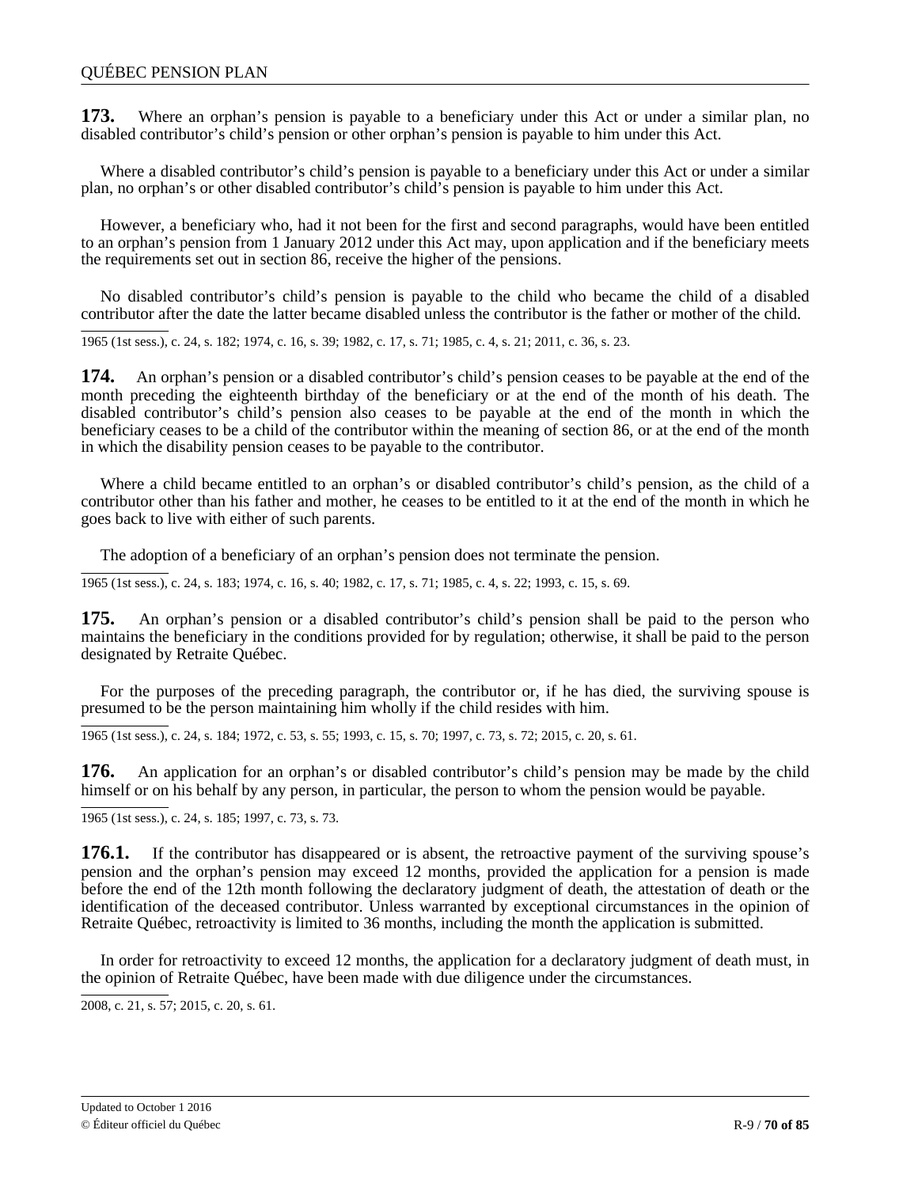**173.** Where an orphan's pension is payable to a beneficiary under this Act or under a similar plan, no disabled contributor's child's pension or other orphan's pension is payable to him under this Act.

Where a disabled contributor's child's pension is payable to a beneficiary under this Act or under a similar plan, no orphan's or other disabled contributor's child's pension is payable to him under this Act.

However, a beneficiary who, had it not been for the first and second paragraphs, would have been entitled to an orphan's pension from 1 January 2012 under this Act may, upon application and if the beneficiary meets the requirements set out in section 86, receive the higher of the pensions.

No disabled contributor's child's pension is payable to the child who became the child of a disabled contributor after the date the latter became disabled unless the contributor is the father or mother of the child.

1965 (1st sess.), c. 24, s. 182; 1974, c. 16, s. 39; 1982, c. 17, s. 71; 1985, c. 4, s. 21; 2011, c. 36, s. 23.

**174.** An orphan's pension or a disabled contributor's child's pension ceases to be payable at the end of the month preceding the eighteenth birthday of the beneficiary or at the end of the month of his death. The disabled contributor's child's pension also ceases to be payable at the end of the month in which the beneficiary ceases to be a child of the contributor within the meaning of section 86, or at the end of the month in which the disability pension ceases to be payable to the contributor.

Where a child became entitled to an orphan's or disabled contributor's child's pension, as the child of a contributor other than his father and mother, he ceases to be entitled to it at the end of the month in which he goes back to live with either of such parents.

The adoption of a beneficiary of an orphan's pension does not terminate the pension.

1965 (1st sess.), c. 24, s. 183; 1974, c. 16, s. 40; 1982, c. 17, s. 71; 1985, c. 4, s. 22; 1993, c. 15, s. 69.

**175.** An orphan's pension or a disabled contributor's child's pension shall be paid to the person who maintains the beneficiary in the conditions provided for by regulation; otherwise, it shall be paid to the person designated by Retraite Québec.

For the purposes of the preceding paragraph, the contributor or, if he has died, the surviving spouse is presumed to be the person maintaining him wholly if the child resides with him.

1965 (1st sess.), c. 24, s. 184; 1972, c. 53, s. 55; 1993, c. 15, s. 70; 1997, c. 73, s. 72; 2015, c. 20, s. 61.

**176.** An application for an orphan's or disabled contributor's child's pension may be made by the child himself or on his behalf by any person, in particular, the person to whom the pension would be payable.

1965 (1st sess.), c. 24, s. 185; 1997, c. 73, s. 73.

**176.1.** If the contributor has disappeared or is absent, the retroactive payment of the surviving spouse's pension and the orphan's pension may exceed 12 months, provided the application for a pension is made before the end of the 12th month following the declaratory judgment of death, the attestation of death or the identification of the deceased contributor. Unless warranted by exceptional circumstances in the opinion of Retraite Québec, retroactivity is limited to 36 months, including the month the application is submitted.

In order for retroactivity to exceed 12 months, the application for a declaratory judgment of death must, in the opinion of Retraite Québec, have been made with due diligence under the circumstances.

2008, c. 21, s. 57; 2015, c. 20, s. 61.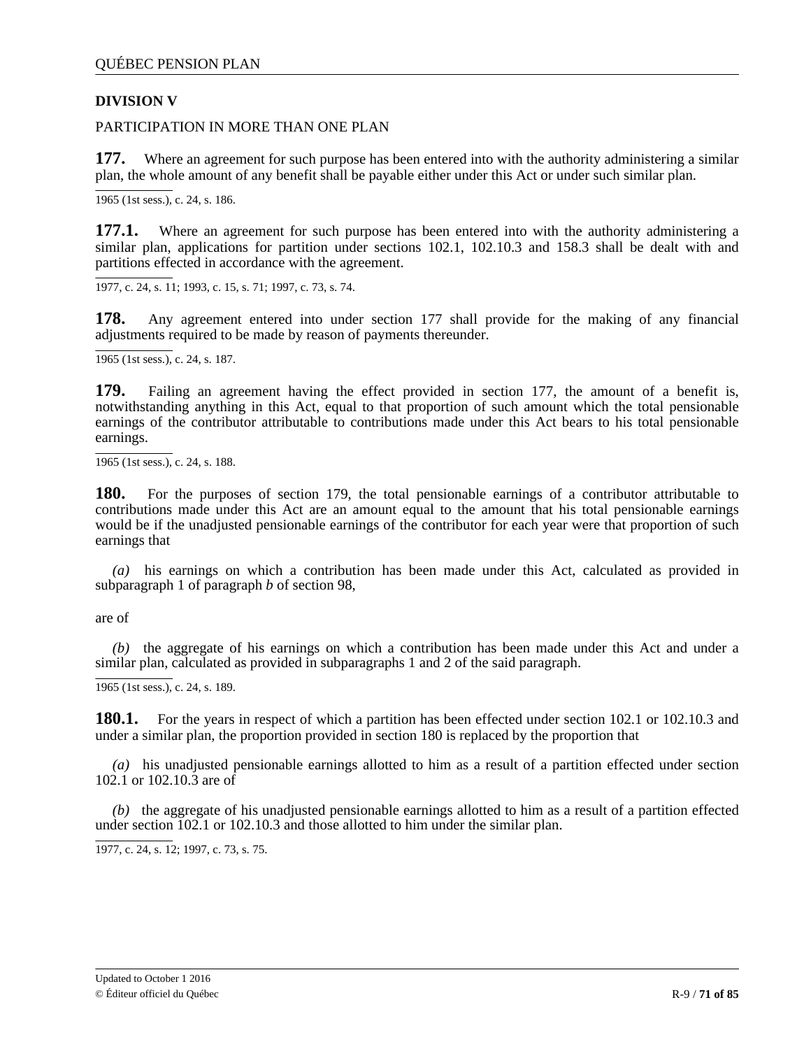## DIVISION V

PARTICIPATION IN MORE THAN ONE PLAN

**177.** Where an agreement for such purpose has been entered into with the authority administering a similar plan, the whole amount of any benefit shall be payable either under this Act or under such similar plan.

1965 (1st sess.), c. 24, s. 186.

**177.1.** Where an agreement for such purpose has been entered into with the authority administering a similar plan, applications for partition under sections 102.1, 102.10.3 and 158.3 shall be dealt with and partitions effected in accordance with the agreement.

1977, c. 24, s. 11; 1993, c. 15, s. 71; 1997, c. 73, s. 74.

**178.** Any agreement entered into under section 177 shall provide for the making of any financial adjustments required to be made by reason of payments thereunder.

1965 (1st sess.), c. 24, s. 187.

**179.** Failing an agreement having the effect provided in section 177, the amount of a benefit is, notwithstanding anything in this Act, equal to that proportion of such amount which the total pensionable earnings of the contributor attributable to contributions made under this Act bears to his total pensionable earnings.

1965 (1st sess.), c. 24, s. 188.

**180.** For the purposes of section 179, the total pensionable earnings of a contributor attributable to contributions made under this Act are an amount equal to the amount that his total pensionable earnings would be if the unadjusted pensionable earnings of the contributor for each year were that proportion of such earnings that

*(a)* his earnings on which a contribution has been made under this Act, calculated as provided in subparagraph 1 of paragraph *b* of section 98,

are of

*(b)* the aggregate of his earnings on which a contribution has been made under this Act and under a similar plan, calculated as provided in subparagraphs 1 and 2 of the said paragraph.

1965 (1st sess.), c. 24, s. 189.

**180.1.** For the years in respect of which a partition has been effected under section 102.1 or 102.10.3 and under a similar plan, the proportion provided in section 180 is replaced by the proportion that

*(a)* his unadjusted pensionable earnings allotted to him as a result of a partition effected under section 102.1 or 102.10.3 are of

*(b)* the aggregate of his unadjusted pensionable earnings allotted to him as a result of a partition effected under section 102.1 or 102.10.3 and those allotted to him under the similar plan.

1977, c. 24, s. 12; 1997, c. 73, s. 75.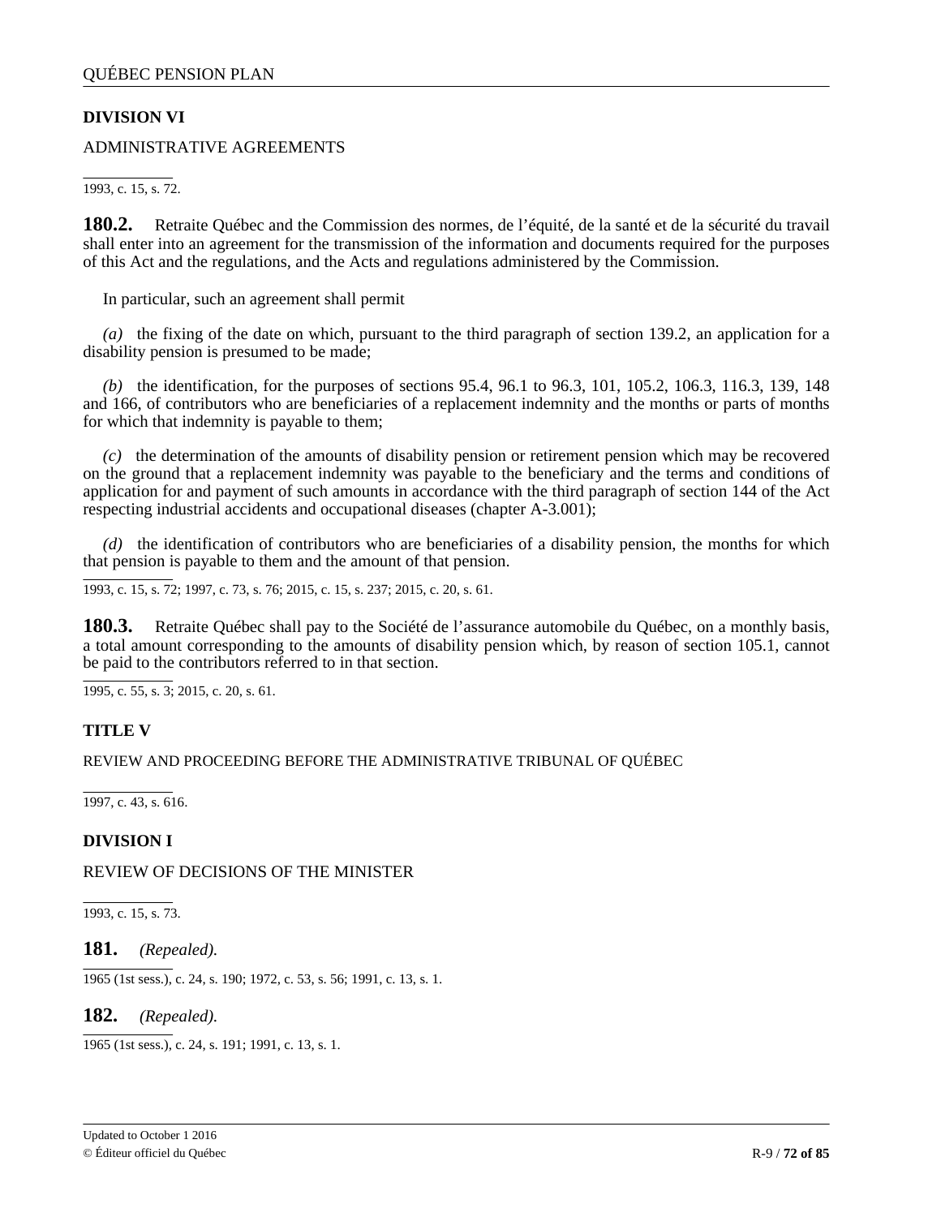**DIVISION VI**

ADMINISTRATIVE AGREEMENTS

1993, c. 15, s. 72.

**180.2.** Retraite Québec and the Commission des normes, de l'équité, de la santé et de la sécurité du travail shall enter into an agreement for the transmission of the information and documents required for the purposes of this Act and the regulations, and the Acts and regulations administered by the Commission.

In particular, such an agreement shall permit

*(a)* the fixing of the date on which, pursuant to the third paragraph of section 139.2, an application for a disability pension is presumed to be made;

*(b)* the identification, for the purposes of sections 95.4, 96.1 to 96.3, 101, 105.2, 106.3, 116.3, 139, 148 and 166, of contributors who are beneficiaries of a replacement indemnity and the months or parts of months for which that indemnity is payable to them;

*(c)* the determination of the amounts of disability pension or retirement pension which may be recovered on the ground that a replacement indemnity was payable to the beneficiary and the terms and conditions of application for and payment of such amounts in accordance with the third paragraph of section 144 of the Act respecting industrial accidents and occupational diseases (chapter A-3.001);

*(d)* the identification of contributors who are beneficiaries of a disability pension, the months for which that pension is payable to them and the amount of that pension.

1993, c. 15, s. 72; 1997, c. 73, s. 76; 2015, c. 15, s. 237; 2015, c. 20, s. 61.

**180.3.** Retraite Québec shall pay to the Société de l'assurance automobile du Québec, on a monthly basis, a total amount corresponding to the amounts of disability pension which, by reason of section 105.1, cannot be paid to the contributors referred to in that section.

1995, c. 55, s. 3; 2015, c. 20, s. 61.

**TITLE V**

REVIEW AND PROCEEDING BEFORE THE ADMINISTRATIVE TRIBUNAL OF QUÉBEC

1997, c. 43, s. 616.

**DIVISION I**

REVIEW OF DECISIONS OF THE MINISTER

1993, c. 15, s. 73.

**181.** *(Repealed).*

1965 (1st sess.), c. 24, s. 190; 1972, c. 53, s. 56; 1991, c. 13, s. 1.

**182.** *(Repealed).*

1965 (1st sess.), c. 24, s. 191; 1991, c. 13, s. 1.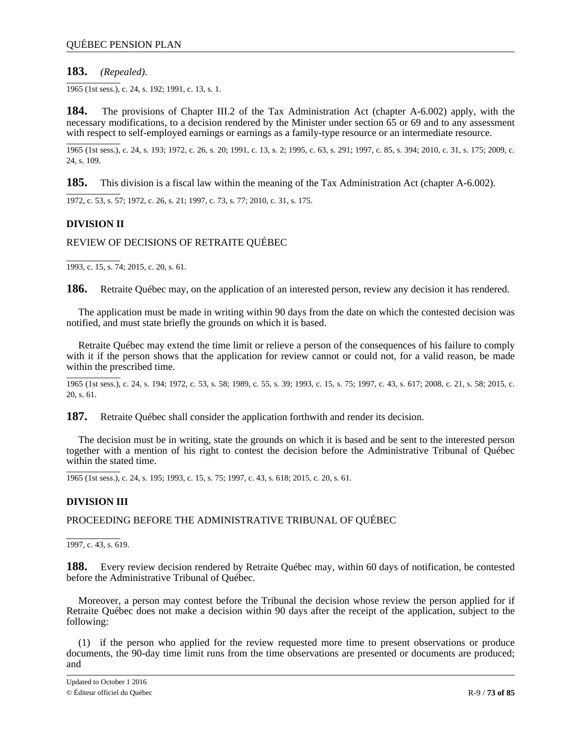**183.** *(Repealed).*

1965 (1st sess.), c. 24, s. 192; 1991, c. 13, s. 1.

**184.** The provisions of Chapter III.2 of the Tax Administration Act (chapter A-6.002) apply, with the necessary modifications, to a decision rendered by the Minister under section 65 or 69 and to any assessment with respect to self-employed earnings or earnings as a family-type resource or an intermediate resource.

1965 (1st sess.), c. 24, s. 193; 1972, c. 26, s. 20; 1991, c. 13, s. 2; 1995, c. 63, s. 291; 1997, c. 85, s. 394; 2010, c. 31, s. 175; 2009, c. 24, s. 109.

**185.** This division is a fiscal law within the meaning of the Tax Administration Act (chapter A-6.002).

1972, c. 53, s. 57; 1972, c. 26, s. 21; 1997, c. 73, s. 77; 2010, c. 31, s. 175.

## DIVISION II

### REVIEW OF DECISIONS OF RETRAITE QUÉBEC

1993, c. 15, s. 74; 2015, c. 20, s. 61.

**186.** Retraite Québec may, on the application of an interested person, review any decision it has rendered.

The application must be made in writing within 90 days from the date on which the contested decision was notified, and must state briefly the grounds on which it is based.

Retraite Québec may extend the time limit or relieve a person of the consequences of his failure to comply with it if the person shows that the application for review cannot or could not, for a valid reason, be made within the prescribed time.

1965 (1st sess.), c. 24, s. 194; 1972, c. 53, s. 58; 1989, c. 55, s. 39; 1993, c. 15, s. 75; 1997, c. 43, s. 617; 2008, c. 21, s. 58; 2015, c. 20, s. 61.

**187.** Retraite Québec shall consider the application forthwith and render its decision.

The decision must be in writing, state the grounds on which it is based and be sent to the interested person together with a mention of his right to contest the decision before the Administrative Tribunal of Québec within the stated time.

1965 (1st sess.), c. 24, s. 195; 1993, c. 15, s. 75; 1997, c. 43, s. 618; 2015, c. 20, s. 61.

## DIVISION III

### PROCEEDING BEFORE THE ADMINISTRATIVE TRIBUNAL OF QUÉBEC

1997, c. 43, s. 619.

**188.** Every review decision rendered by Retraite Québec may, within 60 days of notification, be contested before the Administrative Tribunal of Québec.

Moreover, a person may contest before the Tribunal the decision whose review the person applied for if Retraite Québec does not make a decision within 90 days after the receipt of the application, subject to the following:

(1) if the person who applied for the review requested more time to present observations or produce documents, the 90-day time limit runs from the time observations are presented or documents are produced; and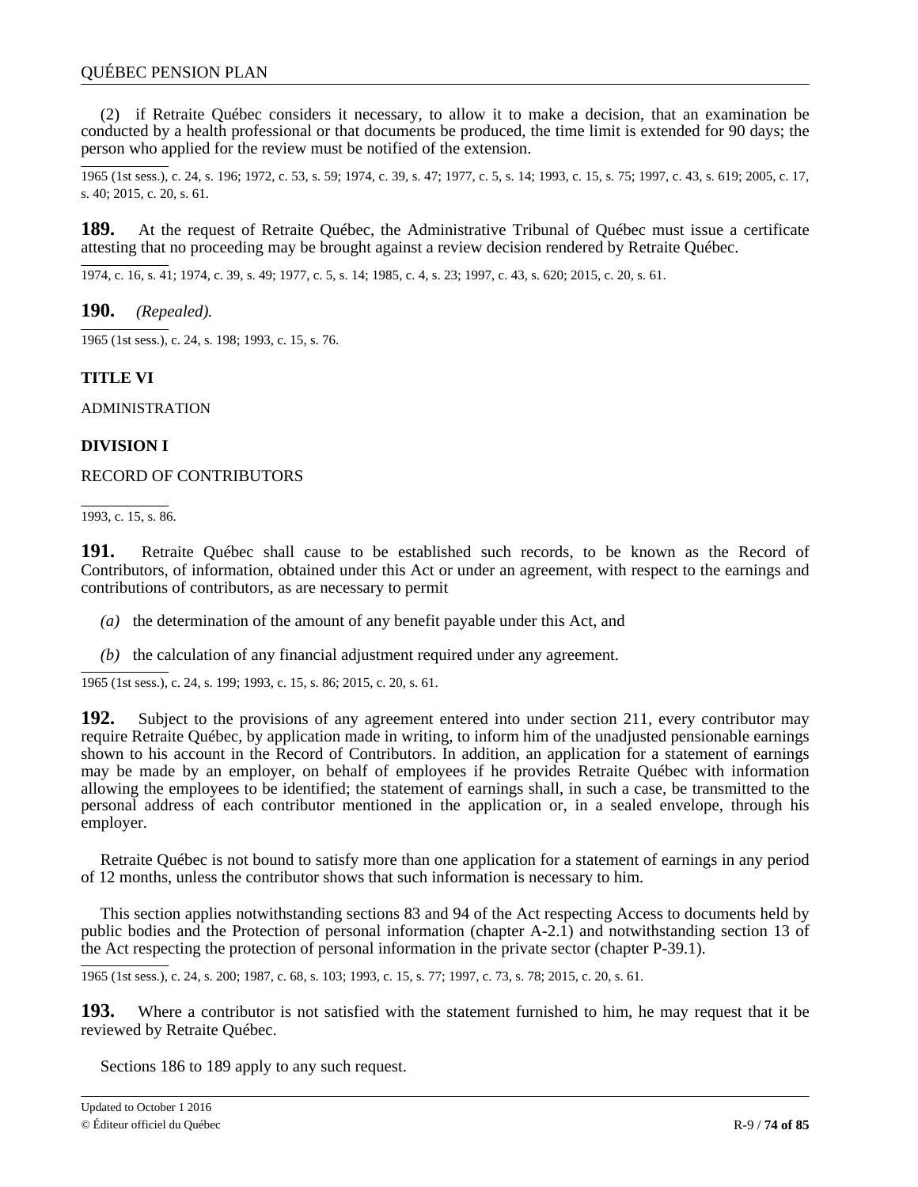(2) if Retraite Québec considers it necessary, to allow it to make a decision, that an examination be conducted by a health professional or that documents be produced, the time limit is extended for 90 days; the person who applied for the review must be notified of the extension.

1965 (1st sess.), c. 24, s. 196; 1972, c. 53, s. 59; 1974, c. 39, s. 47; 1977, c. 5, s. 14; 1993, c. 15, s. 75; 1997, c. 43, s. 619; 2005, c. 17, s. 40; 2015, c. 20, s. 61.

**189.** At the request of Retraite Québec, the Administrative Tribunal of Québec must issue a certificate attesting that no proceeding may be brought against a review decision rendered by Retraite Québec.

1974, c. 16, s. 41; 1974, c. 39, s. 49; 1977, c. 5, s. 14; 1985, c. 4, s. 23; 1997, c. 43, s. 620; 2015, c. 20, s. 61.

**190.** *(Repealed).*

1965 (1st sess.), c. 24, s. 198; 1993, c. 15, s. 76.

## TITLE VI

ADMINISTRATION

### DIVISION I

RECORD OF CONTRIBUTORS

1993, c. 15, s. 86.

**191.** Retraite Québec shall cause to be established such records, to be known as the Record of Contributors, of information, obtained under this Act or under an agreement, with respect to the earnings and contributions of contributors, as are necessary to permit

*(a)* the determination of the amount of any benefit payable under this Act, and

*(b)* the calculation of any financial adjustment required under any agreement.

1965 (1st sess.), c. 24, s. 199; 1993, c. 15, s. 86; 2015, c. 20, s. 61.

**192.** Subject to the provisions of any agreement entered into under section 211, every contributor may require Retraite Québec, by application made in writing, to inform him of the unadjusted pensionable earnings shown to his account in the Record of Contributors. In addition, an application for a statement of earnings may be made by an employer, on behalf of employees if he provides Retraite Québec with information allowing the employees to be identified; the statement of earnings shall, in such a case, be transmitted to the personal address of each contributor mentioned in the application or, in a sealed envelope, through his employer.

Retraite Québec is not bound to satisfy more than one application for a statement of earnings in any period of 12 months, unless the contributor shows that such information is necessary to him.

This section applies notwithstanding sections 83 and 94 of the Act respecting Access to documents held by public bodies and the Protection of personal information (chapter A-2.1) and notwithstanding section 13 of the Act respecting the protection of personal information in the private sector (chapter P-39.1).

1965 (1st sess.), c. 24, s. 200; 1987, c. 68, s. 103; 1993, c. 15, s. 77; 1997, c. 73, s. 78; 2015, c. 20, s. 61.

**193.** Where a contributor is not satisfied with the statement furnished to him, he may request that it be reviewed by Retraite Québec.

Sections 186 to 189 apply to any such request.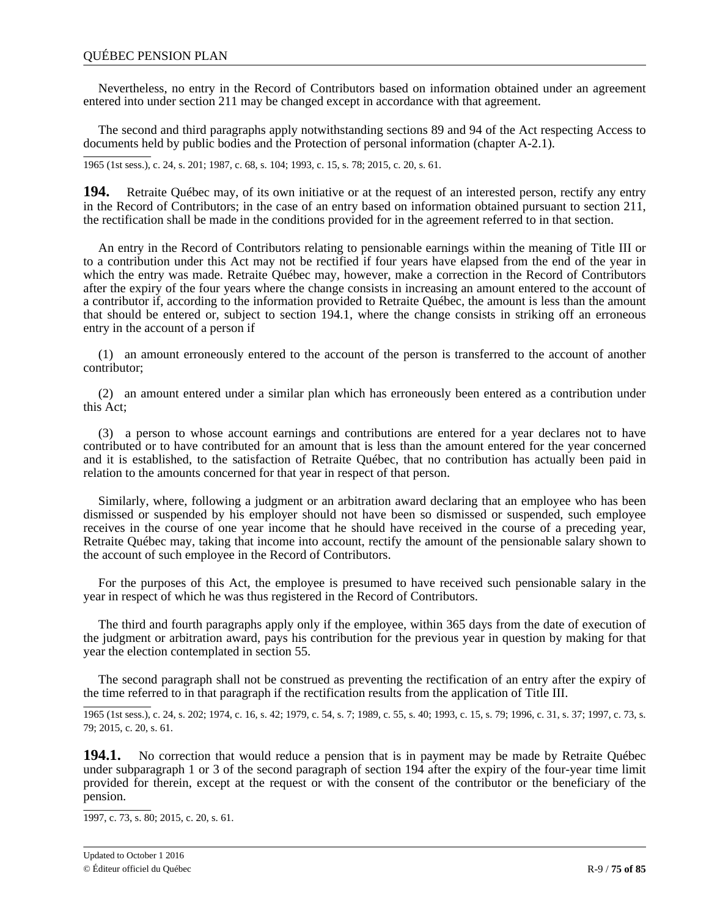Nevertheless, no entry in the Record of Contributors based on information obtained under an agreement entered into under section 211 may be changed except in accordance with that agreement.

The second and third paragraphs apply notwithstanding sections 89 and 94 of the Act respecting Access to documents held by public bodies and the Protection of personal information (chapter A-2.1).

1965 (1st sess.), c. 24, s. 201; 1987, c. 68, s. 104; 1993, c. 15, s. 78; 2015, c. 20, s. 61.

**194.** Retraite Québec may, of its own initiative or at the request of an interested person, rectify any entry in the Record of Contributors; in the case of an entry based on information obtained pursuant to section 211, the rectification shall be made in the conditions provided for in the agreement referred to in that section.

An entry in the Record of Contributors relating to pensionable earnings within the meaning of Title III or to a contribution under this Act may not be rectified if four years have elapsed from the end of the year in which the entry was made. Retraite Québec may, however, make a correction in the Record of Contributors after the expiry of the four years where the change consists in increasing an amount entered to the account of a contributor if, according to the information provided to Retraite Québec, the amount is less than the amount that should be entered or, subject to section 194.1, where the change consists in striking off an erroneous entry in the account of a person if

(1) an amount erroneously entered to the account of the person is transferred to the account of another contributor;

(2) an amount entered under a similar plan which has erroneously been entered as a contribution under this Act;

(3) a person to whose account earnings and contributions are entered for a year declares not to have contributed or to have contributed for an amount that is less than the amount entered for the year concerned and it is established, to the satisfaction of Retraite Québec, that no contribution has actually been paid in relation to the amounts concerned for that year in respect of that person.

Similarly, where, following a judgment or an arbitration award declaring that an employee who has been dismissed or suspended by his employer should not have been so dismissed or suspended, such employee receives in the course of one year income that he should have received in the course of a preceding year, Retraite Québec may, taking that income into account, rectify the amount of the pensionable salary shown to the account of such employee in the Record of Contributors.

For the purposes of this Act, the employee is presumed to have received such pensionable salary in the year in respect of which he was thus registered in the Record of Contributors.

The third and fourth paragraphs apply only if the employee, within 365 days from the date of execution of the judgment or arbitration award, pays his contribution for the previous year in question by making for that year the election contemplated in section 55.

The second paragraph shall not be construed as preventing the rectification of an entry after the expiry of the time referred to in that paragraph if the rectification results from the application of Title III.

1965 (1st sess.), c. 24, s. 202; 1974, c. 16, s. 42; 1979, c. 54, s. 7; 1989, c. 55, s. 40; 1993, c. 15, s. 79; 1996, c. 31, s. 37; 1997, c. 73, s. 79; 2015, c. 20, s. 61.

**194.1.** No correction that would reduce a pension that is in payment may be made by Retraite Québec under subparagraph 1 or 3 of the second paragraph of section 194 after the expiry of the four-year time limit provided for therein, except at the request or with the consent of the contributor or the beneficiary of the pension.

1997, c. 73, s. 80; 2015, c. 20, s. 61.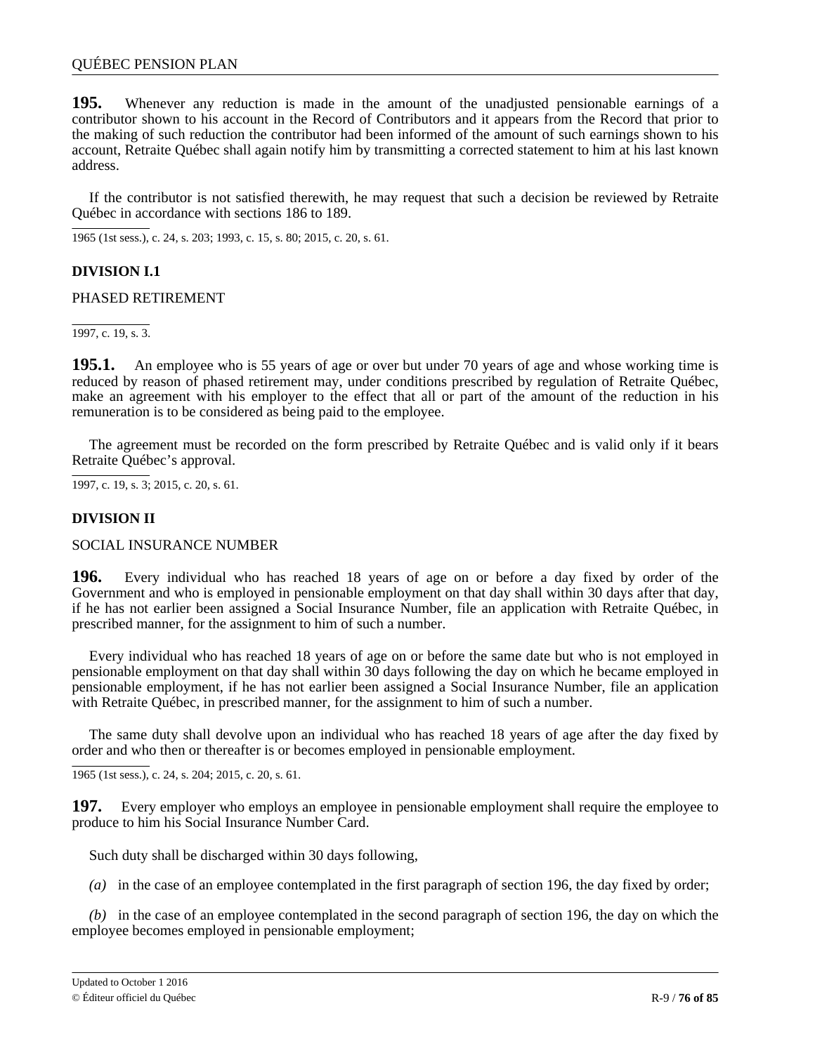**195.** Whenever any reduction is made in the amount of the unadjusted pensionable earnings of a contributor shown to his account in the Record of Contributors and it appears from the Record that prior to the making of such reduction the contributor had been informed of the amount of such earnings shown to his account, Retraite Québec shall again notify him by transmitting a corrected statement to him at his last known address.

If the contributor is not satisfied therewith, he may request that such a decision be reviewed by Retraite Québec in accordance with sections 186 to 189.

1965 (1st sess.), c. 24, s. 203; 1993, c. 15, s. 80; 2015, c. 20, s. 61.

**DIVISION I.1**

PHASED RETIREMENT

1997, c. 19, s. 3.

**195.1.** An employee who is 55 years of age or over but under 70 years of age and whose working time is reduced by reason of phased retirement may, under conditions prescribed by regulation of Retraite Québec, make an agreement with his employer to the effect that all or part of the amount of the reduction in his remuneration is to be considered as being paid to the employee.

The agreement must be recorded on the form prescribed by Retraite Québec and is valid only if it bears Retraite Québec's approval.

1997, c. 19, s. 3; 2015, c. 20, s. 61.

**DIVISION II**

SOCIAL INSURANCE NUMBER

**196.** Every individual who has reached 18 years of age on or before a day fixed by order of the Government and who is employed in pensionable employment on that day shall within 30 days after that day, if he has not earlier been assigned a Social Insurance Number, file an application with Retraite Québec, in prescribed manner, for the assignment to him of such a number.

Every individual who has reached 18 years of age on or before the same date but who is not employed in pensionable employment on that day shall within 30 days following the day on which he became employed in pensionable employment, if he has not earlier been assigned a Social Insurance Number, file an application with Retraite Québec, in prescribed manner, for the assignment to him of such a number.

The same duty shall devolve upon an individual who has reached 18 years of age after the day fixed by order and who then or thereafter is or becomes employed in pensionable employment.

1965 (1st sess.), c. 24, s. 204; 2015, c. 20, s. 61.

**197.** Every employer who employs an employee in pensionable employment shall require the employee to produce to him his Social Insurance Number Card.

Such duty shall be discharged within 30 days following,

*(a)* in the case of an employee contemplated in the first paragraph of section 196, the day fixed by order;

*(b)* in the case of an employee contemplated in the second paragraph of section 196, the day on which the employee becomes employed in pensionable employment;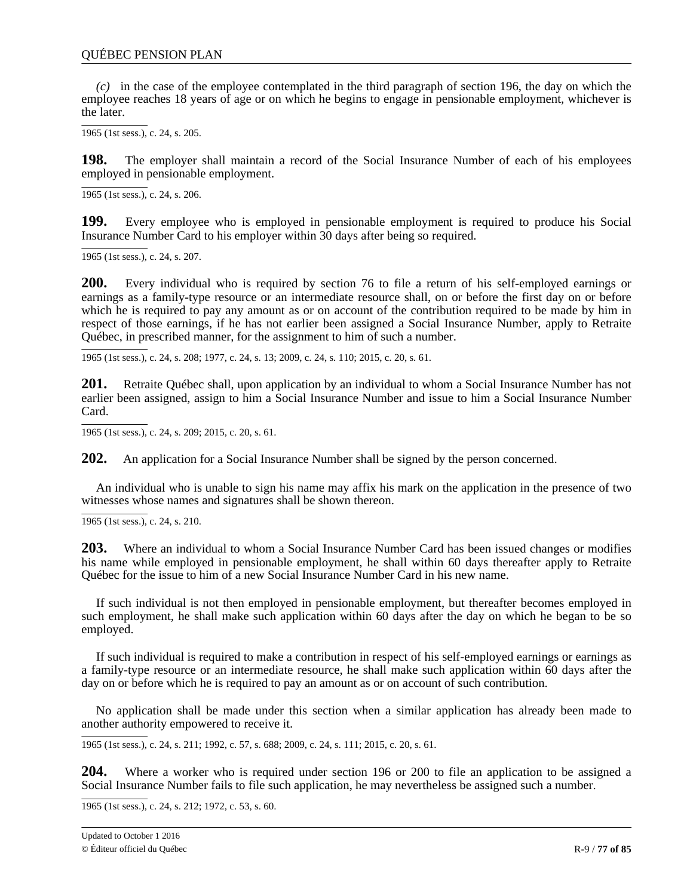*(c)* in the case of the employee contemplated in the third paragraph of section 196, the day on which the employee reaches 18 years of age or on which he begins to engage in pensionable employment, whichever is the later.

1965 (1st sess.), c. 24, s. 205.

**198.** The employer shall maintain a record of the Social Insurance Number of each of his employees employed in pensionable employment.

1965 (1st sess.), c. 24, s. 206.

**199.** Every employee who is employed in pensionable employment is required to produce his Social Insurance Number Card to his employer within 30 days after being so required.

1965 (1st sess.), c. 24, s. 207.

**200.** Every individual who is required by section 76 to file a return of his self-employed earnings or earnings as a family-type resource or an intermediate resource shall, on or before the first day on or before which he is required to pay any amount as or on account of the contribution required to be made by him in respect of those earnings, if he has not earlier been assigned a Social Insurance Number, apply to Retraite Québec, in prescribed manner, for the assignment to him of such a number.

1965 (1st sess.), c. 24, s. 208; 1977, c. 24, s. 13; 2009, c. 24, s. 110; 2015, c. 20, s. 61.

**201.** Retraite Québec shall, upon application by an individual to whom a Social Insurance Number has not earlier been assigned, assign to him a Social Insurance Number and issue to him a Social Insurance Number Card.

1965 (1st sess.), c. 24, s. 209; 2015, c. 20, s. 61.

**202.** An application for a Social Insurance Number shall be signed by the person concerned.

An individual who is unable to sign his name may affix his mark on the application in the presence of two witnesses whose names and signatures shall be shown thereon.

1965 (1st sess.), c. 24, s. 210.

**203.** Where an individual to whom a Social Insurance Number Card has been issued changes or modifies his name while employed in pensionable employment, he shall within 60 days thereafter apply to Retraite Québec for the issue to him of a new Social Insurance Number Card in his new name.

If such individual is not then employed in pensionable employment, but thereafter becomes employed in such employment, he shall make such application within 60 days after the day on which he began to be so employed.

If such individual is required to make a contribution in respect of his self-employed earnings or earnings as a family-type resource or an intermediate resource, he shall make such application within 60 days after the day on or before which he is required to pay an amount as or on account of such contribution.

No application shall be made under this section when a similar application has already been made to another authority empowered to receive it.

1965 (1st sess.), c. 24, s. 211; 1992, c. 57, s. 688; 2009, c. 24, s. 111; 2015, c. 20, s. 61.

**204.** Where a worker who is required under section 196 or 200 to file an application to be assigned a Social Insurance Number fails to file such application, he may nevertheless be assigned such a number.

1965 (1st sess.), c. 24, s. 212; 1972, c. 53, s. 60.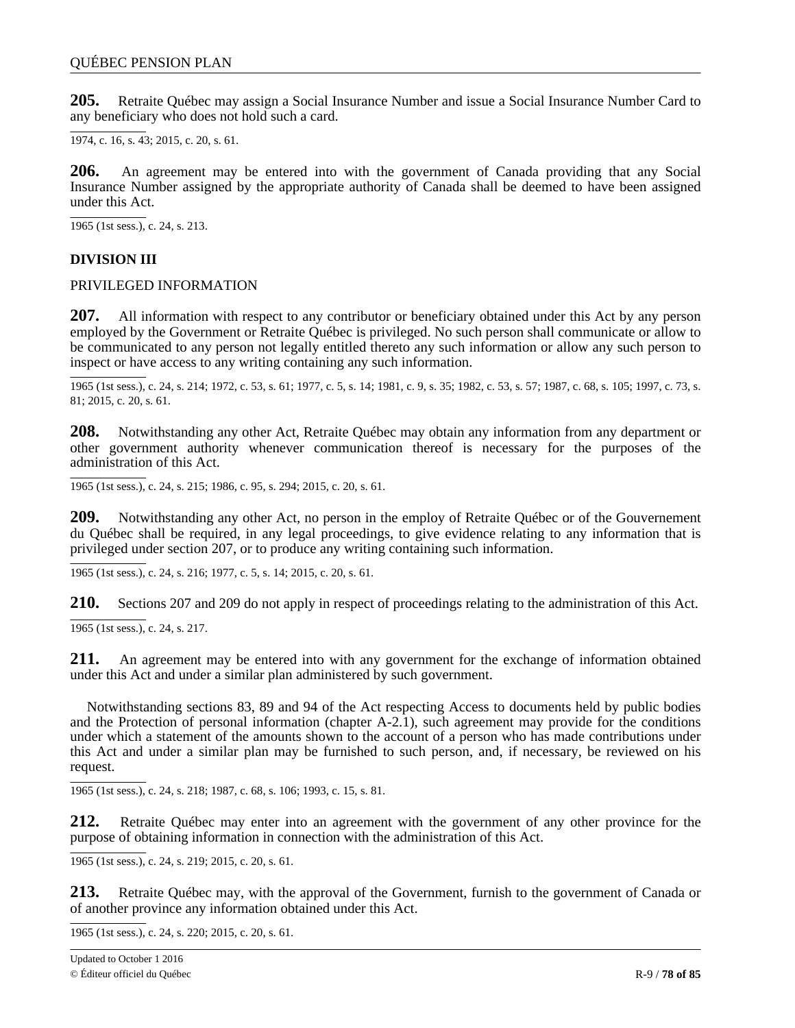**205.** Retraite Québec may assign a Social Insurance Number and issue a Social Insurance Number Card to any beneficiary who does not hold such a card.

1974, c. 16, s. 43; 2015, c. 20, s. 61.

**206.** An agreement may be entered into with the government of Canada providing that any Social Insurance Number assigned by the appropriate authority of Canada shall be deemed to have been assigned under this Act.

1965 (1st sess.), c. 24, s. 213.

## DIVISION III

PRIVILEGED INFORMATION

**207.** All information with respect to any contributor or beneficiary obtained under this Act by any person employed by the Government or Retraite Québec is privileged. No such person shall communicate or allow to be communicated to any person not legally entitled thereto any such information or allow any such person to inspect or have access to any writing containing any such information.

1965 (1st sess.), c. 24, s. 214; 1972, c. 53, s. 61; 1977, c. 5, s. 14; 1981, c. 9, s. 35; 1982, c. 53, s. 57; 1987, c. 68, s. 105; 1997, c. 73, s. 81; 2015, c. 20, s. 61.

**208.** Notwithstanding any other Act, Retraite Québec may obtain any information from any department or other government authority whenever communication thereof is necessary for the purposes of the administration of this Act.

1965 (1st sess.), c. 24, s. 215; 1986, c. 95, s. 294; 2015, c. 20, s. 61.

**209.** Notwithstanding any other Act, no person in the employ of Retraite Québec or of the Gouvernement du Québec shall be required, in any legal proceedings, to give evidence relating to any information that is privileged under section 207, or to produce any writing containing such information.

1965 (1st sess.), c. 24, s. 216; 1977, c. 5, s. 14; 2015, c. 20, s. 61.

**210.** Sections 207 and 209 do not apply in respect of proceedings relating to the administration of this Act.

1965 (1st sess.), c. 24, s. 217.

**211.** An agreement may be entered into with any government for the exchange of information obtained under this Act and under a similar plan administered by such government.

Notwithstanding sections 83, 89 and 94 of the Act respecting Access to documents held by public bodies and the Protection of personal information (chapter A-2.1), such agreement may provide for the conditions under which a statement of the amounts shown to the account of a person who has made contributions under this Act and under a similar plan may be furnished to such person, and, if necessary, be reviewed on his request.

1965 (1st sess.), c. 24, s. 218; 1987, c. 68, s. 106; 1993, c. 15, s. 81.

**212.** Retraite Québec may enter into an agreement with the government of any other province for the purpose of obtaining information in connection with the administration of this Act.

1965 (1st sess.), c. 24, s. 219; 2015, c. 20, s. 61.

**213.** Retraite Québec may, with the approval of the Government, furnish to the government of Canada or of another province any information obtained under this Act.

1965 (1st sess.), c. 24, s. 220; 2015, c. 20, s. 61.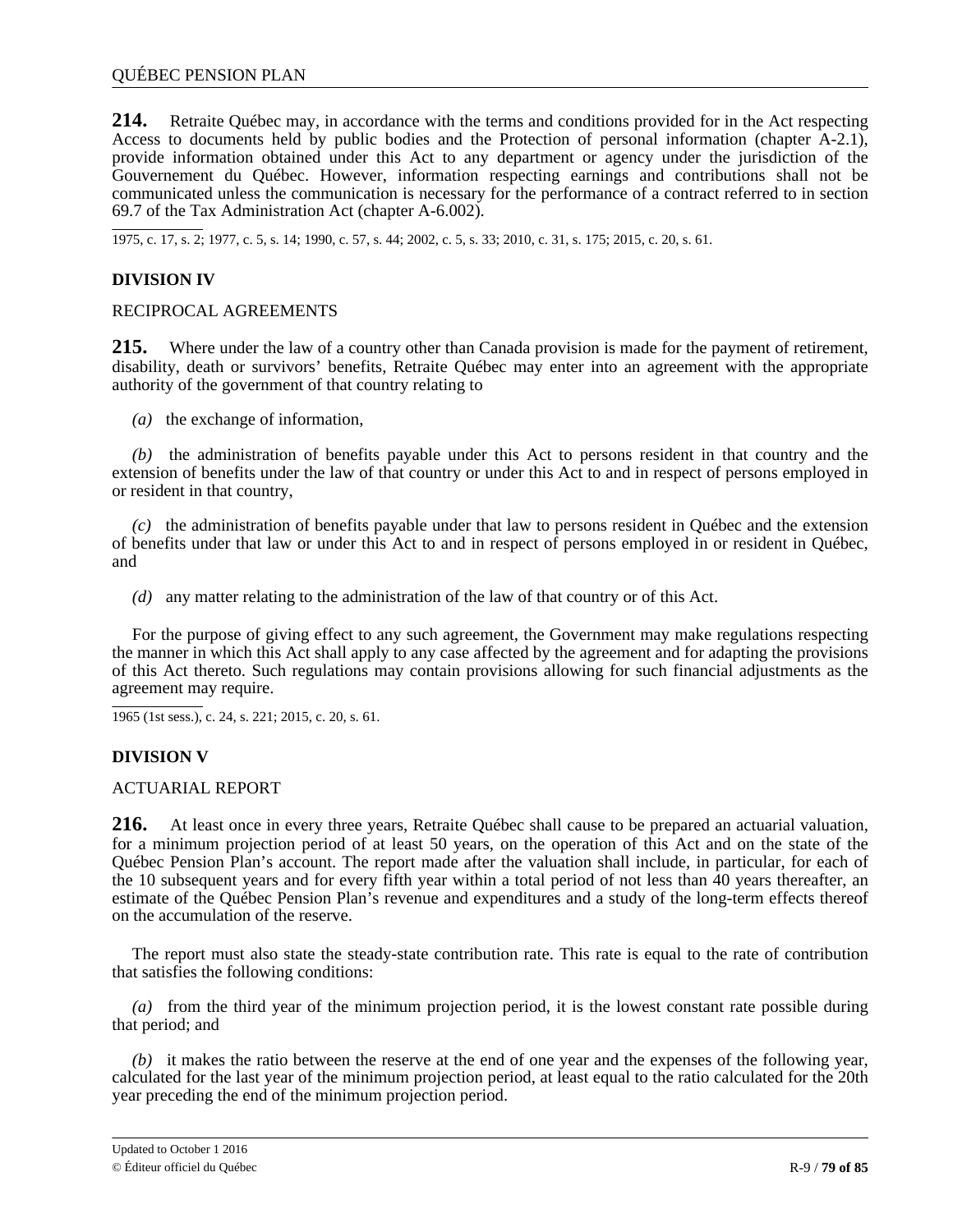**214.** Retraite Québec may, in accordance with the terms and conditions provided for in the Act respecting Access to documents held by public bodies and the Protection of personal information (chapter A-2.1), provide information obtained under this Act to any department or agency under the jurisdiction of the Gouvernement du Québec. However, information respecting earnings and contributions shall not be communicated unless the communication is necessary for the performance of a contract referred to in section 69.7 of the Tax Administration Act (chapter A-6.002).

1975, c. 17, s. 2; 1977, c. 5, s. 14; 1990, c. 57, s. 44; 2002, c. 5, s. 33; 2010, c. 31, s. 175; 2015, c. 20, s. 61.

## DIVISION IV

RECIPROCAL AGREEMENTS

**215.** Where under the law of a country other than Canada provision is made for the payment of retirement, disability, death or survivors' benefits, Retraite Québec may enter into an agreement with the appropriate authority of the government of that country relating to

*(a)* the exchange of information,

*(b)* the administration of benefits payable under this Act to persons resident in that country and the extension of benefits under the law of that country or under this Act to and in respect of persons employed in or resident in that country,

*(c)* the administration of benefits payable under that law to persons resident in Québec and the extension of benefits under that law or under this Act to and in respect of persons employed in or resident in Québec, and

*(d)* any matter relating to the administration of the law of that country or of this Act.

For the purpose of giving effect to any such agreement, the Government may make regulations respecting the manner in which this Act shall apply to any case affected by the agreement and for adapting the provisions of this Act thereto. Such regulations may contain provisions allowing for such financial adjustments as the agreement may require.

1965 (1st sess.), c. 24, s. 221; 2015, c. 20, s. 61.

## DIVISION V

ACTUARIAL REPORT

**216.** At least once in every three years, Retraite Québec shall cause to be prepared an actuarial valuation, for a minimum projection period of at least 50 years, on the operation of this Act and on the state of the Québec Pension Plan's account. The report made after the valuation shall include, in particular, for each of the 10 subsequent years and for every fifth year within a total period of not less than 40 years thereafter, an estimate of the Québec Pension Plan's revenue and expenditures and a study of the long-term effects thereof on the accumulation of the reserve.

The report must also state the steady-state contribution rate. This rate is equal to the rate of contribution that satisfies the following conditions:

*(a)* from the third year of the minimum projection period, it is the lowest constant rate possible during that period; and

*(b)* it makes the ratio between the reserve at the end of one year and the expenses of the following year, calculated for the last year of the minimum projection period, at least equal to the ratio calculated for the 20th year preceding the end of the minimum projection period.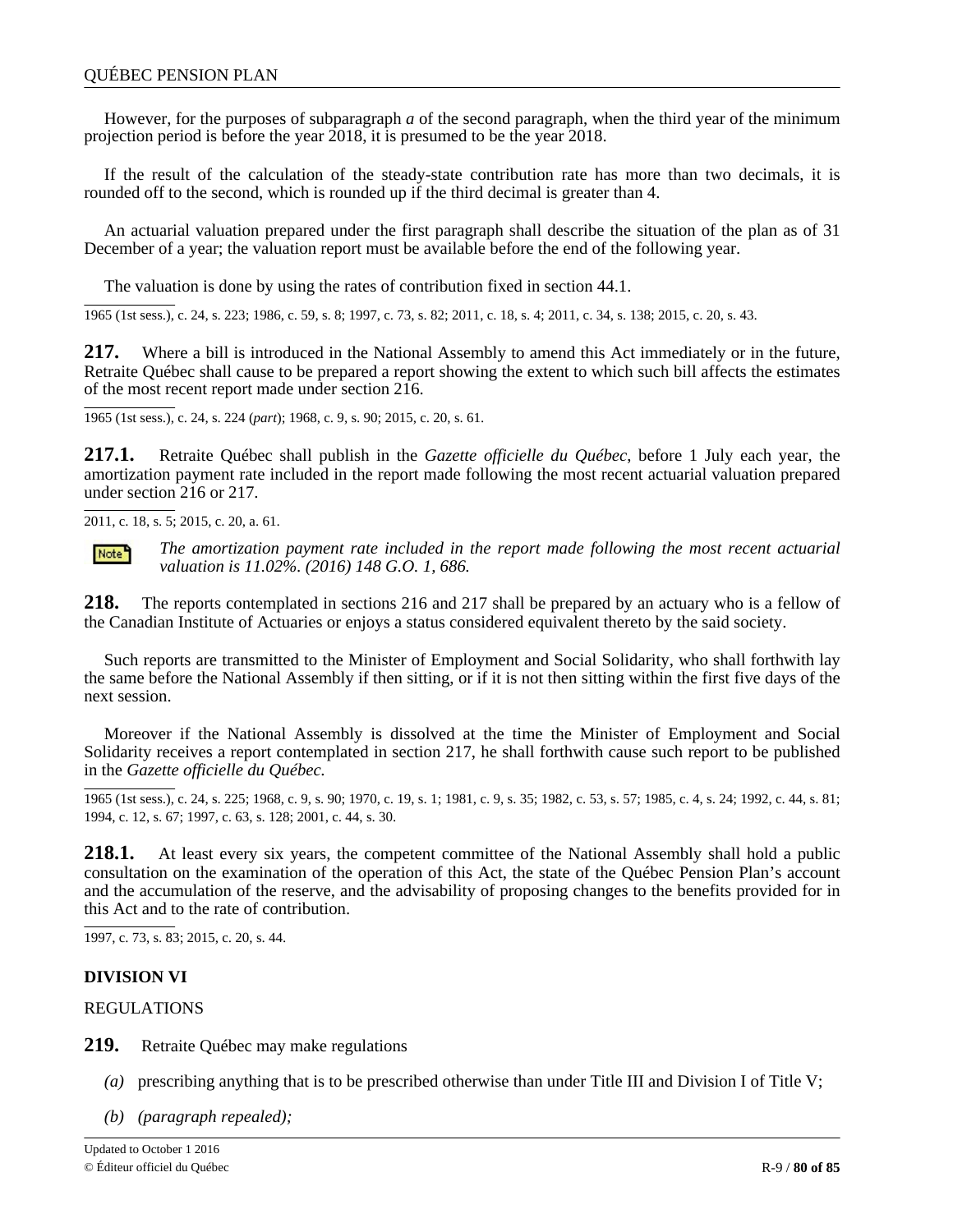However, for the purposes of subparagraph *a* of the second paragraph, when the third year of the minimum projection period is before the year 2018, it is presumed to be the year 2018.

If the result of the calculation of the steady-state contribution rate has more than two decimals, it is rounded off to the second, which is rounded up if the third decimal is greater than 4.

An actuarial valuation prepared under the first paragraph shall describe the situation of the plan as of 31 December of a year; the valuation report must be available before the end of the following year.

The valuation is done by using the rates of contribution fixed in section 44.1.

1965 (1st sess.), c. 24, s. 223; 1986, c. 59, s. 8; 1997, c. 73, s. 82; 2011, c. 18, s. 4; 2011, c. 34, s. 138; 2015, c. 20, s. 43.

**217.** Where a bill is introduced in the National Assembly to amend this Act immediately or in the future, Retraite Québec shall cause to be prepared a report showing the extent to which such bill affects the estimates of the most recent report made under section 216.

1965 (1st sess.), c. 24, s. 224 (*part*); 1968, c. 9, s. 90; 2015, c. 20, s. 61.

**217.1.** Retraite Québec shall publish in the *Gazette officielle du Québec*, before 1 July each year, the amortization payment rate included in the report made following the most recent actuarial valuation prepared under section 216 or 217.

2011, c. 18, s. 5; 2015, c. 20, a. 61.

Note: *The amortization payment rate included in the report made following the most recent actuarial valuation is 11.02%. (2016) 148 G.O. 1, 686.*

**218.** The reports contemplated in sections 216 and 217 shall be prepared by an actuary who is a fellow of the Canadian Institute of Actuaries or enjoys a status considered equivalent thereto by the said society.

Such reports are transmitted to the Minister of Employment and Social Solidarity, who shall forthwith lay the same before the National Assembly if then sitting, or if it is not then sitting within the first five days of the next session.

Moreover if the National Assembly is dissolved at the time the Minister of Employment and Social Solidarity receives a report contemplated in section 217, he shall forthwith cause such report to be published in the *Gazette officielle du Québec.*

1965 (1st sess.), c. 24, s. 225; 1968, c. 9, s. 90; 1970, c. 19, s. 1; 1981, c. 9, s. 35; 1982, c. 53, s. 57; 1985, c. 4, s. 24; 1992, c. 44, s. 81; 1994, c. 12, s. 67; 1997, c. 63, s. 128; 2001, c. 44, s. 30.

**218.1.** At least every six years, the competent committee of the National Assembly shall hold a public consultation on the examination of the operation of this Act, the state of the Québec Pension Plan's account and the accumulation of the reserve, and the advisability of proposing changes to the benefits provided for in this Act and to the rate of contribution.

1997, c. 73, s. 83; 2015, c. 20, s. 44.

## DIVISION VI

REGULATIONS

**219.** Retraite Québec may make regulations

*(a)* prescribing anything that is to be prescribed otherwise than under Title III and Division I of Title V;

*(b)* *(paragraph repealed);*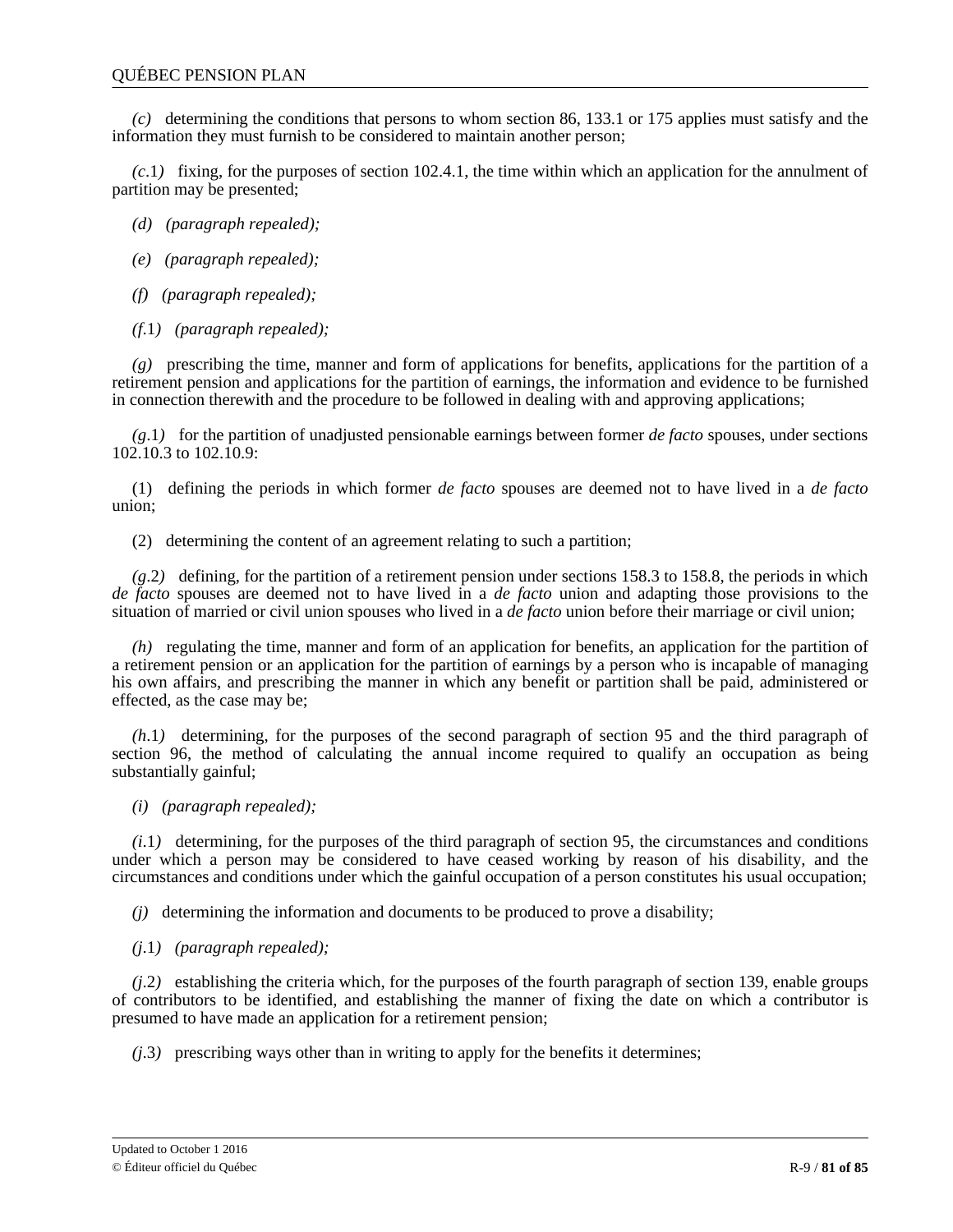*(c)* determining the conditions that persons to whom section 86, 133.1 or 175 applies must satisfy and the information they must furnish to be considered to maintain another person;

*(c*.1*)* fixing, for the purposes of section 102.4.1, the time within which an application for the annulment of partition may be presented;

*(d) (paragraph repealed);*

*(e) (paragraph repealed);*

*(f) (paragraph repealed);*

*(f*.1*) (paragraph repealed);*

*(g)* prescribing the time, manner and form of applications for benefits, applications for the partition of a retirement pension and applications for the partition of earnings, the information and evidence to be furnished in connection therewith and the procedure to be followed in dealing with and approving applications;

*(g*.1*)* for the partition of unadjusted pensionable earnings between former *de facto* spouses, under sections 102.10.3 to 102.10.9:

(1) defining the periods in which former *de facto* spouses are deemed not to have lived in a *de facto* union;

(2) determining the content of an agreement relating to such a partition;

*(g*.2*)* defining, for the partition of a retirement pension under sections 158.3 to 158.8, the periods in which *de facto* spouses are deemed not to have lived in a *de facto* union and adapting those provisions to the situation of married or civil union spouses who lived in a *de facto* union before their marriage or civil union;

*(h)* regulating the time, manner and form of an application for benefits, an application for the partition of a retirement pension or an application for the partition of earnings by a person who is incapable of managing his own affairs, and prescribing the manner in which any benefit or partition shall be paid, administered or effected, as the case may be;

*(h*.1*)* determining, for the purposes of the second paragraph of section 95 and the third paragraph of section 96, the method of calculating the annual income required to qualify an occupation as being substantially gainful;

*(i) (paragraph repealed);*

*(i*.1*)* determining, for the purposes of the third paragraph of section 95, the circumstances and conditions under which a person may be considered to have ceased working by reason of his disability, and the circumstances and conditions under which the gainful occupation of a person constitutes his usual occupation;

*(j)* determining the information and documents to be produced to prove a disability;

*(j*.1*) (paragraph repealed);*

*(j*.2*)* establishing the criteria which, for the purposes of the fourth paragraph of section 139, enable groups of contributors to be identified, and establishing the manner of fixing the date on which a contributor is presumed to have made an application for a retirement pension;

*(j*.3*)* prescribing ways other than in writing to apply for the benefits it determines;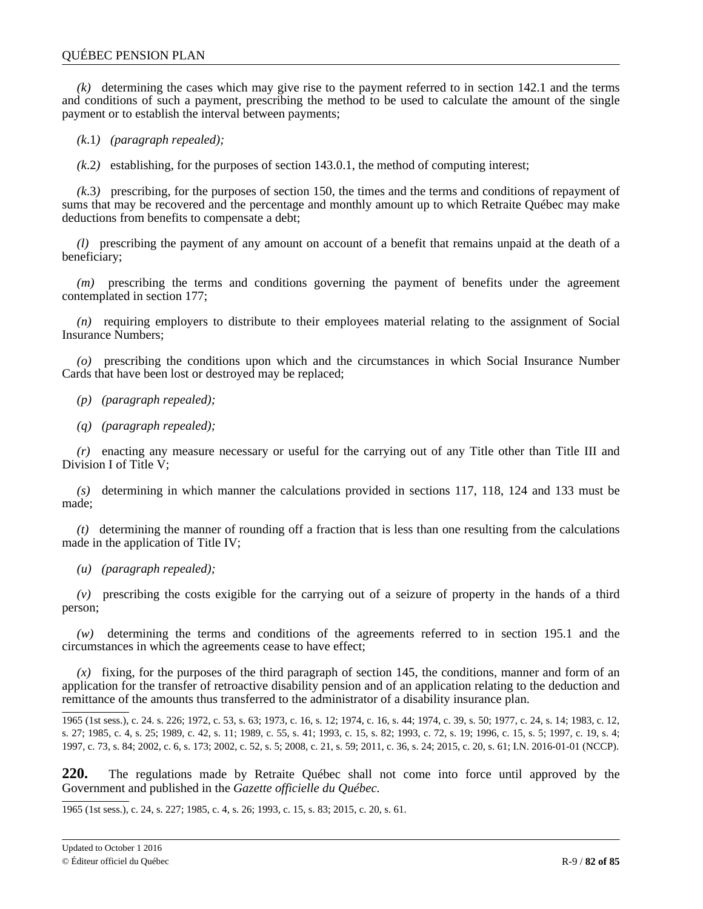*(k)* determining the cases which may give rise to the payment referred to in section 142.1 and the terms and conditions of such a payment, prescribing the method to be used to calculate the amount of the single payment or to establish the interval between payments;

*(k.1)* *(paragraph repealed);*

*(k.2)* establishing, for the purposes of section 143.0.1, the method of computing interest;

*(k.3)* prescribing, for the purposes of section 150, the times and the terms and conditions of repayment of sums that may be recovered and the percentage and monthly amount up to which Retraite Québec may make deductions from benefits to compensate a debt;

*(l)* prescribing the payment of any amount on account of a benefit that remains unpaid at the death of a beneficiary;

*(m)* prescribing the terms and conditions governing the payment of benefits under the agreement contemplated in section 177;

*(n)* requiring employers to distribute to their employees material relating to the assignment of Social Insurance Numbers;

*(o)* prescribing the conditions upon which and the circumstances in which Social Insurance Number Cards that have been lost or destroyed may be replaced;

*(p)* *(paragraph repealed);*

*(q)* *(paragraph repealed);*

*(r)* enacting any measure necessary or useful for the carrying out of any Title other than Title III and Division I of Title V;

*(s)* determining in which manner the calculations provided in sections 117, 118, 124 and 133 must be made;

*(t)* determining the manner of rounding off a fraction that is less than one resulting from the calculations made in the application of Title IV;

*(u)* *(paragraph repealed);*

*(v)* prescribing the costs exigible for the carrying out of a seizure of property in the hands of a third person;

*(w)* determining the terms and conditions of the agreements referred to in section 195.1 and the circumstances in which the agreements cease to have effect;

*(x)* fixing, for the purposes of the third paragraph of section 145, the conditions, manner and form of an application for the transfer of retroactive disability pension and of an application relating to the deduction and remittance of the amounts thus transferred to the administrator of a disability insurance plan.

1965 (1st sess.), c. 24. s. 226; 1972, c. 53, s. 63; 1973, c. 16, s. 12; 1974, c. 16, s. 44; 1974, c. 39, s. 50; 1977, c. 24, s. 14; 1983, c. 12, s. 27; 1985, c. 4, s. 25; 1989, c. 42, s. 11; 1989, c. 55, s. 41; 1993, c. 15, s. 82; 1993, c. 72, s. 19; 1996, c. 15, s. 5; 1997, c. 19, s. 4; 1997, c. 73, s. 84; 2002, c. 6, s. 173; 2002, c. 52, s. 5; 2008, c. 21, s. 59; 2011, c. 36, s. 24; 2015, c. 20, s. 61; I.N. 2016-01-01 (NCCP).

**220.** The regulations made by Retraite Québec shall not come into force until approved by the Government and published in the *Gazette officielle du Québec*.

1965 (1st sess.), c. 24, s. 227; 1985, c. 4, s. 26; 1993, c. 15, s. 83; 2015, c. 20, s. 61.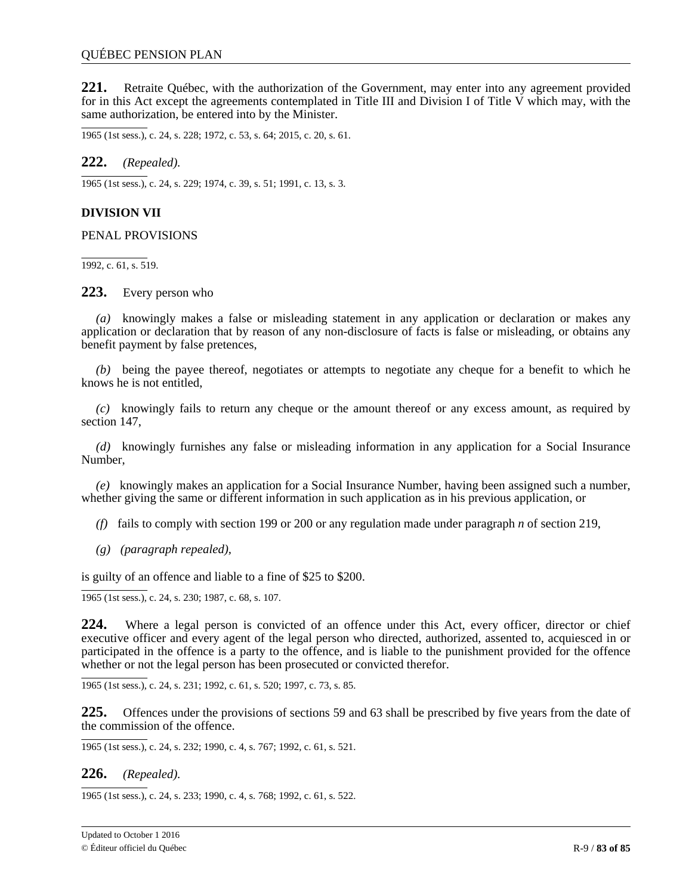**221.** Retraite Québec, with the authorization of the Government, may enter into any agreement provided for in this Act except the agreements contemplated in Title III and Division I of Title V which may, with the same authorization, be entered into by the Minister.

1965 (1st sess.), c. 24, s. 228; 1972, c. 53, s. 64; 2015, c. 20, s. 61.

**222.** *(Repealed).*

1965 (1st sess.), c. 24, s. 229; 1974, c. 39, s. 51; 1991, c. 13, s. 3.

### DIVISION VII

PENAL PROVISIONS

1992, c. 61, s. 519.

**223.** Every person who

*(a)* knowingly makes a false or misleading statement in any application or declaration or makes any application or declaration that by reason of any non-disclosure of facts is false or misleading, or obtains any benefit payment by false pretences,

*(b)* being the payee thereof, negotiates or attempts to negotiate any cheque for a benefit to which he knows he is not entitled,

*(c)* knowingly fails to return any cheque or the amount thereof or any excess amount, as required by section 147,

*(d)* knowingly furnishes any false or misleading information in any application for a Social Insurance Number,

*(e)* knowingly makes an application for a Social Insurance Number, having been assigned such a number, whether giving the same or different information in such application as in his previous application, or

*(f)* fails to comply with section 199 or 200 or any regulation made under paragraph *n* of section 219,

*(g)* *(paragraph repealed),*

is guilty of an offence and liable to a fine of $25 to $200.

1965 (1st sess.), c. 24, s. 230; 1987, c. 68, s. 107.

**224.** Where a legal person is convicted of an offence under this Act, every officer, director or chief executive officer and every agent of the legal person who directed, authorized, assented to, acquiesced in or participated in the offence is a party to the offence, and is liable to the punishment provided for the offence whether or not the legal person has been prosecuted or convicted therefor.

1965 (1st sess.), c. 24, s. 231; 1992, c. 61, s. 520; 1997, c. 73, s. 85.

**225.** Offences under the provisions of sections 59 and 63 shall be prescribed by five years from the date of the commission of the offence.

1965 (1st sess.), c. 24, s. 232; 1990, c. 4, s. 767; 1992, c. 61, s. 521.

**226.** *(Repealed).*

1965 (1st sess.), c. 24, s. 233; 1990, c. 4, s. 768; 1992, c. 61, s. 522.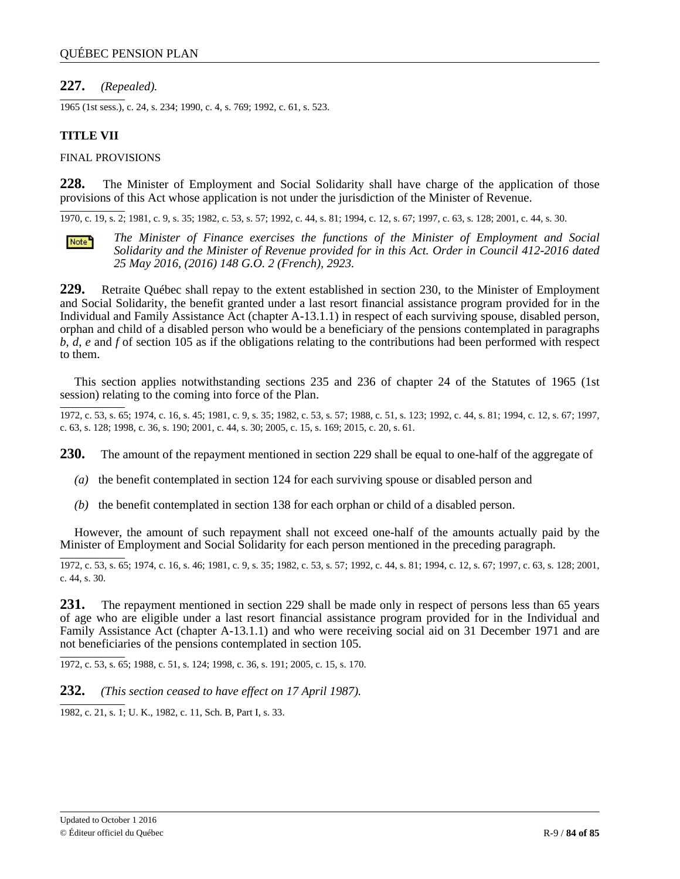**227.** *(Repealed).*

1965 (1st sess.), c. 24, s. 234; 1990, c. 4, s. 769; 1992, c. 61, s. 523.

## TITLE VII

FINAL PROVISIONS

**228.** The Minister of Employment and Social Solidarity shall have charge of the application of those provisions of this Act whose application is not under the jurisdiction of the Minister of Revenue.

1970, c. 19, s. 2; 1981, c. 9, s. 35; 1982, c. 53, s. 57; 1992, c. 44, s. 81; 1994, c. 12, s. 67; 1997, c. 63, s. 128; 2001, c. 44, s. 30.

Note: *The Minister of Finance exercises the functions of the Minister of Employment and Social Solidarity and the Minister of Revenue provided for in this Act. Order in Council 412-2016 dated 25 May 2016, (2016) 148 G.O. 2 (French), 2923.*

**229.** Retraite Québec shall repay to the extent established in section 230, to the Minister of Employment and Social Solidarity, the benefit granted under a last resort financial assistance program provided for in the Individual and Family Assistance Act (chapter A-13.1.1) in respect of each surviving spouse, disabled person, orphan and child of a disabled person who would be a beneficiary of the pensions contemplated in paragraphs *b*, *d*, *e* and *f* of section 105 as if the obligations relating to the contributions had been performed with respect to them.

This section applies notwithstanding sections 235 and 236 of chapter 24 of the Statutes of 1965 (1st session) relating to the coming into force of the Plan.

1972, c. 53, s. 65; 1974, c. 16, s. 45; 1981, c. 9, s. 35; 1982, c. 53, s. 57; 1988, c. 51, s. 123; 1992, c. 44, s. 81; 1994, c. 12, s. 67; 1997, c. 63, s. 128; 1998, c. 36, s. 190; 2001, c. 44, s. 30; 2005, c. 15, s. 169; 2015, c. 20, s. 61.

**230.** The amount of the repayment mentioned in section 229 shall be equal to one-half of the aggregate of

*(a)* the benefit contemplated in section 124 for each surviving spouse or disabled person and

*(b)* the benefit contemplated in section 138 for each orphan or child of a disabled person.

However, the amount of such repayment shall not exceed one-half of the amounts actually paid by the Minister of Employment and Social Solidarity for each person mentioned in the preceding paragraph.

1972, c. 53, s. 65; 1974, c. 16, s. 46; 1981, c. 9, s. 35; 1982, c. 53, s. 57; 1992, c. 44, s. 81; 1994, c. 12, s. 67; 1997, c. 63, s. 128; 2001, c. 44, s. 30.

**231.** The repayment mentioned in section 229 shall be made only in respect of persons less than 65 years of age who are eligible under a last resort financial assistance program provided for in the Individual and Family Assistance Act (chapter A-13.1.1) and who were receiving social aid on 31 December 1971 and are not beneficiaries of the pensions contemplated in section 105.

1972, c. 53, s. 65; 1988, c. 51, s. 124; 1998, c. 36, s. 191; 2005, c. 15, s. 170.

**232.** *(This section ceased to have effect on 17 April 1987).*

1982, c. 21, s. 1; U. K., 1982, c. 11, Sch. B, Part I, s. 33.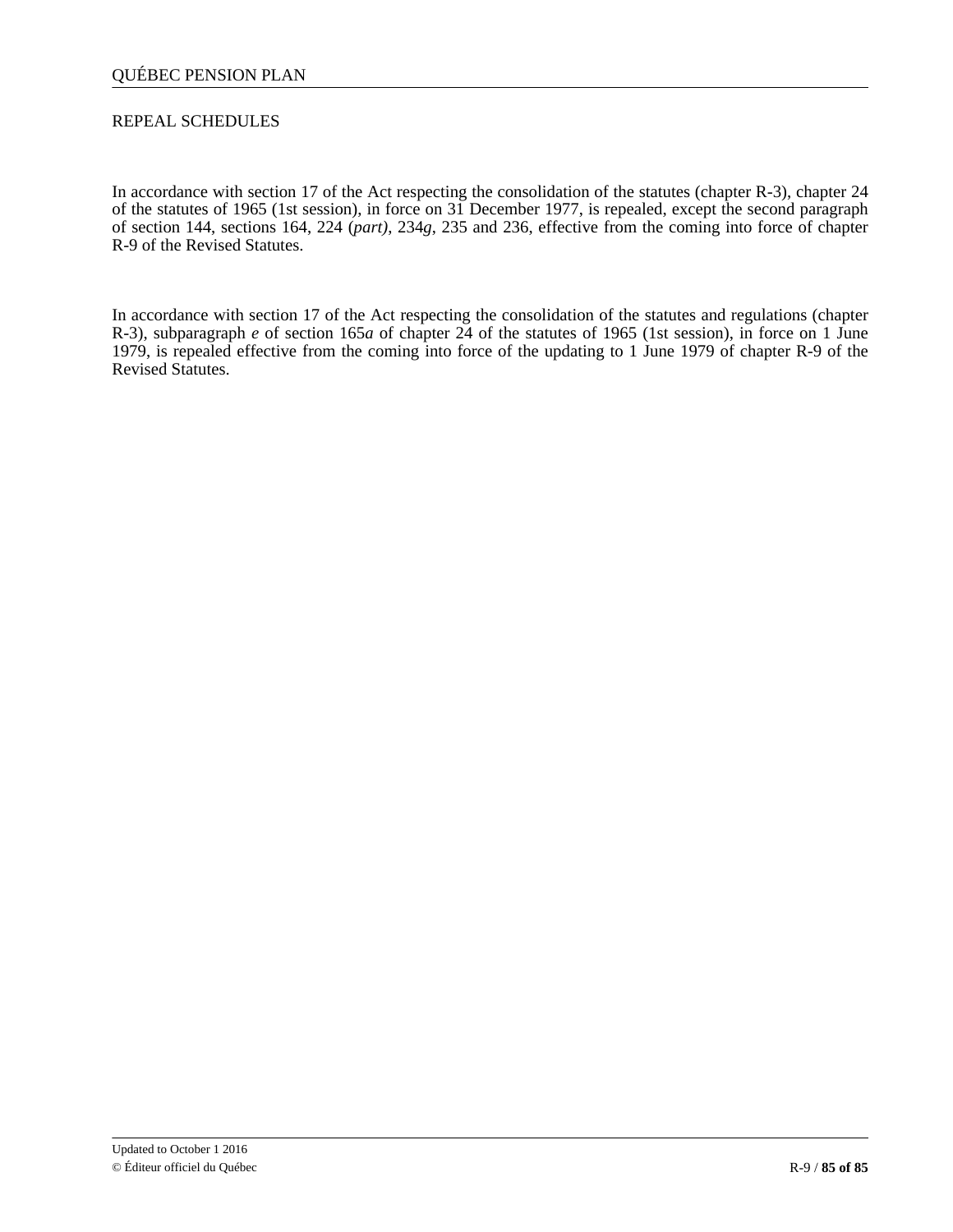## REPEAL SCHEDULES

In accordance with section 17 of the Act respecting the consolidation of the statutes (chapter R-3), chapter 24 of the statutes of 1965 (1st session), in force on 31 December 1977, is repealed, except the second paragraph of section 144, sections 164, 224 (*part)*, 234*g*, 235 and 236, effective from the coming into force of chapter R-9 of the Revised Statutes.

In accordance with section 17 of the Act respecting the consolidation of the statutes and regulations (chapter R-3), subparagraph *e* of section 165*a* of chapter 24 of the statutes of 1965 (1st session), in force on 1 June 1979, is repealed effective from the coming into force of the updating to 1 June 1979 of chapter R-9 of the Revised Statutes.